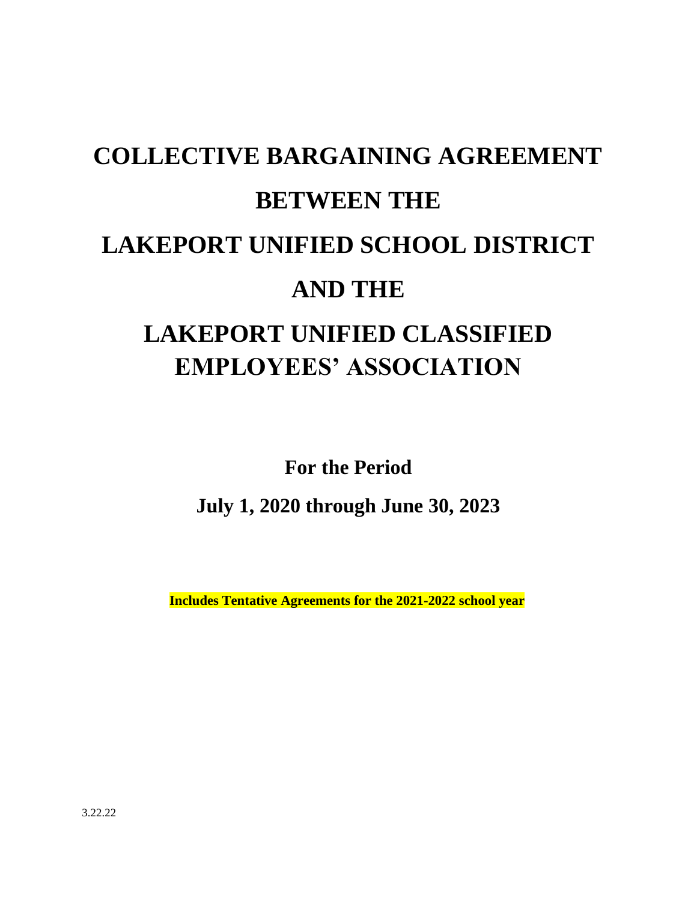# COLLECTIVE BARGAINING AGREEMENT

# BETWEEN THE

# LAKEPORT UNIFIED SCHOOL DISTRICT

# AND THE

# LAKEPORT UNIFIED CLASSIFIED EMPLOYEES' ASSOCIATION

**For the Period**

**July 1, 2020 through June 30, 2023**

**Includes Tentative Agreements for the 2021-2022 school year**

3.22.22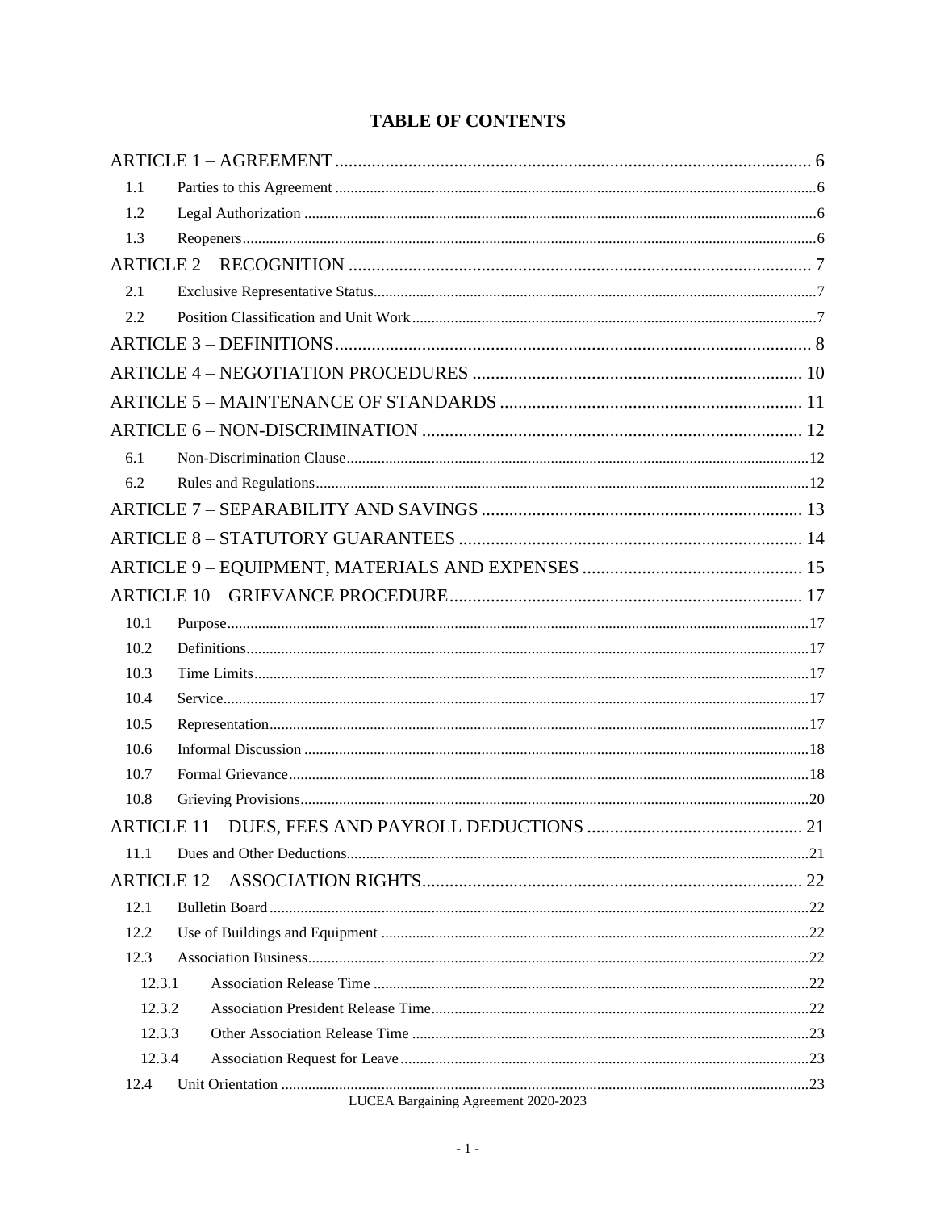# TABLE OF CONTENTS

| | | |
|---|---|---|
| ARTICLE 1 – AGREEMENT | | 6 |
| 1.1 | Parties to this Agreement | 6 |
| 1.2 | Legal Authorization | 6 |
| 1.3 | Reopeners | 6 |
| ARTICLE 2 – RECOGNITION | | 7 |
| 2.1 | Exclusive Representative Status | 7 |
| 2.2 | Position Classification and Unit Work | 7 |
| ARTICLE 3 – DEFINITIONS | | 8 |
| ARTICLE 4 – NEGOTIATION PROCEDURES | | 10 |
| ARTICLE 5 – MAINTENANCE OF STANDARDS | | 11 |
| ARTICLE 6 – NON-DISCRIMINATION | | 12 |
| 6.1 | Non-Discrimination Clause | 12 |
| 6.2 | Rules and Regulations | 12 |
| ARTICLE 7 – SEPARABILITY AND SAVINGS | | 13 |
| ARTICLE 8 – STATUTORY GUARANTEES | | 14 |
| ARTICLE 9 – EQUIPMENT, MATERIALS AND EXPENSES | | 15 |
| ARTICLE 10 – GRIEVANCE PROCEDURE | | 17 |
| 10.1 | Purpose | 17 |
| 10.2 | Definitions | 17 |
| 10.3 | Time Limits | 17 |
| 10.4 | Service | 17 |
| 10.5 | Representation | 17 |
| 10.6 | Informal Discussion | 18 |
| 10.7 | Formal Grievance | 18 |
| 10.8 | Grieving Provisions | 20 |
| ARTICLE 11 – DUES, FEES AND PAYROLL DEDUCTIONS | | 21 |
| 11.1 | Dues and Other Deductions | 21 |
| ARTICLE 12 – ASSOCIATION RIGHTS | | 22 |
| 12.1 | Bulletin Board | 22 |
| 12.2 | Use of Buildings and Equipment | 22 |
| 12.3 | Association Business | 22 |
| 12.3.1 | Association Release Time | 22 |
| 12.3.2 | Association President Release Time | 22 |
| 12.3.3 | Other Association Release Time | 23 |
| 12.3.4 | Association Request for Leave | 23 |
| 12.4 | Unit Orientation | 23 |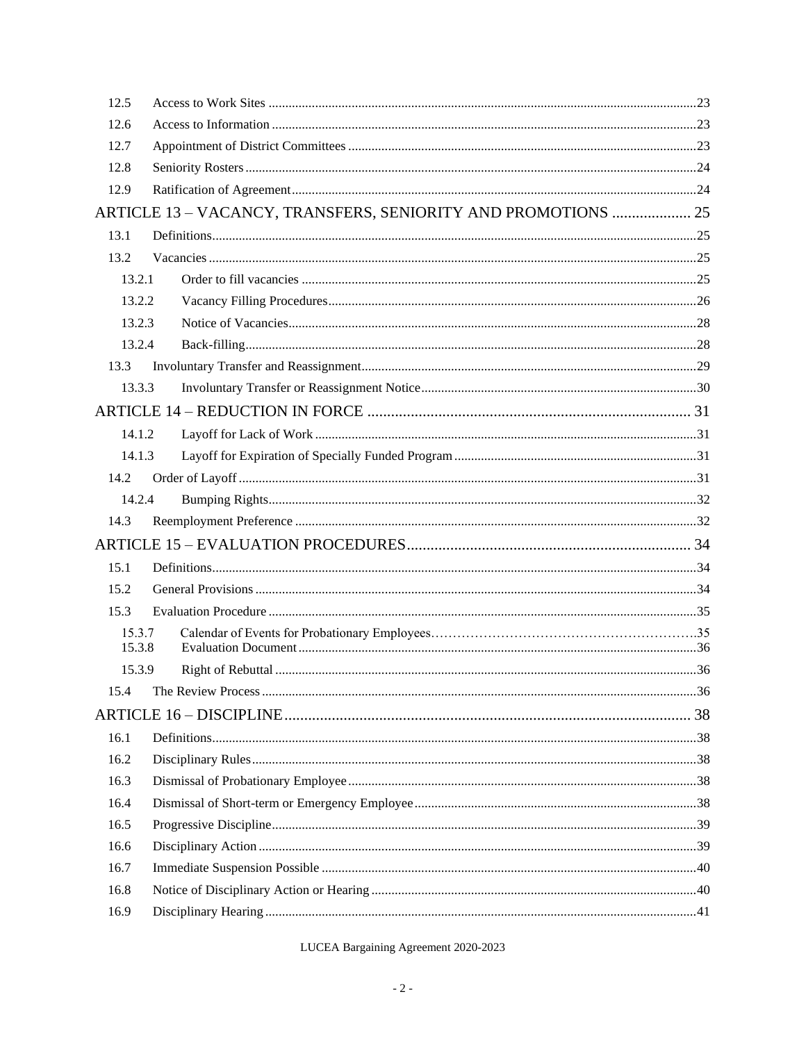| | | |
|---|---|---|
| 12.5 | Access to Work Sites | 23 |
| 12.6 | Access to Information | 23 |
| 12.7 | Appointment of District Committees | 23 |
| 12.8 | Seniority Rosters | 24 |
| 12.9 | Ratification of Agreement | 24 |

**ARTICLE 13 – VACANCY, TRANSFERS, SENIORITY AND PROMOTIONS .................... 25**

| | | |
|---|---|---|
| 13.1 | Definitions | 25 |
| 13.2 | Vacancies | 25 |
| 13.2.1 | Order to fill vacancies | 25 |
| 13.2.2 | Vacancy Filling Procedures | 26 |
| 13.2.3 | Notice of Vacancies | 28 |
| 13.2.4 | Back-filling | 28 |
| 13.3 | Involuntary Transfer and Reassignment | 29 |
| 13.3.3 | Involuntary Transfer or Reassignment Notice | 30 |

**ARTICLE 14 – REDUCTION IN FORCE .................................................................. 31**

| | | |
|---|---|---|
| 14.1.2 | Layoff for Lack of Work | 31 |
| 14.1.3 | Layoff for Expiration of Specially Funded Program | 31 |
| 14.2 | Order of Layoff | 31 |
| 14.2.4 | Bumping Rights | 32 |
| 14.3 | Reemployment Preference | 32 |

**ARTICLE 15 – EVALUATION PROCEDURES ....................................................... 34**

| | | |
|---|---|---|
| 15.1 | Definitions | 34 |
| 15.2 | General Provisions | 34 |
| 15.3 | Evaluation Procedure | 35 |
| 15.3.7 | Calendar of Events for Probationary Employees | 35 |
| 15.3.8 | Evaluation Document | 36 |
| 15.3.9 | Right of Rebuttal | 36 |
| 15.4 | The Review Process | 36 |

**ARTICLE 16 – DISCIPLINE ....................................................................................... 38**

| | | |
|---|---|---|
| 16.1 | Definitions | 38 |
| 16.2 | Disciplinary Rules | 38 |
| 16.3 | Dismissal of Probationary Employee | 38 |
| 16.4 | Dismissal of Short-term or Emergency Employee | 38 |
| 16.5 | Progressive Discipline | 39 |
| 16.6 | Disciplinary Action | 39 |
| 16.7 | Immediate Suspension Possible | 40 |
| 16.8 | Notice of Disciplinary Action or Hearing | 40 |
| 16.9 | Disciplinary Hearing | 41 |

LUCEA Bargaining Agreement 2020-2023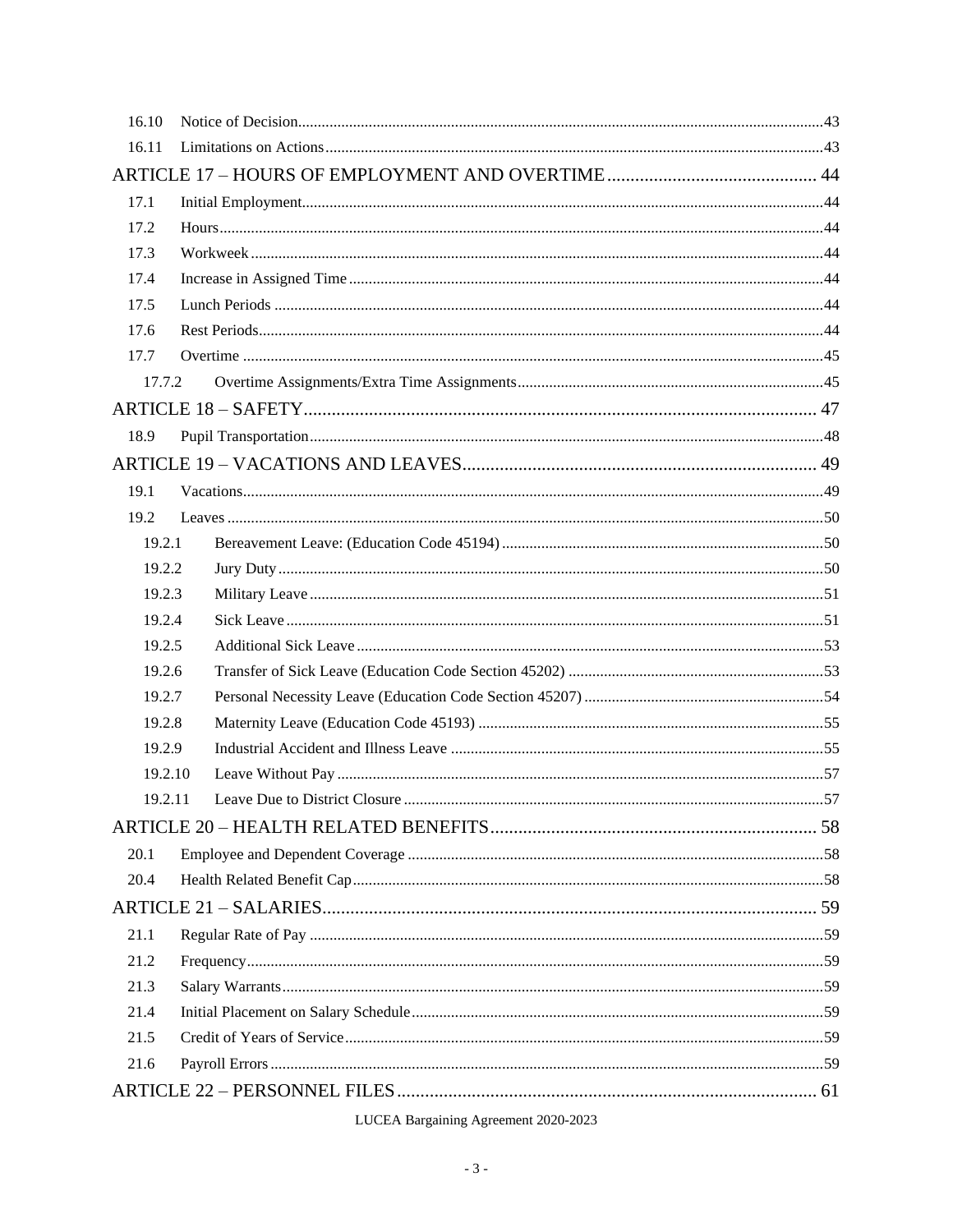| | | |
|---|---|---|
| 16.10 | Notice of Decision | 43 |
| 16.11 | Limitations on Actions | 43 |
| **ARTICLE 17 – HOURS OF EMPLOYMENT AND OVERTIME** | | **44** |
| 17.1 | Initial Employment | 44 |
| 17.2 | Hours | 44 |
| 17.3 | Workweek | 44 |
| 17.4 | Increase in Assigned Time | 44 |
| 17.5 | Lunch Periods | 44 |
| 17.6 | Rest Periods | 44 |
| 17.7 | Overtime | 45 |
| 17.7.2 | Overtime Assignments/Extra Time Assignments | 45 |
| **ARTICLE 18 – SAFETY** | | **47** |
| 18.9 | Pupil Transportation | 48 |
| **ARTICLE 19 – VACATIONS AND LEAVES** | | **49** |
| 19.1 | Vacations | 49 |
| 19.2 | Leaves | 50 |
| 19.2.1 | Bereavement Leave: (Education Code 45194) | 50 |
| 19.2.2 | Jury Duty | 50 |
| 19.2.3 | Military Leave | 51 |
| 19.2.4 | Sick Leave | 51 |
| 19.2.5 | Additional Sick Leave | 53 |
| 19.2.6 | Transfer of Sick Leave (Education Code Section 45202) | 53 |
| 19.2.7 | Personal Necessity Leave (Education Code Section 45207) | 54 |
| 19.2.8 | Maternity Leave (Education Code 45193) | 55 |
| 19.2.9 | Industrial Accident and Illness Leave | 55 |
| 19.2.10 | Leave Without Pay | 57 |
| 19.2.11 | Leave Due to District Closure | 57 |
| **ARTICLE 20 – HEALTH RELATED BENEFITS** | | **58** |
| 20.1 | Employee and Dependent Coverage | 58 |
| 20.4 | Health Related Benefit Cap | 58 |
| **ARTICLE 21 – SALARIES** | | **59** |
| 21.1 | Regular Rate of Pay | 59 |
| 21.2 | Frequency | 59 |
| 21.3 | Salary Warrants | 59 |
| 21.4 | Initial Placement on Salary Schedule | 59 |
| 21.5 | Credit of Years of Service | 59 |
| 21.6 | Payroll Errors | 59 |
| **ARTICLE 22 – PERSONNEL FILES** | | **61** |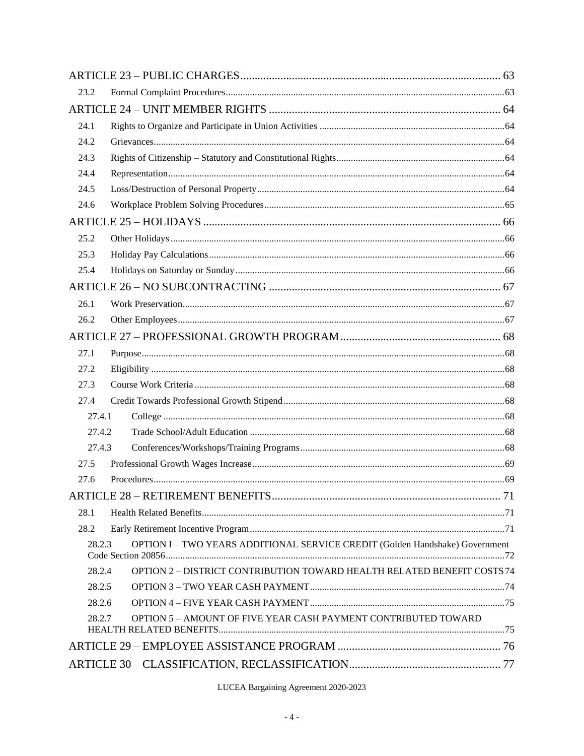| | | |
|---|---|---|
| ARTICLE 23 – PUBLIC CHARGES | | 63 |
| 23.2 | Formal Complaint Procedures | 63 |
| ARTICLE 24 – UNIT MEMBER RIGHTS | | 64 |
| 24.1 | Rights to Organize and Participate in Union Activities | 64 |
| 24.2 | Grievances | 64 |
| 24.3 | Rights of Citizenship – Statutory and Constitutional Rights | 64 |
| 24.4 | Representation | 64 |
| 24.5 | Loss/Destruction of Personal Property | 64 |
| 24.6 | Workplace Problem Solving Procedures | 65 |
| ARTICLE 25 – HOLIDAYS | | 66 |
| 25.2 | Other Holidays | 66 |
| 25.3 | Holiday Pay Calculations | 66 |
| 25.4 | Holidays on Saturday or Sunday | 66 |
| ARTICLE 26 – NO SUBCONTRACTING | | 67 |
| 26.1 | Work Preservation | 67 |
| 26.2 | Other Employees | 67 |
| ARTICLE 27 – PROFESSIONAL GROWTH PROGRAM | | 68 |
| 27.1 | Purpose | 68 |
| 27.2 | Eligibility | 68 |
| 27.3 | Course Work Criteria | 68 |
| 27.4 | Credit Towards Professional Growth Stipend | 68 |
| 27.4.1 | College | 68 |
| 27.4.2 | Trade School/Adult Education | 68 |
| 27.4.3 | Conferences/Workshops/Training Programs | 68 |
| 27.5 | Professional Growth Wages Increase | 69 |
| 27.6 | Procedures | 69 |
| ARTICLE 28 – RETIREMENT BENEFITS | | 71 |
| 28.1 | Health Related Benefits | 71 |
| 28.2 | Early Retirement Incentive Program | 71 |
| 28.2.3 | OPTION I – TWO YEARS ADDITIONAL SERVICE CREDIT (Golden Handshake) Government Code Section 20856 | 72 |
| 28.2.4 | OPTION 2 – DISTRICT CONTRIBUTION TOWARD HEALTH RELATED BENEFIT COSTS | 74 |
| 28.2.5 | OPTION 3 – TWO YEAR CASH PAYMENT | 74 |
| 28.2.6 | OPTION 4 – FIVE YEAR CASH PAYMENT | 75 |
| 28.2.7 | OPTION 5 – AMOUNT OF FIVE YEAR CASH PAYMENT CONTRIBUTED TOWARD HEALTH RELATED BENEFITS | 75 |
| ARTICLE 29 – EMPLOYEE ASSISTANCE PROGRAM | | 76 |
| ARTICLE 30 – CLASSIFICATION, RECLASSIFICATION | | 77 |

LUCEA Bargaining Agreement 2020-2023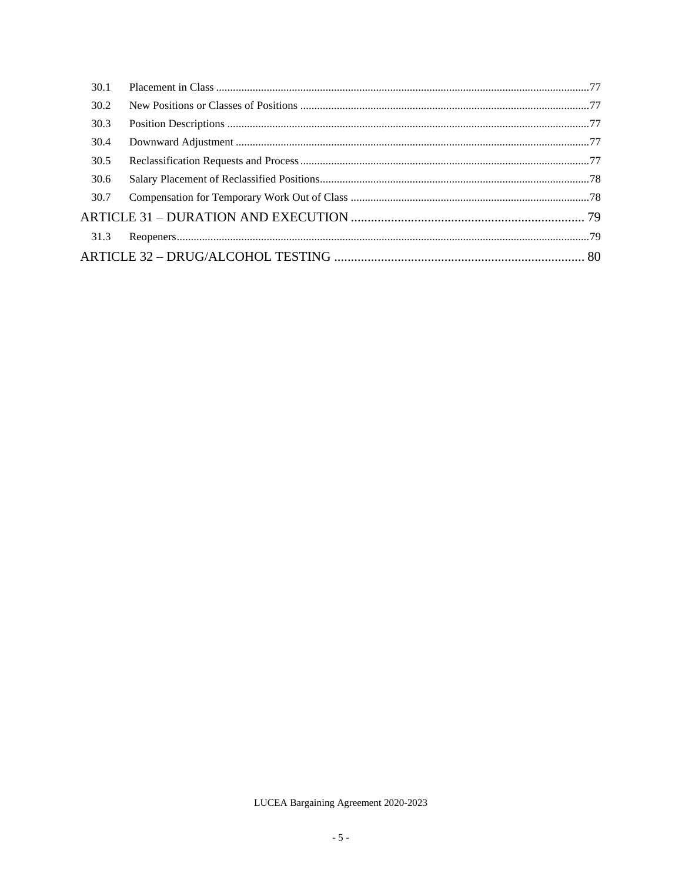| | | |
|---|---|---|
| 30.1 | Placement in Class | 77 |
| 30.2 | New Positions or Classes of Positions | 77 |
| 30.3 | Position Descriptions | 77 |
| 30.4 | Downward Adjustment | 77 |
| 30.5 | Reclassification Requests and Process | 77 |
| 30.6 | Salary Placement of Reclassified Positions | 78 |
| 30.7 | Compensation for Temporary Work Out of Class | 78 |
| ARTICLE 31 – DURATION AND EXECUTION | | 79 |
| 31.3 | Reopeners | 79 |
| ARTICLE 32 – DRUG/ALCOHOL TESTING | | 80 |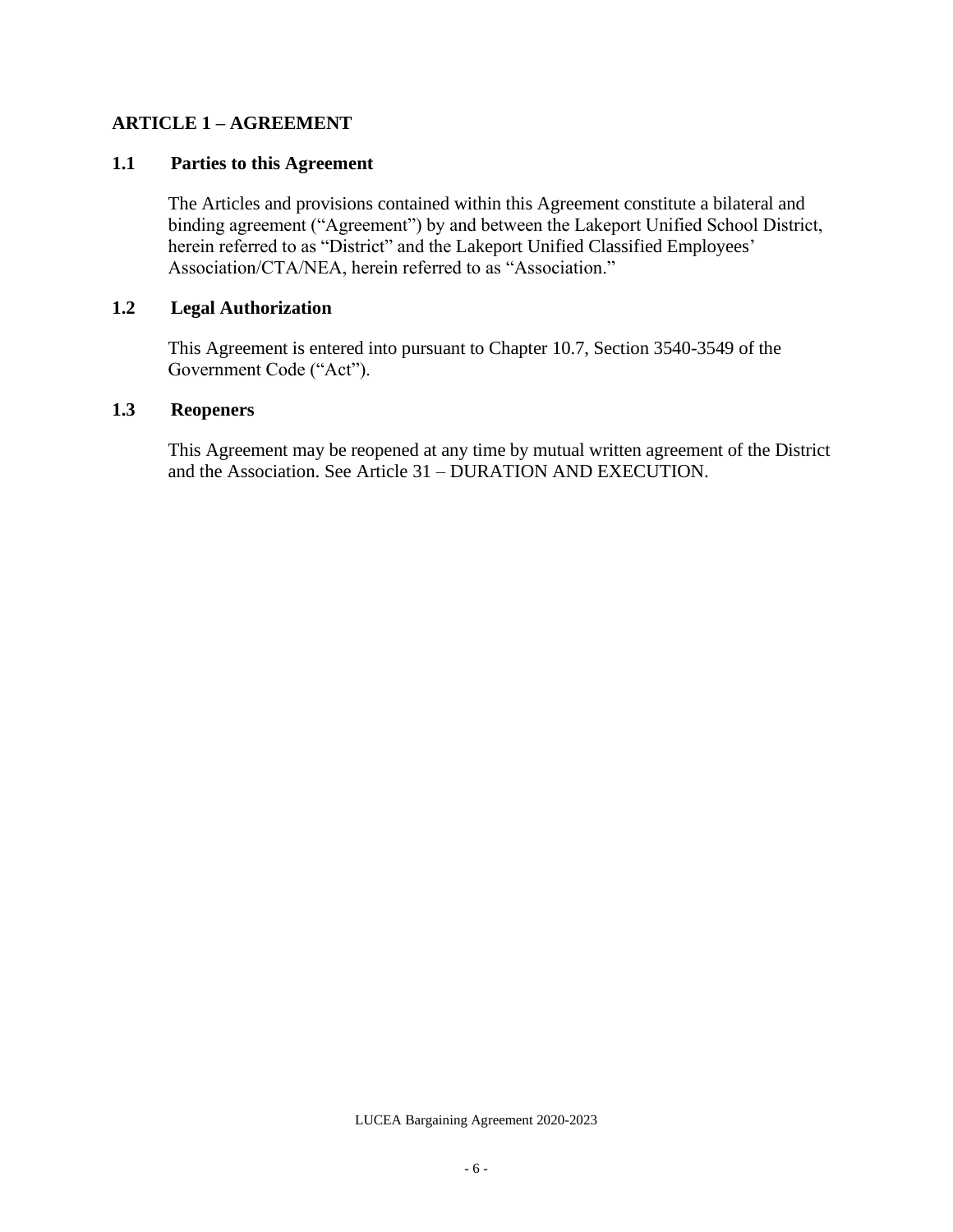## ARTICLE 1 – AGREEMENT

### 1.1 Parties to this Agreement

The Articles and provisions contained within this Agreement constitute a bilateral and binding agreement ("Agreement") by and between the Lakeport Unified School District, herein referred to as "District" and the Lakeport Unified Classified Employees' Association/CTA/NEA, herein referred to as "Association."

### 1.2 Legal Authorization

This Agreement is entered into pursuant to Chapter 10.7, Section 3540-3549 of the Government Code ("Act").

### 1.3 Reopeners

This Agreement may be reopened at any time by mutual written agreement of the District and the Association. See Article 31 – DURATION AND EXECUTION.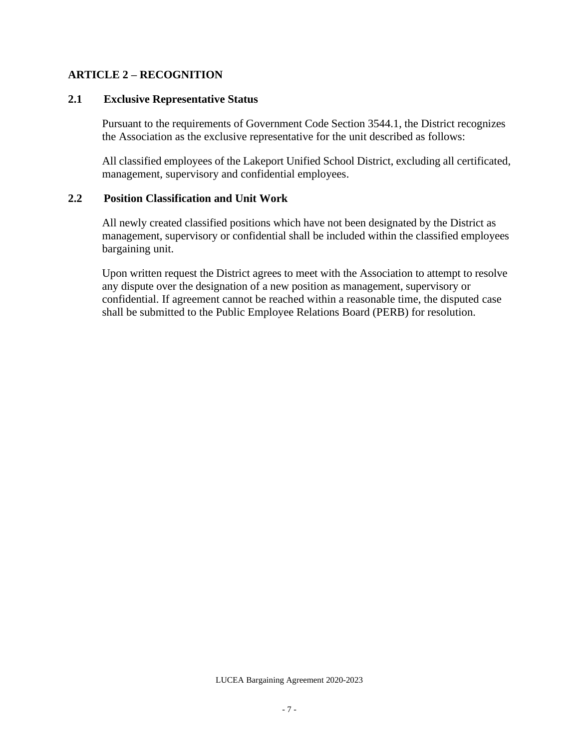## ARTICLE 2 – RECOGNITION

### 2.1 Exclusive Representative Status

Pursuant to the requirements of Government Code Section 3544.1, the District recognizes the Association as the exclusive representative for the unit described as follows:

All classified employees of the Lakeport Unified School District, excluding all certificated, management, supervisory and confidential employees.

### 2.2 Position Classification and Unit Work

All newly created classified positions which have not been designated by the District as management, supervisory or confidential shall be included within the classified employees bargaining unit.

Upon written request the District agrees to meet with the Association to attempt to resolve any dispute over the designation of a new position as management, supervisory or confidential. If agreement cannot be reached within a reasonable time, the disputed case shall be submitted to the Public Employee Relations Board (PERB) for resolution.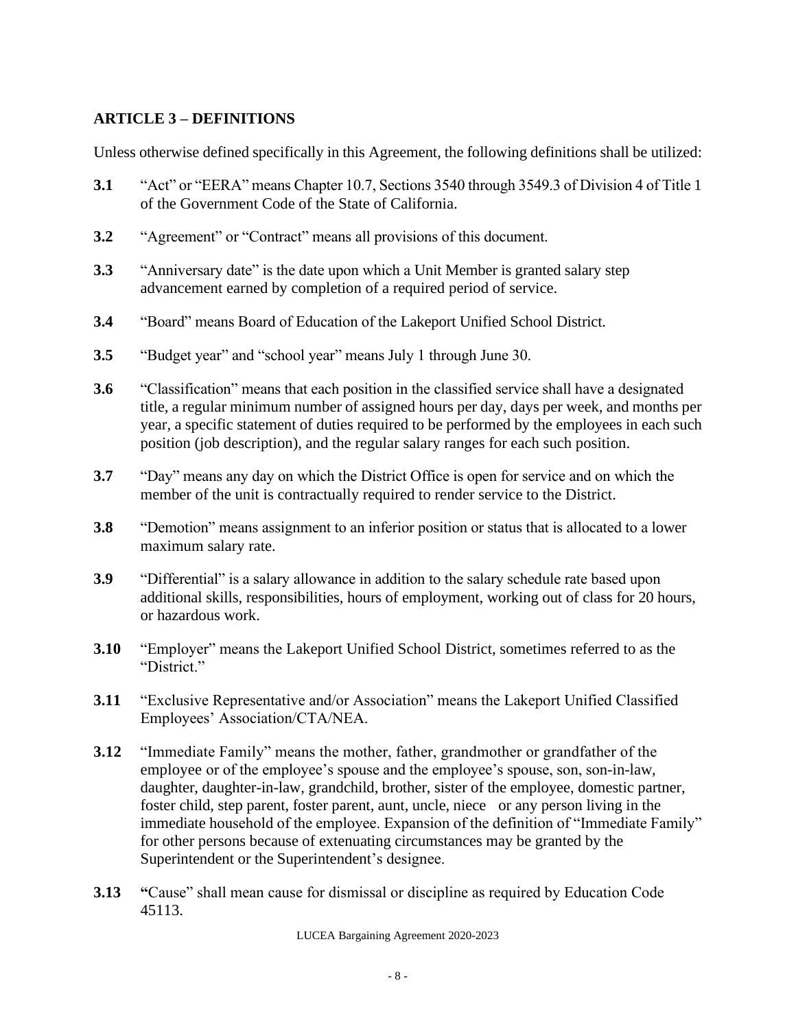## ARTICLE 3 – DEFINITIONS

Unless otherwise defined specifically in this Agreement, the following definitions shall be utilized:

**3.1** "Act" or "EERA" means Chapter 10.7, Sections 3540 through 3549.3 of Division 4 of Title 1 of the Government Code of the State of California.

**3.2** "Agreement" or "Contract" means all provisions of this document.

**3.3** "Anniversary date" is the date upon which a Unit Member is granted salary step advancement earned by completion of a required period of service.

**3.4** "Board" means Board of Education of the Lakeport Unified School District.

**3.5** "Budget year" and "school year" means July 1 through June 30.

**3.6** "Classification" means that each position in the classified service shall have a designated title, a regular minimum number of assigned hours per day, days per week, and months per year, a specific statement of duties required to be performed by the employees in each such position (job description), and the regular salary ranges for each such position.

**3.7** "Day" means any day on which the District Office is open for service and on which the member of the unit is contractually required to render service to the District.

**3.8** "Demotion" means assignment to an inferior position or status that is allocated to a lower maximum salary rate.

**3.9** "Differential" is a salary allowance in addition to the salary schedule rate based upon additional skills, responsibilities, hours of employment, working out of class for 20 hours, or hazardous work.

**3.10** "Employer" means the Lakeport Unified School District, sometimes referred to as the "District."

**3.11** "Exclusive Representative and/or Association" means the Lakeport Unified Classified Employees' Association/CTA/NEA.

**3.12** "Immediate Family" means the mother, father, grandmother or grandfather of the employee or of the employee's spouse and the employee's spouse, son, son-in-law, daughter, daughter-in-law, grandchild, brother, sister of the employee, domestic partner, foster child, step parent, foster parent, aunt, uncle, niece or any person living in the immediate household of the employee. Expansion of the definition of "Immediate Family" for other persons because of extenuating circumstances may be granted by the Superintendent or the Superintendent's designee.

**3.13** "Cause" shall mean cause for dismissal or discipline as required by Education Code 45113.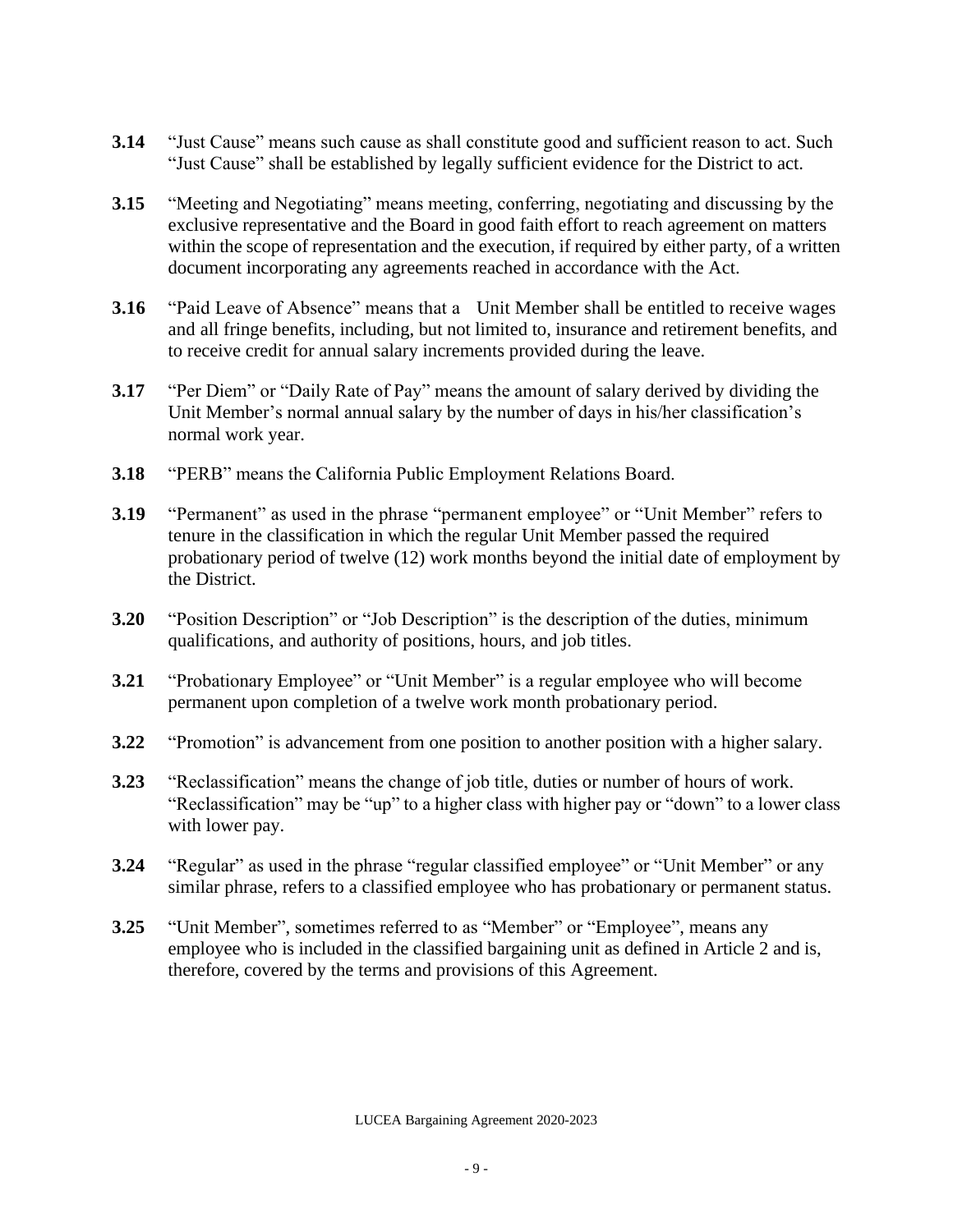**3.14** “Just Cause” means such cause as shall constitute good and sufficient reason to act. Such “Just Cause” shall be established by legally sufficient evidence for the District to act.

**3.15** “Meeting and Negotiating” means meeting, conferring, negotiating and discussing by the exclusive representative and the Board in good faith effort to reach agreement on matters within the scope of representation and the execution, if required by either party, of a written document incorporating any agreements reached in accordance with the Act.

**3.16** “Paid Leave of Absence” means that a Unit Member shall be entitled to receive wages and all fringe benefits, including, but not limited to, insurance and retirement benefits, and to receive credit for annual salary increments provided during the leave.

**3.17** “Per Diem” or “Daily Rate of Pay” means the amount of salary derived by dividing the Unit Member’s normal annual salary by the number of days in his/her classification’s normal work year.

**3.18** “PERB” means the California Public Employment Relations Board.

**3.19** “Permanent” as used in the phrase “permanent employee” or “Unit Member” refers to tenure in the classification in which the regular Unit Member passed the required probationary period of twelve (12) work months beyond the initial date of employment by the District.

**3.20** “Position Description” or “Job Description” is the description of the duties, minimum qualifications, and authority of positions, hours, and job titles.

**3.21** “Probationary Employee” or “Unit Member” is a regular employee who will become permanent upon completion of a twelve work month probationary period.

**3.22** “Promotion” is advancement from one position to another position with a higher salary.

**3.23** “Reclassification” means the change of job title, duties or number of hours of work. “Reclassification” may be “up” to a higher class with higher pay or “down” to a lower class with lower pay.

**3.24** “Regular” as used in the phrase “regular classified employee” or “Unit Member” or any similar phrase, refers to a classified employee who has probationary or permanent status.

**3.25** “Unit Member”, sometimes referred to as “Member” or “Employee”, means any employee who is included in the classified bargaining unit as defined in Article 2 and is, therefore, covered by the terms and provisions of this Agreement.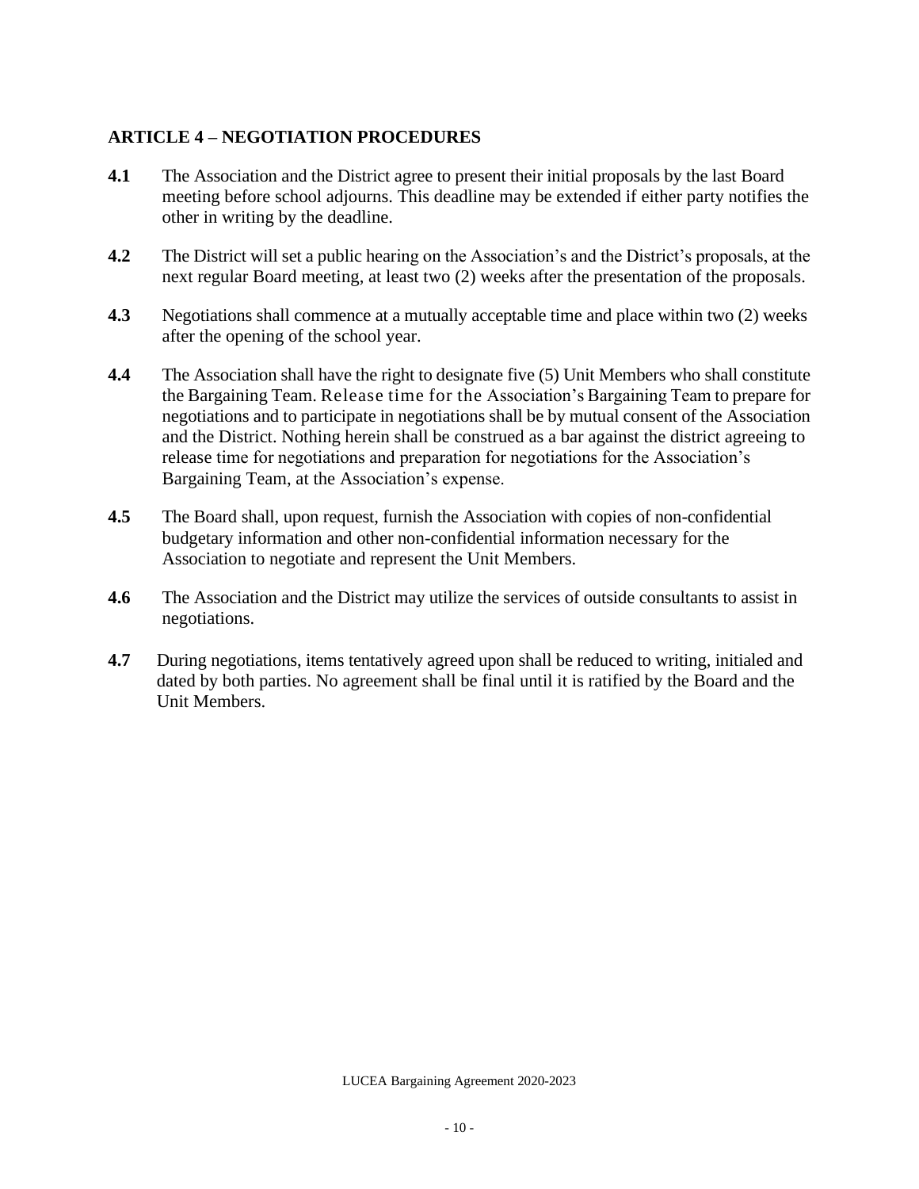## ARTICLE 4 – NEGOTIATION PROCEDURES

**4.1** The Association and the District agree to present their initial proposals by the last Board meeting before school adjourns. This deadline may be extended if either party notifies the other in writing by the deadline.

**4.2** The District will set a public hearing on the Association's and the District's proposals, at the next regular Board meeting, at least two (2) weeks after the presentation of the proposals.

**4.3** Negotiations shall commence at a mutually acceptable time and place within two (2) weeks after the opening of the school year.

**4.4** The Association shall have the right to designate five (5) Unit Members who shall constitute the Bargaining Team. Release time for the Association's Bargaining Team to prepare for negotiations and to participate in negotiations shall be by mutual consent of the Association and the District. Nothing herein shall be construed as a bar against the district agreeing to release time for negotiations and preparation for negotiations for the Association's Bargaining Team, at the Association's expense.

**4.5** The Board shall, upon request, furnish the Association with copies of non-confidential budgetary information and other non-confidential information necessary for the Association to negotiate and represent the Unit Members.

**4.6** The Association and the District may utilize the services of outside consultants to assist in negotiations.

**4.7** During negotiations, items tentatively agreed upon shall be reduced to writing, initialed and dated by both parties. No agreement shall be final until it is ratified by the Board and the Unit Members.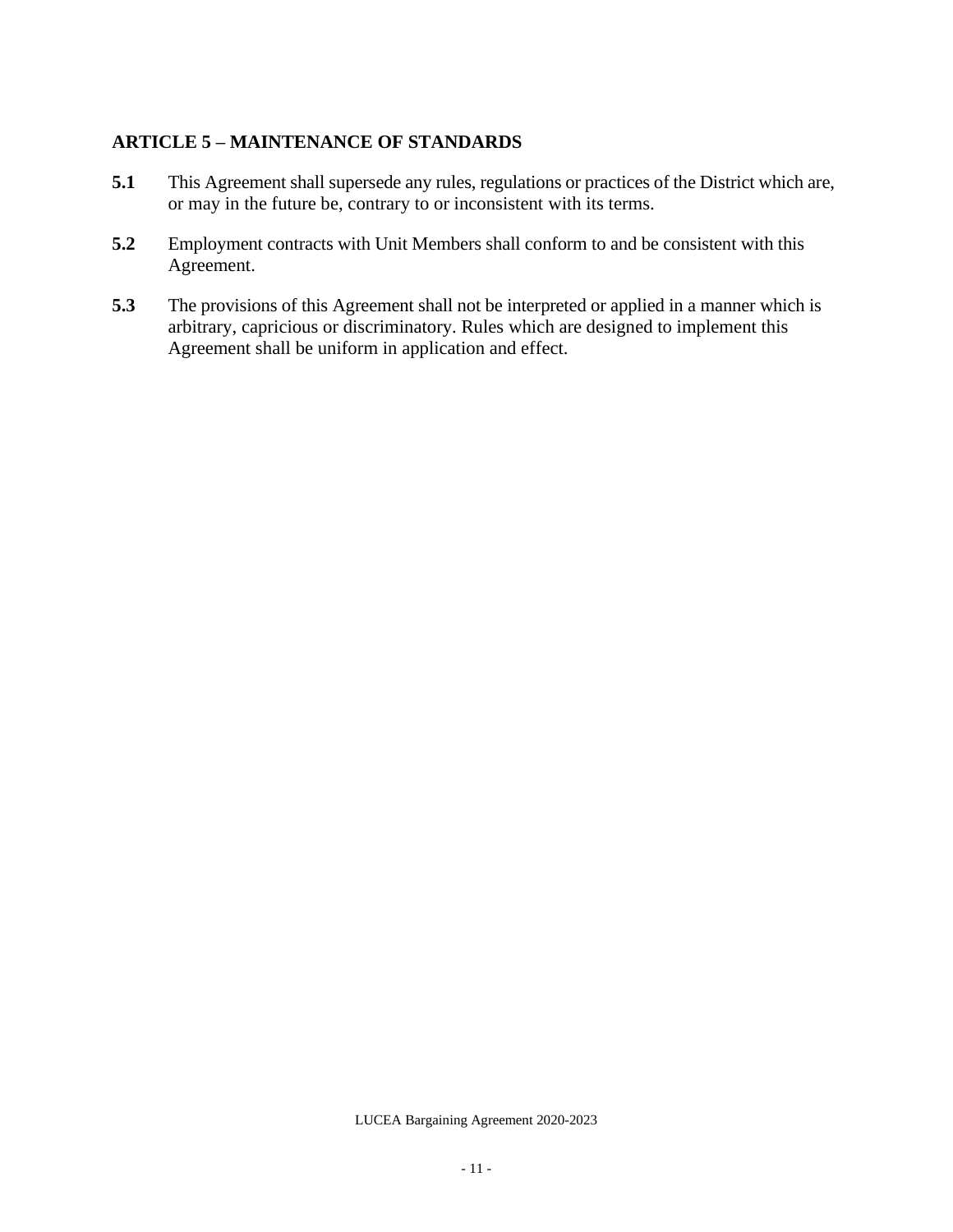## ARTICLE 5 – MAINTENANCE OF STANDARDS

**5.1** This Agreement shall supersede any rules, regulations or practices of the District which are, or may in the future be, contrary to or inconsistent with its terms.

**5.2** Employment contracts with Unit Members shall conform to and be consistent with this Agreement.

**5.3** The provisions of this Agreement shall not be interpreted or applied in a manner which is arbitrary, capricious or discriminatory. Rules which are designed to implement this Agreement shall be uniform in application and effect.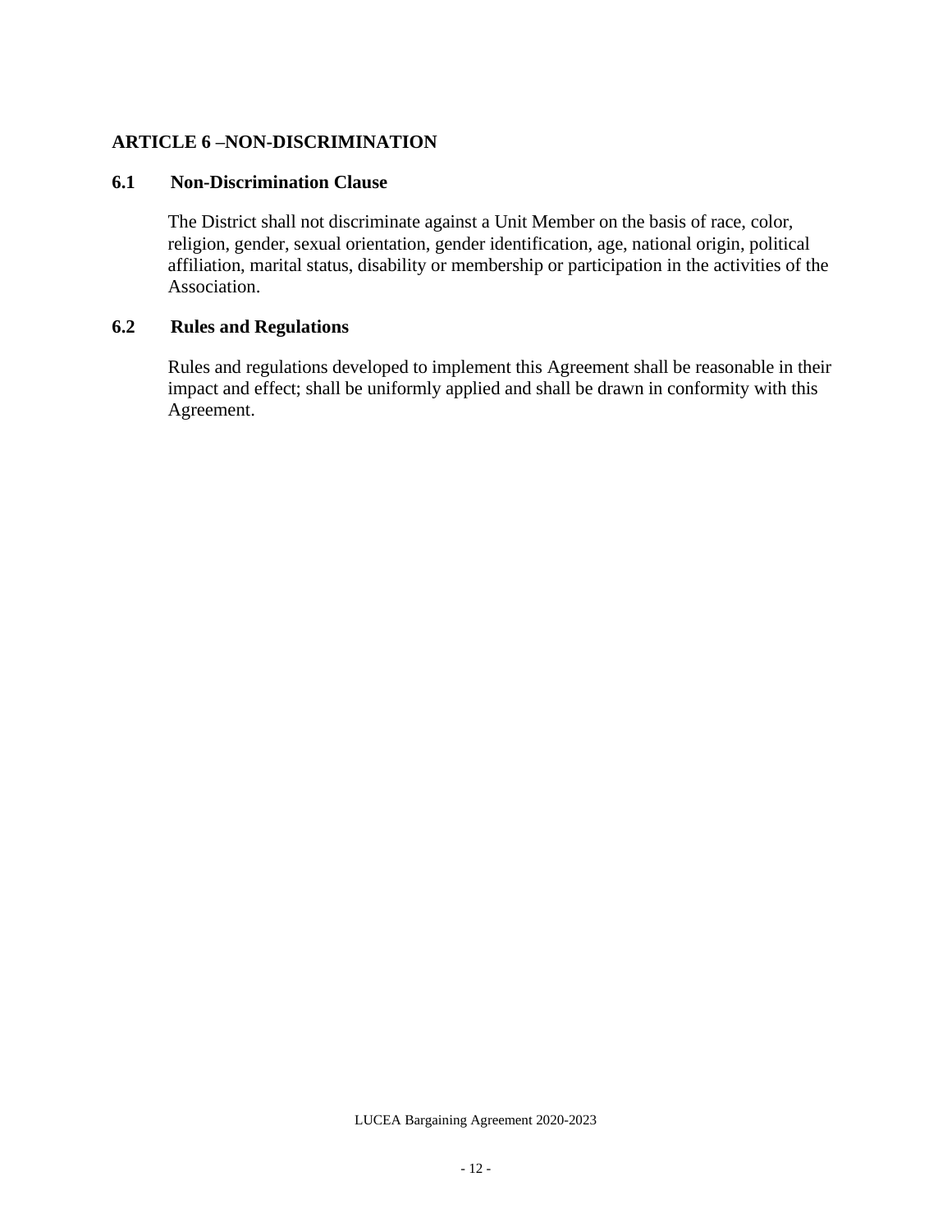## ARTICLE 6 –NON-DISCRIMINATION

### 6.1 Non-Discrimination Clause

The District shall not discriminate against a Unit Member on the basis of race, color, religion, gender, sexual orientation, gender identification, age, national origin, political affiliation, marital status, disability or membership or participation in the activities of the Association.

### 6.2 Rules and Regulations

Rules and regulations developed to implement this Agreement shall be reasonable in their impact and effect; shall be uniformly applied and shall be drawn in conformity with this Agreement.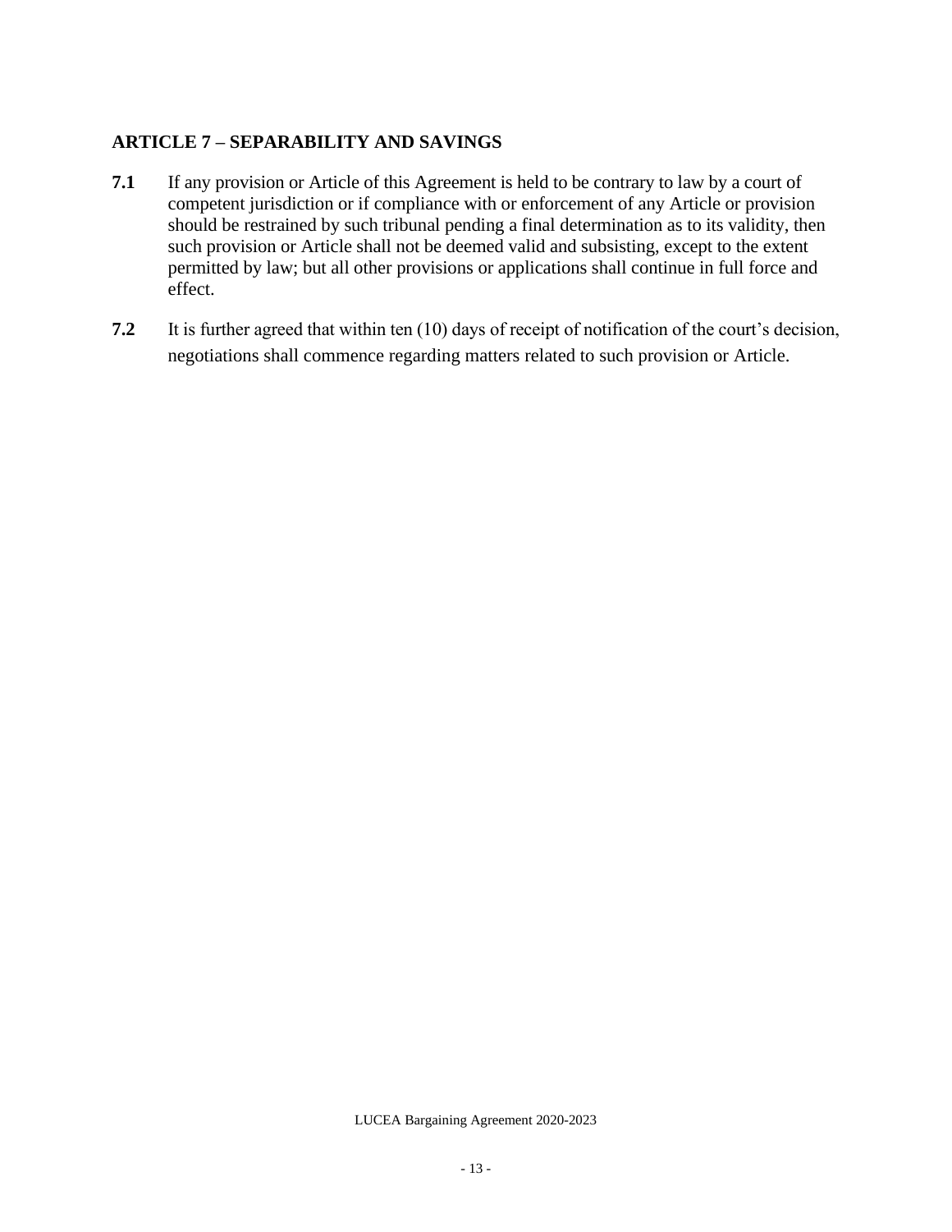## ARTICLE 7 – SEPARABILITY AND SAVINGS

**7.1** If any provision or Article of this Agreement is held to be contrary to law by a court of competent jurisdiction or if compliance with or enforcement of any Article or provision should be restrained by such tribunal pending a final determination as to its validity, then such provision or Article shall not be deemed valid and subsisting, except to the extent permitted by law; but all other provisions or applications shall continue in full force and effect.

**7.2** It is further agreed that within ten (10) days of receipt of notification of the court's decision, negotiations shall commence regarding matters related to such provision or Article.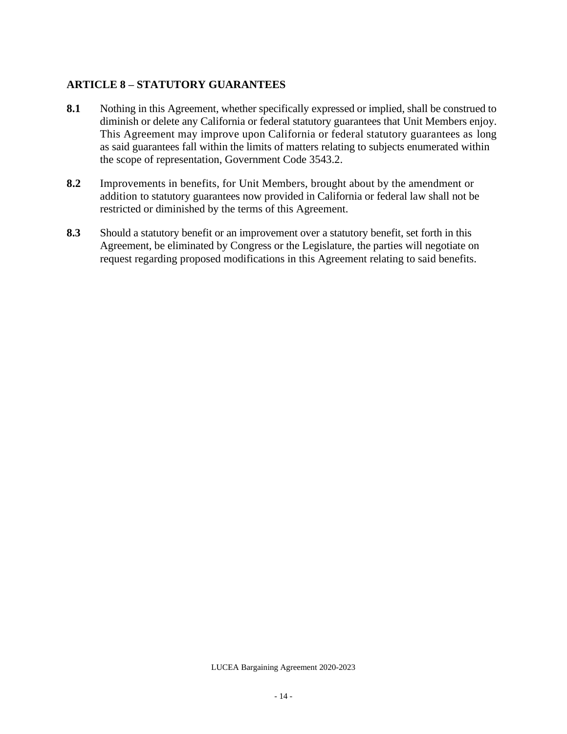## ARTICLE 8 – STATUTORY GUARANTEES

**8.1** Nothing in this Agreement, whether specifically expressed or implied, shall be construed to diminish or delete any California or federal statutory guarantees that Unit Members enjoy. This Agreement may improve upon California or federal statutory guarantees as long as said guarantees fall within the limits of matters relating to subjects enumerated within the scope of representation, Government Code 3543.2.

**8.2** Improvements in benefits, for Unit Members, brought about by the amendment or addition to statutory guarantees now provided in California or federal law shall not be restricted or diminished by the terms of this Agreement.

**8.3** Should a statutory benefit or an improvement over a statutory benefit, set forth in this Agreement, be eliminated by Congress or the Legislature, the parties will negotiate on request regarding proposed modifications in this Agreement relating to said benefits.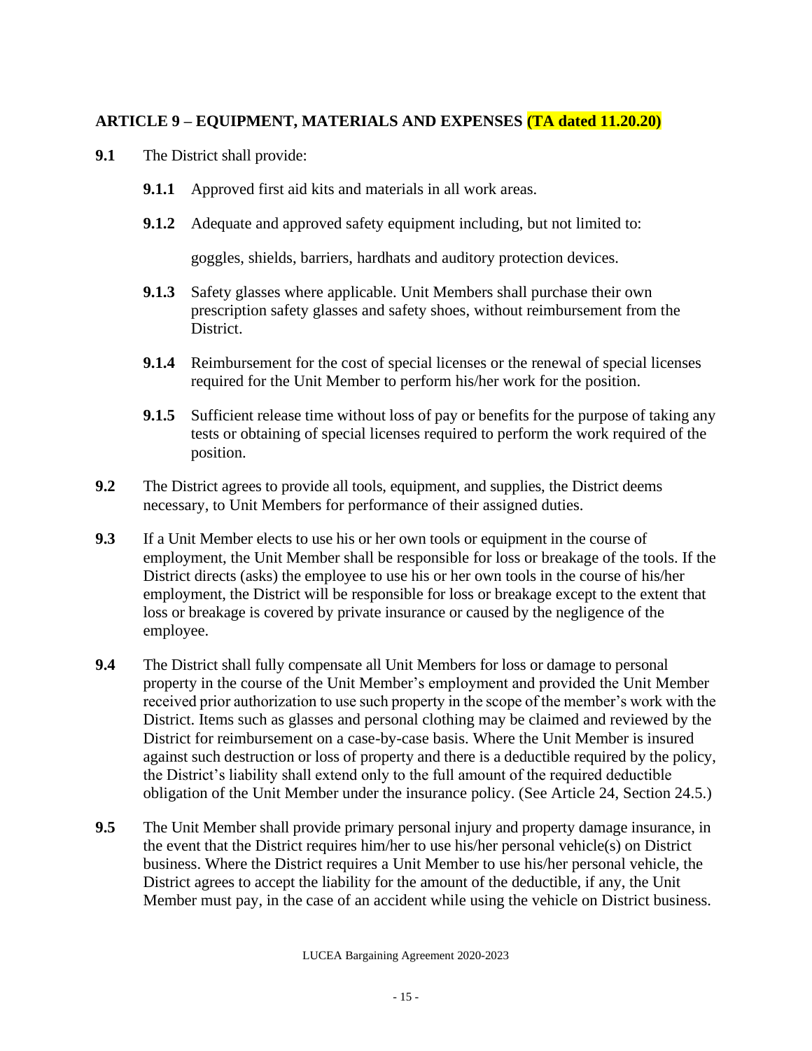## ARTICLE 9 – EQUIPMENT, MATERIALS AND EXPENSES (TA dated 11.20.20)

**9.1** The District shall provide:

**9.1.1** Approved first aid kits and materials in all work areas.

**9.1.2** Adequate and approved safety equipment including, but not limited to:

goggles, shields, barriers, hardhats and auditory protection devices.

**9.1.3** Safety glasses where applicable. Unit Members shall purchase their own prescription safety glasses and safety shoes, without reimbursement from the District.

**9.1.4** Reimbursement for the cost of special licenses or the renewal of special licenses required for the Unit Member to perform his/her work for the position.

**9.1.5** Sufficient release time without loss of pay or benefits for the purpose of taking any tests or obtaining of special licenses required to perform the work required of the position.

**9.2** The District agrees to provide all tools, equipment, and supplies, the District deems necessary, to Unit Members for performance of their assigned duties.

**9.3** If a Unit Member elects to use his or her own tools or equipment in the course of employment, the Unit Member shall be responsible for loss or breakage of the tools. If the District directs (asks) the employee to use his or her own tools in the course of his/her employment, the District will be responsible for loss or breakage except to the extent that loss or breakage is covered by private insurance or caused by the negligence of the employee.

**9.4** The District shall fully compensate all Unit Members for loss or damage to personal property in the course of the Unit Member's employment and provided the Unit Member received prior authorization to use such property in the scope of the member's work with the District. Items such as glasses and personal clothing may be claimed and reviewed by the District for reimbursement on a case-by-case basis. Where the Unit Member is insured against such destruction or loss of property and there is a deductible required by the policy, the District's liability shall extend only to the full amount of the required deductible obligation of the Unit Member under the insurance policy. (See Article 24, Section 24.5.)

**9.5** The Unit Member shall provide primary personal injury and property damage insurance, in the event that the District requires him/her to use his/her personal vehicle(s) on District business. Where the District requires a Unit Member to use his/her personal vehicle, the District agrees to accept the liability for the amount of the deductible, if any, the Unit Member must pay, in the case of an accident while using the vehicle on District business.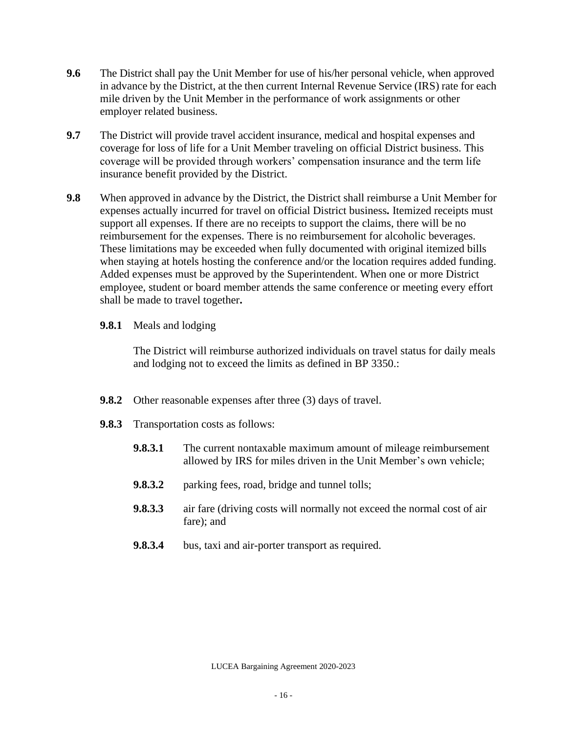**9.6** The District shall pay the Unit Member for use of his/her personal vehicle, when approved in advance by the District, at the then current Internal Revenue Service (IRS) rate for each mile driven by the Unit Member in the performance of work assignments or other employer related business.

**9.7** The District will provide travel accident insurance, medical and hospital expenses and coverage for loss of life for a Unit Member traveling on official District business. This coverage will be provided through workers' compensation insurance and the term life insurance benefit provided by the District.

**9.8** When approved in advance by the District, the District shall reimburse a Unit Member for expenses actually incurred for travel on official District business**.** Itemized receipts must support all expenses. If there are no receipts to support the claims, there will be no reimbursement for the expenses. There is no reimbursement for alcoholic beverages. These limitations may be exceeded when fully documented with original itemized bills when staying at hotels hosting the conference and/or the location requires added funding. Added expenses must be approved by the Superintendent. When one or more District employee, student or board member attends the same conference or meeting every effort shall be made to travel together**.**

**9.8.1** Meals and lodging

The District will reimburse authorized individuals on travel status for daily meals and lodging not to exceed the limits as defined in BP 3350.:

**9.8.2** Other reasonable expenses after three (3) days of travel.

**9.8.3** Transportation costs as follows:

**9.8.3.1** The current nontaxable maximum amount of mileage reimbursement allowed by IRS for miles driven in the Unit Member's own vehicle;

**9.8.3.2** parking fees, road, bridge and tunnel tolls;

**9.8.3.3** air fare (driving costs will normally not exceed the normal cost of air fare); and

**9.8.3.4** bus, taxi and air-porter transport as required.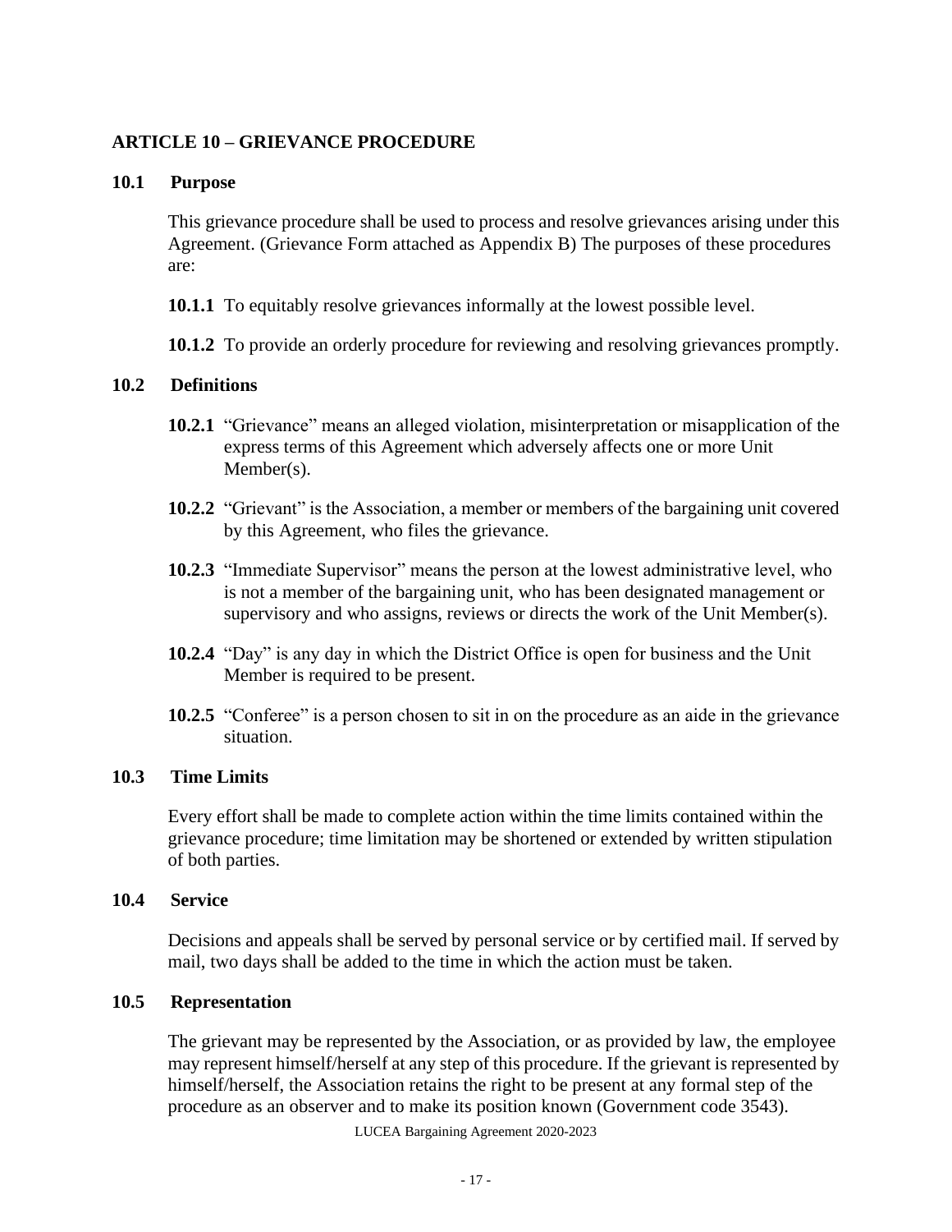## ARTICLE 10 – GRIEVANCE PROCEDURE

### 10.1 Purpose

This grievance procedure shall be used to process and resolve grievances arising under this Agreement. (Grievance Form attached as Appendix B) The purposes of these procedures are:

**10.1.1** To equitably resolve grievances informally at the lowest possible level.

**10.1.2** To provide an orderly procedure for reviewing and resolving grievances promptly.

### 10.2 Definitions

**10.2.1** "Grievance" means an alleged violation, misinterpretation or misapplication of the express terms of this Agreement which adversely affects one or more Unit Member(s).

**10.2.2** "Grievant" is the Association, a member or members of the bargaining unit covered by this Agreement, who files the grievance.

**10.2.3** "Immediate Supervisor" means the person at the lowest administrative level, who is not a member of the bargaining unit, who has been designated management or supervisory and who assigns, reviews or directs the work of the Unit Member(s).

**10.2.4** "Day" is any day in which the District Office is open for business and the Unit Member is required to be present.

**10.2.5** "Conferee" is a person chosen to sit in on the procedure as an aide in the grievance situation.

### 10.3 Time Limits

Every effort shall be made to complete action within the time limits contained within the grievance procedure; time limitation may be shortened or extended by written stipulation of both parties.

### 10.4 Service

Decisions and appeals shall be served by personal service or by certified mail. If served by mail, two days shall be added to the time in which the action must be taken.

### 10.5 Representation

The grievant may be represented by the Association, or as provided by law, the employee may represent himself/herself at any step of this procedure. If the grievant is represented by himself/herself, the Association retains the right to be present at any formal step of the procedure as an observer and to make its position known (Government code 3543).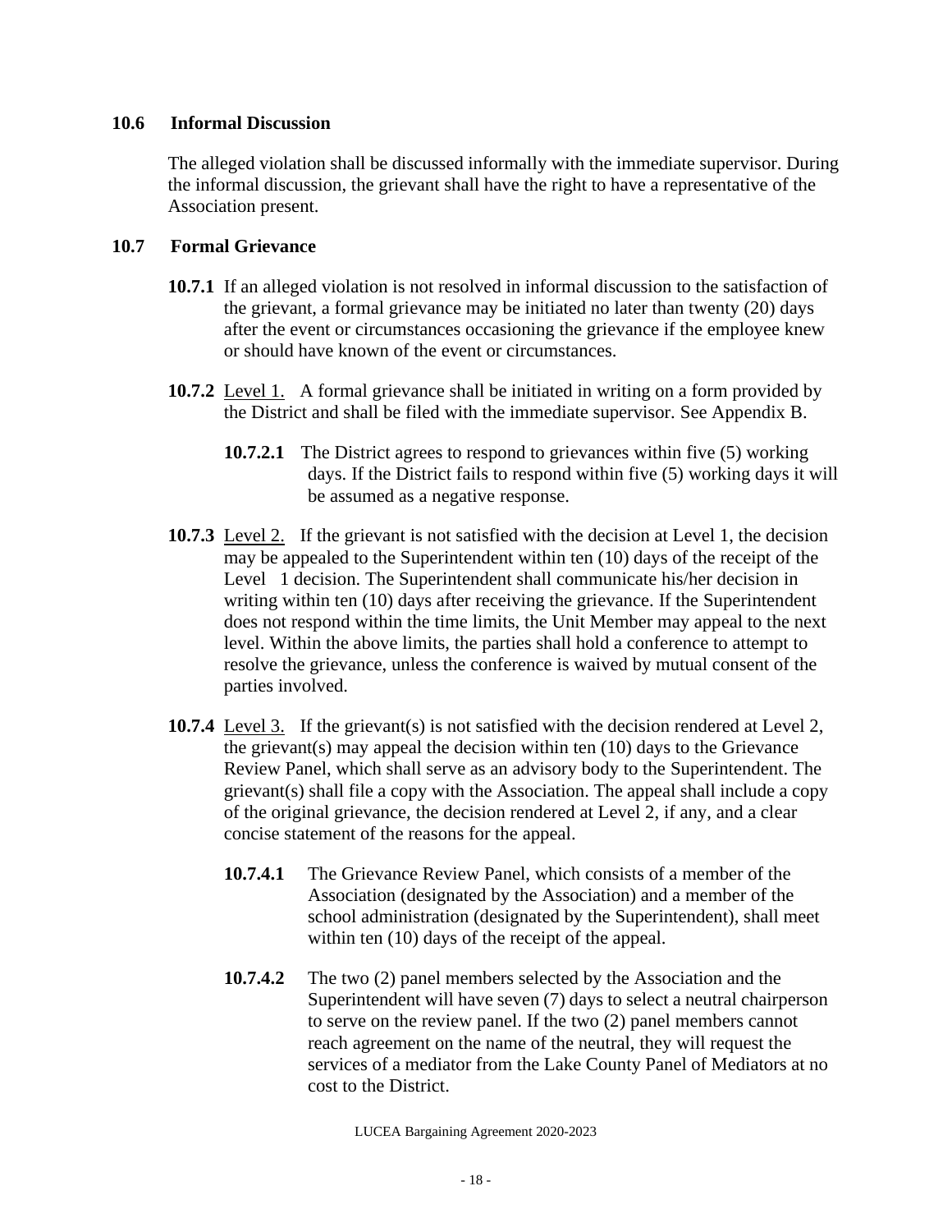**10.6 Informal Discussion**

The alleged violation shall be discussed informally with the immediate supervisor. During the informal discussion, the grievant shall have the right to have a representative of the Association present.

**10.7 Formal Grievance**

**10.7.1** If an alleged violation is not resolved in informal discussion to the satisfaction of the grievant, a formal grievance may be initiated no later than twenty (20) days after the event or circumstances occasioning the grievance if the employee knew or should have known of the event or circumstances.

**10.7.2** Level 1. A formal grievance shall be initiated in writing on a form provided by the District and shall be filed with the immediate supervisor. See Appendix B.

**10.7.2.1** The District agrees to respond to grievances within five (5) working days. If the District fails to respond within five (5) working days it will be assumed as a negative response.

**10.7.3** Level 2. If the grievant is not satisfied with the decision at Level 1, the decision may be appealed to the Superintendent within ten (10) days of the receipt of the Level 1 decision. The Superintendent shall communicate his/her decision in writing within ten (10) days after receiving the grievance. If the Superintendent does not respond within the time limits, the Unit Member may appeal to the next level. Within the above limits, the parties shall hold a conference to attempt to resolve the grievance, unless the conference is waived by mutual consent of the parties involved.

**10.7.4** Level 3. If the grievant(s) is not satisfied with the decision rendered at Level 2, the grievant(s) may appeal the decision within ten (10) days to the Grievance Review Panel, which shall serve as an advisory body to the Superintendent. The grievant(s) shall file a copy with the Association. The appeal shall include a copy of the original grievance, the decision rendered at Level 2, if any, and a clear concise statement of the reasons for the appeal.

**10.7.4.1** The Grievance Review Panel, which consists of a member of the Association (designated by the Association) and a member of the school administration (designated by the Superintendent), shall meet within ten (10) days of the receipt of the appeal.

**10.7.4.2** The two (2) panel members selected by the Association and the Superintendent will have seven (7) days to select a neutral chairperson to serve on the review panel. If the two (2) panel members cannot reach agreement on the name of the neutral, they will request the services of a mediator from the Lake County Panel of Mediators at no cost to the District.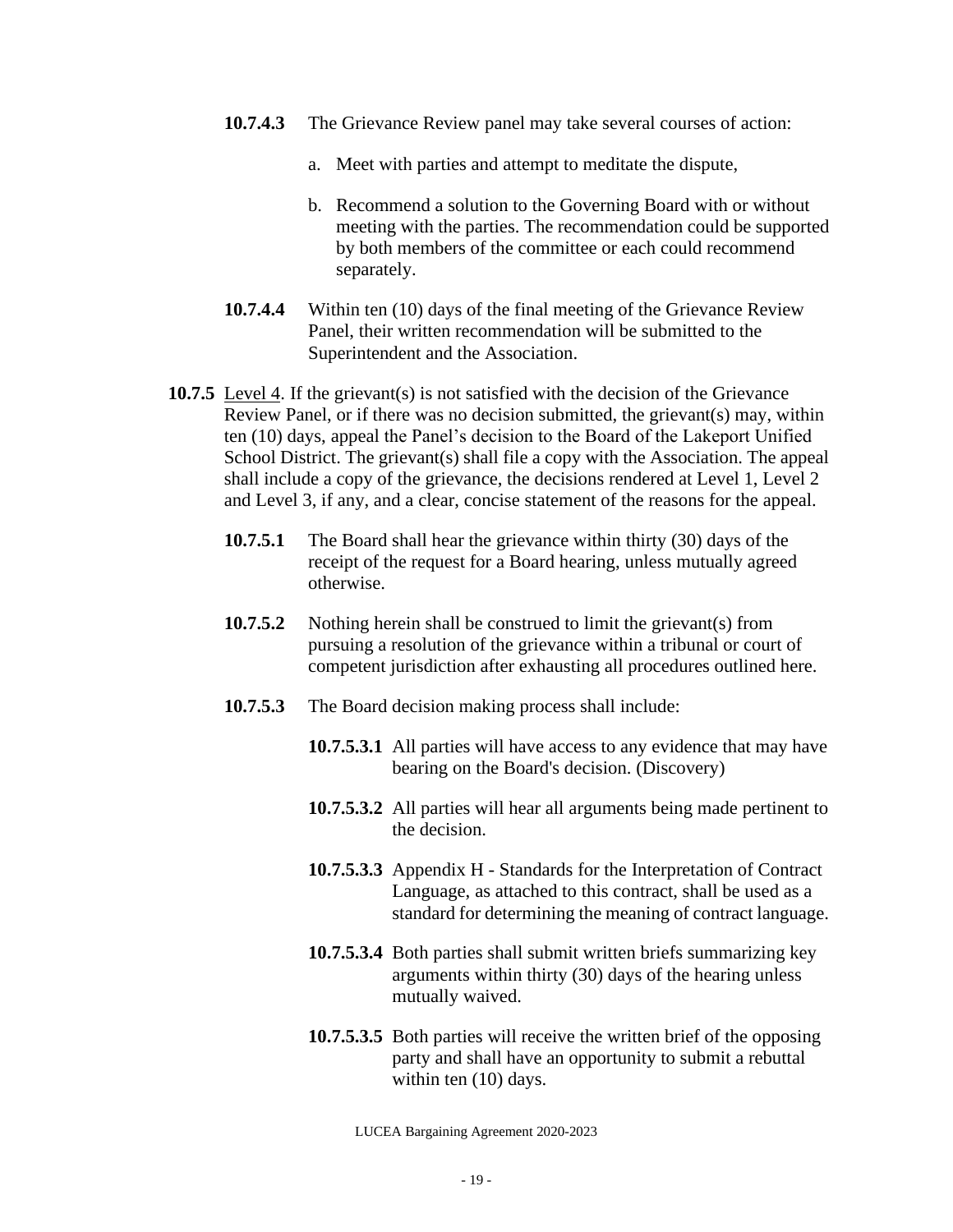**10.7.4.3** The Grievance Review panel may take several courses of action:

a. Meet with parties and attempt to meditate the dispute,

b. Recommend a solution to the Governing Board with or without meeting with the parties. The recommendation could be supported by both members of the committee or each could recommend separately.

**10.7.4.4** Within ten (10) days of the final meeting of the Grievance Review Panel, their written recommendation will be submitted to the Superintendent and the Association.

**10.7.5** Level 4. If the grievant(s) is not satisfied with the decision of the Grievance Review Panel, or if there was no decision submitted, the grievant(s) may, within ten (10) days, appeal the Panel's decision to the Board of the Lakeport Unified School District. The grievant(s) shall file a copy with the Association. The appeal shall include a copy of the grievance, the decisions rendered at Level 1, Level 2 and Level 3, if any, and a clear, concise statement of the reasons for the appeal.

**10.7.5.1** The Board shall hear the grievance within thirty (30) days of the receipt of the request for a Board hearing, unless mutually agreed otherwise.

**10.7.5.2** Nothing herein shall be construed to limit the grievant(s) from pursuing a resolution of the grievance within a tribunal or court of competent jurisdiction after exhausting all procedures outlined here.

**10.7.5.3** The Board decision making process shall include:

**10.7.5.3.1** All parties will have access to any evidence that may have bearing on the Board's decision. (Discovery)

**10.7.5.3.2** All parties will hear all arguments being made pertinent to the decision.

**10.7.5.3.3** Appendix H - Standards for the Interpretation of Contract Language, as attached to this contract, shall be used as a standard for determining the meaning of contract language.

**10.7.5.3.4** Both parties shall submit written briefs summarizing key arguments within thirty (30) days of the hearing unless mutually waived.

**10.7.5.3.5** Both parties will receive the written brief of the opposing party and shall have an opportunity to submit a rebuttal within ten (10) days.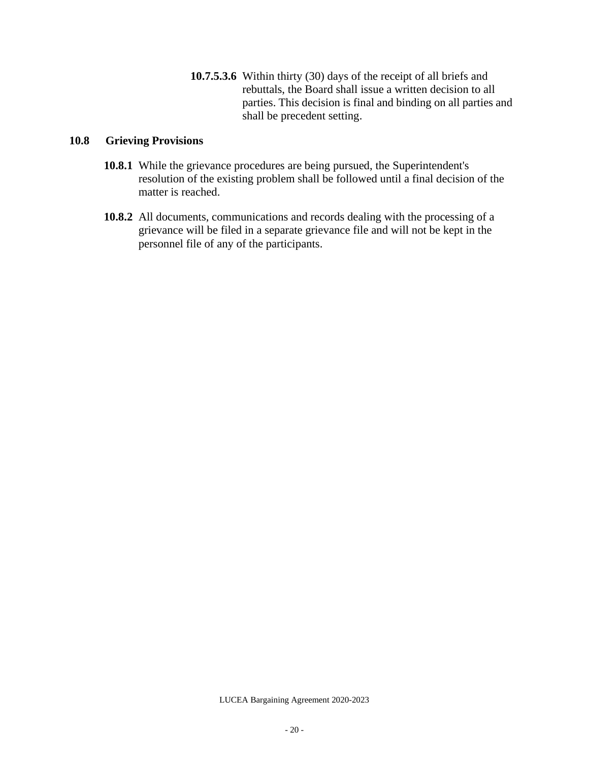**10.7.5.3.6** Within thirty (30) days of the receipt of all briefs and rebuttals, the Board shall issue a written decision to all parties. This decision is final and binding on all parties and shall be precedent setting.

## 10.8 Grieving Provisions

**10.8.1** While the grievance procedures are being pursued, the Superintendent's resolution of the existing problem shall be followed until a final decision of the matter is reached.

**10.8.2** All documents, communications and records dealing with the processing of a grievance will be filed in a separate grievance file and will not be kept in the personnel file of any of the participants.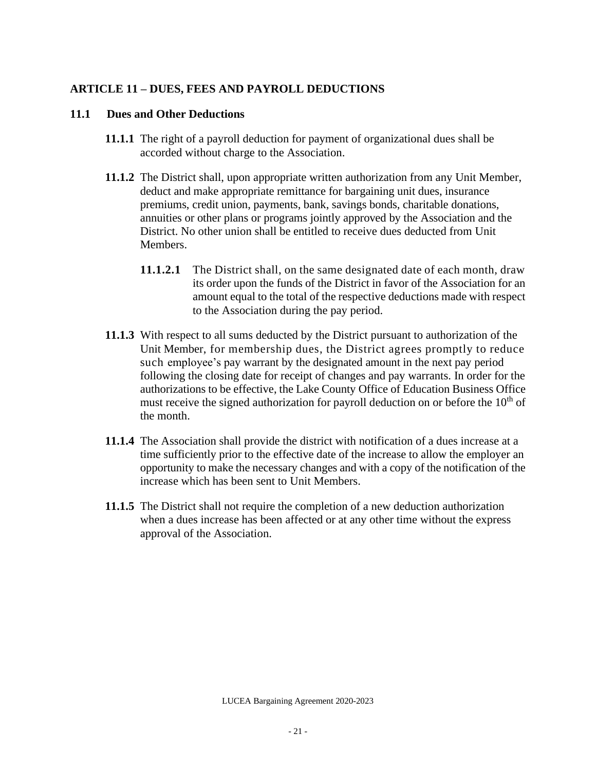## ARTICLE 11 – DUES, FEES AND PAYROLL DEDUCTIONS

### 11.1 Dues and Other Deductions

**11.1.1** The right of a payroll deduction for payment of organizational dues shall be accorded without charge to the Association.

**11.1.2** The District shall, upon appropriate written authorization from any Unit Member, deduct and make appropriate remittance for bargaining unit dues, insurance premiums, credit union, payments, bank, savings bonds, charitable donations, annuities or other plans or programs jointly approved by the Association and the District. No other union shall be entitled to receive dues deducted from Unit Members.

**11.1.2.1** The District shall, on the same designated date of each month, draw its order upon the funds of the District in favor of the Association for an amount equal to the total of the respective deductions made with respect to the Association during the pay period.

**11.1.3** With respect to all sums deducted by the District pursuant to authorization of the Unit Member, for membership dues, the District agrees promptly to reduce such employee's pay warrant by the designated amount in the next pay period following the closing date for receipt of changes and pay warrants. In order for the authorizations to be effective, the Lake County Office of Education Business Office must receive the signed authorization for payroll deduction on or before the 10th of the month.

**11.1.4** The Association shall provide the district with notification of a dues increase at a time sufficiently prior to the effective date of the increase to allow the employer an opportunity to make the necessary changes and with a copy of the notification of the increase which has been sent to Unit Members.

**11.1.5** The District shall not require the completion of a new deduction authorization when a dues increase has been affected or at any other time without the express approval of the Association.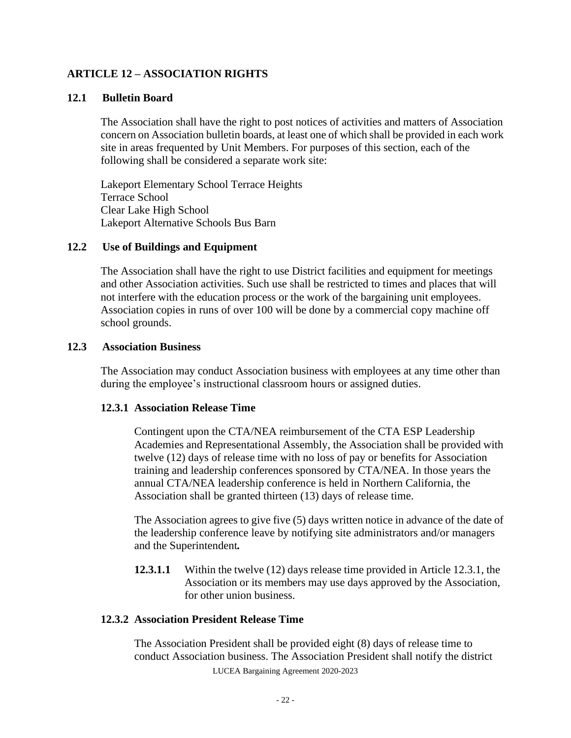## ARTICLE 12 – ASSOCIATION RIGHTS

### 12.1 Bulletin Board

The Association shall have the right to post notices of activities and matters of Association concern on Association bulletin boards, at least one of which shall be provided in each work site in areas frequented by Unit Members. For purposes of this section, each of the following shall be considered a separate work site:

Lakeport Elementary School Terrace Heights
Terrace School
Clear Lake High School
Lakeport Alternative Schools Bus Barn

### 12.2 Use of Buildings and Equipment

The Association shall have the right to use District facilities and equipment for meetings and other Association activities. Such use shall be restricted to times and places that will not interfere with the education process or the work of the bargaining unit employees. Association copies in runs of over 100 will be done by a commercial copy machine off school grounds.

### 12.3 Association Business

The Association may conduct Association business with employees at any time other than during the employee's instructional classroom hours or assigned duties.

#### 12.3.1 Association Release Time

Contingent upon the CTA/NEA reimbursement of the CTA ESP Leadership Academies and Representational Assembly, the Association shall be provided with twelve (12) days of release time with no loss of pay or benefits for Association training and leadership conferences sponsored by CTA/NEA. In those years the annual CTA/NEA leadership conference is held in Northern California, the Association shall be granted thirteen (13) days of release time.

The Association agrees to give five (5) days written notice in advance of the date of the leadership conference leave by notifying site administrators and/or managers and the Superintendent**.**

**12.3.1.1** Within the twelve (12) days release time provided in Article 12.3.1, the Association or its members may use days approved by the Association, for other union business.

#### 12.3.2 Association President Release Time

The Association President shall be provided eight (8) days of release time to conduct Association business. The Association President shall notify the district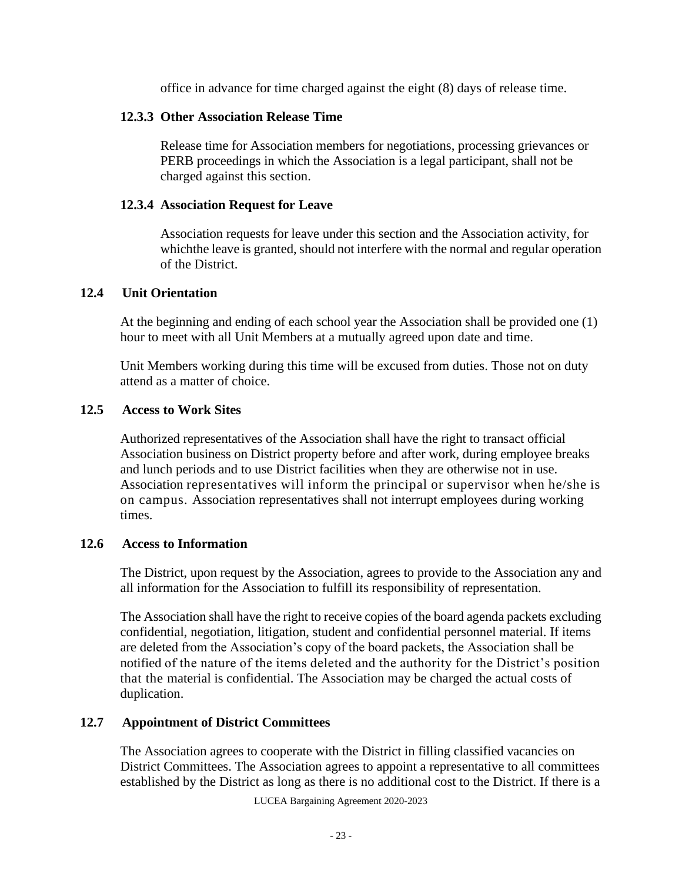office in advance for time charged against the eight (8) days of release time.

### 12.3.3 Other Association Release Time

Release time for Association members for negotiations, processing grievances or PERB proceedings in which the Association is a legal participant, shall not be charged against this section.

### 12.3.4 Association Request for Leave

Association requests for leave under this section and the Association activity, for whichthe leave is granted, should not interfere with the normal and regular operation of the District.

## 12.4 Unit Orientation

At the beginning and ending of each school year the Association shall be provided one (1) hour to meet with all Unit Members at a mutually agreed upon date and time.

Unit Members working during this time will be excused from duties. Those not on duty attend as a matter of choice.

## 12.5 Access to Work Sites

Authorized representatives of the Association shall have the right to transact official Association business on District property before and after work, during employee breaks and lunch periods and to use District facilities when they are otherwise not in use. Association representatives will inform the principal or supervisor when he/she is on campus. Association representatives shall not interrupt employees during working times.

## 12.6 Access to Information

The District, upon request by the Association, agrees to provide to the Association any and all information for the Association to fulfill its responsibility of representation.

The Association shall have the right to receive copies of the board agenda packets excluding confidential, negotiation, litigation, student and confidential personnel material. If items are deleted from the Association's copy of the board packets, the Association shall be notified of the nature of the items deleted and the authority for the District's position that the material is confidential. The Association may be charged the actual costs of duplication.

## 12.7 Appointment of District Committees

The Association agrees to cooperate with the District in filling classified vacancies on District Committees. The Association agrees to appoint a representative to all committees established by the District as long as there is no additional cost to the District. If there is a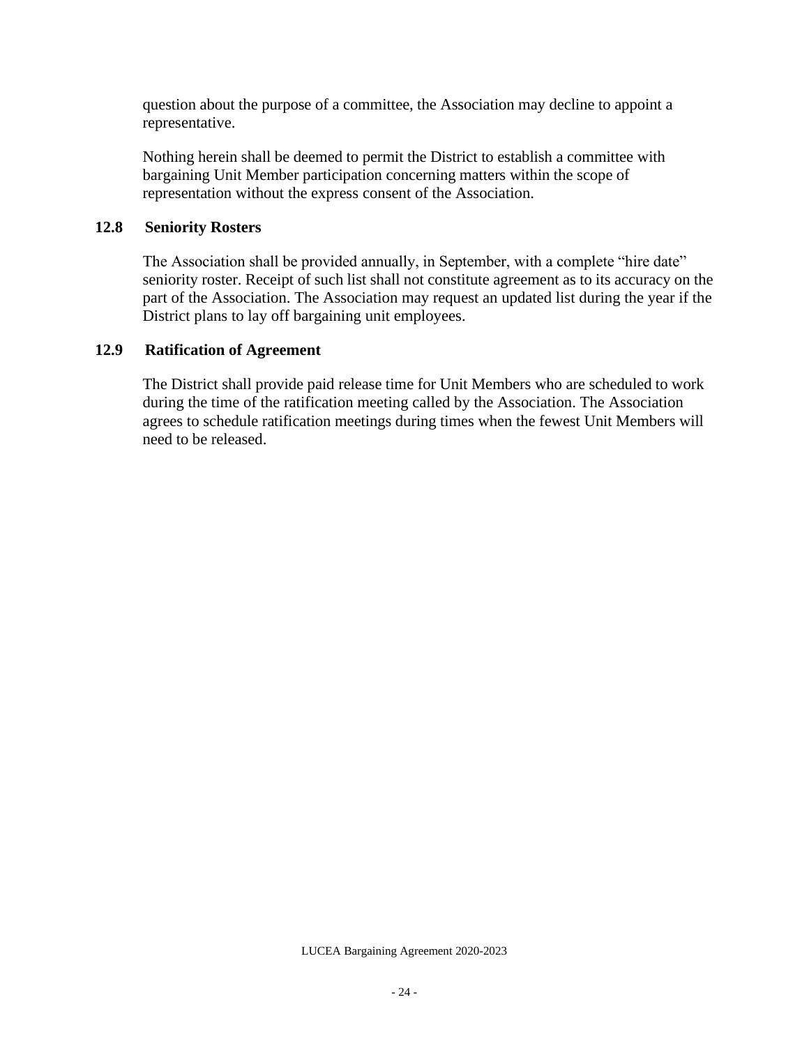question about the purpose of a committee, the Association may decline to appoint a representative.

Nothing herein shall be deemed to permit the District to establish a committee with bargaining Unit Member participation concerning matters within the scope of representation without the express consent of the Association.

### 12.8 Seniority Rosters

The Association shall be provided annually, in September, with a complete "hire date" seniority roster. Receipt of such list shall not constitute agreement as to its accuracy on the part of the Association. The Association may request an updated list during the year if the District plans to lay off bargaining unit employees.

### 12.9 Ratification of Agreement

The District shall provide paid release time for Unit Members who are scheduled to work during the time of the ratification meeting called by the Association. The Association agrees to schedule ratification meetings during times when the fewest Unit Members will need to be released.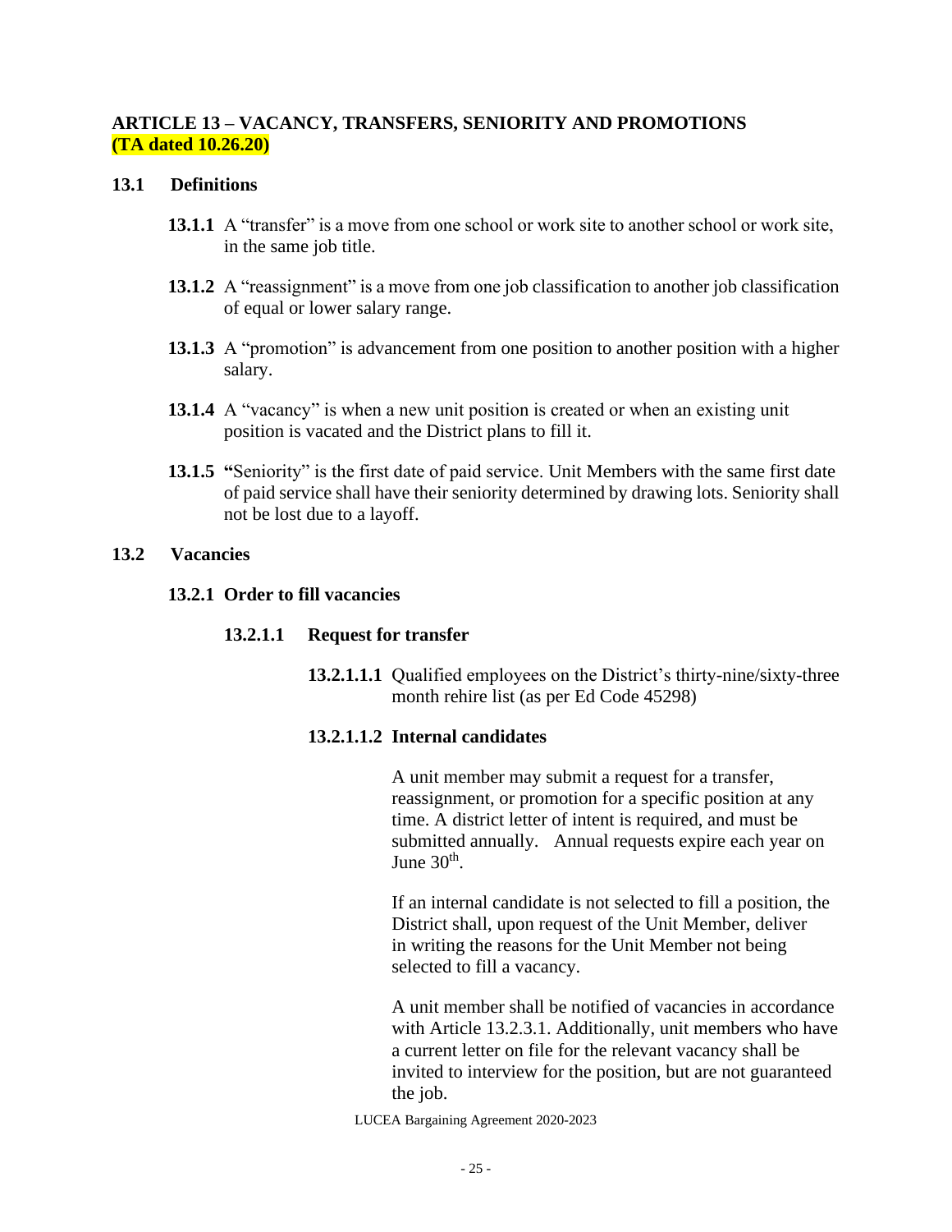## ARTICLE 13 – VACANCY, TRANSFERS, SENIORITY AND PROMOTIONS (TA dated 10.26.20)

### 13.1 Definitions

**13.1.1** A "transfer" is a move from one school or work site to another school or work site, in the same job title.

**13.1.2** A "reassignment" is a move from one job classification to another job classification of equal or lower salary range.

**13.1.3** A "promotion" is advancement from one position to another position with a higher salary.

**13.1.4** A "vacancy" is when a new unit position is created or when an existing unit position is vacated and the District plans to fill it.

**13.1.5** "Seniority" is the first date of paid service. Unit Members with the same first date of paid service shall have their seniority determined by drawing lots. Seniority shall not be lost due to a layoff.

### 13.2 Vacancies

#### 13.2.1 Order to fill vacancies

##### 13.2.1.1 Request for transfer

**13.2.1.1.1** Qualified employees on the District's thirty-nine/sixty-three month rehire list (as per Ed Code 45298)

**13.2.1.1.2 Internal candidates**

A unit member may submit a request for a transfer, reassignment, or promotion for a specific position at any time. A district letter of intent is required, and must be submitted annually. Annual requests expire each year on June 30th.

If an internal candidate is not selected to fill a position, the District shall, upon request of the Unit Member, deliver in writing the reasons for the Unit Member not being selected to fill a vacancy.

A unit member shall be notified of vacancies in accordance with Article 13.2.3.1. Additionally, unit members who have a current letter on file for the relevant vacancy shall be invited to interview for the position, but are not guaranteed the job.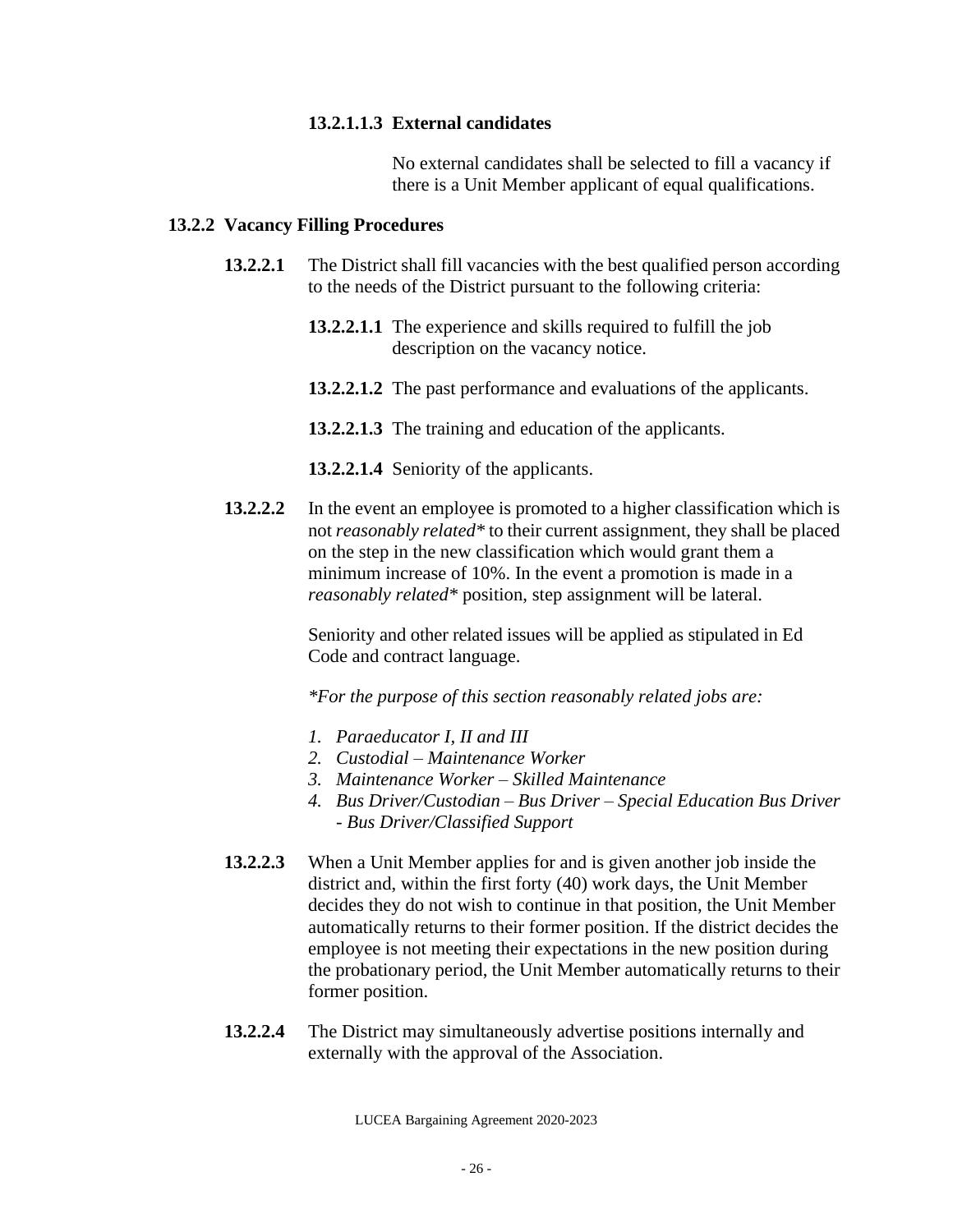**13.2.1.1.3 External candidates**

No external candidates shall be selected to fill a vacancy if there is a Unit Member applicant of equal qualifications.

**13.2.2 Vacancy Filling Procedures**

**13.2.2.1** The District shall fill vacancies with the best qualified person according to the needs of the District pursuant to the following criteria:

**13.2.2.1.1** The experience and skills required to fulfill the job description on the vacancy notice.

**13.2.2.1.2** The past performance and evaluations of the applicants.

**13.2.2.1.3** The training and education of the applicants.

**13.2.2.1.4** Seniority of the applicants.

**13.2.2.2** In the event an employee is promoted to a higher classification which is not *reasonably related** to their current assignment, they shall be placed on the step in the new classification which would grant them a minimum increase of 10%. In the event a promotion is made in a *reasonably related** position, step assignment will be lateral.

Seniority and other related issues will be applied as stipulated in Ed Code and contract language.

*\*For the purpose of this section reasonably related jobs are:*

1. *Paraeducator I, II and III*
2. *Custodial – Maintenance Worker*
3. *Maintenance Worker – Skilled Maintenance*
4. *Bus Driver/Custodian – Bus Driver – Special Education Bus Driver - Bus Driver/Classified Support*

**13.2.2.3** When a Unit Member applies for and is given another job inside the district and, within the first forty (40) work days, the Unit Member decides they do not wish to continue in that position, the Unit Member automatically returns to their former position. If the district decides the employee is not meeting their expectations in the new position during the probationary period, the Unit Member automatically returns to their former position.

**13.2.2.4** The District may simultaneously advertise positions internally and externally with the approval of the Association.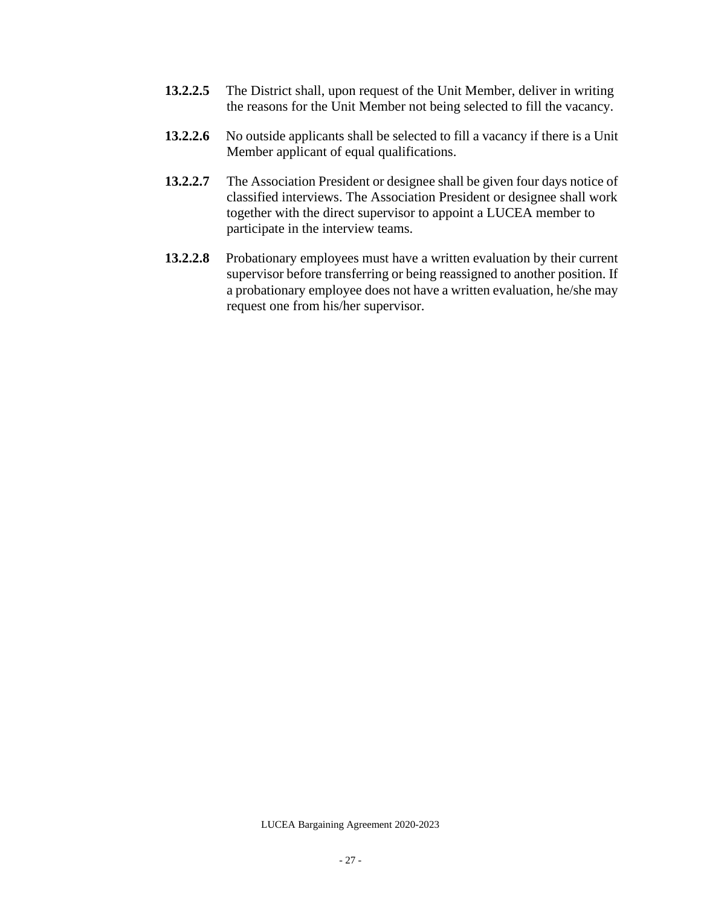**13.2.2.5** The District shall, upon request of the Unit Member, deliver in writing the reasons for the Unit Member not being selected to fill the vacancy.

**13.2.2.6** No outside applicants shall be selected to fill a vacancy if there is a Unit Member applicant of equal qualifications.

**13.2.2.7** The Association President or designee shall be given four days notice of classified interviews. The Association President or designee shall work together with the direct supervisor to appoint a LUCEA member to participate in the interview teams.

**13.2.2.8** Probationary employees must have a written evaluation by their current supervisor before transferring or being reassigned to another position. If a probationary employee does not have a written evaluation, he/she may request one from his/her supervisor.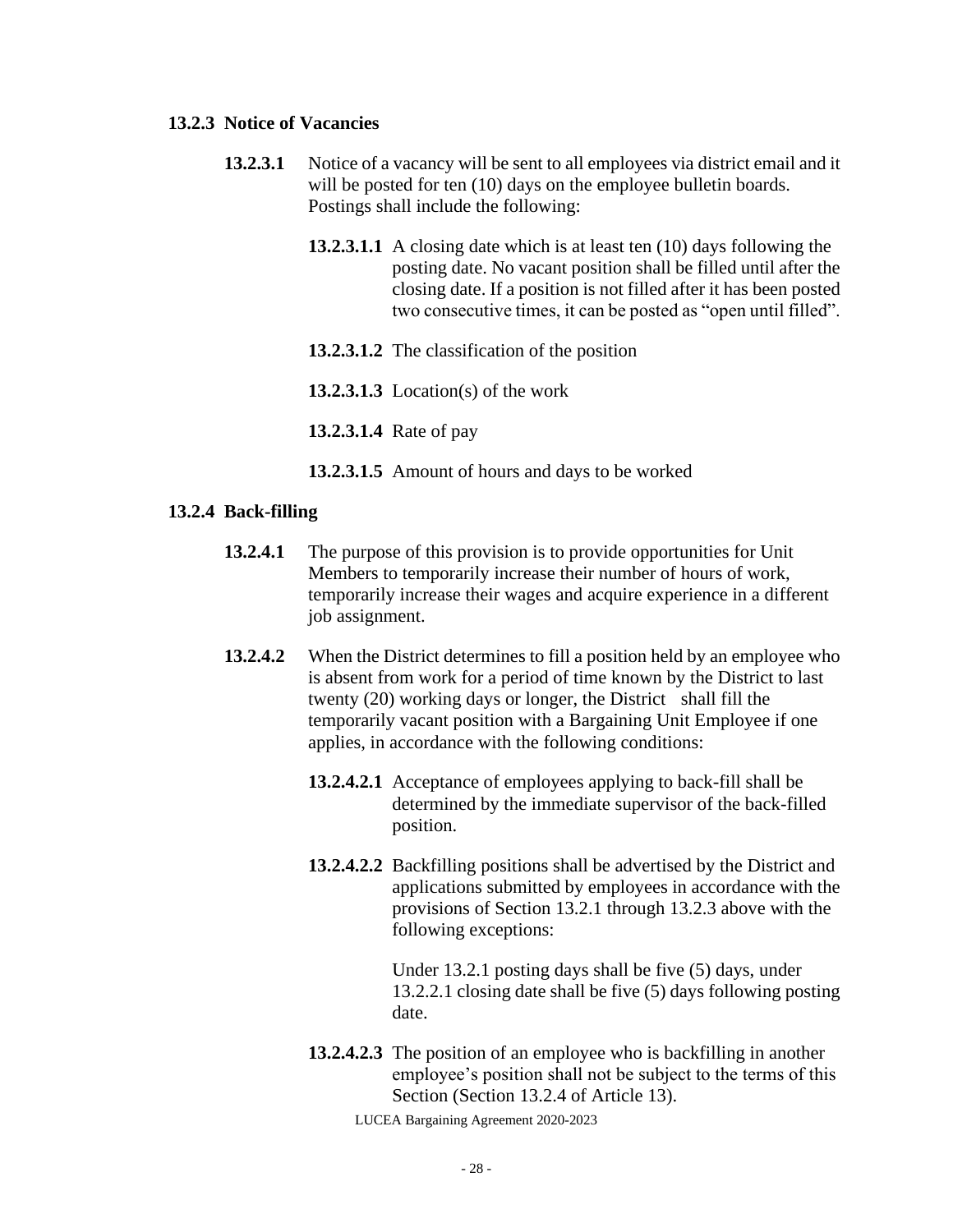### 13.2.3 Notice of Vacancies

**13.2.3.1** Notice of a vacancy will be sent to all employees via district email and it will be posted for ten (10) days on the employee bulletin boards. Postings shall include the following:

**13.2.3.1.1** A closing date which is at least ten (10) days following the posting date. No vacant position shall be filled until after the closing date. If a position is not filled after it has been posted two consecutive times, it can be posted as "open until filled".

**13.2.3.1.2** The classification of the position

**13.2.3.1.3** Location(s) of the work

**13.2.3.1.4** Rate of pay

**13.2.3.1.5** Amount of hours and days to be worked

### 13.2.4 Back-filling

**13.2.4.1** The purpose of this provision is to provide opportunities for Unit Members to temporarily increase their number of hours of work, temporarily increase their wages and acquire experience in a different job assignment.

**13.2.4.2** When the District determines to fill a position held by an employee who is absent from work for a period of time known by the District to last twenty (20) working days or longer, the District shall fill the temporarily vacant position with a Bargaining Unit Employee if one applies, in accordance with the following conditions:

**13.2.4.2.1** Acceptance of employees applying to back-fill shall be determined by the immediate supervisor of the back-filled position.

**13.2.4.2.2** Backfilling positions shall be advertised by the District and applications submitted by employees in accordance with the provisions of Section 13.2.1 through 13.2.3 above with the following exceptions:

Under 13.2.1 posting days shall be five (5) days, under 13.2.2.1 closing date shall be five (5) days following posting date.

**13.2.4.2.3** The position of an employee who is backfilling in another employee's position shall not be subject to the terms of this Section (Section 13.2.4 of Article 13).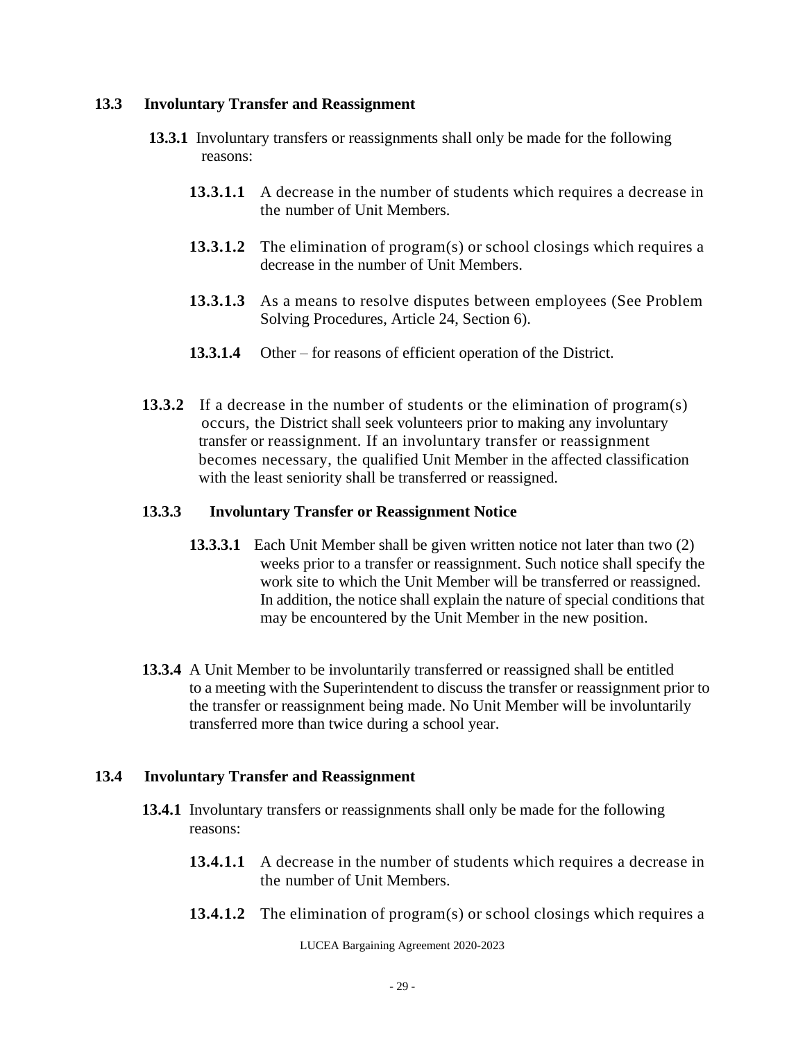### 13.3 Involuntary Transfer and Reassignment

**13.3.1** Involuntary transfers or reassignments shall only be made for the following reasons:

**13.3.1.1** A decrease in the number of students which requires a decrease in the number of Unit Members.

**13.3.1.2** The elimination of program(s) or school closings which requires a decrease in the number of Unit Members.

**13.3.1.3** As a means to resolve disputes between employees (See Problem Solving Procedures, Article 24, Section 6).

**13.3.1.4** Other – for reasons of efficient operation of the District.

**13.3.2** If a decrease in the number of students or the elimination of program(s) occurs, the District shall seek volunteers prior to making any involuntary transfer or reassignment. If an involuntary transfer or reassignment becomes necessary, the qualified Unit Member in the affected classification with the least seniority shall be transferred or reassigned.

**13.3.3 Involuntary Transfer or Reassignment Notice**

**13.3.3.1** Each Unit Member shall be given written notice not later than two (2) weeks prior to a transfer or reassignment. Such notice shall specify the work site to which the Unit Member will be transferred or reassigned. In addition, the notice shall explain the nature of special conditions that may be encountered by the Unit Member in the new position.

**13.3.4** A Unit Member to be involuntarily transferred or reassigned shall be entitled to a meeting with the Superintendent to discuss the transfer or reassignment prior to the transfer or reassignment being made. No Unit Member will be involuntarily transferred more than twice during a school year.

### 13.4 Involuntary Transfer and Reassignment

**13.4.1** Involuntary transfers or reassignments shall only be made for the following reasons:

**13.4.1.1** A decrease in the number of students which requires a decrease in the number of Unit Members.

**13.4.1.2** The elimination of program(s) or school closings which requires a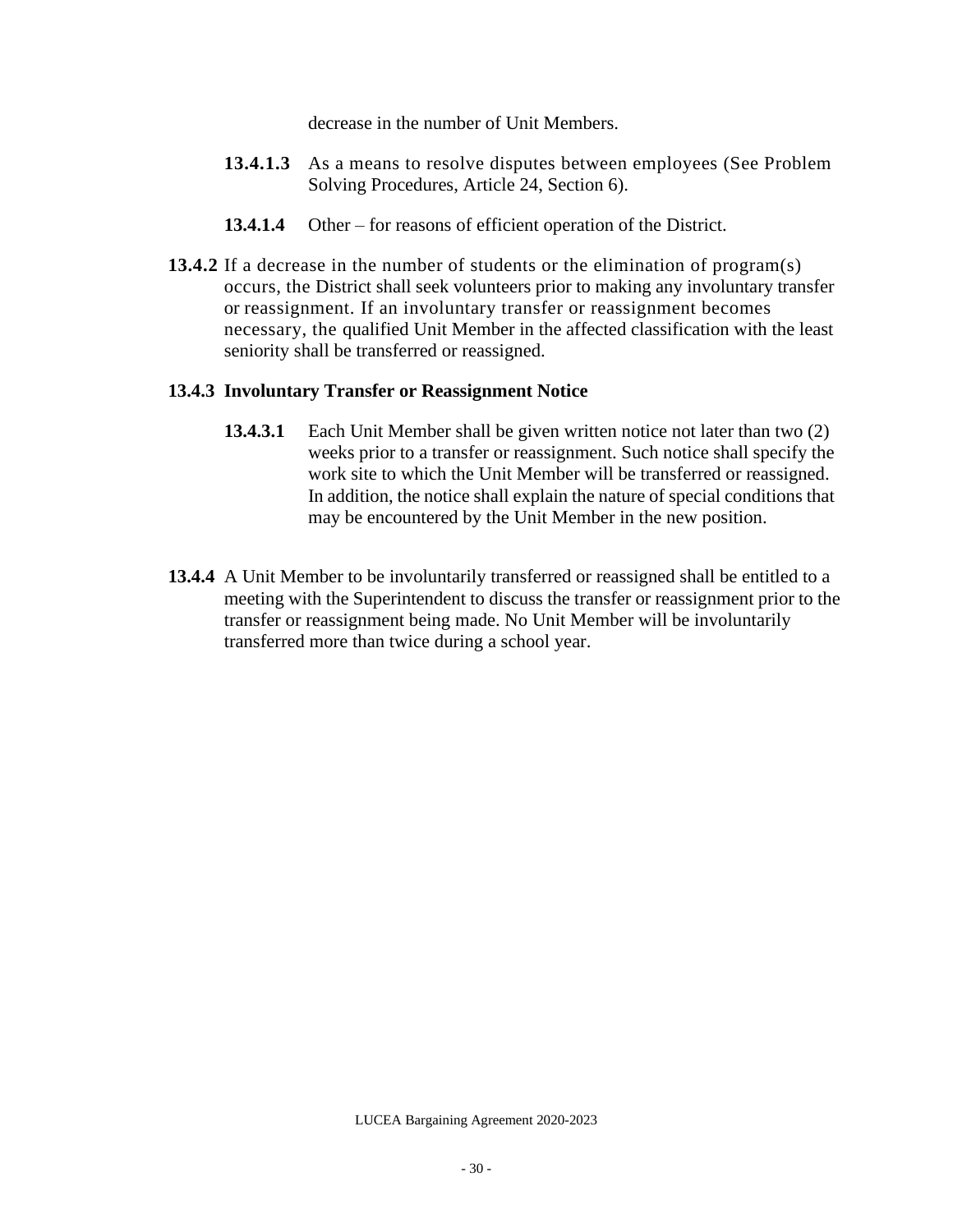decrease in the number of Unit Members.

**13.4.1.3** As a means to resolve disputes between employees (See Problem Solving Procedures, Article 24, Section 6).

**13.4.1.4** Other – for reasons of efficient operation of the District.

**13.4.2** If a decrease in the number of students or the elimination of program(s) occurs, the District shall seek volunteers prior to making any involuntary transfer or reassignment. If an involuntary transfer or reassignment becomes necessary, the qualified Unit Member in the affected classification with the least seniority shall be transferred or reassigned.

**13.4.3 Involuntary Transfer or Reassignment Notice**

**13.4.3.1** Each Unit Member shall be given written notice not later than two (2) weeks prior to a transfer or reassignment. Such notice shall specify the work site to which the Unit Member will be transferred or reassigned. In addition, the notice shall explain the nature of special conditions that may be encountered by the Unit Member in the new position.

**13.4.4** A Unit Member to be involuntarily transferred or reassigned shall be entitled to a meeting with the Superintendent to discuss the transfer or reassignment prior to the transfer or reassignment being made. No Unit Member will be involuntarily transferred more than twice during a school year.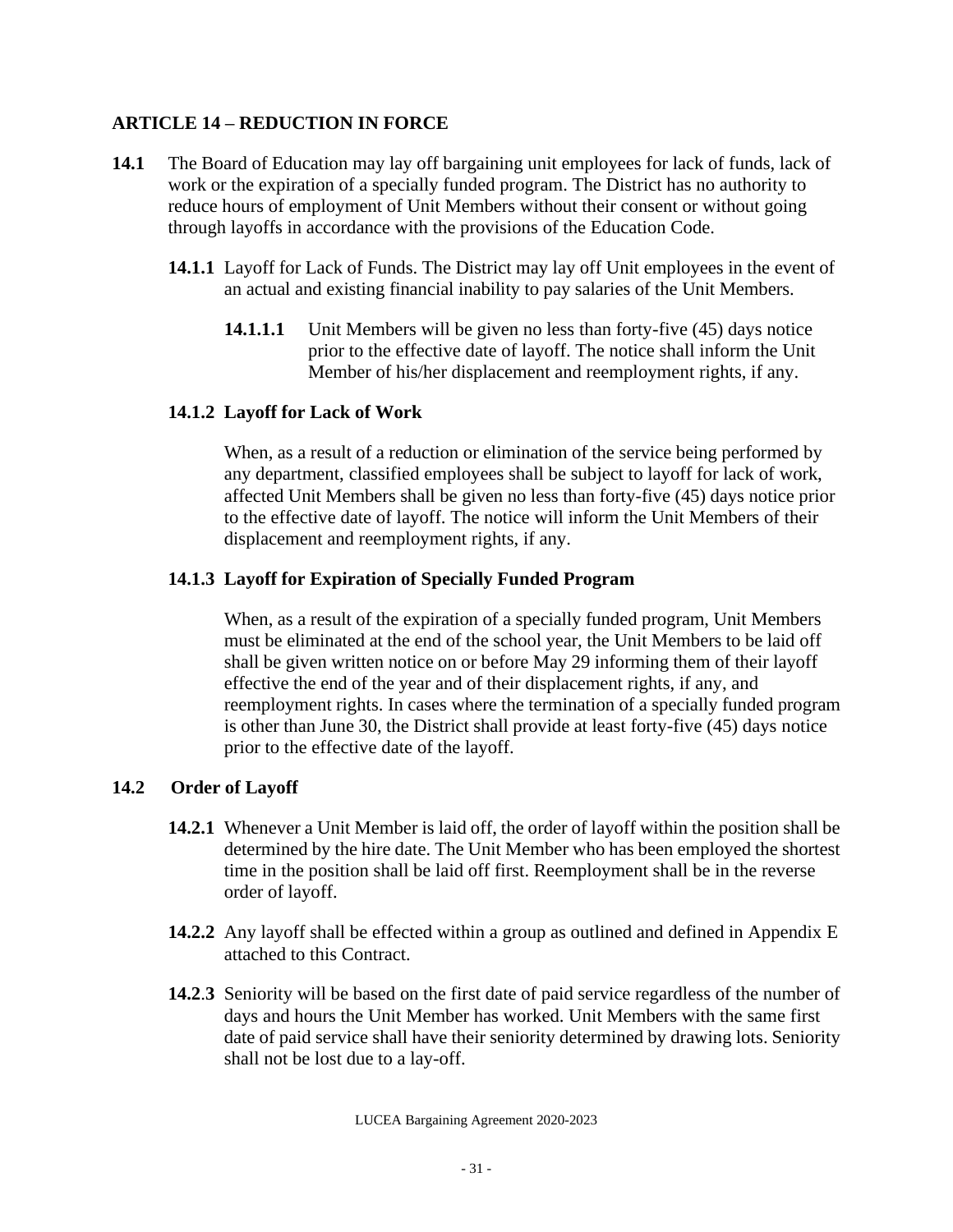## ARTICLE 14 – REDUCTION IN FORCE

**14.1** The Board of Education may lay off bargaining unit employees for lack of funds, lack of work or the expiration of a specially funded program. The District has no authority to reduce hours of employment of Unit Members without their consent or without going through layoffs in accordance with the provisions of the Education Code.

**14.1.1** Layoff for Lack of Funds. The District may lay off Unit employees in the event of an actual and existing financial inability to pay salaries of the Unit Members.

**14.1.1.1** Unit Members will be given no less than forty-five (45) days notice prior to the effective date of layoff. The notice shall inform the Unit Member of his/her displacement and reemployment rights, if any.

**14.1.2 Layoff for Lack of Work**

When, as a result of a reduction or elimination of the service being performed by any department, classified employees shall be subject to layoff for lack of work, affected Unit Members shall be given no less than forty-five (45) days notice prior to the effective date of layoff. The notice will inform the Unit Members of their displacement and reemployment rights, if any.

**14.1.3 Layoff for Expiration of Specially Funded Program**

When, as a result of the expiration of a specially funded program, Unit Members must be eliminated at the end of the school year, the Unit Members to be laid off shall be given written notice on or before May 29 informing them of their layoff effective the end of the year and of their displacement rights, if any, and reemployment rights. In cases where the termination of a specially funded program is other than June 30, the District shall provide at least forty-five (45) days notice prior to the effective date of the layoff.

**14.2 Order of Layoff**

**14.2.1** Whenever a Unit Member is laid off, the order of layoff within the position shall be determined by the hire date. The Unit Member who has been employed the shortest time in the position shall be laid off first. Reemployment shall be in the reverse order of layoff.

**14.2.2** Any layoff shall be effected within a group as outlined and defined in Appendix E attached to this Contract.

**14.2.3** Seniority will be based on the first date of paid service regardless of the number of days and hours the Unit Member has worked. Unit Members with the same first date of paid service shall have their seniority determined by drawing lots. Seniority shall not be lost due to a lay-off.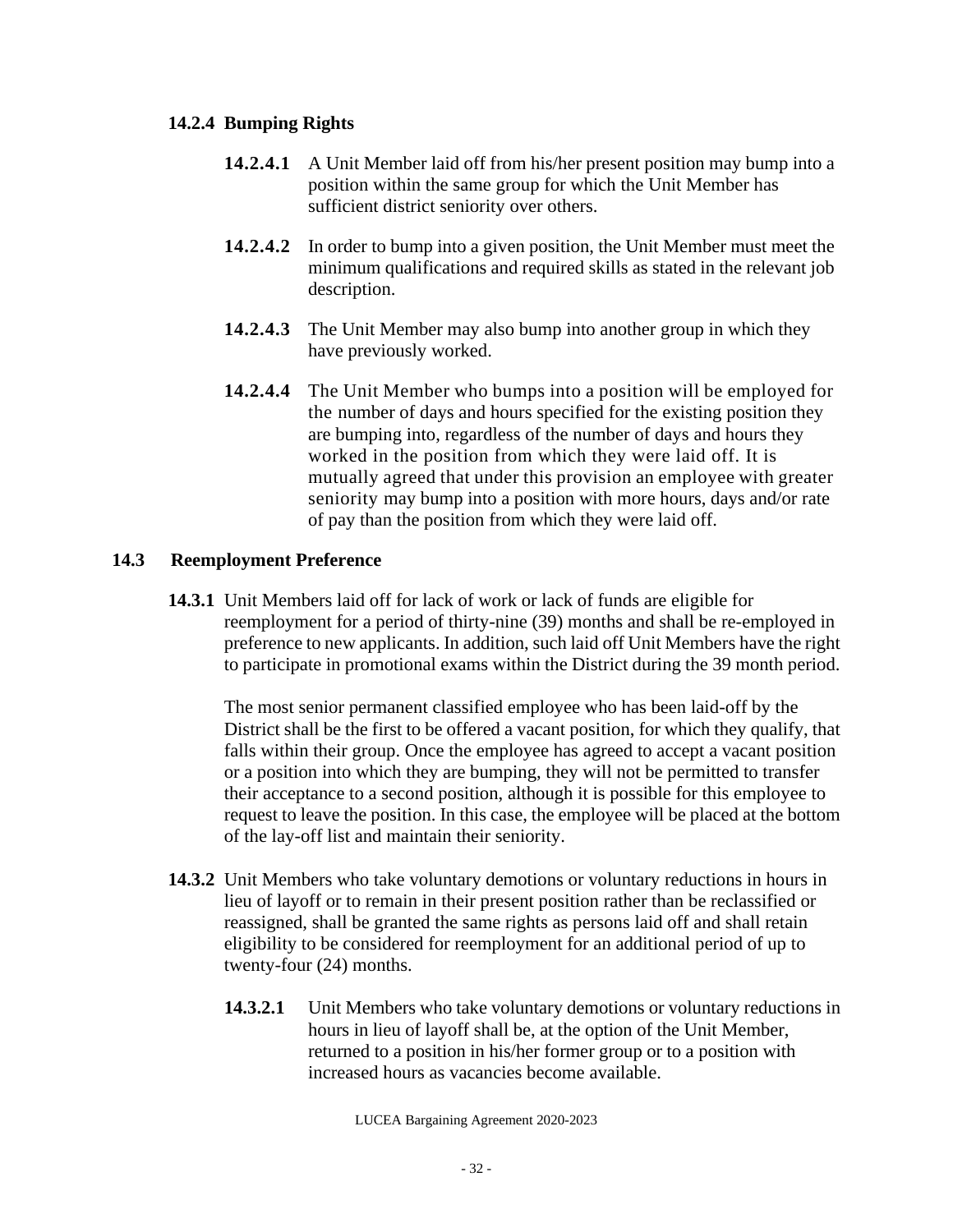### 14.2.4 Bumping Rights

**14.2.4.1** A Unit Member laid off from his/her present position may bump into a position within the same group for which the Unit Member has sufficient district seniority over others.

**14.2.4.2** In order to bump into a given position, the Unit Member must meet the minimum qualifications and required skills as stated in the relevant job description.

**14.2.4.3** The Unit Member may also bump into another group in which they have previously worked.

**14.2.4.4** The Unit Member who bumps into a position will be employed for the number of days and hours specified for the existing position they are bumping into, regardless of the number of days and hours they worked in the position from which they were laid off. It is mutually agreed that under this provision an employee with greater seniority may bump into a position with more hours, days and/or rate of pay than the position from which they were laid off.

## 14.3 Reemployment Preference

**14.3.1** Unit Members laid off for lack of work or lack of funds are eligible for reemployment for a period of thirty-nine (39) months and shall be re-employed in preference to new applicants. In addition, such laid off Unit Members have the right to participate in promotional exams within the District during the 39 month period.

The most senior permanent classified employee who has been laid-off by the District shall be the first to be offered a vacant position, for which they qualify, that falls within their group. Once the employee has agreed to accept a vacant position or a position into which they are bumping, they will not be permitted to transfer their acceptance to a second position, although it is possible for this employee to request to leave the position. In this case, the employee will be placed at the bottom of the lay-off list and maintain their seniority.

**14.3.2** Unit Members who take voluntary demotions or voluntary reductions in hours in lieu of layoff or to remain in their present position rather than be reclassified or reassigned, shall be granted the same rights as persons laid off and shall retain eligibility to be considered for reemployment for an additional period of up to twenty-four (24) months.

**14.3.2.1** Unit Members who take voluntary demotions or voluntary reductions in hours in lieu of layoff shall be, at the option of the Unit Member, returned to a position in his/her former group or to a position with increased hours as vacancies become available.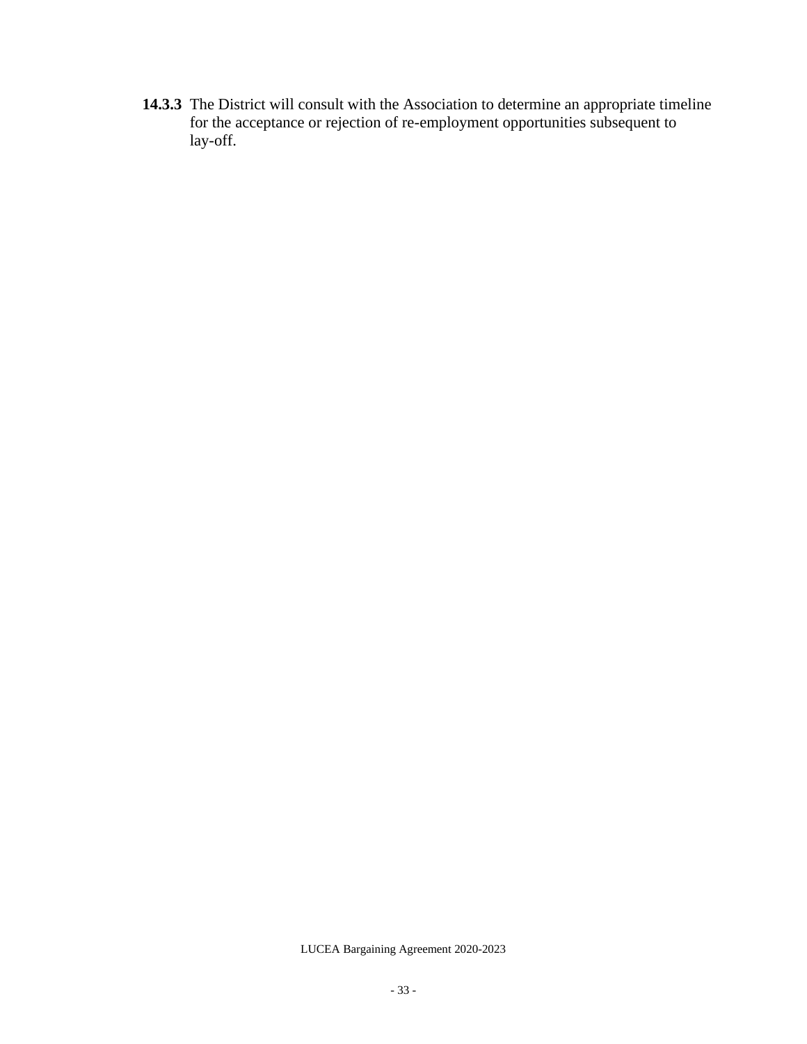**14.3.3** The District will consult with the Association to determine an appropriate timeline for the acceptance or rejection of re-employment opportunities subsequent to lay-off.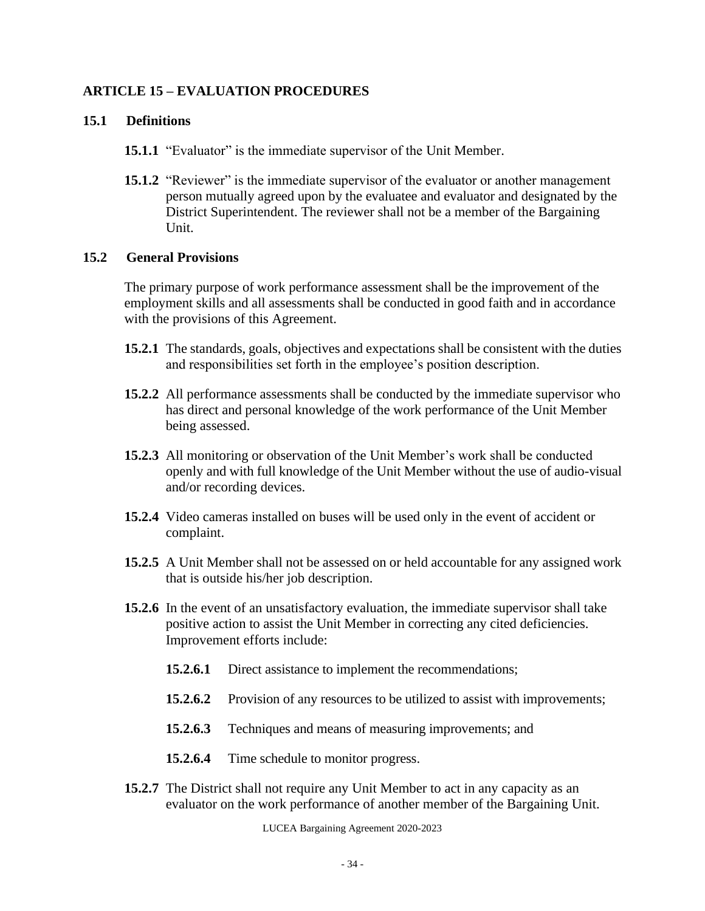## ARTICLE 15 – EVALUATION PROCEDURES

### 15.1 Definitions

**15.1.1** "Evaluator" is the immediate supervisor of the Unit Member.

**15.1.2** "Reviewer" is the immediate supervisor of the evaluator or another management person mutually agreed upon by the evaluatee and evaluator and designated by the District Superintendent. The reviewer shall not be a member of the Bargaining Unit.

### 15.2 General Provisions

The primary purpose of work performance assessment shall be the improvement of the employment skills and all assessments shall be conducted in good faith and in accordance with the provisions of this Agreement.

**15.2.1** The standards, goals, objectives and expectations shall be consistent with the duties and responsibilities set forth in the employee's position description.

**15.2.2** All performance assessments shall be conducted by the immediate supervisor who has direct and personal knowledge of the work performance of the Unit Member being assessed.

**15.2.3** All monitoring or observation of the Unit Member's work shall be conducted openly and with full knowledge of the Unit Member without the use of audio-visual and/or recording devices.

**15.2.4** Video cameras installed on buses will be used only in the event of accident or complaint.

**15.2.5** A Unit Member shall not be assessed on or held accountable for any assigned work that is outside his/her job description.

**15.2.6** In the event of an unsatisfactory evaluation, the immediate supervisor shall take positive action to assist the Unit Member in correcting any cited deficiencies. Improvement efforts include:

**15.2.6.1** Direct assistance to implement the recommendations;

**15.2.6.2** Provision of any resources to be utilized to assist with improvements;

**15.2.6.3** Techniques and means of measuring improvements; and

**15.2.6.4** Time schedule to monitor progress.

**15.2.7** The District shall not require any Unit Member to act in any capacity as an evaluator on the work performance of another member of the Bargaining Unit.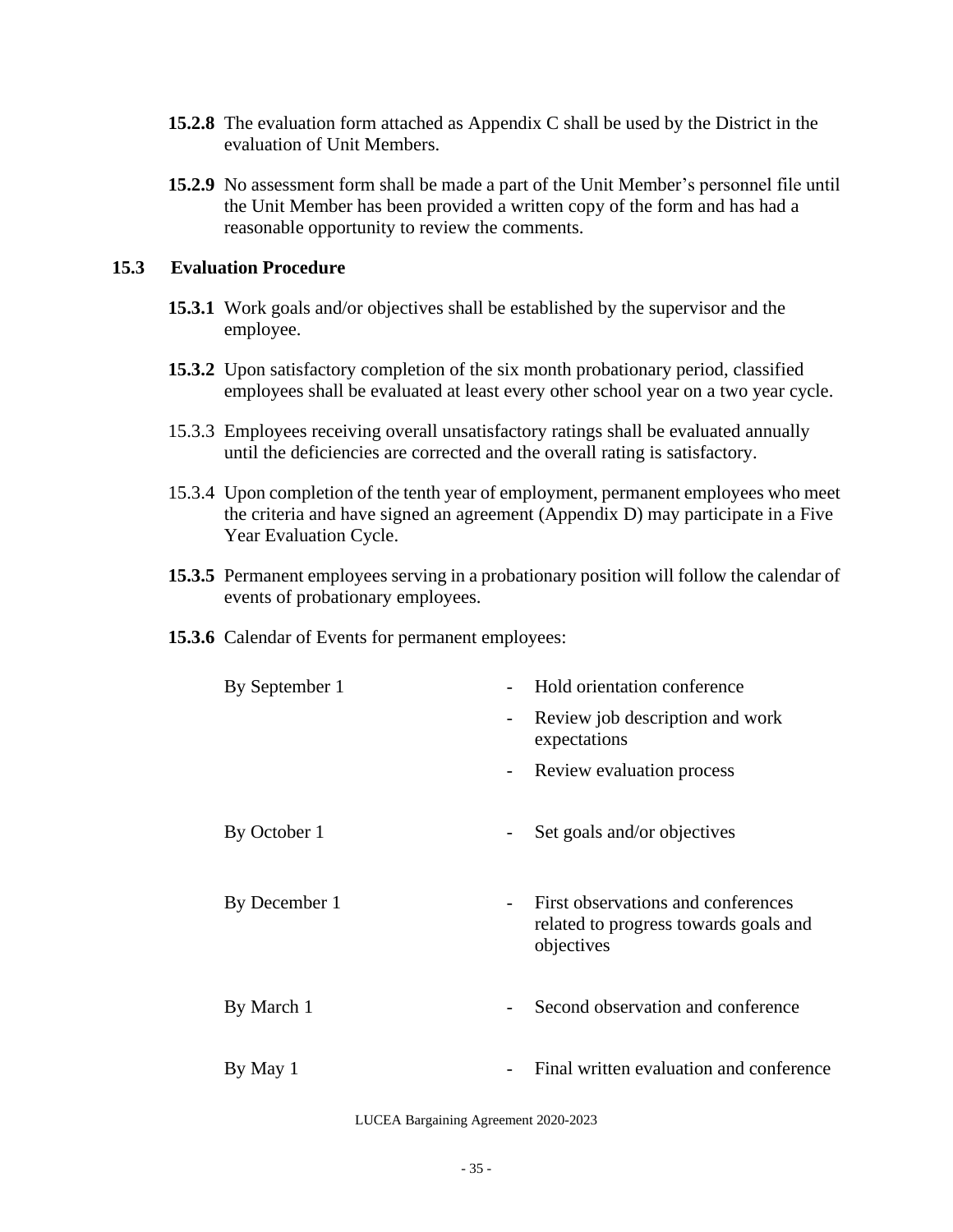**15.2.8** The evaluation form attached as Appendix C shall be used by the District in the evaluation of Unit Members.

**15.2.9** No assessment form shall be made a part of the Unit Member's personnel file until the Unit Member has been provided a written copy of the form and has had a reasonable opportunity to review the comments.

## 15.3 Evaluation Procedure

**15.3.1** Work goals and/or objectives shall be established by the supervisor and the employee.

**15.3.2** Upon satisfactory completion of the six month probationary period, classified employees shall be evaluated at least every other school year on a two year cycle.

15.3.3 Employees receiving overall unsatisfactory ratings shall be evaluated annually until the deficiencies are corrected and the overall rating is satisfactory.

15.3.4 Upon completion of the tenth year of employment, permanent employees who meet the criteria and have signed an agreement (Appendix D) may participate in a Five Year Evaluation Cycle.

**15.3.5** Permanent employees serving in a probationary position will follow the calendar of events of probationary employees.

**15.3.6** Calendar of Events for permanent employees:

| | |
|---|---|
| By September 1 | - Hold orientation conference<br>- Review job description and work expectations<br>- Review evaluation process |
| By October 1 | - Set goals and/or objectives |
| By December 1 | - First observations and conferences related to progress towards goals and objectives |
| By March 1 | - Second observation and conference |
| By May 1 | - Final written evaluation and conference |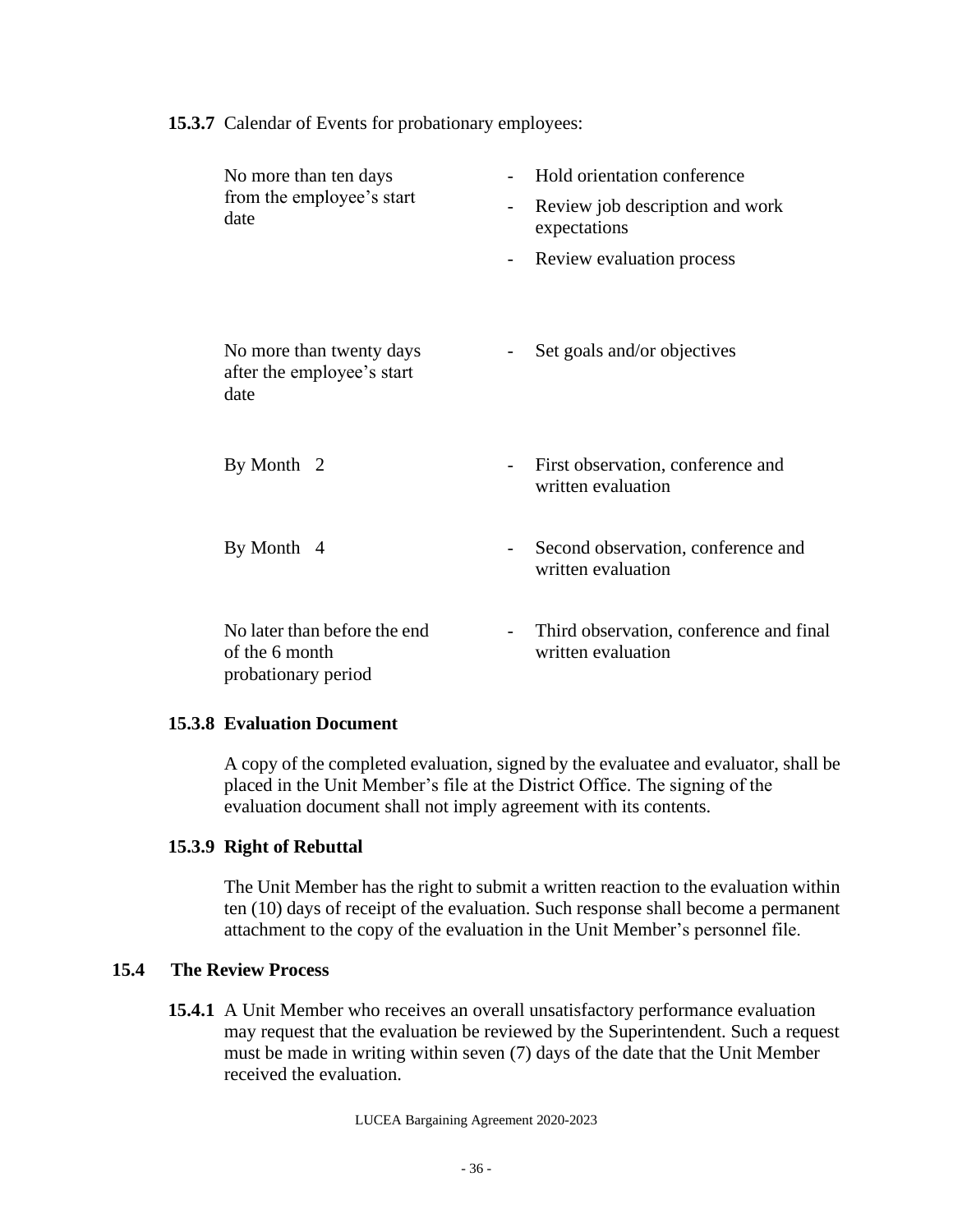**15.3.7** Calendar of Events for probationary employees:

| | |
|---|---|
| No more than ten days from the employee's start date | - Hold orientation conference<br>- Review job description and work expectations<br>- Review evaluation process |
| No more than twenty days after the employee's start date | - Set goals and/or objectives |
| By Month 2 | - First observation, conference and written evaluation |
| By Month 4 | - Second observation, conference and written evaluation |
| No later than before the end of the 6 month probationary period | - Third observation, conference and final written evaluation |

**15.3.8 Evaluation Document**

A copy of the completed evaluation, signed by the evaluatee and evaluator, shall be placed in the Unit Member's file at the District Office. The signing of the evaluation document shall not imply agreement with its contents.

**15.3.9 Right of Rebuttal**

The Unit Member has the right to submit a written reaction to the evaluation within ten (10) days of receipt of the evaluation. Such response shall become a permanent attachment to the copy of the evaluation in the Unit Member's personnel file.

### 15.4 The Review Process

**15.4.1** A Unit Member who receives an overall unsatisfactory performance evaluation may request that the evaluation be reviewed by the Superintendent. Such a request must be made in writing within seven (7) days of the date that the Unit Member received the evaluation.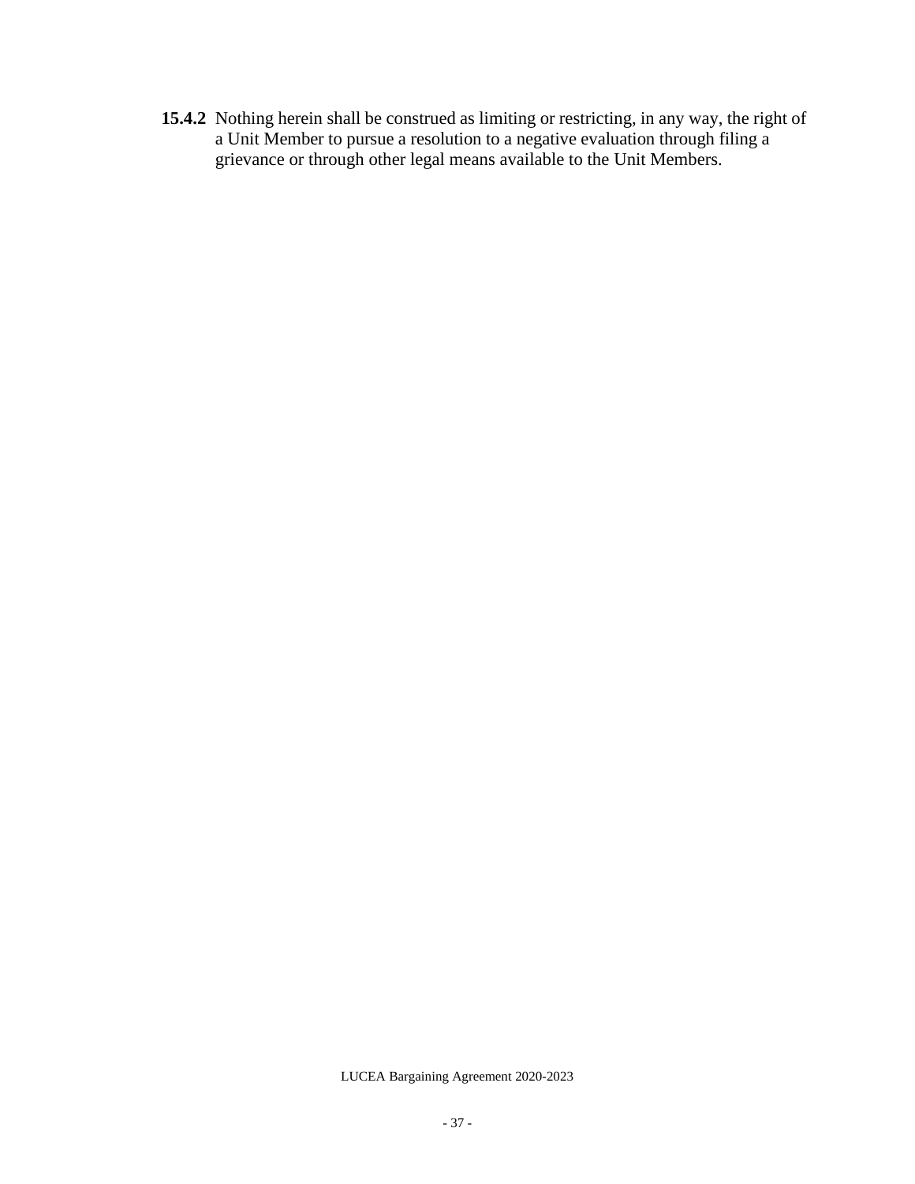**15.4.2** Nothing herein shall be construed as limiting or restricting, in any way, the right of a Unit Member to pursue a resolution to a negative evaluation through filing a grievance or through other legal means available to the Unit Members.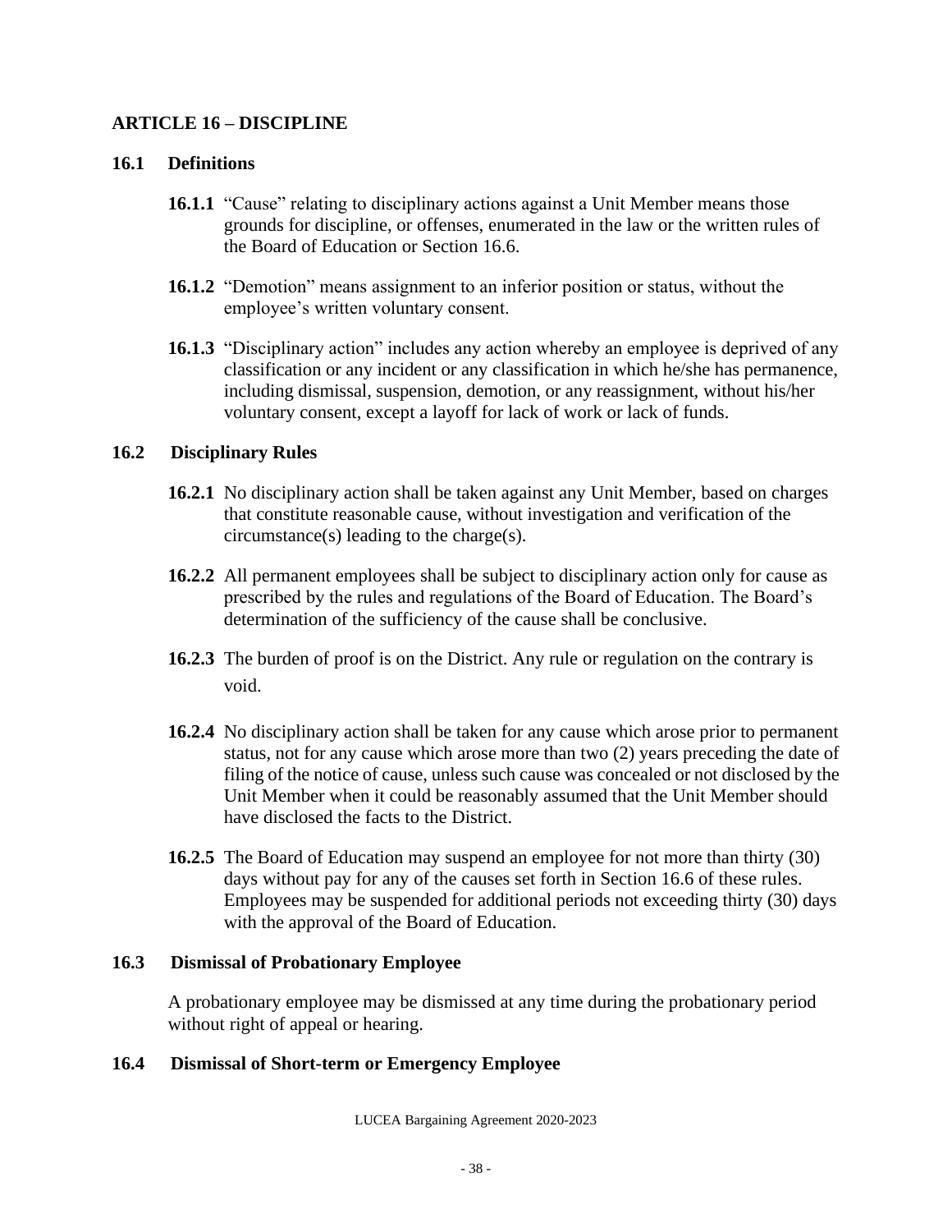## ARTICLE 16 – DISCIPLINE

### 16.1 Definitions

**16.1.1** "Cause" relating to disciplinary actions against a Unit Member means those grounds for discipline, or offenses, enumerated in the law or the written rules of the Board of Education or Section 16.6.

**16.1.2** "Demotion" means assignment to an inferior position or status, without the employee's written voluntary consent.

**16.1.3** "Disciplinary action" includes any action whereby an employee is deprived of any classification or any incident or any classification in which he/she has permanence, including dismissal, suspension, demotion, or any reassignment, without his/her voluntary consent, except a layoff for lack of work or lack of funds.

### 16.2 Disciplinary Rules

**16.2.1** No disciplinary action shall be taken against any Unit Member, based on charges that constitute reasonable cause, without investigation and verification of the circumstance(s) leading to the charge(s).

**16.2.2** All permanent employees shall be subject to disciplinary action only for cause as prescribed by the rules and regulations of the Board of Education. The Board's determination of the sufficiency of the cause shall be conclusive.

**16.2.3** The burden of proof is on the District. Any rule or regulation on the contrary is void.

**16.2.4** No disciplinary action shall be taken for any cause which arose prior to permanent status, not for any cause which arose more than two (2) years preceding the date of filing of the notice of cause, unless such cause was concealed or not disclosed by the Unit Member when it could be reasonably assumed that the Unit Member should have disclosed the facts to the District.

**16.2.5** The Board of Education may suspend an employee for not more than thirty (30) days without pay for any of the causes set forth in Section 16.6 of these rules. Employees may be suspended for additional periods not exceeding thirty (30) days with the approval of the Board of Education.

### 16.3 Dismissal of Probationary Employee

A probationary employee may be dismissed at any time during the probationary period without right of appeal or hearing.

### 16.4 Dismissal of Short-term or Emergency Employee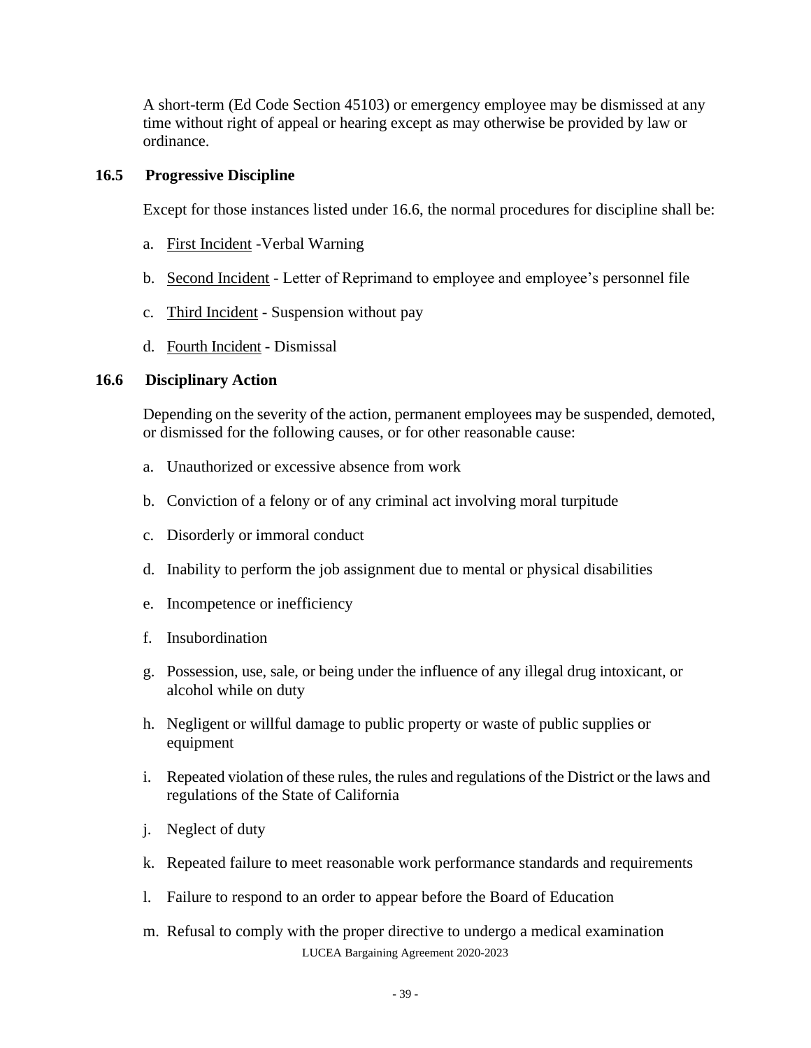A short-term (Ed Code Section 45103) or emergency employee may be dismissed at any time without right of appeal or hearing except as may otherwise be provided by law or ordinance.

### 16.5 Progressive Discipline

Except for those instances listed under 16.6, the normal procedures for discipline shall be:

a. First Incident -Verbal Warning

b. Second Incident - Letter of Reprimand to employee and employee's personnel file

c. Third Incident - Suspension without pay

d. Fourth Incident - Dismissal

### 16.6 Disciplinary Action

Depending on the severity of the action, permanent employees may be suspended, demoted, or dismissed for the following causes, or for other reasonable cause:

a. Unauthorized or excessive absence from work

b. Conviction of a felony or of any criminal act involving moral turpitude

c. Disorderly or immoral conduct

d. Inability to perform the job assignment due to mental or physical disabilities

e. Incompetence or inefficiency

f. Insubordination

g. Possession, use, sale, or being under the influence of any illegal drug intoxicant, or alcohol while on duty

h. Negligent or willful damage to public property or waste of public supplies or equipment

i. Repeated violation of these rules, the rules and regulations of the District or the laws and regulations of the State of California

j. Neglect of duty

k. Repeated failure to meet reasonable work performance standards and requirements

l. Failure to respond to an order to appear before the Board of Education

m. Refusal to comply with the proper directive to undergo a medical examination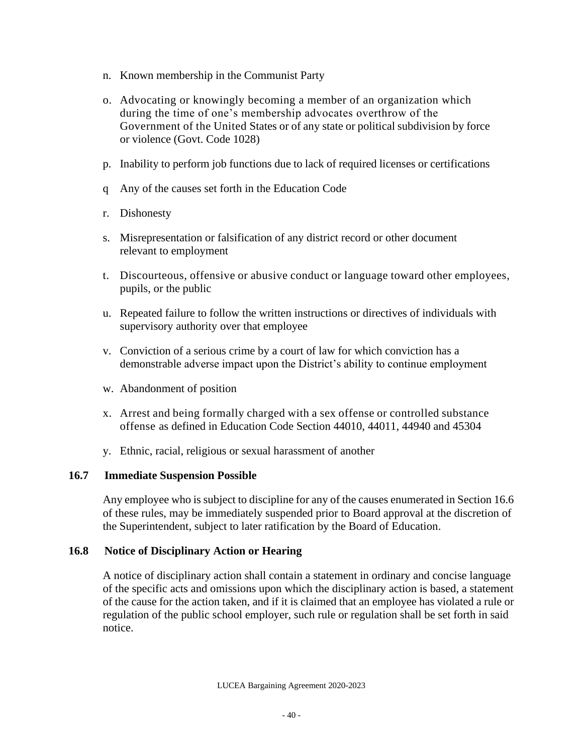n. Known membership in the Communist Party

o. Advocating or knowingly becoming a member of an organization which during the time of one's membership advocates overthrow of the Government of the United States or of any state or political subdivision by force or violence (Govt. Code 1028)

p. Inability to perform job functions due to lack of required licenses or certifications

q Any of the causes set forth in the Education Code

r. Dishonesty

s. Misrepresentation or falsification of any district record or other document relevant to employment

t. Discourteous, offensive or abusive conduct or language toward other employees, pupils, or the public

u. Repeated failure to follow the written instructions or directives of individuals with supervisory authority over that employee

v. Conviction of a serious crime by a court of law for which conviction has a demonstrable adverse impact upon the District's ability to continue employment

w. Abandonment of position

x. Arrest and being formally charged with a sex offense or controlled substance offense as defined in Education Code Section 44010, 44011, 44940 and 45304

y. Ethnic, racial, religious or sexual harassment of another

### 16.7 Immediate Suspension Possible

Any employee who is subject to discipline for any of the causes enumerated in Section 16.6 of these rules, may be immediately suspended prior to Board approval at the discretion of the Superintendent, subject to later ratification by the Board of Education.

### 16.8 Notice of Disciplinary Action or Hearing

A notice of disciplinary action shall contain a statement in ordinary and concise language of the specific acts and omissions upon which the disciplinary action is based, a statement of the cause for the action taken, and if it is claimed that an employee has violated a rule or regulation of the public school employer, such rule or regulation shall be set forth in said notice.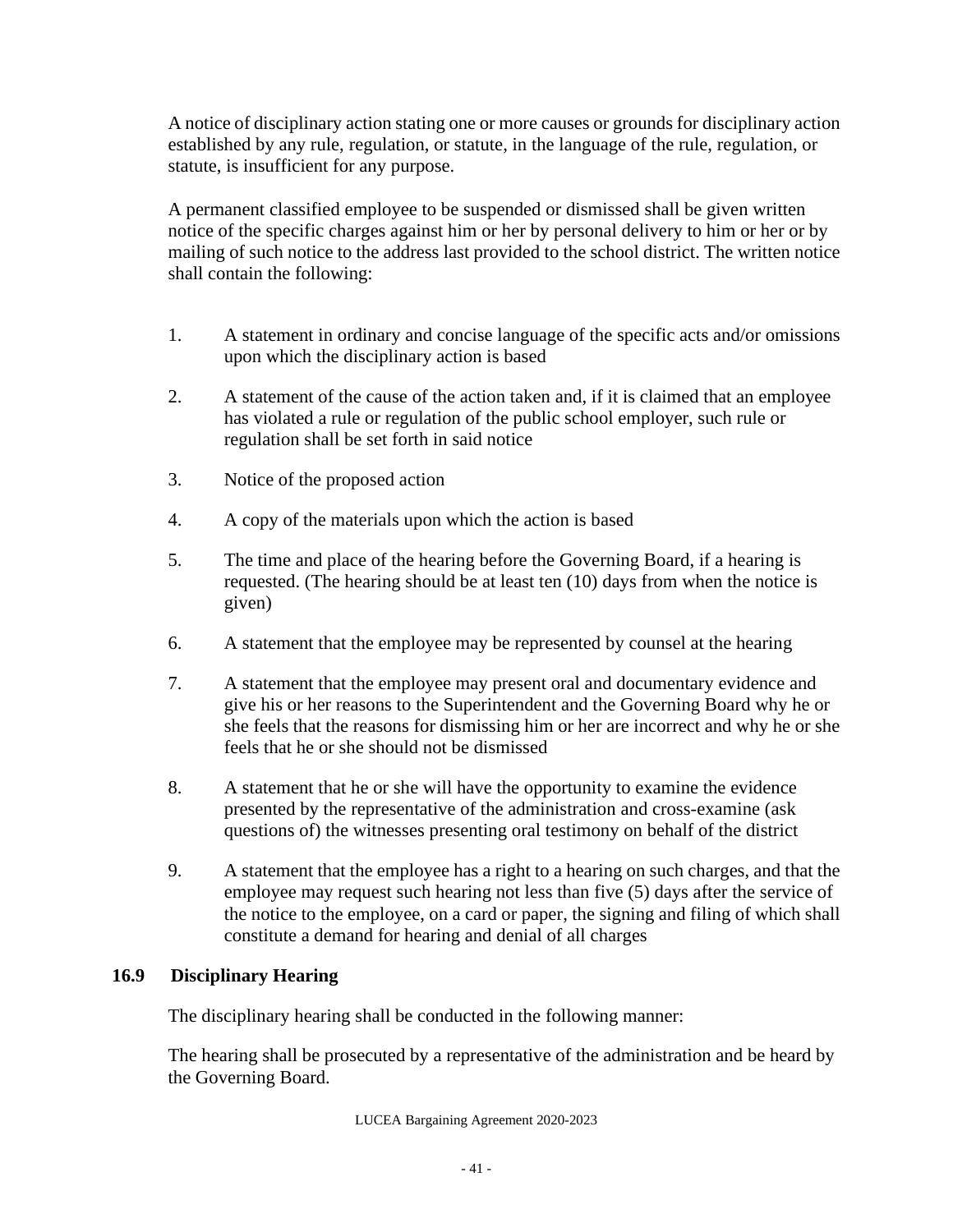A notice of disciplinary action stating one or more causes or grounds for disciplinary action established by any rule, regulation, or statute, in the language of the rule, regulation, or statute, is insufficient for any purpose.

A permanent classified employee to be suspended or dismissed shall be given written notice of the specific charges against him or her by personal delivery to him or her or by mailing of such notice to the address last provided to the school district. The written notice shall contain the following:

1. A statement in ordinary and concise language of the specific acts and/or omissions upon which the disciplinary action is based
2. A statement of the cause of the action taken and, if it is claimed that an employee has violated a rule or regulation of the public school employer, such rule or regulation shall be set forth in said notice
3. Notice of the proposed action
4. A copy of the materials upon which the action is based
5. The time and place of the hearing before the Governing Board, if a hearing is requested. (The hearing should be at least ten (10) days from when the notice is given)
6. A statement that the employee may be represented by counsel at the hearing
7. A statement that the employee may present oral and documentary evidence and give his or her reasons to the Superintendent and the Governing Board why he or she feels that the reasons for dismissing him or her are incorrect and why he or she feels that he or she should not be dismissed
8. A statement that he or she will have the opportunity to examine the evidence presented by the representative of the administration and cross-examine (ask questions of) the witnesses presenting oral testimony on behalf of the district
9. A statement that the employee has a right to a hearing on such charges, and that the employee may request such hearing not less than five (5) days after the service of the notice to the employee, on a card or paper, the signing and filing of which shall constitute a demand for hearing and denial of all charges

## 16.9 Disciplinary Hearing

The disciplinary hearing shall be conducted in the following manner:

The hearing shall be prosecuted by a representative of the administration and be heard by the Governing Board.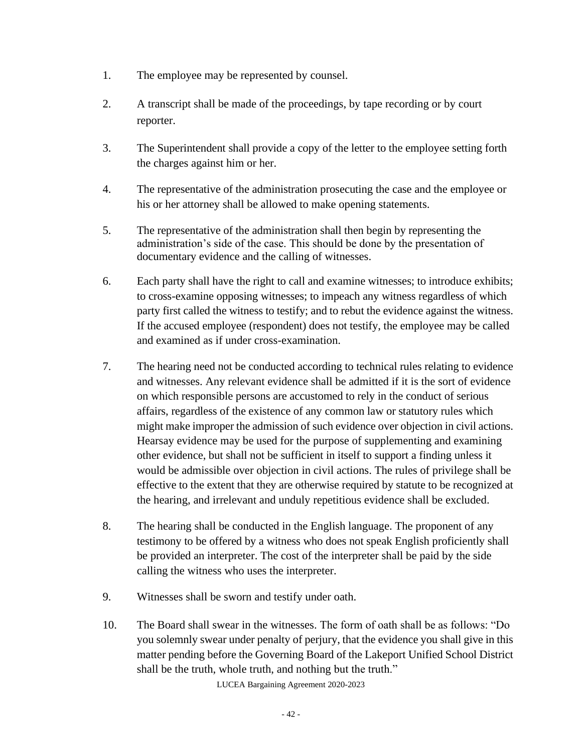1. The employee may be represented by counsel.

2. A transcript shall be made of the proceedings, by tape recording or by court reporter.

3. The Superintendent shall provide a copy of the letter to the employee setting forth the charges against him or her.

4. The representative of the administration prosecuting the case and the employee or his or her attorney shall be allowed to make opening statements.

5. The representative of the administration shall then begin by representing the administration's side of the case. This should be done by the presentation of documentary evidence and the calling of witnesses.

6. Each party shall have the right to call and examine witnesses; to introduce exhibits; to cross-examine opposing witnesses; to impeach any witness regardless of which party first called the witness to testify; and to rebut the evidence against the witness. If the accused employee (respondent) does not testify, the employee may be called and examined as if under cross-examination.

7. The hearing need not be conducted according to technical rules relating to evidence and witnesses. Any relevant evidence shall be admitted if it is the sort of evidence on which responsible persons are accustomed to rely in the conduct of serious affairs, regardless of the existence of any common law or statutory rules which might make improper the admission of such evidence over objection in civil actions. Hearsay evidence may be used for the purpose of supplementing and examining other evidence, but shall not be sufficient in itself to support a finding unless it would be admissible over objection in civil actions. The rules of privilege shall be effective to the extent that they are otherwise required by statute to be recognized at the hearing, and irrelevant and unduly repetitious evidence shall be excluded.

8. The hearing shall be conducted in the English language. The proponent of any testimony to be offered by a witness who does not speak English proficiently shall be provided an interpreter. The cost of the interpreter shall be paid by the side calling the witness who uses the interpreter.

9. Witnesses shall be sworn and testify under oath.

10. The Board shall swear in the witnesses. The form of oath shall be as follows: "Do you solemnly swear under penalty of perjury, that the evidence you shall give in this matter pending before the Governing Board of the Lakeport Unified School District shall be the truth, whole truth, and nothing but the truth."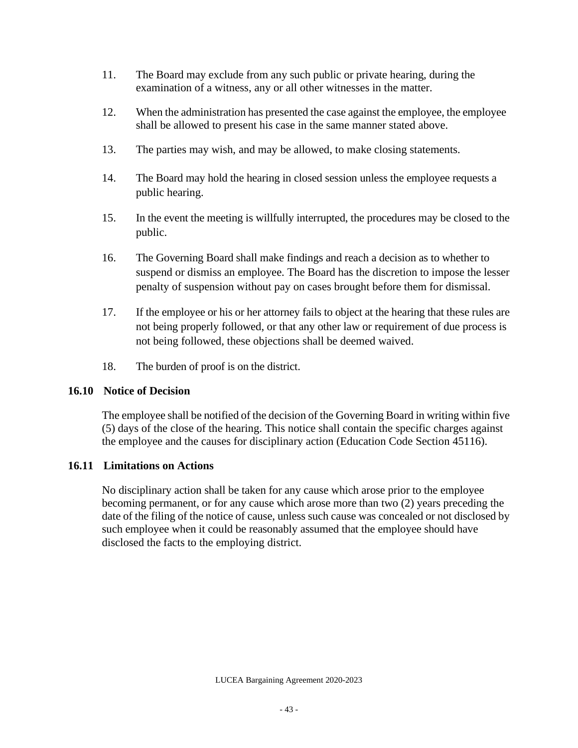11. The Board may exclude from any such public or private hearing, during the examination of a witness, any or all other witnesses in the matter.

12. When the administration has presented the case against the employee, the employee shall be allowed to present his case in the same manner stated above.

13. The parties may wish, and may be allowed, to make closing statements.

14. The Board may hold the hearing in closed session unless the employee requests a public hearing.

15. In the event the meeting is willfully interrupted, the procedures may be closed to the public.

16. The Governing Board shall make findings and reach a decision as to whether to suspend or dismiss an employee. The Board has the discretion to impose the lesser penalty of suspension without pay on cases brought before them for dismissal.

17. If the employee or his or her attorney fails to object at the hearing that these rules are not being properly followed, or that any other law or requirement of due process is not being followed, these objections shall be deemed waived.

18. The burden of proof is on the district.

### 16.10 Notice of Decision

The employee shall be notified of the decision of the Governing Board in writing within five (5) days of the close of the hearing. This notice shall contain the specific charges against the employee and the causes for disciplinary action (Education Code Section 45116).

### 16.11 Limitations on Actions

No disciplinary action shall be taken for any cause which arose prior to the employee becoming permanent, or for any cause which arose more than two (2) years preceding the date of the filing of the notice of cause, unless such cause was concealed or not disclosed by such employee when it could be reasonably assumed that the employee should have disclosed the facts to the employing district.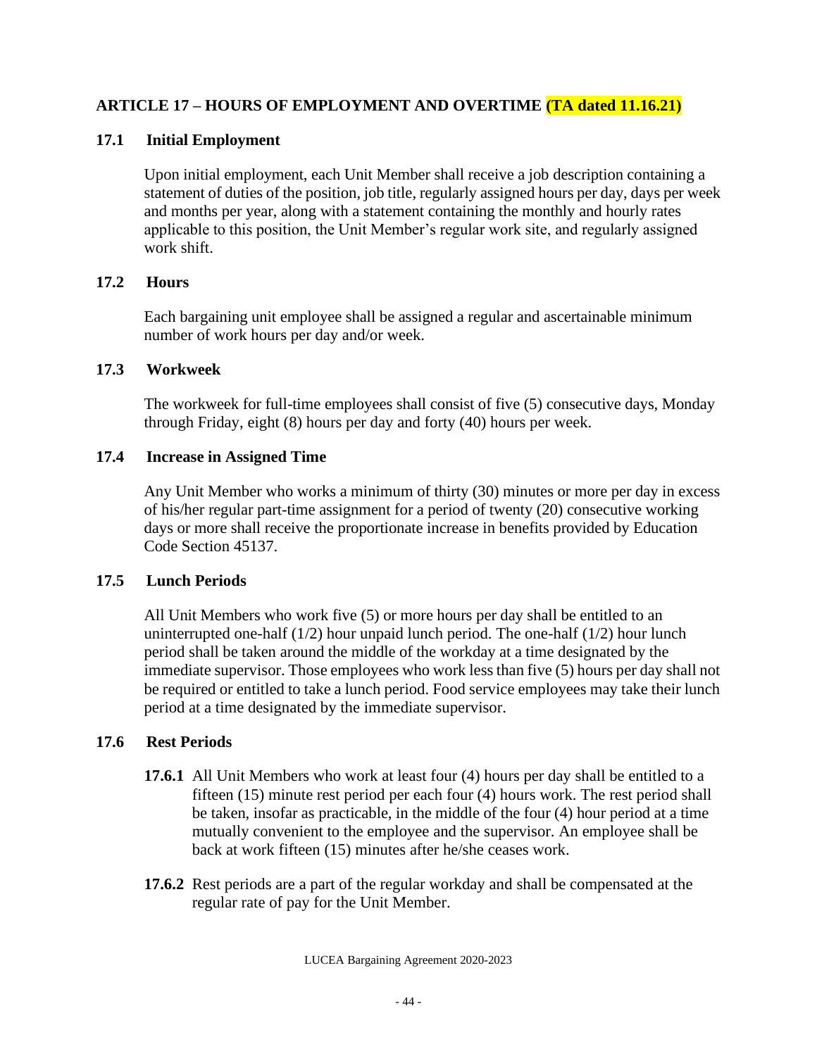## ARTICLE 17 – HOURS OF EMPLOYMENT AND OVERTIME (TA dated 11.16.21)

### 17.1 Initial Employment

Upon initial employment, each Unit Member shall receive a job description containing a statement of duties of the position, job title, regularly assigned hours per day, days per week and months per year, along with a statement containing the monthly and hourly rates applicable to this position, the Unit Member's regular work site, and regularly assigned work shift.

### 17.2 Hours

Each bargaining unit employee shall be assigned a regular and ascertainable minimum number of work hours per day and/or week.

### 17.3 Workweek

The workweek for full-time employees shall consist of five (5) consecutive days, Monday through Friday, eight (8) hours per day and forty (40) hours per week.

### 17.4 Increase in Assigned Time

Any Unit Member who works a minimum of thirty (30) minutes or more per day in excess of his/her regular part-time assignment for a period of twenty (20) consecutive working days or more shall receive the proportionate increase in benefits provided by Education Code Section 45137.

### 17.5 Lunch Periods

All Unit Members who work five (5) or more hours per day shall be entitled to an uninterrupted one-half (1/2) hour unpaid lunch period. The one-half (1/2) hour lunch period shall be taken around the middle of the workday at a time designated by the immediate supervisor. Those employees who work less than five (5) hours per day shall not be required or entitled to take a lunch period. Food service employees may take their lunch period at a time designated by the immediate supervisor.

### 17.6 Rest Periods

**17.6.1** All Unit Members who work at least four (4) hours per day shall be entitled to a fifteen (15) minute rest period per each four (4) hours work. The rest period shall be taken, insofar as practicable, in the middle of the four (4) hour period at a time mutually convenient to the employee and the supervisor. An employee shall be back at work fifteen (15) minutes after he/she ceases work.

**17.6.2** Rest periods are a part of the regular workday and shall be compensated at the regular rate of pay for the Unit Member.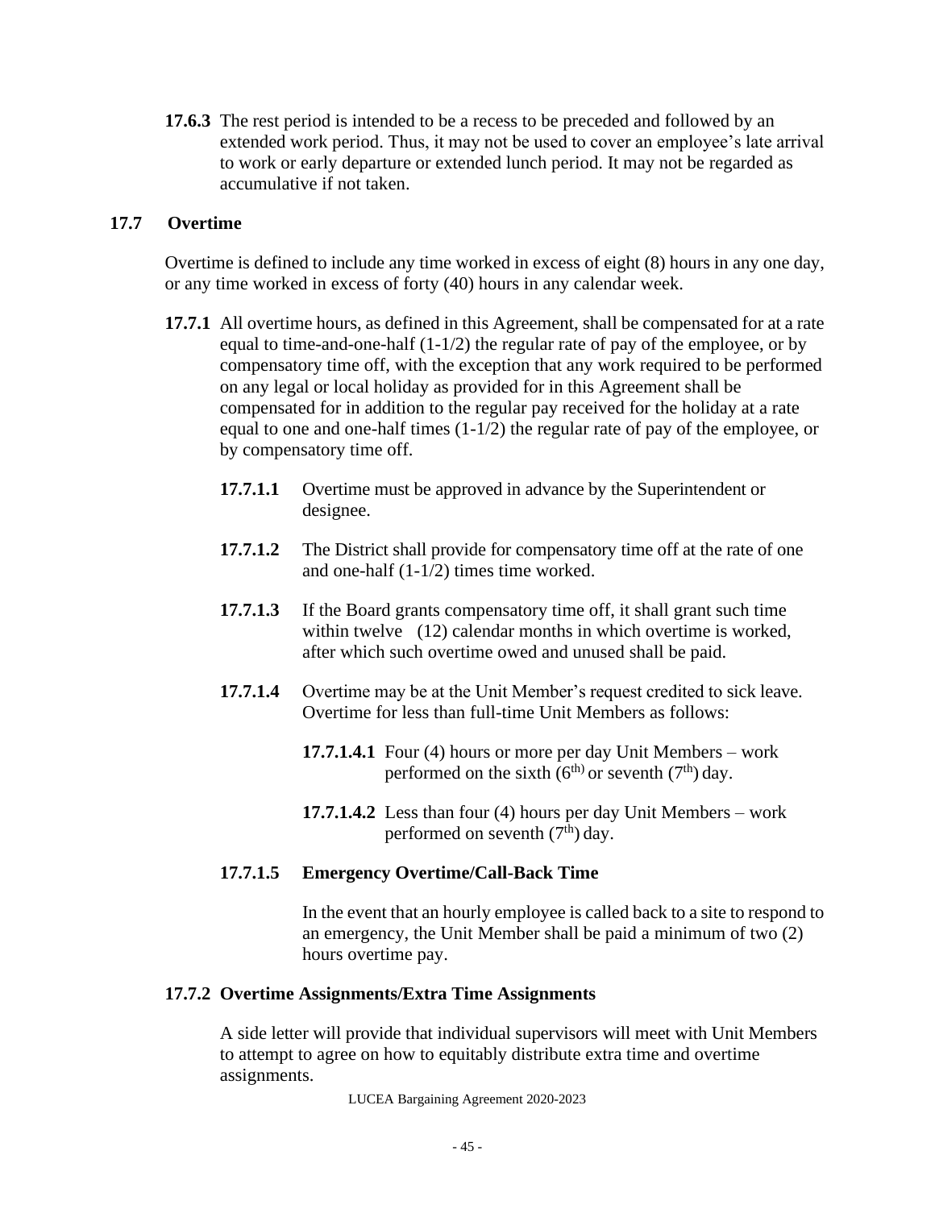**17.6.3** The rest period is intended to be a recess to be preceded and followed by an extended work period. Thus, it may not be used to cover an employee's late arrival to work or early departure or extended lunch period. It may not be regarded as accumulative if not taken.

## 17.7 Overtime

Overtime is defined to include any time worked in excess of eight (8) hours in any one day, or any time worked in excess of forty (40) hours in any calendar week.

**17.7.1** All overtime hours, as defined in this Agreement, shall be compensated for at a rate equal to time-and-one-half (1-1/2) the regular rate of pay of the employee, or by compensatory time off, with the exception that any work required to be performed on any legal or local holiday as provided for in this Agreement shall be compensated for in addition to the regular pay received for the holiday at a rate equal to one and one-half times (1-1/2) the regular rate of pay of the employee, or by compensatory time off.

**17.7.1.1** Overtime must be approved in advance by the Superintendent or designee.

**17.7.1.2** The District shall provide for compensatory time off at the rate of one and one-half (1-1/2) times time worked.

**17.7.1.3** If the Board grants compensatory time off, it shall grant such time within twelve (12) calendar months in which overtime is worked, after which such overtime owed and unused shall be paid.

**17.7.1.4** Overtime may be at the Unit Member's request credited to sick leave. Overtime for less than full-time Unit Members as follows:

**17.7.1.4.1** Four (4) hours or more per day Unit Members – work performed on the sixth (6th) or seventh (7th) day.

**17.7.1.4.2** Less than four (4) hours per day Unit Members – work performed on seventh (7th) day.

**17.7.1.5 Emergency Overtime/Call-Back Time**

In the event that an hourly employee is called back to a site to respond to an emergency, the Unit Member shall be paid a minimum of two (2) hours overtime pay.

**17.7.2 Overtime Assignments/Extra Time Assignments**

A side letter will provide that individual supervisors will meet with Unit Members to attempt to agree on how to equitably distribute extra time and overtime assignments.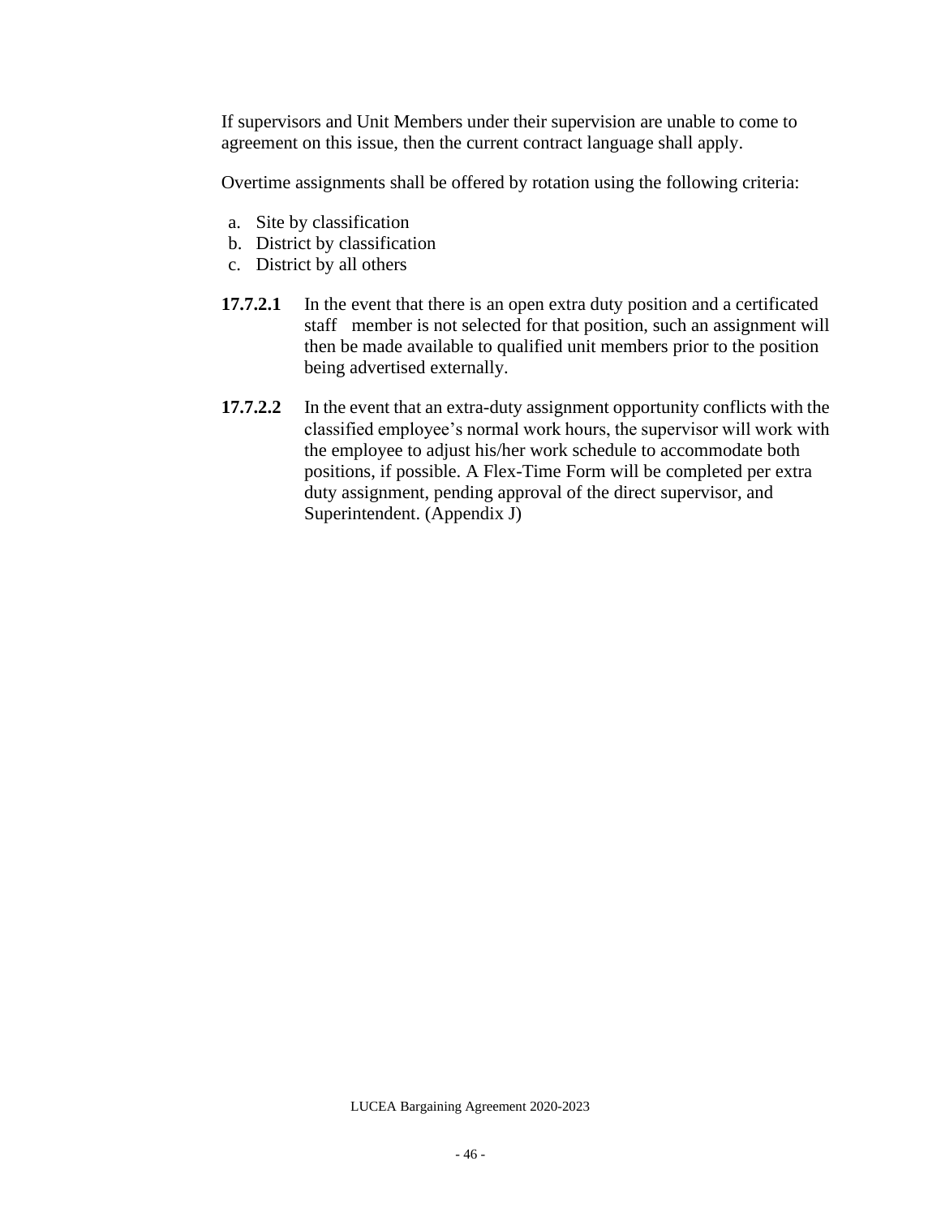If supervisors and Unit Members under their supervision are unable to come to agreement on this issue, then the current contract language shall apply.

Overtime assignments shall be offered by rotation using the following criteria:

a. Site by classification
b. District by classification
c. District by all others

**17.7.2.1** In the event that there is an open extra duty position and a certificated staff member is not selected for that position, such an assignment will then be made available to qualified unit members prior to the position being advertised externally.

**17.7.2.2** In the event that an extra-duty assignment opportunity conflicts with the classified employee's normal work hours, the supervisor will work with the employee to adjust his/her work schedule to accommodate both positions, if possible. A Flex-Time Form will be completed per extra duty assignment, pending approval of the direct supervisor, and Superintendent. (Appendix J)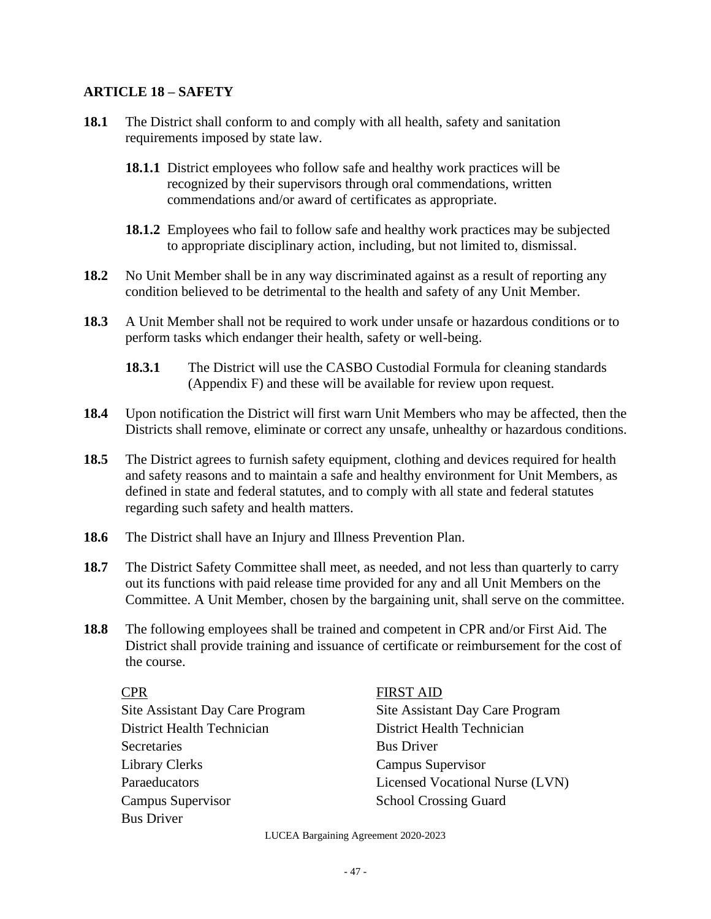## ARTICLE 18 – SAFETY

**18.1** The District shall conform to and comply with all health, safety and sanitation requirements imposed by state law.

> **18.1.1** District employees who follow safe and healthy work practices will be recognized by their supervisors through oral commendations, written commendations and/or award of certificates as appropriate.
>
> **18.1.2** Employees who fail to follow safe and healthy work practices may be subjected to appropriate disciplinary action, including, but not limited to, dismissal.

**18.2** No Unit Member shall be in any way discriminated against as a result of reporting any condition believed to be detrimental to the health and safety of any Unit Member.

**18.3** A Unit Member shall not be required to work under unsafe or hazardous conditions or to perform tasks which endanger their health, safety or well-being.

> **18.3.1** The District will use the CASBO Custodial Formula for cleaning standards (Appendix F) and these will be available for review upon request.

**18.4** Upon notification the District will first warn Unit Members who may be affected, then the Districts shall remove, eliminate or correct any unsafe, unhealthy or hazardous conditions.

**18.5** The District agrees to furnish safety equipment, clothing and devices required for health and safety reasons and to maintain a safe and healthy environment for Unit Members, as defined in state and federal statutes, and to comply with all state and federal statutes regarding such safety and health matters.

**18.6** The District shall have an Injury and Illness Prevention Plan.

**18.7** The District Safety Committee shall meet, as needed, and not less than quarterly to carry out its functions with paid release time provided for any and all Unit Members on the Committee. A Unit Member, chosen by the bargaining unit, shall serve on the committee.

**18.8** The following employees shall be trained and competent in CPR and/or First Aid. The District shall provide training and issuance of certificate or reimbursement for the cost of the course.

| CPR | FIRST AID |
|---|---|
| Site Assistant Day Care Program | Site Assistant Day Care Program |
| District Health Technician | District Health Technician |
| Secretaries | Bus Driver |
| Library Clerks | Campus Supervisor |
| Paraeducators | Licensed Vocational Nurse (LVN) |
| Campus Supervisor | School Crossing Guard |
| Bus Driver | |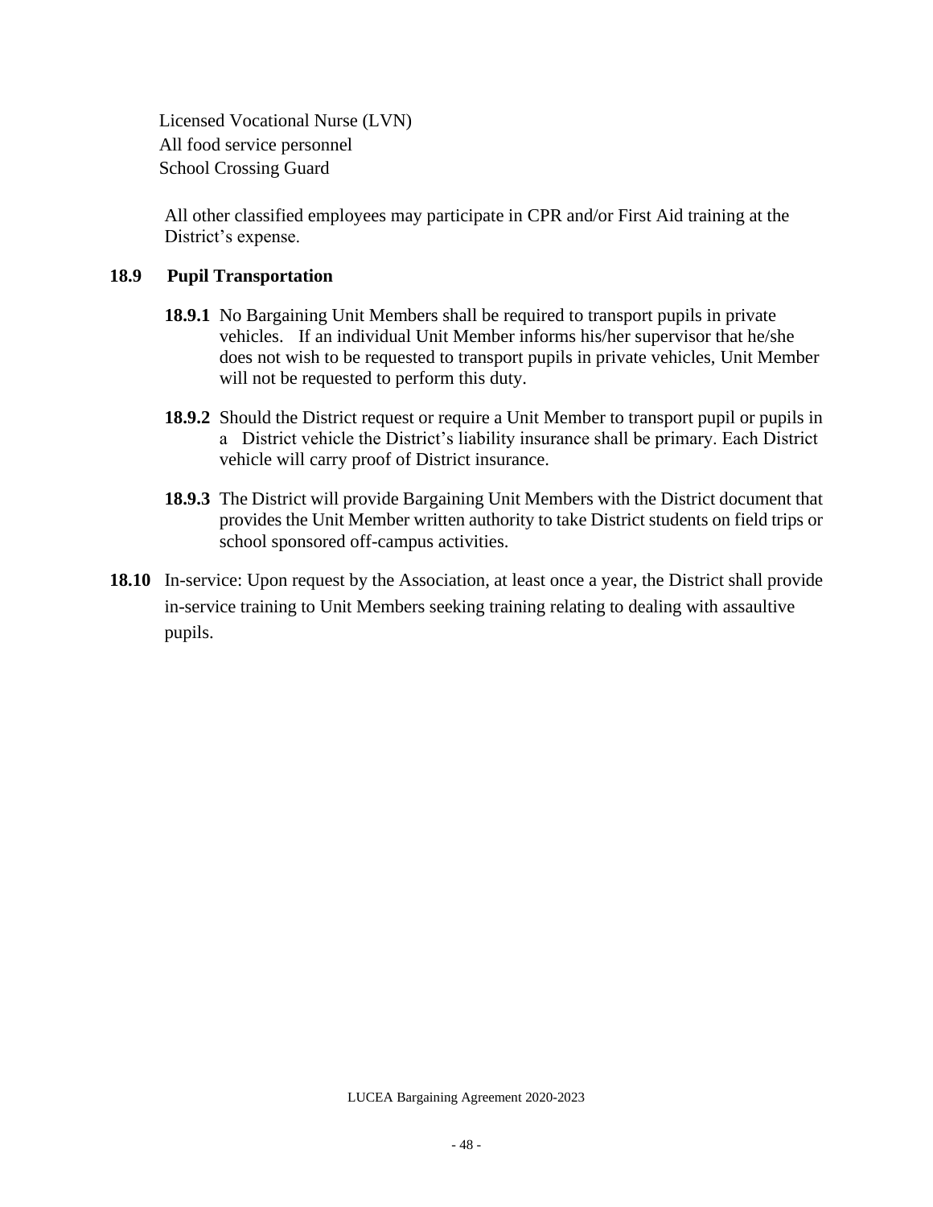Licensed Vocational Nurse (LVN)
All food service personnel
School Crossing Guard

All other classified employees may participate in CPR and/or First Aid training at the District's expense.

**18.9 Pupil Transportation**

**18.9.1** No Bargaining Unit Members shall be required to transport pupils in private vehicles. If an individual Unit Member informs his/her supervisor that he/she does not wish to be requested to transport pupils in private vehicles, Unit Member will not be requested to perform this duty.

**18.9.2** Should the District request or require a Unit Member to transport pupil or pupils in a District vehicle the District's liability insurance shall be primary. Each District vehicle will carry proof of District insurance.

**18.9.3** The District will provide Bargaining Unit Members with the District document that provides the Unit Member written authority to take District students on field trips or school sponsored off-campus activities.

**18.10** In-service: Upon request by the Association, at least once a year, the District shall provide in-service training to Unit Members seeking training relating to dealing with assaultive pupils.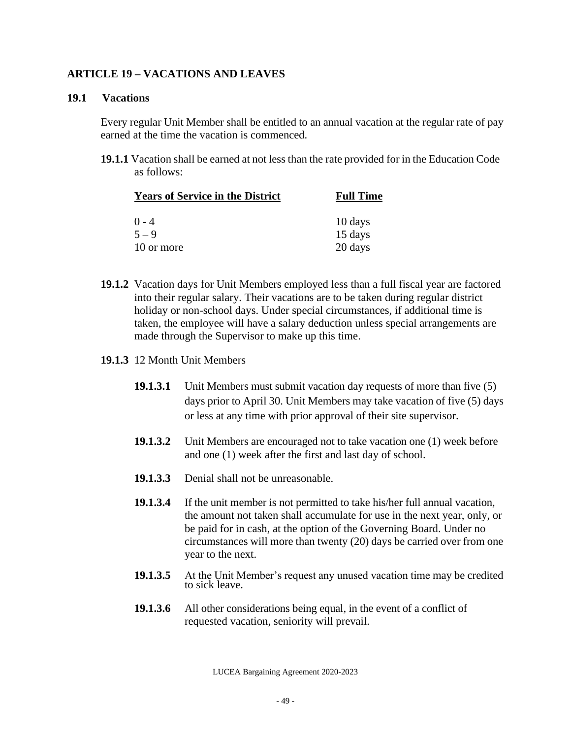## ARTICLE 19 – VACATIONS AND LEAVES

### 19.1 Vacations

Every regular Unit Member shall be entitled to an annual vacation at the regular rate of pay earned at the time the vacation is commenced.

**19.1.1** Vacation shall be earned at not less than the rate provided for in the Education Code as follows:

| Years of Service in the District | Full Time |
|---|---|
| 0 - 4 | 10 days |
| 5 – 9 | 15 days |
| 10 or more | 20 days |

**19.1.2** Vacation days for Unit Members employed less than a full fiscal year are factored into their regular salary. Their vacations are to be taken during regular district holiday or non-school days. Under special circumstances, if additional time is taken, the employee will have a salary deduction unless special arrangements are made through the Supervisor to make up this time.

**19.1.3** 12 Month Unit Members

**19.1.3.1** Unit Members must submit vacation day requests of more than five (5) days prior to April 30. Unit Members may take vacation of five (5) days or less at any time with prior approval of their site supervisor.

**19.1.3.2** Unit Members are encouraged not to take vacation one (1) week before and one (1) week after the first and last day of school.

**19.1.3.3** Denial shall not be unreasonable.

**19.1.3.4** If the unit member is not permitted to take his/her full annual vacation, the amount not taken shall accumulate for use in the next year, only, or be paid for in cash, at the option of the Governing Board. Under no circumstances will more than twenty (20) days be carried over from one year to the next.

**19.1.3.5** At the Unit Member's request any unused vacation time may be credited to sick leave.

**19.1.3.6** All other considerations being equal, in the event of a conflict of requested vacation, seniority will prevail.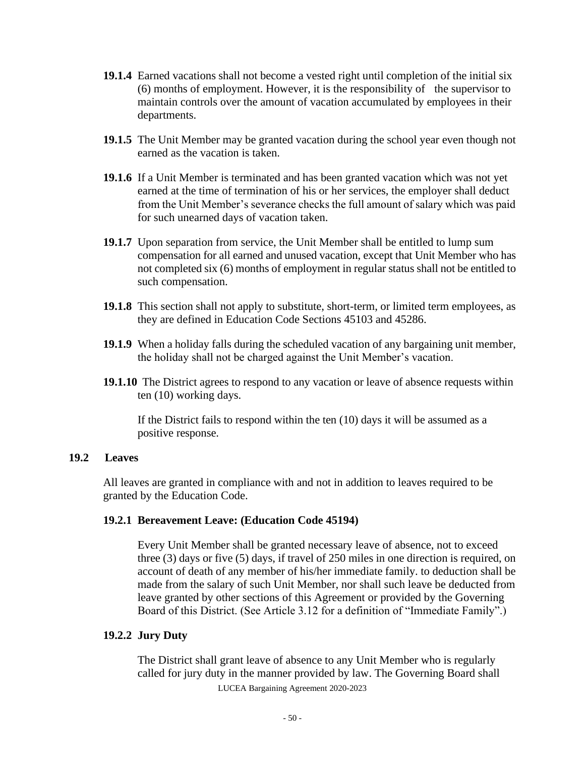**19.1.4** Earned vacations shall not become a vested right until completion of the initial six (6) months of employment. However, it is the responsibility of the supervisor to maintain controls over the amount of vacation accumulated by employees in their departments.

**19.1.5** The Unit Member may be granted vacation during the school year even though not earned as the vacation is taken.

**19.1.6** If a Unit Member is terminated and has been granted vacation which was not yet earned at the time of termination of his or her services, the employer shall deduct from the Unit Member's severance checks the full amount of salary which was paid for such unearned days of vacation taken.

**19.1.7** Upon separation from service, the Unit Member shall be entitled to lump sum compensation for all earned and unused vacation, except that Unit Member who has not completed six (6) months of employment in regular status shall not be entitled to such compensation.

**19.1.8** This section shall not apply to substitute, short-term, or limited term employees, as they are defined in Education Code Sections 45103 and 45286.

**19.1.9** When a holiday falls during the scheduled vacation of any bargaining unit member, the holiday shall not be charged against the Unit Member's vacation.

**19.1.10** The District agrees to respond to any vacation or leave of absence requests within ten (10) working days.

If the District fails to respond within the ten (10) days it will be assumed as a positive response.

## 19.2 Leaves

All leaves are granted in compliance with and not in addition to leaves required to be granted by the Education Code.

### 19.2.1 Bereavement Leave: (Education Code 45194)

Every Unit Member shall be granted necessary leave of absence, not to exceed three (3) days or five (5) days, if travel of 250 miles in one direction is required, on account of death of any member of his/her immediate family. to deduction shall be made from the salary of such Unit Member, nor shall such leave be deducted from leave granted by other sections of this Agreement or provided by the Governing Board of this District. (See Article 3.12 for a definition of "Immediate Family".)

### 19.2.2 Jury Duty

The District shall grant leave of absence to any Unit Member who is regularly called for jury duty in the manner provided by law. The Governing Board shall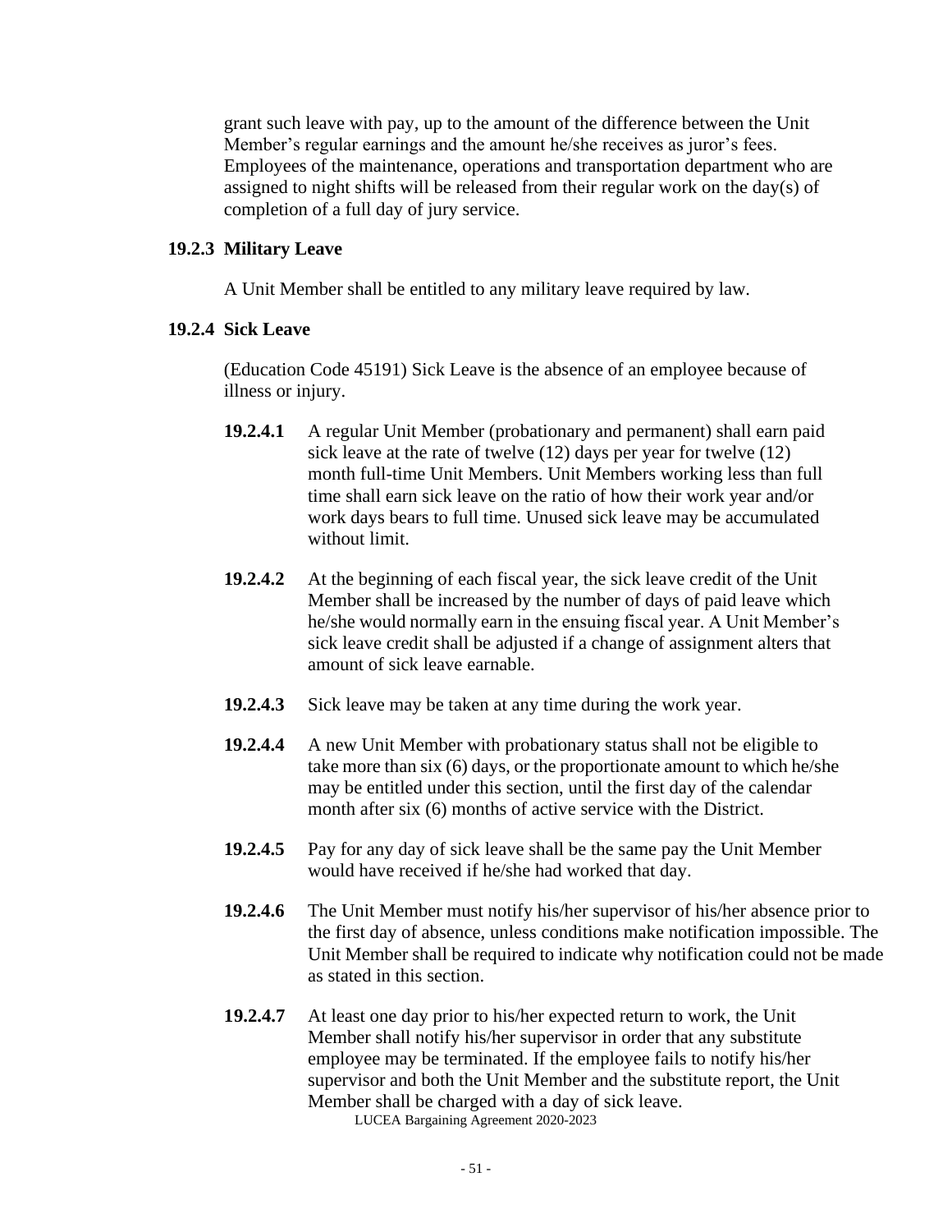grant such leave with pay, up to the amount of the difference between the Unit Member's regular earnings and the amount he/she receives as juror's fees. Employees of the maintenance, operations and transportation department who are assigned to night shifts will be released from their regular work on the day(s) of completion of a full day of jury service.

### 19.2.3 Military Leave

A Unit Member shall be entitled to any military leave required by law.

### 19.2.4 Sick Leave

(Education Code 45191) Sick Leave is the absence of an employee because of illness or injury.

**19.2.4.1** A regular Unit Member (probationary and permanent) shall earn paid sick leave at the rate of twelve (12) days per year for twelve (12) month full-time Unit Members. Unit Members working less than full time shall earn sick leave on the ratio of how their work year and/or work days bears to full time. Unused sick leave may be accumulated without limit.

**19.2.4.2** At the beginning of each fiscal year, the sick leave credit of the Unit Member shall be increased by the number of days of paid leave which he/she would normally earn in the ensuing fiscal year. A Unit Member's sick leave credit shall be adjusted if a change of assignment alters that amount of sick leave earnable.

**19.2.4.3** Sick leave may be taken at any time during the work year.

**19.2.4.4** A new Unit Member with probationary status shall not be eligible to take more than six (6) days, or the proportionate amount to which he/she may be entitled under this section, until the first day of the calendar month after six (6) months of active service with the District.

**19.2.4.5** Pay for any day of sick leave shall be the same pay the Unit Member would have received if he/she had worked that day.

**19.2.4.6** The Unit Member must notify his/her supervisor of his/her absence prior to the first day of absence, unless conditions make notification impossible. The Unit Member shall be required to indicate why notification could not be made as stated in this section.

**19.2.4.7** At least one day prior to his/her expected return to work, the Unit Member shall notify his/her supervisor in order that any substitute employee may be terminated. If the employee fails to notify his/her supervisor and both the Unit Member and the substitute report, the Unit Member shall be charged with a day of sick leave.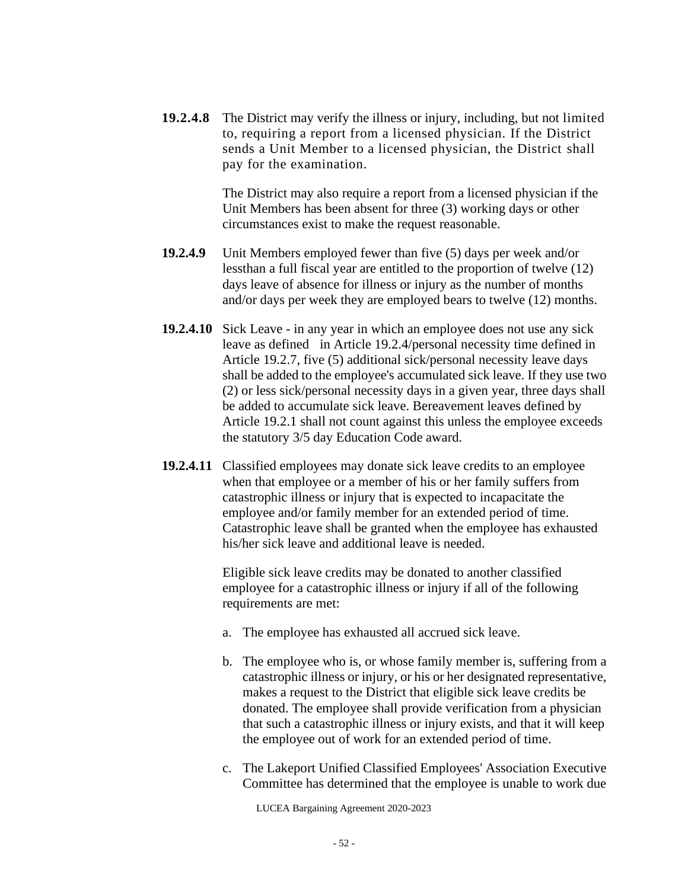**19.2.4.8** The District may verify the illness or injury, including, but not limited to, requiring a report from a licensed physician. If the District sends a Unit Member to a licensed physician, the District shall pay for the examination.

The District may also require a report from a licensed physician if the Unit Members has been absent for three (3) working days or other circumstances exist to make the request reasonable.

**19.2.4.9** Unit Members employed fewer than five (5) days per week and/or lessthan a full fiscal year are entitled to the proportion of twelve (12) days leave of absence for illness or injury as the number of months and/or days per week they are employed bears to twelve (12) months.

**19.2.4.10** Sick Leave - in any year in which an employee does not use any sick leave as defined in Article 19.2.4/personal necessity time defined in Article 19.2.7, five (5) additional sick/personal necessity leave days shall be added to the employee's accumulated sick leave. If they use two (2) or less sick/personal necessity days in a given year, three days shall be added to accumulate sick leave. Bereavement leaves defined by Article 19.2.1 shall not count against this unless the employee exceeds the statutory 3/5 day Education Code award.

**19.2.4.11** Classified employees may donate sick leave credits to an employee when that employee or a member of his or her family suffers from catastrophic illness or injury that is expected to incapacitate the employee and/or family member for an extended period of time. Catastrophic leave shall be granted when the employee has exhausted his/her sick leave and additional leave is needed.

Eligible sick leave credits may be donated to another classified employee for a catastrophic illness or injury if all of the following requirements are met:

a. The employee has exhausted all accrued sick leave.

b. The employee who is, or whose family member is, suffering from a catastrophic illness or injury, or his or her designated representative, makes a request to the District that eligible sick leave credits be donated. The employee shall provide verification from a physician that such a catastrophic illness or injury exists, and that it will keep the employee out of work for an extended period of time.

c. The Lakeport Unified Classified Employees' Association Executive Committee has determined that the employee is unable to work due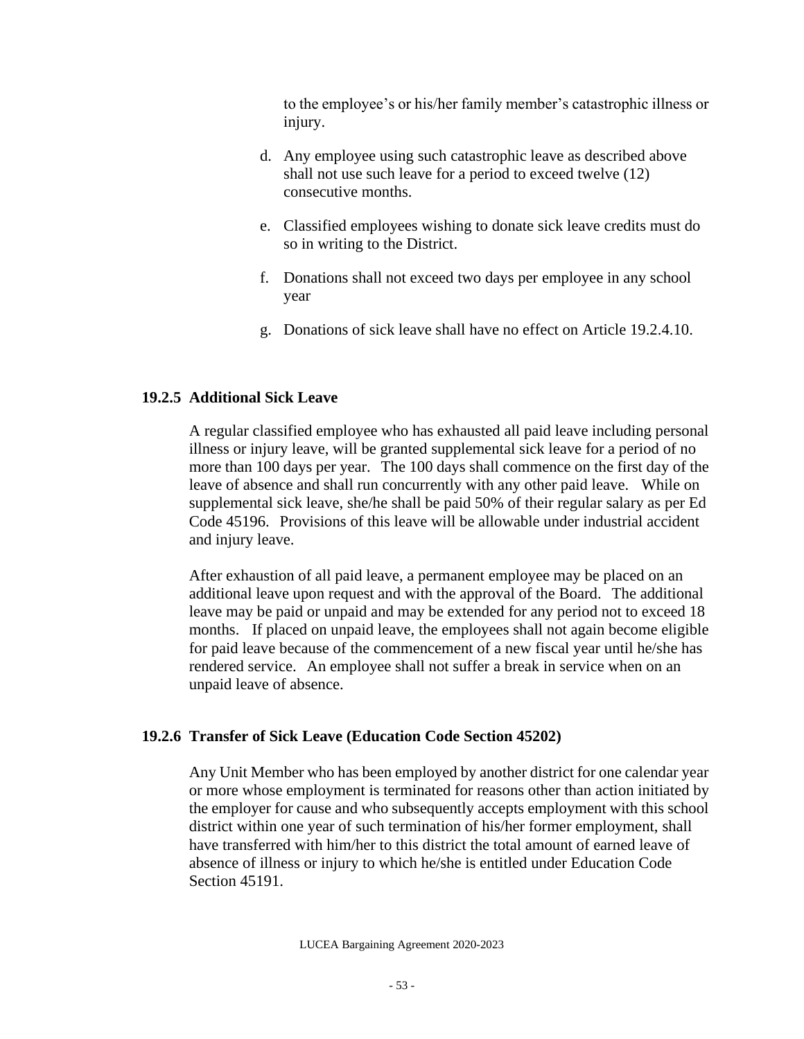to the employee's or his/her family member's catastrophic illness or injury.

d. Any employee using such catastrophic leave as described above shall not use such leave for a period to exceed twelve (12) consecutive months.

e. Classified employees wishing to donate sick leave credits must do so in writing to the District.

f. Donations shall not exceed two days per employee in any school year

g. Donations of sick leave shall have no effect on Article 19.2.4.10.

### 19.2.5 Additional Sick Leave

A regular classified employee who has exhausted all paid leave including personal illness or injury leave, will be granted supplemental sick leave for a period of no more than 100 days per year. The 100 days shall commence on the first day of the leave of absence and shall run concurrently with any other paid leave. While on supplemental sick leave, she/he shall be paid 50% of their regular salary as per Ed Code 45196. Provisions of this leave will be allowable under industrial accident and injury leave.

After exhaustion of all paid leave, a permanent employee may be placed on an additional leave upon request and with the approval of the Board. The additional leave may be paid or unpaid and may be extended for any period not to exceed 18 months. If placed on unpaid leave, the employees shall not again become eligible for paid leave because of the commencement of a new fiscal year until he/she has rendered service. An employee shall not suffer a break in service when on an unpaid leave of absence.

### 19.2.6 Transfer of Sick Leave (Education Code Section 45202)

Any Unit Member who has been employed by another district for one calendar year or more whose employment is terminated for reasons other than action initiated by the employer for cause and who subsequently accepts employment with this school district within one year of such termination of his/her former employment, shall have transferred with him/her to this district the total amount of earned leave of absence of illness or injury to which he/she is entitled under Education Code Section 45191.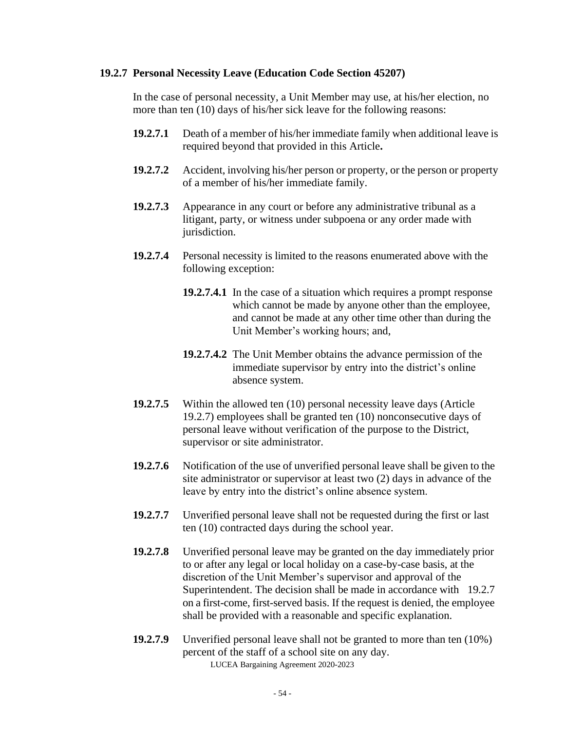### 19.2.7 Personal Necessity Leave (Education Code Section 45207)

In the case of personal necessity, a Unit Member may use, at his/her election, no more than ten (10) days of his/her sick leave for the following reasons:

**19.2.7.1** Death of a member of his/her immediate family when additional leave is required beyond that provided in this Article**.**

**19.2.7.2** Accident, involving his/her person or property, or the person or property of a member of his/her immediate family.

**19.2.7.3** Appearance in any court or before any administrative tribunal as a litigant, party, or witness under subpoena or any order made with jurisdiction.

**19.2.7.4** Personal necessity is limited to the reasons enumerated above with the following exception:

**19.2.7.4.1** In the case of a situation which requires a prompt response which cannot be made by anyone other than the employee, and cannot be made at any other time other than during the Unit Member's working hours; and,

**19.2.7.4.2** The Unit Member obtains the advance permission of the immediate supervisor by entry into the district's online absence system.

**19.2.7.5** Within the allowed ten (10) personal necessity leave days (Article 19.2.7) employees shall be granted ten (10) nonconsecutive days of personal leave without verification of the purpose to the District, supervisor or site administrator.

**19.2.7.6** Notification of the use of unverified personal leave shall be given to the site administrator or supervisor at least two (2) days in advance of the leave by entry into the district's online absence system.

**19.2.7.7** Unverified personal leave shall not be requested during the first or last ten (10) contracted days during the school year.

**19.2.7.8** Unverified personal leave may be granted on the day immediately prior to or after any legal or local holiday on a case-by-case basis, at the discretion of the Unit Member's supervisor and approval of the Superintendent. The decision shall be made in accordance with 19.2.7 on a first-come, first-served basis. If the request is denied, the employee shall be provided with a reasonable and specific explanation.

**19.2.7.9** Unverified personal leave shall not be granted to more than ten (10%) percent of the staff of a school site on any day.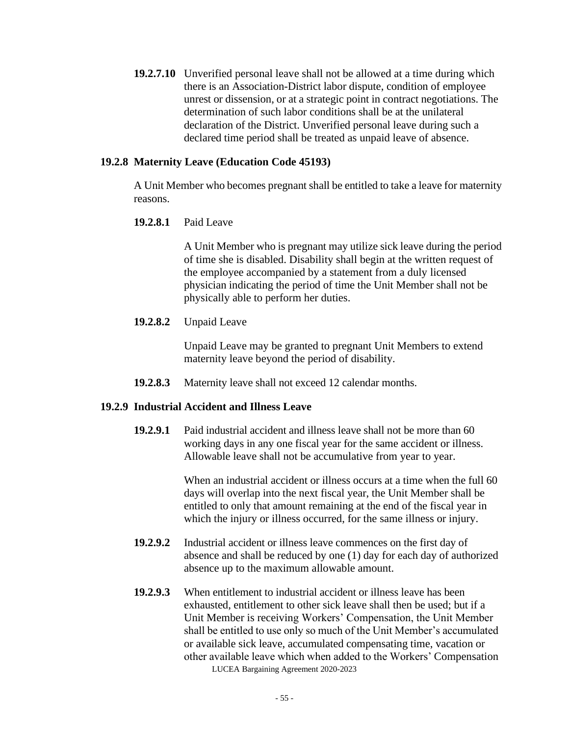**19.2.7.10** Unverified personal leave shall not be allowed at a time during which there is an Association-District labor dispute, condition of employee unrest or dissension, or at a strategic point in contract negotiations. The determination of such labor conditions shall be at the unilateral declaration of the District. Unverified personal leave during such a declared time period shall be treated as unpaid leave of absence.

### 19.2.8 Maternity Leave (Education Code 45193)

A Unit Member who becomes pregnant shall be entitled to take a leave for maternity reasons.

**19.2.8.1** Paid Leave

A Unit Member who is pregnant may utilize sick leave during the period of time she is disabled. Disability shall begin at the written request of the employee accompanied by a statement from a duly licensed physician indicating the period of time the Unit Member shall not be physically able to perform her duties.

**19.2.8.2** Unpaid Leave

Unpaid Leave may be granted to pregnant Unit Members to extend maternity leave beyond the period of disability.

**19.2.8.3** Maternity leave shall not exceed 12 calendar months.

### 19.2.9 Industrial Accident and Illness Leave

**19.2.9.1** Paid industrial accident and illness leave shall not be more than 60 working days in any one fiscal year for the same accident or illness. Allowable leave shall not be accumulative from year to year.

When an industrial accident or illness occurs at a time when the full 60 days will overlap into the next fiscal year, the Unit Member shall be entitled to only that amount remaining at the end of the fiscal year in which the injury or illness occurred, for the same illness or injury.

**19.2.9.2** Industrial accident or illness leave commences on the first day of absence and shall be reduced by one (1) day for each day of authorized absence up to the maximum allowable amount.

**19.2.9.3** When entitlement to industrial accident or illness leave has been exhausted, entitlement to other sick leave shall then be used; but if a Unit Member is receiving Workers' Compensation, the Unit Member shall be entitled to use only so much of the Unit Member's accumulated or available sick leave, accumulated compensating time, vacation or other available leave which when added to the Workers' Compensation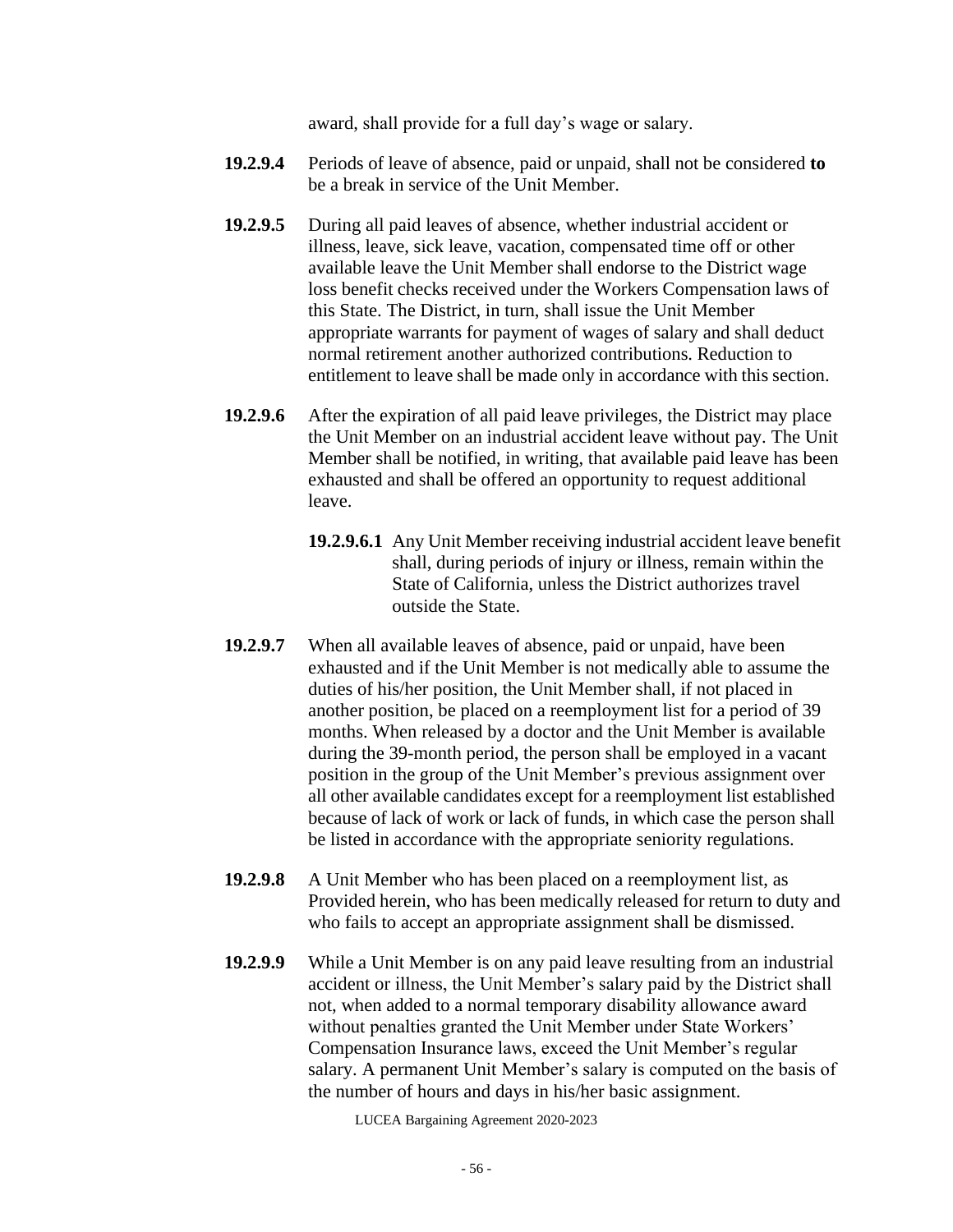award, shall provide for a full day's wage or salary.

**19.2.9.4** Periods of leave of absence, paid or unpaid, shall not be considered **to** be a break in service of the Unit Member.

**19.2.9.5** During all paid leaves of absence, whether industrial accident or illness, leave, sick leave, vacation, compensated time off or other available leave the Unit Member shall endorse to the District wage loss benefit checks received under the Workers Compensation laws of this State. The District, in turn, shall issue the Unit Member appropriate warrants for payment of wages of salary and shall deduct normal retirement another authorized contributions. Reduction to entitlement to leave shall be made only in accordance with this section.

**19.2.9.6** After the expiration of all paid leave privileges, the District may place the Unit Member on an industrial accident leave without pay. The Unit Member shall be notified, in writing, that available paid leave has been exhausted and shall be offered an opportunity to request additional leave.

**19.2.9.6.1** Any Unit Member receiving industrial accident leave benefit shall, during periods of injury or illness, remain within the State of California, unless the District authorizes travel outside the State.

**19.2.9.7** When all available leaves of absence, paid or unpaid, have been exhausted and if the Unit Member is not medically able to assume the duties of his/her position, the Unit Member shall, if not placed in another position, be placed on a reemployment list for a period of 39 months. When released by a doctor and the Unit Member is available during the 39-month period, the person shall be employed in a vacant position in the group of the Unit Member's previous assignment over all other available candidates except for a reemployment list established because of lack of work or lack of funds, in which case the person shall be listed in accordance with the appropriate seniority regulations.

**19.2.9.8** A Unit Member who has been placed on a reemployment list, as Provided herein, who has been medically released for return to duty and who fails to accept an appropriate assignment shall be dismissed.

**19.2.9.9** While a Unit Member is on any paid leave resulting from an industrial accident or illness, the Unit Member's salary paid by the District shall not, when added to a normal temporary disability allowance award without penalties granted the Unit Member under State Workers' Compensation Insurance laws, exceed the Unit Member's regular salary. A permanent Unit Member's salary is computed on the basis of the number of hours and days in his/her basic assignment.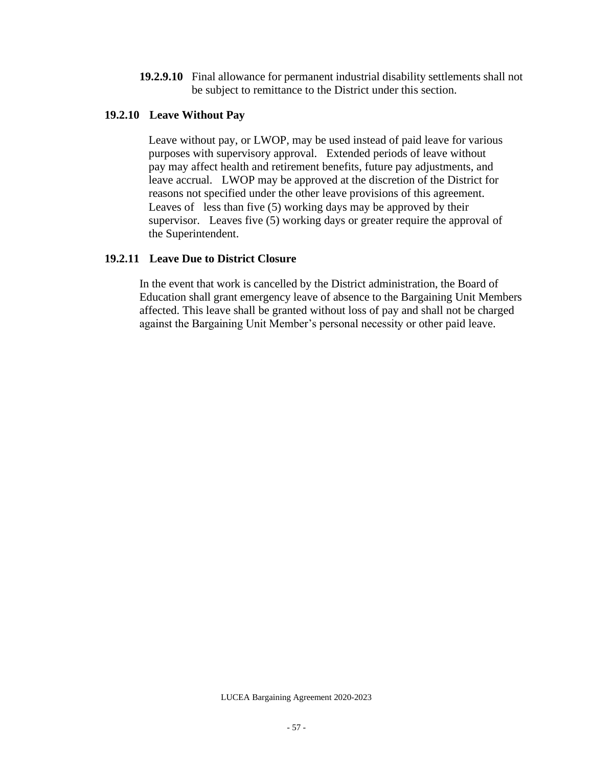**19.2.9.10** Final allowance for permanent industrial disability settlements shall not be subject to remittance to the District under this section.

### 19.2.10 Leave Without Pay

Leave without pay, or LWOP, may be used instead of paid leave for various purposes with supervisory approval. Extended periods of leave without pay may affect health and retirement benefits, future pay adjustments, and leave accrual. LWOP may be approved at the discretion of the District for reasons not specified under the other leave provisions of this agreement. Leaves of less than five (5) working days may be approved by their supervisor. Leaves five (5) working days or greater require the approval of the Superintendent.

### 19.2.11 Leave Due to District Closure

In the event that work is cancelled by the District administration, the Board of Education shall grant emergency leave of absence to the Bargaining Unit Members affected. This leave shall be granted without loss of pay and shall not be charged against the Bargaining Unit Member's personal necessity or other paid leave.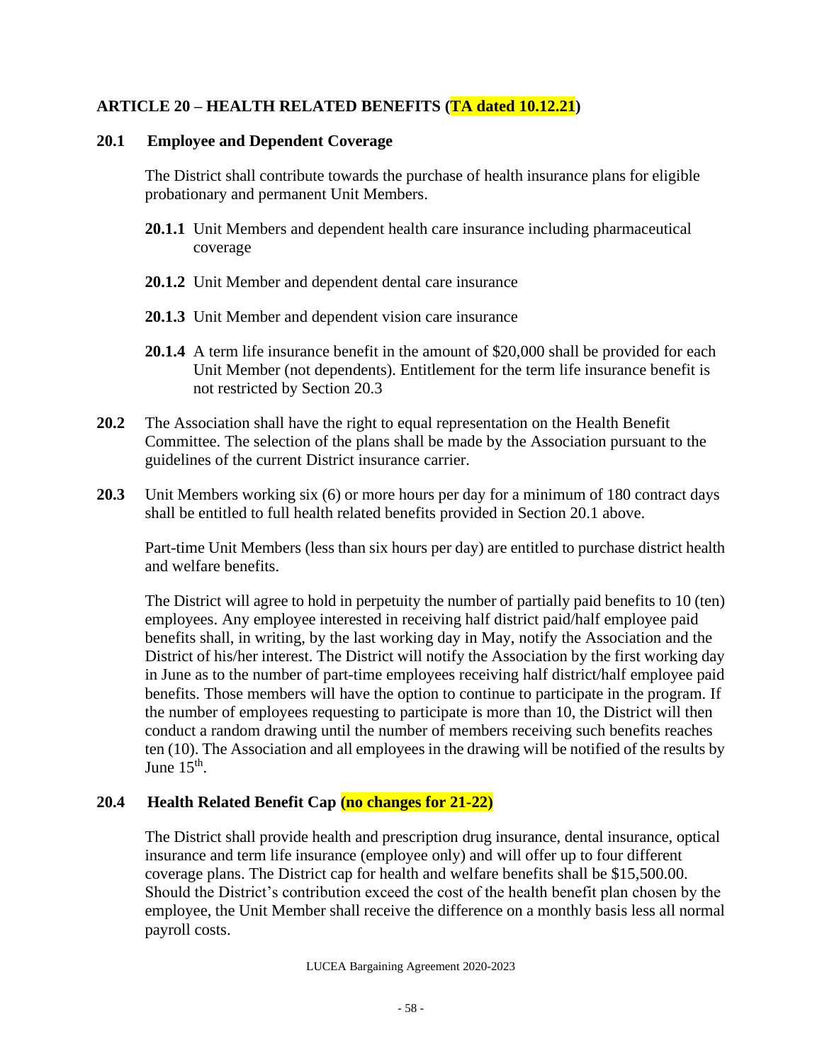## ARTICLE 20 – HEALTH RELATED BENEFITS (TA dated 10.12.21)

### 20.1 Employee and Dependent Coverage

The District shall contribute towards the purchase of health insurance plans for eligible probationary and permanent Unit Members.

**20.1.1** Unit Members and dependent health care insurance including pharmaceutical coverage

**20.1.2** Unit Member and dependent dental care insurance

**20.1.3** Unit Member and dependent vision care insurance

**20.1.4** A term life insurance benefit in the amount of $20,000 shall be provided for each Unit Member (not dependents). Entitlement for the term life insurance benefit is not restricted by Section 20.3

**20.2** The Association shall have the right to equal representation on the Health Benefit Committee. The selection of the plans shall be made by the Association pursuant to the guidelines of the current District insurance carrier.

**20.3** Unit Members working six (6) or more hours per day for a minimum of 180 contract days shall be entitled to full health related benefits provided in Section 20.1 above.

Part-time Unit Members (less than six hours per day) are entitled to purchase district health and welfare benefits.

The District will agree to hold in perpetuity the number of partially paid benefits to 10 (ten) employees. Any employee interested in receiving half district paid/half employee paid benefits shall, in writing, by the last working day in May, notify the Association and the District of his/her interest. The District will notify the Association by the first working day in June as to the number of part-time employees receiving half district/half employee paid benefits. Those members will have the option to continue to participate in the program. If the number of employees requesting to participate is more than 10, the District will then conduct a random drawing until the number of members receiving such benefits reaches ten (10). The Association and all employees in the drawing will be notified of the results by June 15th.

### 20.4 Health Related Benefit Cap (no changes for 21-22)

The District shall provide health and prescription drug insurance, dental insurance, optical insurance and term life insurance (employee only) and will offer up to four different coverage plans. The District cap for health and welfare benefits shall be $15,500.00. Should the District's contribution exceed the cost of the health benefit plan chosen by the employee, the Unit Member shall receive the difference on a monthly basis less all normal payroll costs.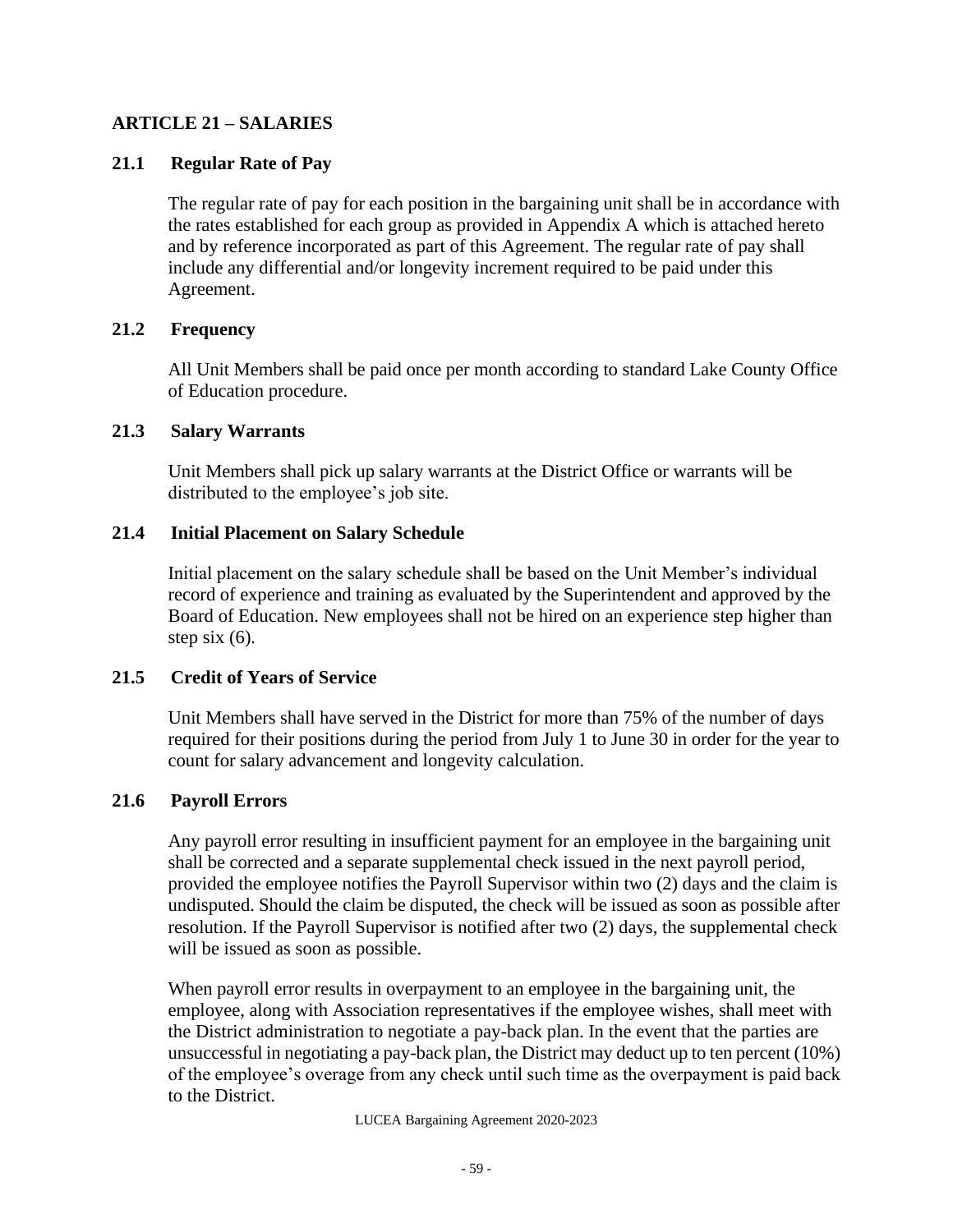## ARTICLE 21 – SALARIES

### 21.1 Regular Rate of Pay

The regular rate of pay for each position in the bargaining unit shall be in accordance with the rates established for each group as provided in Appendix A which is attached hereto and by reference incorporated as part of this Agreement. The regular rate of pay shall include any differential and/or longevity increment required to be paid under this Agreement.

### 21.2 Frequency

All Unit Members shall be paid once per month according to standard Lake County Office of Education procedure.

### 21.3 Salary Warrants

Unit Members shall pick up salary warrants at the District Office or warrants will be distributed to the employee's job site.

### 21.4 Initial Placement on Salary Schedule

Initial placement on the salary schedule shall be based on the Unit Member's individual record of experience and training as evaluated by the Superintendent and approved by the Board of Education. New employees shall not be hired on an experience step higher than step six (6).

### 21.5 Credit of Years of Service

Unit Members shall have served in the District for more than 75% of the number of days required for their positions during the period from July 1 to June 30 in order for the year to count for salary advancement and longevity calculation.

### 21.6 Payroll Errors

Any payroll error resulting in insufficient payment for an employee in the bargaining unit shall be corrected and a separate supplemental check issued in the next payroll period, provided the employee notifies the Payroll Supervisor within two (2) days and the claim is undisputed. Should the claim be disputed, the check will be issued as soon as possible after resolution. If the Payroll Supervisor is notified after two (2) days, the supplemental check will be issued as soon as possible.

When payroll error results in overpayment to an employee in the bargaining unit, the employee, along with Association representatives if the employee wishes, shall meet with the District administration to negotiate a pay-back plan. In the event that the parties are unsuccessful in negotiating a pay-back plan, the District may deduct up to ten percent (10%) of the employee's overage from any check until such time as the overpayment is paid back to the District.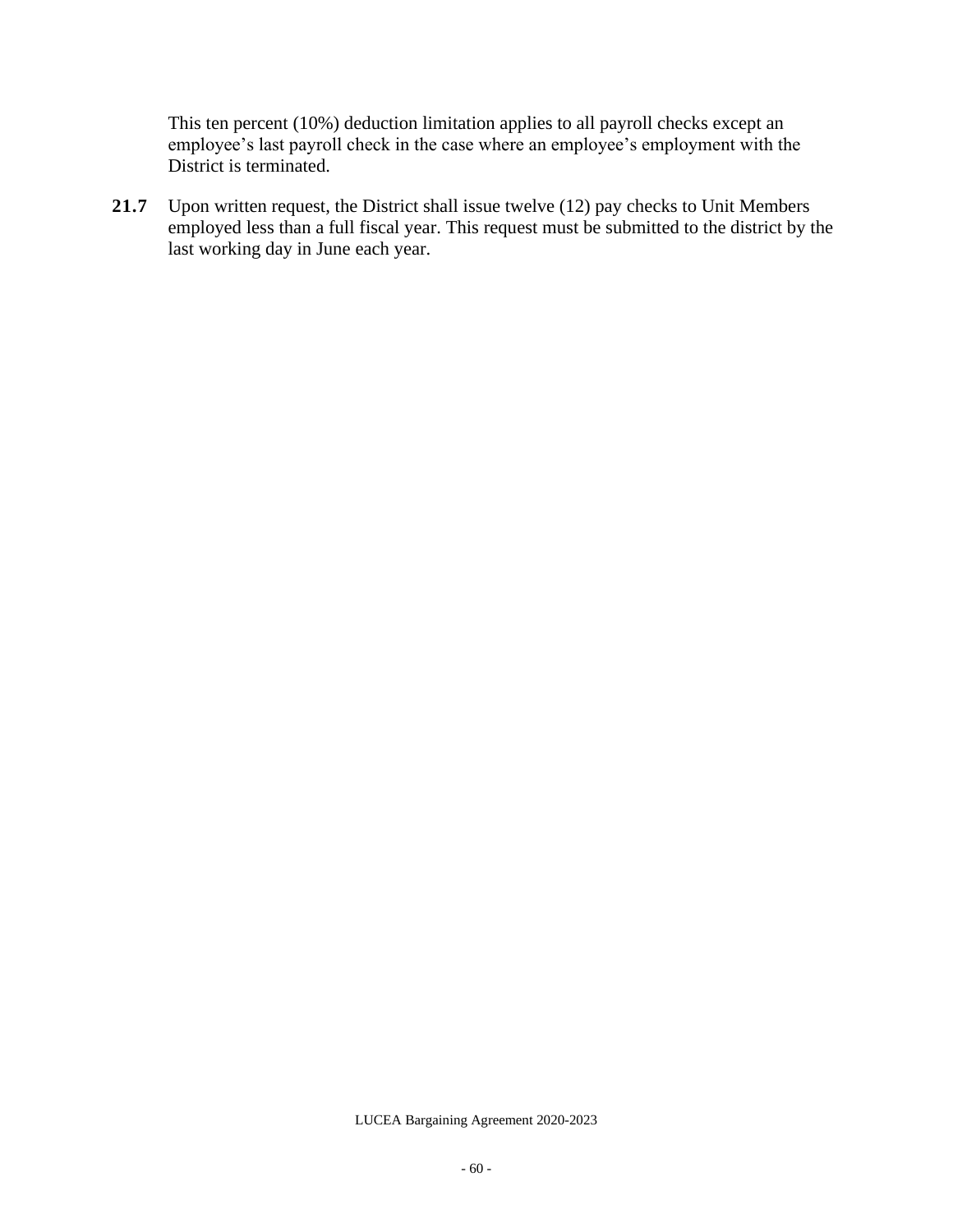This ten percent (10%) deduction limitation applies to all payroll checks except an employee's last payroll check in the case where an employee's employment with the District is terminated.

**21.7** Upon written request, the District shall issue twelve (12) pay checks to Unit Members employed less than a full fiscal year. This request must be submitted to the district by the last working day in June each year.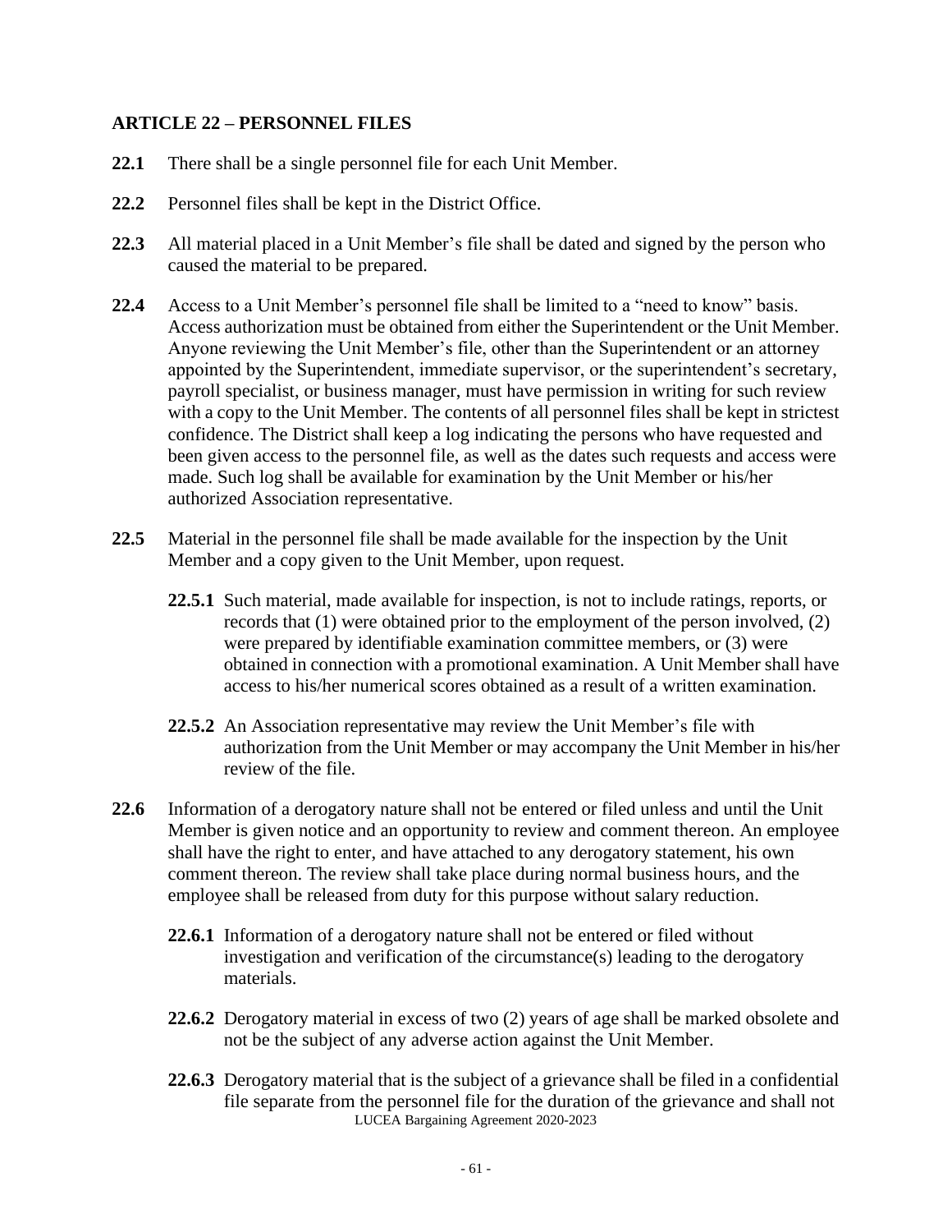## ARTICLE 22 – PERSONNEL FILES

**22.1** There shall be a single personnel file for each Unit Member.

**22.2** Personnel files shall be kept in the District Office.

**22.3** All material placed in a Unit Member's file shall be dated and signed by the person who caused the material to be prepared.

**22.4** Access to a Unit Member's personnel file shall be limited to a "need to know" basis. Access authorization must be obtained from either the Superintendent or the Unit Member. Anyone reviewing the Unit Member's file, other than the Superintendent or an attorney appointed by the Superintendent, immediate supervisor, or the superintendent's secretary, payroll specialist, or business manager, must have permission in writing for such review with a copy to the Unit Member. The contents of all personnel files shall be kept in strictest confidence. The District shall keep a log indicating the persons who have requested and been given access to the personnel file, as well as the dates such requests and access were made. Such log shall be available for examination by the Unit Member or his/her authorized Association representative.

**22.5** Material in the personnel file shall be made available for the inspection by the Unit Member and a copy given to the Unit Member, upon request.

**22.5.1** Such material, made available for inspection, is not to include ratings, reports, or records that (1) were obtained prior to the employment of the person involved, (2) were prepared by identifiable examination committee members, or (3) were obtained in connection with a promotional examination. A Unit Member shall have access to his/her numerical scores obtained as a result of a written examination.

**22.5.2** An Association representative may review the Unit Member's file with authorization from the Unit Member or may accompany the Unit Member in his/her review of the file.

**22.6** Information of a derogatory nature shall not be entered or filed unless and until the Unit Member is given notice and an opportunity to review and comment thereon. An employee shall have the right to enter, and have attached to any derogatory statement, his own comment thereon. The review shall take place during normal business hours, and the employee shall be released from duty for this purpose without salary reduction.

**22.6.1** Information of a derogatory nature shall not be entered or filed without investigation and verification of the circumstance(s) leading to the derogatory materials.

**22.6.2** Derogatory material in excess of two (2) years of age shall be marked obsolete and not be the subject of any adverse action against the Unit Member.

**22.6.3** Derogatory material that is the subject of a grievance shall be filed in a confidential file separate from the personnel file for the duration of the grievance and shall not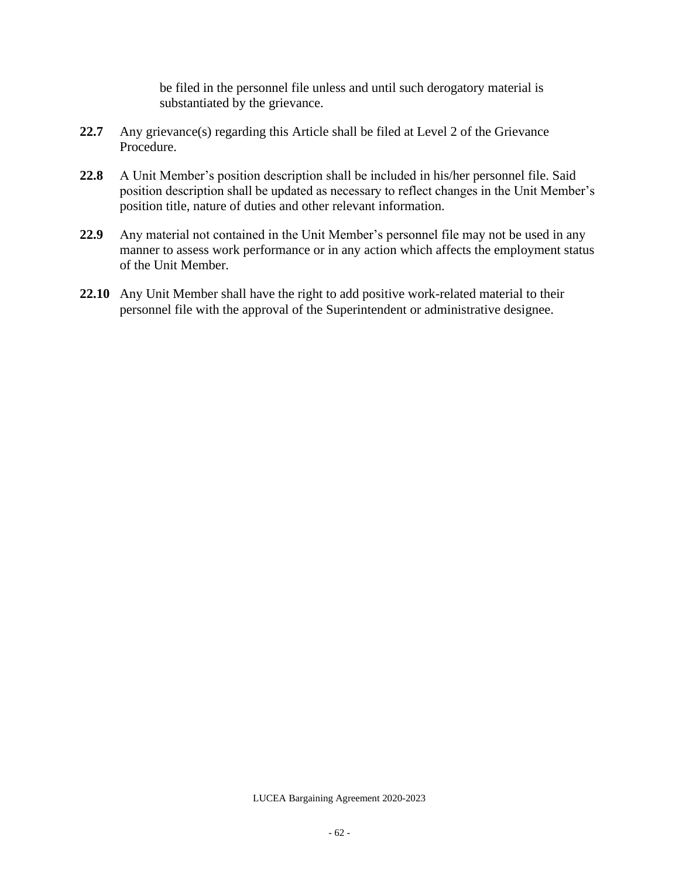be filed in the personnel file unless and until such derogatory material is substantiated by the grievance.

**22.7** Any grievance(s) regarding this Article shall be filed at Level 2 of the Grievance Procedure.

**22.8** A Unit Member's position description shall be included in his/her personnel file. Said position description shall be updated as necessary to reflect changes in the Unit Member's position title, nature of duties and other relevant information.

**22.9** Any material not contained in the Unit Member's personnel file may not be used in any manner to assess work performance or in any action which affects the employment status of the Unit Member.

**22.10** Any Unit Member shall have the right to add positive work-related material to their personnel file with the approval of the Superintendent or administrative designee.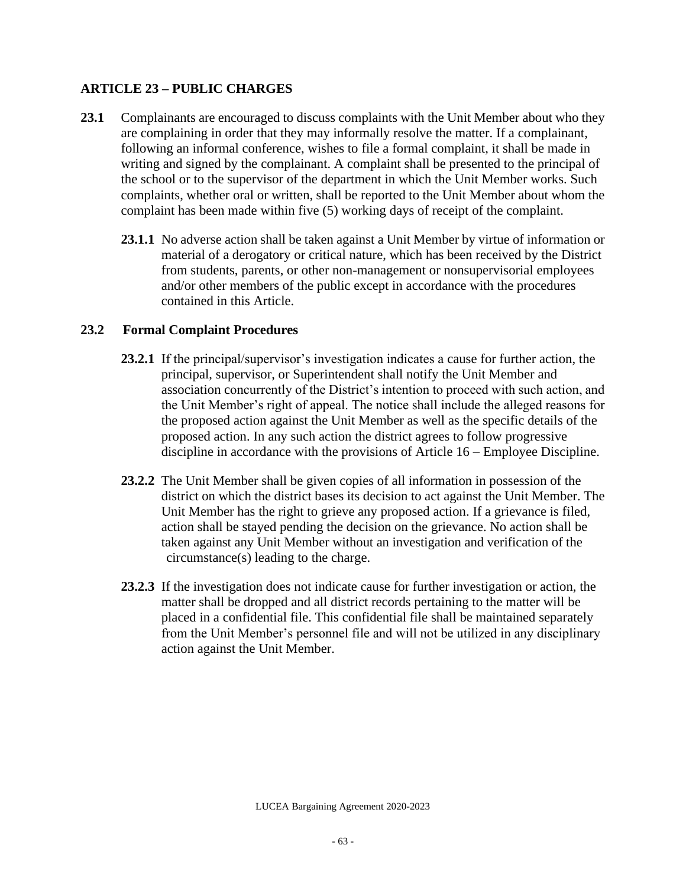## ARTICLE 23 – PUBLIC CHARGES

**23.1** Complainants are encouraged to discuss complaints with the Unit Member about who they are complaining in order that they may informally resolve the matter. If a complainant, following an informal conference, wishes to file a formal complaint, it shall be made in writing and signed by the complainant. A complaint shall be presented to the principal of the school or to the supervisor of the department in which the Unit Member works. Such complaints, whether oral or written, shall be reported to the Unit Member about whom the complaint has been made within five (5) working days of receipt of the complaint.

**23.1.1** No adverse action shall be taken against a Unit Member by virtue of information or material of a derogatory or critical nature, which has been received by the District from students, parents, or other non-management or nonsupervisorial employees and/or other members of the public except in accordance with the procedures contained in this Article.

### 23.2 Formal Complaint Procedures

**23.2.1** If the principal/supervisor's investigation indicates a cause for further action, the principal, supervisor, or Superintendent shall notify the Unit Member and association concurrently of the District's intention to proceed with such action, and the Unit Member's right of appeal. The notice shall include the alleged reasons for the proposed action against the Unit Member as well as the specific details of the proposed action. In any such action the district agrees to follow progressive discipline in accordance with the provisions of Article 16 – Employee Discipline.

**23.2.2** The Unit Member shall be given copies of all information in possession of the district on which the district bases its decision to act against the Unit Member. The Unit Member has the right to grieve any proposed action. If a grievance is filed, action shall be stayed pending the decision on the grievance. No action shall be taken against any Unit Member without an investigation and verification of the circumstance(s) leading to the charge.

**23.2.3** If the investigation does not indicate cause for further investigation or action, the matter shall be dropped and all district records pertaining to the matter will be placed in a confidential file. This confidential file shall be maintained separately from the Unit Member's personnel file and will not be utilized in any disciplinary action against the Unit Member.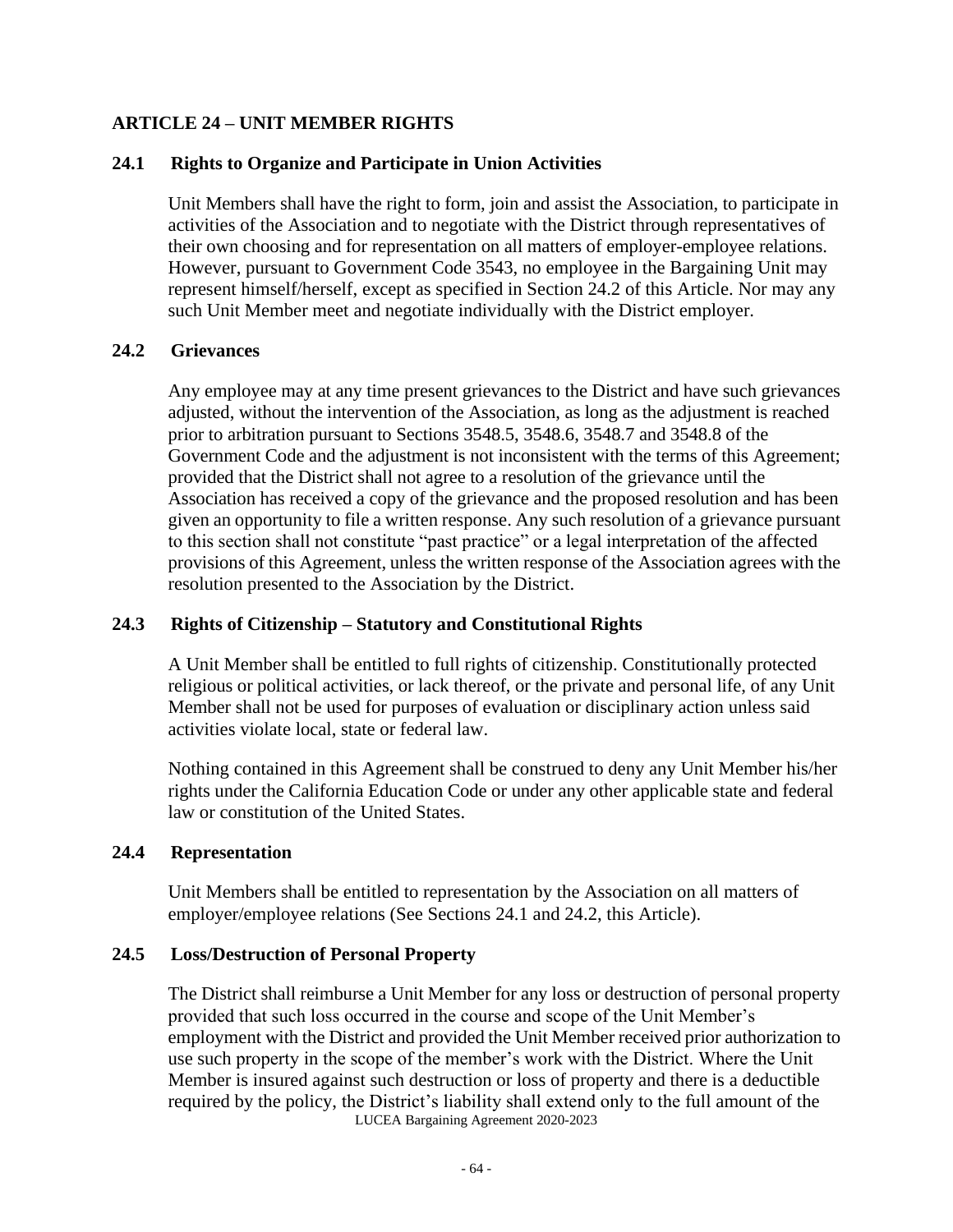## ARTICLE 24 – UNIT MEMBER RIGHTS

### 24.1 Rights to Organize and Participate in Union Activities

Unit Members shall have the right to form, join and assist the Association, to participate in activities of the Association and to negotiate with the District through representatives of their own choosing and for representation on all matters of employer-employee relations. However, pursuant to Government Code 3543, no employee in the Bargaining Unit may represent himself/herself, except as specified in Section 24.2 of this Article. Nor may any such Unit Member meet and negotiate individually with the District employer.

### 24.2 Grievances

Any employee may at any time present grievances to the District and have such grievances adjusted, without the intervention of the Association, as long as the adjustment is reached prior to arbitration pursuant to Sections 3548.5, 3548.6, 3548.7 and 3548.8 of the Government Code and the adjustment is not inconsistent with the terms of this Agreement; provided that the District shall not agree to a resolution of the grievance until the Association has received a copy of the grievance and the proposed resolution and has been given an opportunity to file a written response. Any such resolution of a grievance pursuant to this section shall not constitute "past practice" or a legal interpretation of the affected provisions of this Agreement, unless the written response of the Association agrees with the resolution presented to the Association by the District.

### 24.3 Rights of Citizenship – Statutory and Constitutional Rights

A Unit Member shall be entitled to full rights of citizenship. Constitutionally protected religious or political activities, or lack thereof, or the private and personal life, of any Unit Member shall not be used for purposes of evaluation or disciplinary action unless said activities violate local, state or federal law.

Nothing contained in this Agreement shall be construed to deny any Unit Member his/her rights under the California Education Code or under any other applicable state and federal law or constitution of the United States.

### 24.4 Representation

Unit Members shall be entitled to representation by the Association on all matters of employer/employee relations (See Sections 24.1 and 24.2, this Article).

### 24.5 Loss/Destruction of Personal Property

The District shall reimburse a Unit Member for any loss or destruction of personal property provided that such loss occurred in the course and scope of the Unit Member's employment with the District and provided the Unit Member received prior authorization to use such property in the scope of the member's work with the District. Where the Unit Member is insured against such destruction or loss of property and there is a deductible required by the policy, the District's liability shall extend only to the full amount of the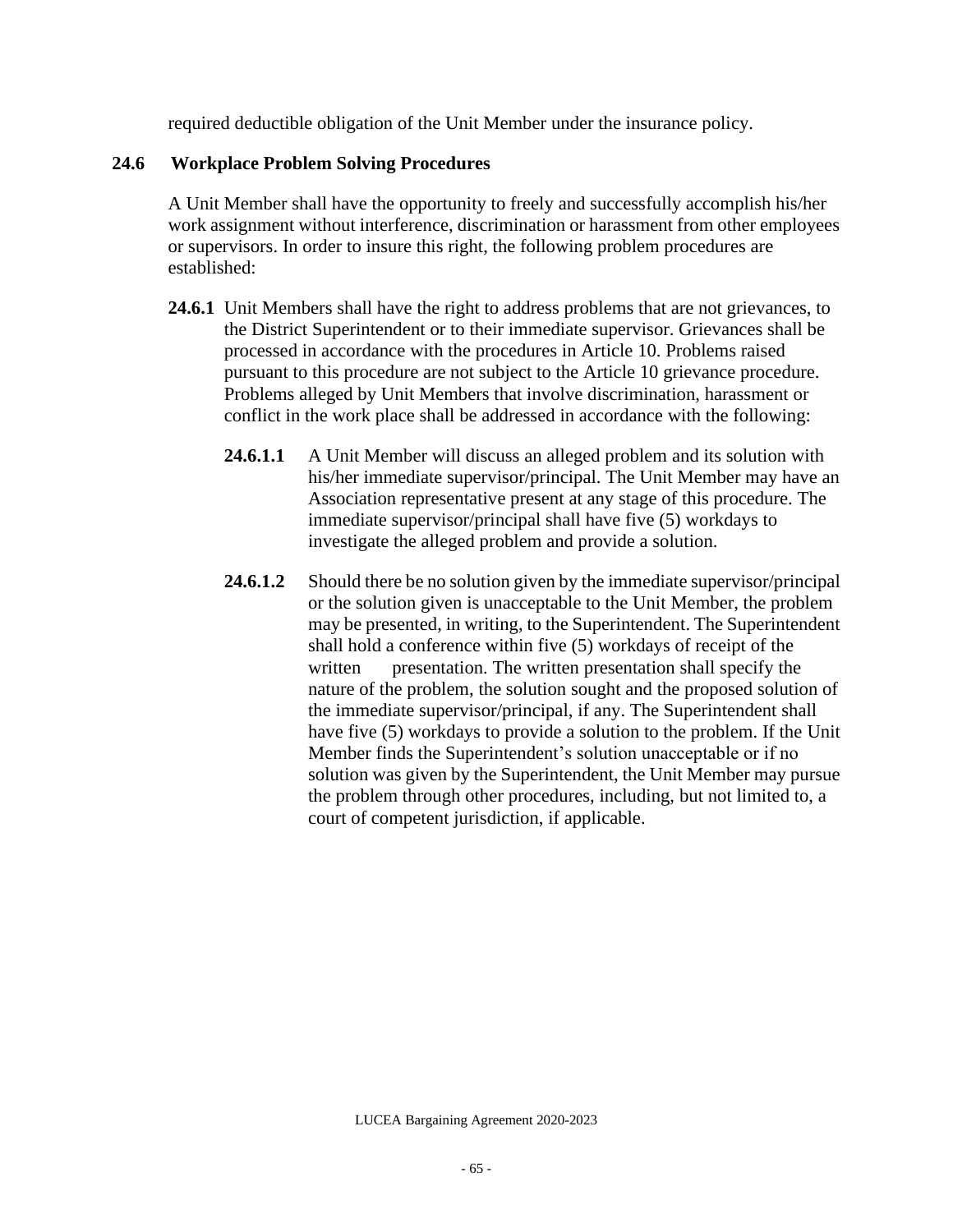required deductible obligation of the Unit Member under the insurance policy.

### 24.6 Workplace Problem Solving Procedures

A Unit Member shall have the opportunity to freely and successfully accomplish his/her work assignment without interference, discrimination or harassment from other employees or supervisors. In order to insure this right, the following problem procedures are established:

**24.6.1** Unit Members shall have the right to address problems that are not grievances, to the District Superintendent or to their immediate supervisor. Grievances shall be processed in accordance with the procedures in Article 10. Problems raised pursuant to this procedure are not subject to the Article 10 grievance procedure. Problems alleged by Unit Members that involve discrimination, harassment or conflict in the work place shall be addressed in accordance with the following:

**24.6.1.1** A Unit Member will discuss an alleged problem and its solution with his/her immediate supervisor/principal. The Unit Member may have an Association representative present at any stage of this procedure. The immediate supervisor/principal shall have five (5) workdays to investigate the alleged problem and provide a solution.

**24.6.1.2** Should there be no solution given by the immediate supervisor/principal or the solution given is unacceptable to the Unit Member, the problem may be presented, in writing, to the Superintendent. The Superintendent shall hold a conference within five (5) workdays of receipt of the written presentation. The written presentation shall specify the nature of the problem, the solution sought and the proposed solution of the immediate supervisor/principal, if any. The Superintendent shall have five (5) workdays to provide a solution to the problem. If the Unit Member finds the Superintendent's solution unacceptable or if no solution was given by the Superintendent, the Unit Member may pursue the problem through other procedures, including, but not limited to, a court of competent jurisdiction, if applicable.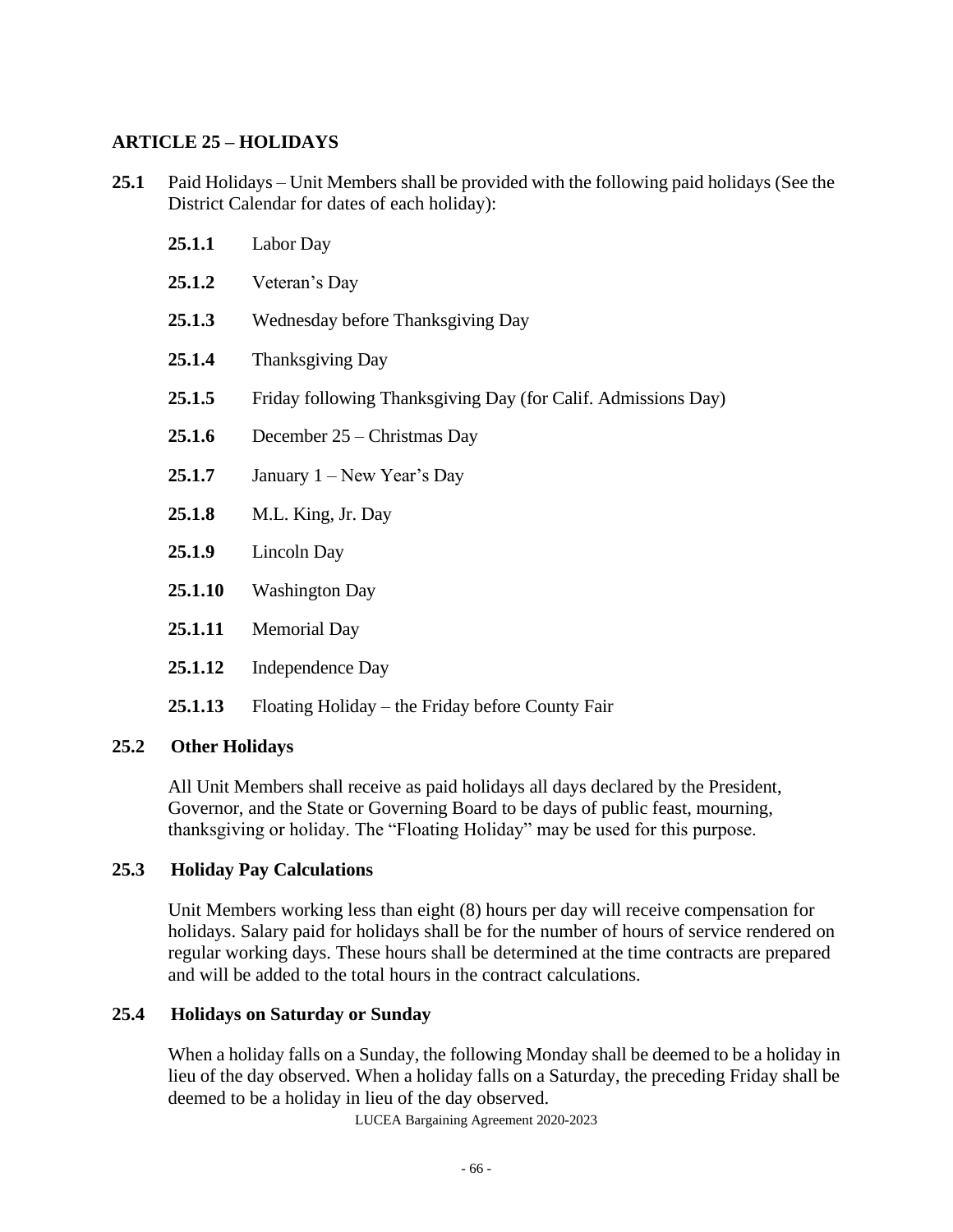## ARTICLE 25 – HOLIDAYS

**25.1** Paid Holidays – Unit Members shall be provided with the following paid holidays (See the District Calendar for dates of each holiday):

- **25.1.1** Labor Day
- **25.1.2** Veteran's Day
- **25.1.3** Wednesday before Thanksgiving Day
- **25.1.4** Thanksgiving Day
- **25.1.5** Friday following Thanksgiving Day (for Calif. Admissions Day)
- **25.1.6** December 25 – Christmas Day
- **25.1.7** January 1 – New Year's Day
- **25.1.8** M.L. King, Jr. Day
- **25.1.9** Lincoln Day
- **25.1.10** Washington Day
- **25.1.11** Memorial Day
- **25.1.12** Independence Day
- **25.1.13** Floating Holiday – the Friday before County Fair

### 25.2 Other Holidays

All Unit Members shall receive as paid holidays all days declared by the President, Governor, and the State or Governing Board to be days of public feast, mourning, thanksgiving or holiday. The "Floating Holiday" may be used for this purpose.

### 25.3 Holiday Pay Calculations

Unit Members working less than eight (8) hours per day will receive compensation for holidays. Salary paid for holidays shall be for the number of hours of service rendered on regular working days. These hours shall be determined at the time contracts are prepared and will be added to the total hours in the contract calculations.

### 25.4 Holidays on Saturday or Sunday

When a holiday falls on a Sunday, the following Monday shall be deemed to be a holiday in lieu of the day observed. When a holiday falls on a Saturday, the preceding Friday shall be deemed to be a holiday in lieu of the day observed.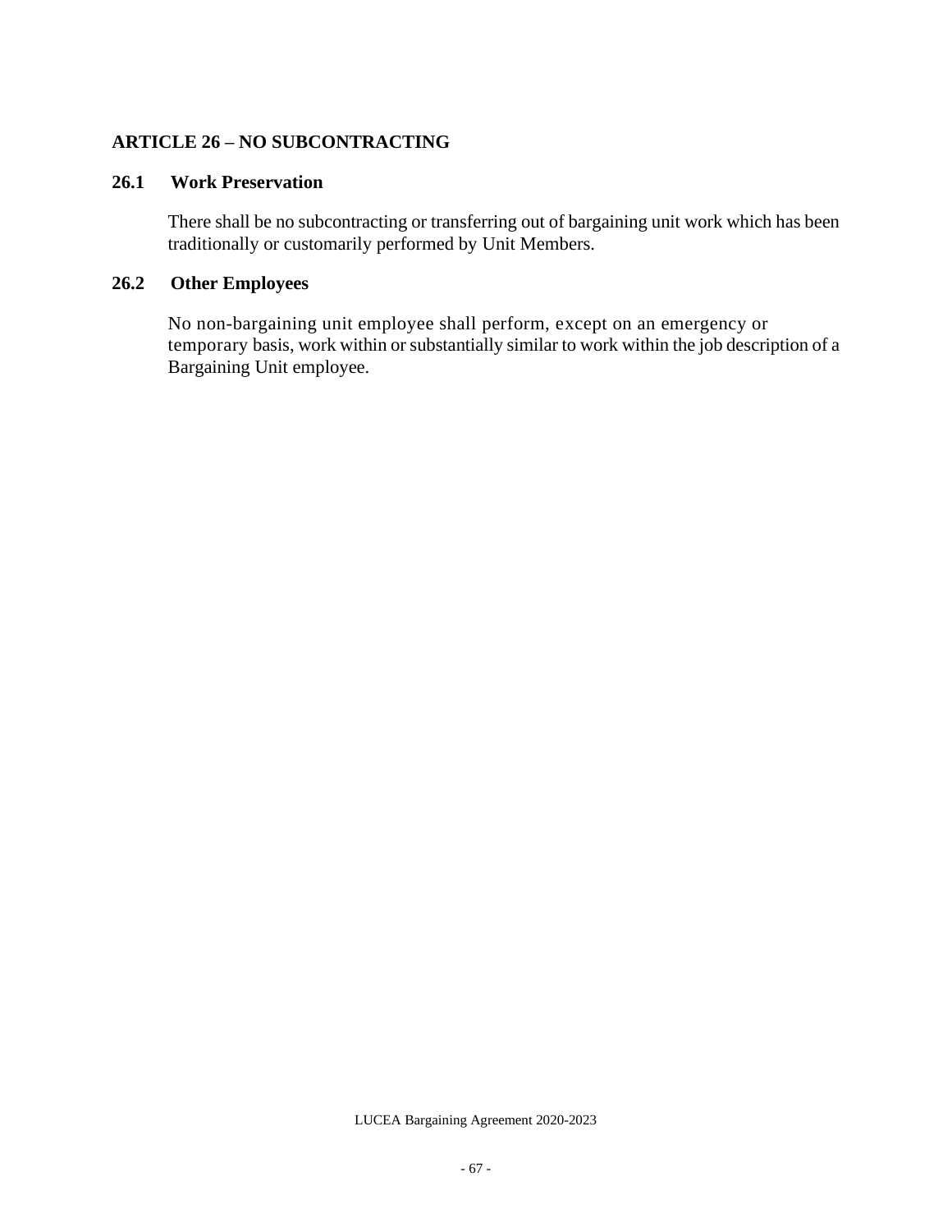## ARTICLE 26 – NO SUBCONTRACTING

### 26.1 Work Preservation

There shall be no subcontracting or transferring out of bargaining unit work which has been traditionally or customarily performed by Unit Members.

### 26.2 Other Employees

No non-bargaining unit employee shall perform, except on an emergency or temporary basis, work within or substantially similar to work within the job description of a Bargaining Unit employee.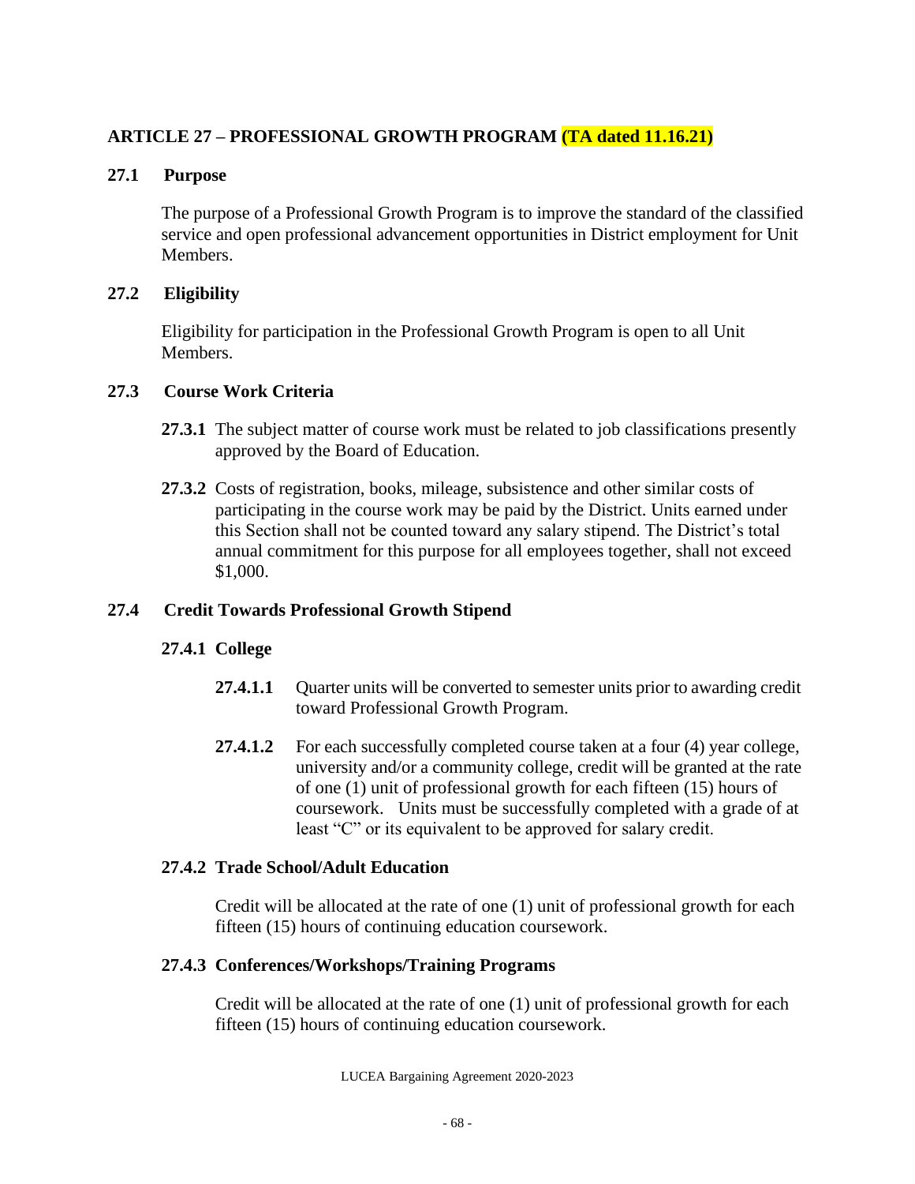## ARTICLE 27 – PROFESSIONAL GROWTH PROGRAM (TA dated 11.16.21)

### 27.1 Purpose

The purpose of a Professional Growth Program is to improve the standard of the classified service and open professional advancement opportunities in District employment for Unit Members.

### 27.2 Eligibility

Eligibility for participation in the Professional Growth Program is open to all Unit Members.

### 27.3 Course Work Criteria

**27.3.1** The subject matter of course work must be related to job classifications presently approved by the Board of Education.

**27.3.2** Costs of registration, books, mileage, subsistence and other similar costs of participating in the course work may be paid by the District. Units earned under this Section shall not be counted toward any salary stipend. The District's total annual commitment for this purpose for all employees together, shall not exceed $1,000.

### 27.4 Credit Towards Professional Growth Stipend

#### 27.4.1 College

**27.4.1.1** Quarter units will be converted to semester units prior to awarding credit toward Professional Growth Program.

**27.4.1.2** For each successfully completed course taken at a four (4) year college, university and/or a community college, credit will be granted at the rate of one (1) unit of professional growth for each fifteen (15) hours of coursework. Units must be successfully completed with a grade of at least "C" or its equivalent to be approved for salary credit.

#### 27.4.2 Trade School/Adult Education

Credit will be allocated at the rate of one (1) unit of professional growth for each fifteen (15) hours of continuing education coursework.

#### 27.4.3 Conferences/Workshops/Training Programs

Credit will be allocated at the rate of one (1) unit of professional growth for each fifteen (15) hours of continuing education coursework.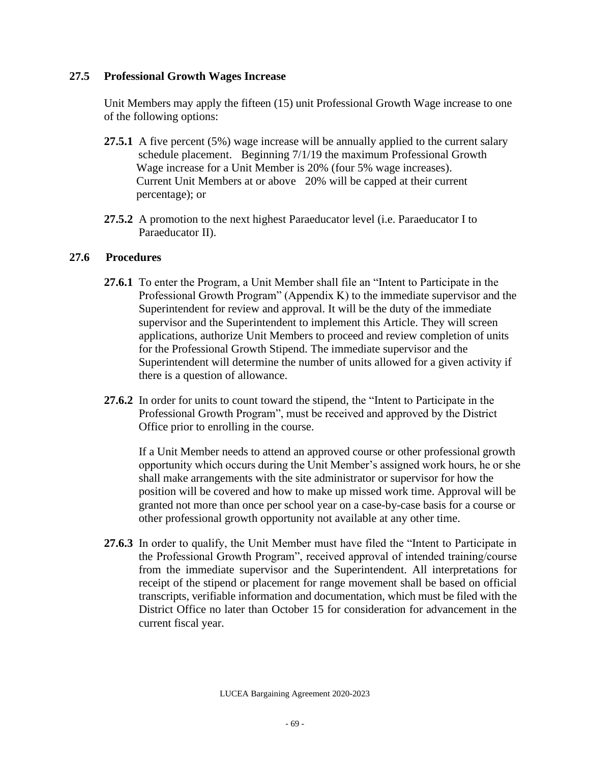### 27.5 Professional Growth Wages Increase

Unit Members may apply the fifteen (15) unit Professional Growth Wage increase to one of the following options:

**27.5.1** A five percent (5%) wage increase will be annually applied to the current salary schedule placement. Beginning 7/1/19 the maximum Professional Growth Wage increase for a Unit Member is 20% (four 5% wage increases). Current Unit Members at or above 20% will be capped at their current percentage); or

**27.5.2** A promotion to the next highest Paraeducator level (i.e. Paraeducator I to Paraeducator II).

### 27.6 Procedures

**27.6.1** To enter the Program, a Unit Member shall file an "Intent to Participate in the Professional Growth Program" (Appendix K) to the immediate supervisor and the Superintendent for review and approval. It will be the duty of the immediate supervisor and the Superintendent to implement this Article. They will screen applications, authorize Unit Members to proceed and review completion of units for the Professional Growth Stipend. The immediate supervisor and the Superintendent will determine the number of units allowed for a given activity if there is a question of allowance.

**27.6.2** In order for units to count toward the stipend, the "Intent to Participate in the Professional Growth Program", must be received and approved by the District Office prior to enrolling in the course.

If a Unit Member needs to attend an approved course or other professional growth opportunity which occurs during the Unit Member's assigned work hours, he or she shall make arrangements with the site administrator or supervisor for how the position will be covered and how to make up missed work time. Approval will be granted not more than once per school year on a case-by-case basis for a course or other professional growth opportunity not available at any other time.

**27.6.3** In order to qualify, the Unit Member must have filed the "Intent to Participate in the Professional Growth Program", received approval of intended training/course from the immediate supervisor and the Superintendent. All interpretations for receipt of the stipend or placement for range movement shall be based on official transcripts, verifiable information and documentation, which must be filed with the District Office no later than October 15 for consideration for advancement in the current fiscal year.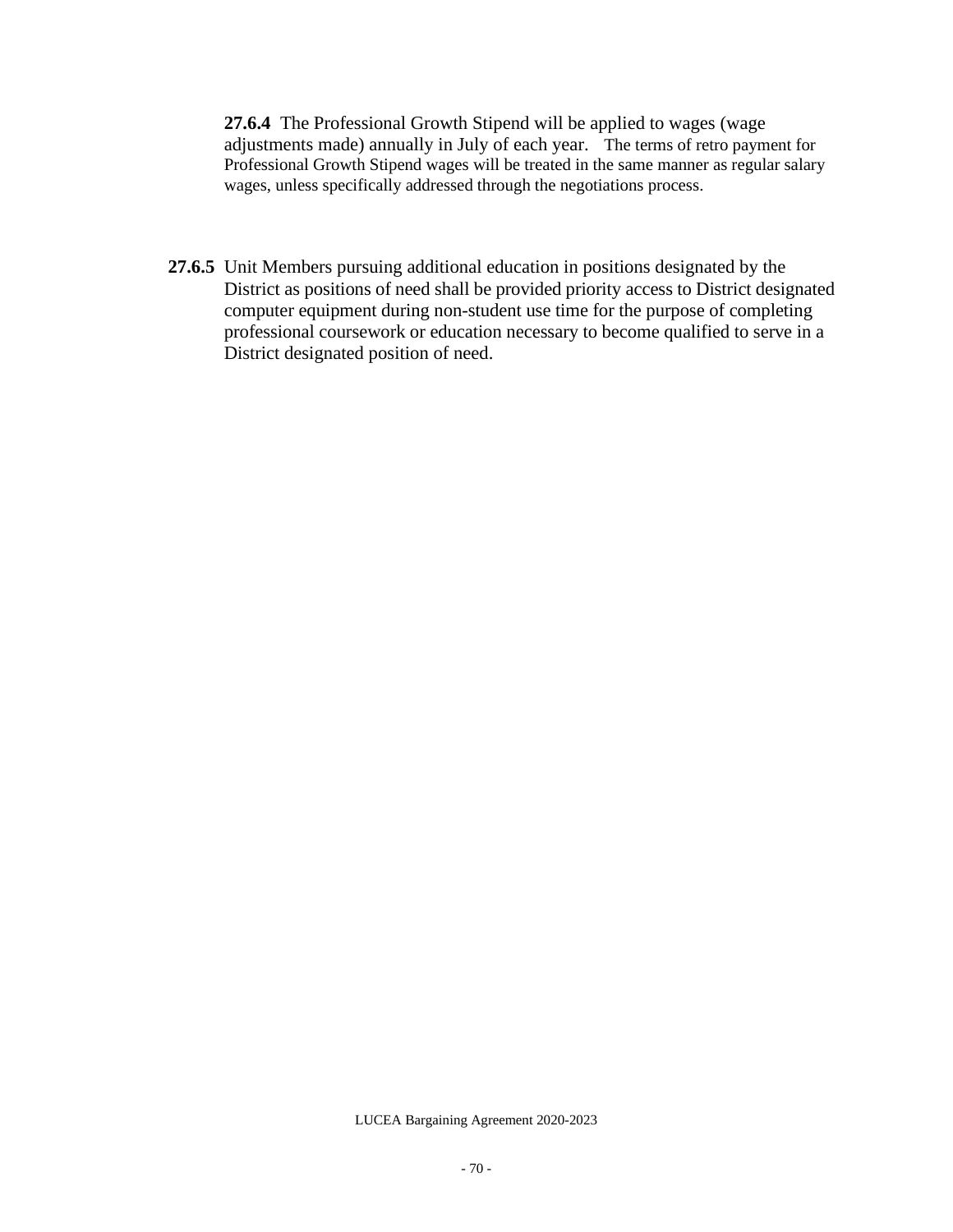**27.6.4** The Professional Growth Stipend will be applied to wages (wage adjustments made) annually in July of each year. The terms of retro payment for Professional Growth Stipend wages will be treated in the same manner as regular salary wages, unless specifically addressed through the negotiations process.

**27.6.5** Unit Members pursuing additional education in positions designated by the District as positions of need shall be provided priority access to District designated computer equipment during non-student use time for the purpose of completing professional coursework or education necessary to become qualified to serve in a District designated position of need.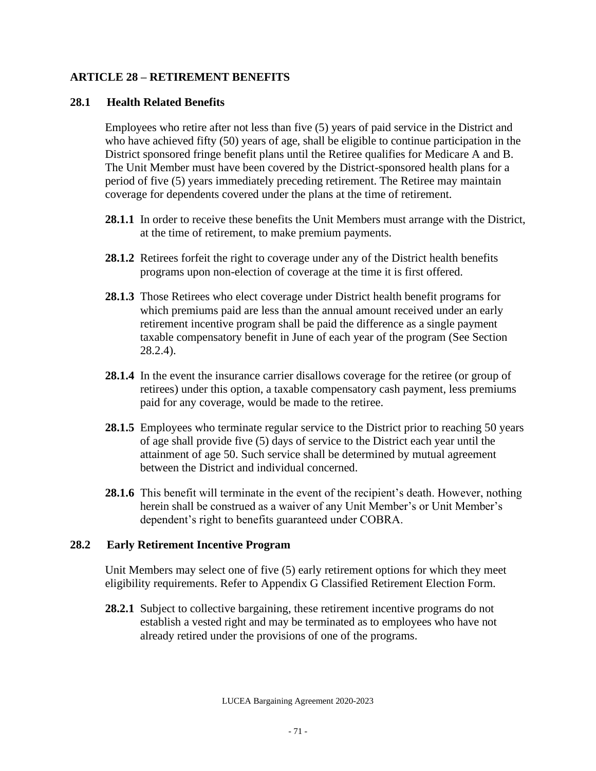## ARTICLE 28 – RETIREMENT BENEFITS

### 28.1 Health Related Benefits

Employees who retire after not less than five (5) years of paid service in the District and who have achieved fifty (50) years of age, shall be eligible to continue participation in the District sponsored fringe benefit plans until the Retiree qualifies for Medicare A and B. The Unit Member must have been covered by the District-sponsored health plans for a period of five (5) years immediately preceding retirement. The Retiree may maintain coverage for dependents covered under the plans at the time of retirement.

**28.1.1** In order to receive these benefits the Unit Members must arrange with the District, at the time of retirement, to make premium payments.

**28.1.2** Retirees forfeit the right to coverage under any of the District health benefits programs upon non-election of coverage at the time it is first offered.

**28.1.3** Those Retirees who elect coverage under District health benefit programs for which premiums paid are less than the annual amount received under an early retirement incentive program shall be paid the difference as a single payment taxable compensatory benefit in June of each year of the program (See Section 28.2.4).

**28.1.4** In the event the insurance carrier disallows coverage for the retiree (or group of retirees) under this option, a taxable compensatory cash payment, less premiums paid for any coverage, would be made to the retiree.

**28.1.5** Employees who terminate regular service to the District prior to reaching 50 years of age shall provide five (5) days of service to the District each year until the attainment of age 50. Such service shall be determined by mutual agreement between the District and individual concerned.

**28.1.6** This benefit will terminate in the event of the recipient's death. However, nothing herein shall be construed as a waiver of any Unit Member's or Unit Member's dependent's right to benefits guaranteed under COBRA.

### 28.2 Early Retirement Incentive Program

Unit Members may select one of five (5) early retirement options for which they meet eligibility requirements. Refer to Appendix G Classified Retirement Election Form.

**28.2.1** Subject to collective bargaining, these retirement incentive programs do not establish a vested right and may be terminated as to employees who have not already retired under the provisions of one of the programs.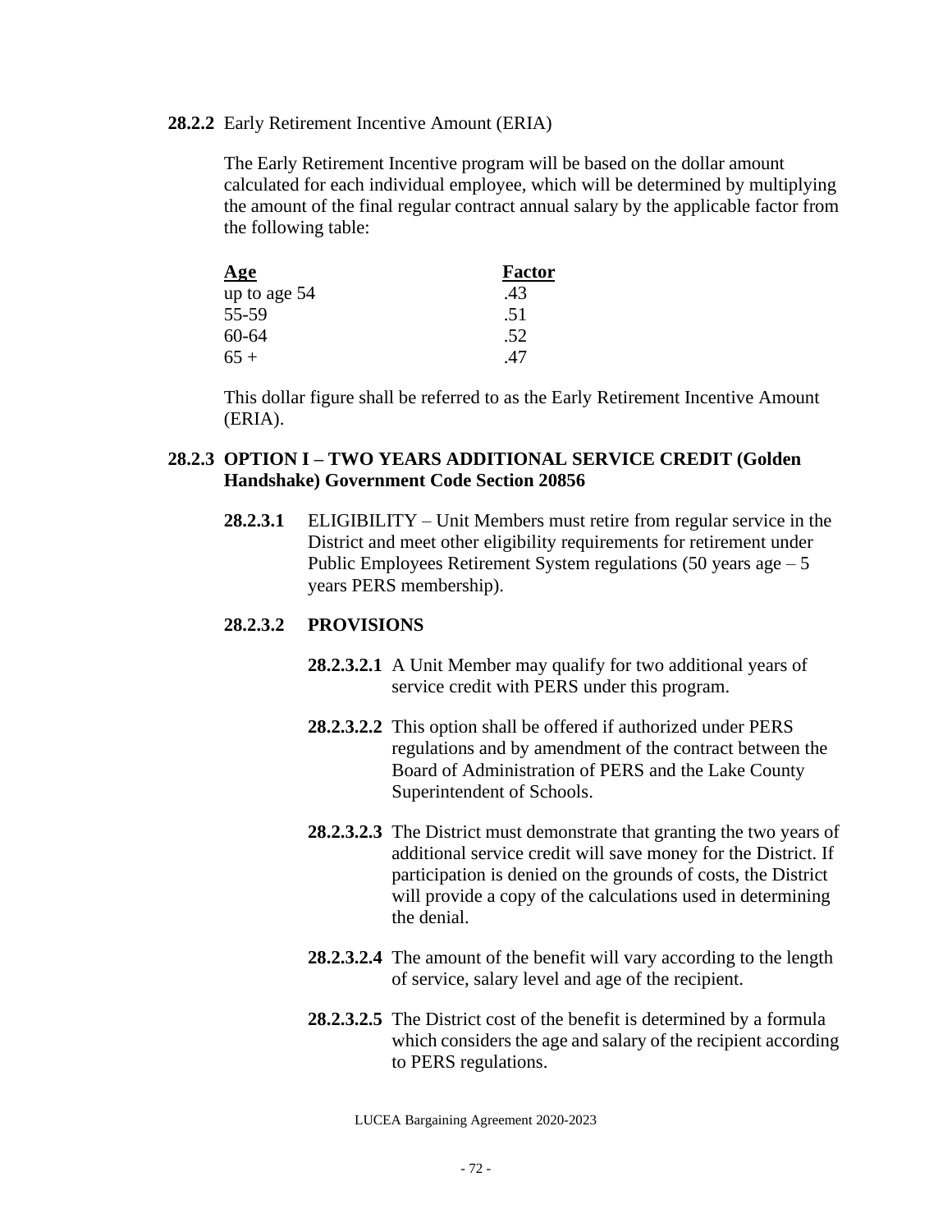**28.2.2** Early Retirement Incentive Amount (ERIA)

The Early Retirement Incentive program will be based on the dollar amount calculated for each individual employee, which will be determined by multiplying the amount of the final regular contract annual salary by the applicable factor from the following table:

| Age | Factor |
|---|---|
| up to age 54 | .43 |
| 55-59 | .51 |
| 60-64 | .52 |
| 65 + | .47 |

This dollar figure shall be referred to as the Early Retirement Incentive Amount (ERIA).

**28.2.3 OPTION I – TWO YEARS ADDITIONAL SERVICE CREDIT (Golden Handshake) Government Code Section 20856**

**28.2.3.1** ELIGIBILITY – Unit Members must retire from regular service in the District and meet other eligibility requirements for retirement under Public Employees Retirement System regulations (50 years age – 5 years PERS membership).

**28.2.3.2 PROVISIONS**

**28.2.3.2.1** A Unit Member may qualify for two additional years of service credit with PERS under this program.

**28.2.3.2.2** This option shall be offered if authorized under PERS regulations and by amendment of the contract between the Board of Administration of PERS and the Lake County Superintendent of Schools.

**28.2.3.2.3** The District must demonstrate that granting the two years of additional service credit will save money for the District. If participation is denied on the grounds of costs, the District will provide a copy of the calculations used in determining the denial.

**28.2.3.2.4** The amount of the benefit will vary according to the length of service, salary level and age of the recipient.

**28.2.3.2.5** The District cost of the benefit is determined by a formula which considers the age and salary of the recipient according to PERS regulations.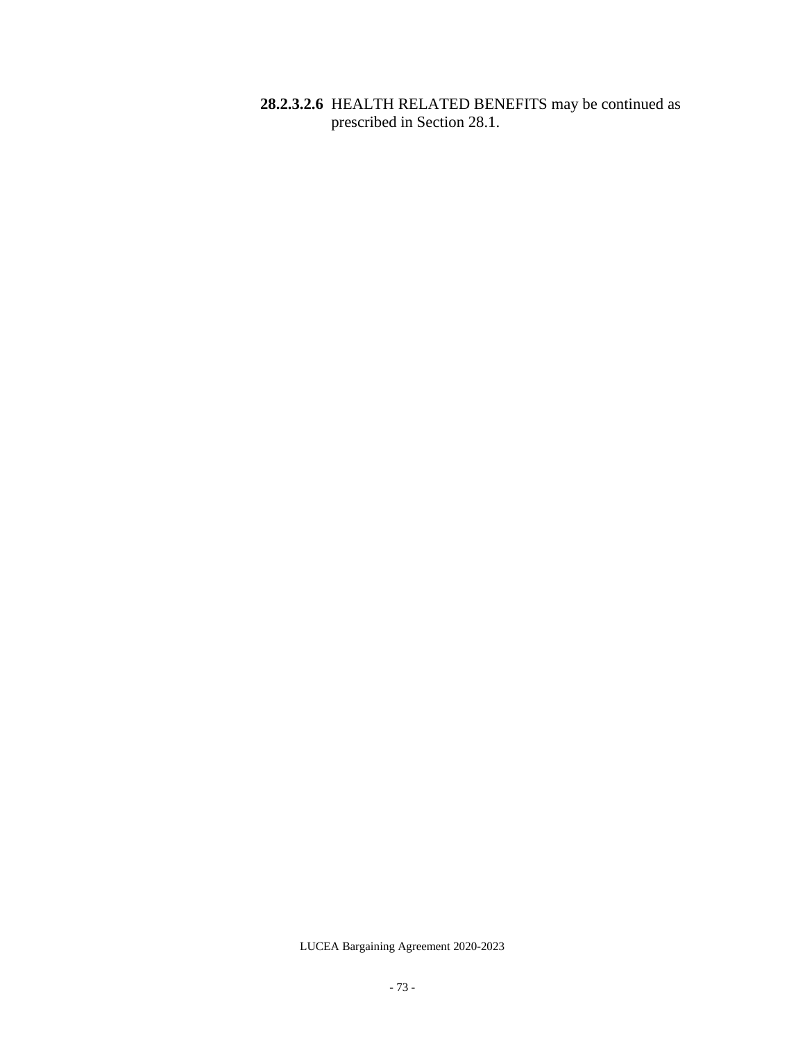**28.2.3.2.6** HEALTH RELATED BENEFITS may be continued as prescribed in Section 28.1.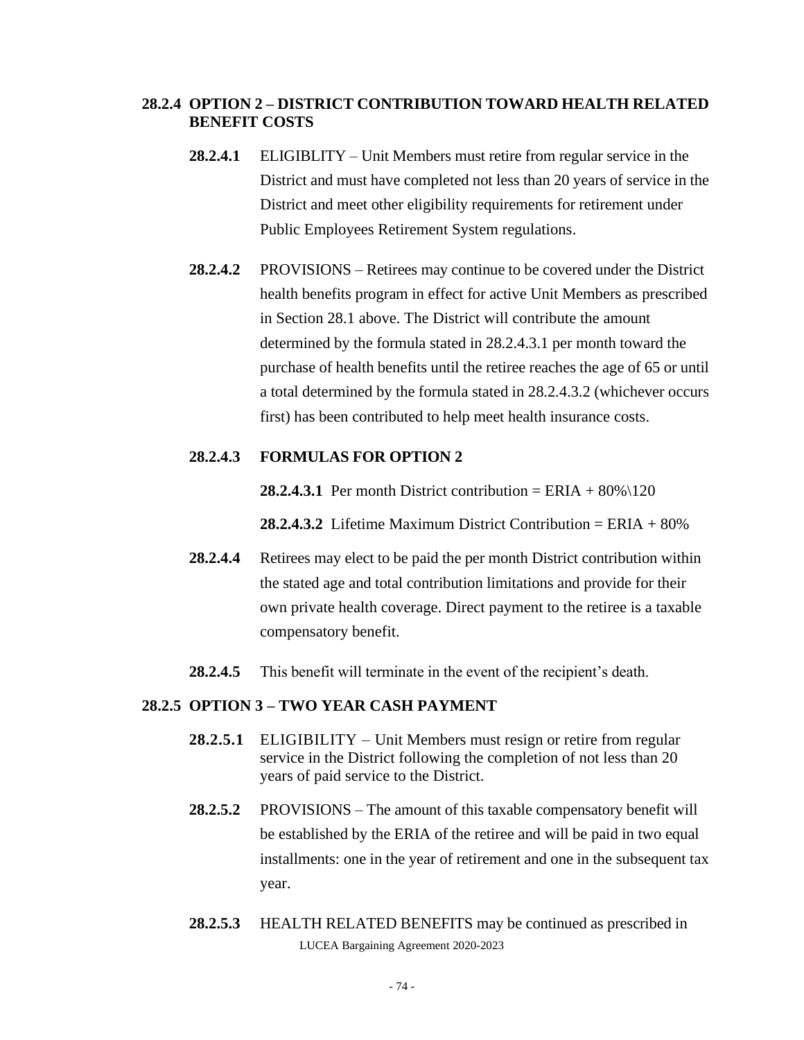### 28.2.4 OPTION 2 – DISTRICT CONTRIBUTION TOWARD HEALTH RELATED BENEFIT COSTS

**28.2.4.1** ELIGIBLITY – Unit Members must retire from regular service in the District and must have completed not less than 20 years of service in the District and meet other eligibility requirements for retirement under Public Employees Retirement System regulations.

**28.2.4.2** PROVISIONS – Retirees may continue to be covered under the District health benefits program in effect for active Unit Members as prescribed in Section 28.1 above. The District will contribute the amount determined by the formula stated in 28.2.4.3.1 per month toward the purchase of health benefits until the retiree reaches the age of 65 or until a total determined by the formula stated in 28.2.4.3.2 (whichever occurs first) has been contributed to help meet health insurance costs.

**28.2.4.3 FORMULAS FOR OPTION 2**

**28.2.4.3.1** Per month District contribution = ERIA + 80%\120

**28.2.4.3.2** Lifetime Maximum District Contribution = ERIA + 80%

**28.2.4.4** Retirees may elect to be paid the per month District contribution within the stated age and total contribution limitations and provide for their own private health coverage. Direct payment to the retiree is a taxable compensatory benefit.

**28.2.4.5** This benefit will terminate in the event of the recipient's death.

### 28.2.5 OPTION 3 – TWO YEAR CASH PAYMENT

**28.2.5.1** ELIGIBILITY – Unit Members must resign or retire from regular service in the District following the completion of not less than 20 years of paid service to the District.

**28.2.5.2** PROVISIONS – The amount of this taxable compensatory benefit will be established by the ERIA of the retiree and will be paid in two equal installments: one in the year of retirement and one in the subsequent tax year.

**28.2.5.3** HEALTH RELATED BENEFITS may be continued as prescribed in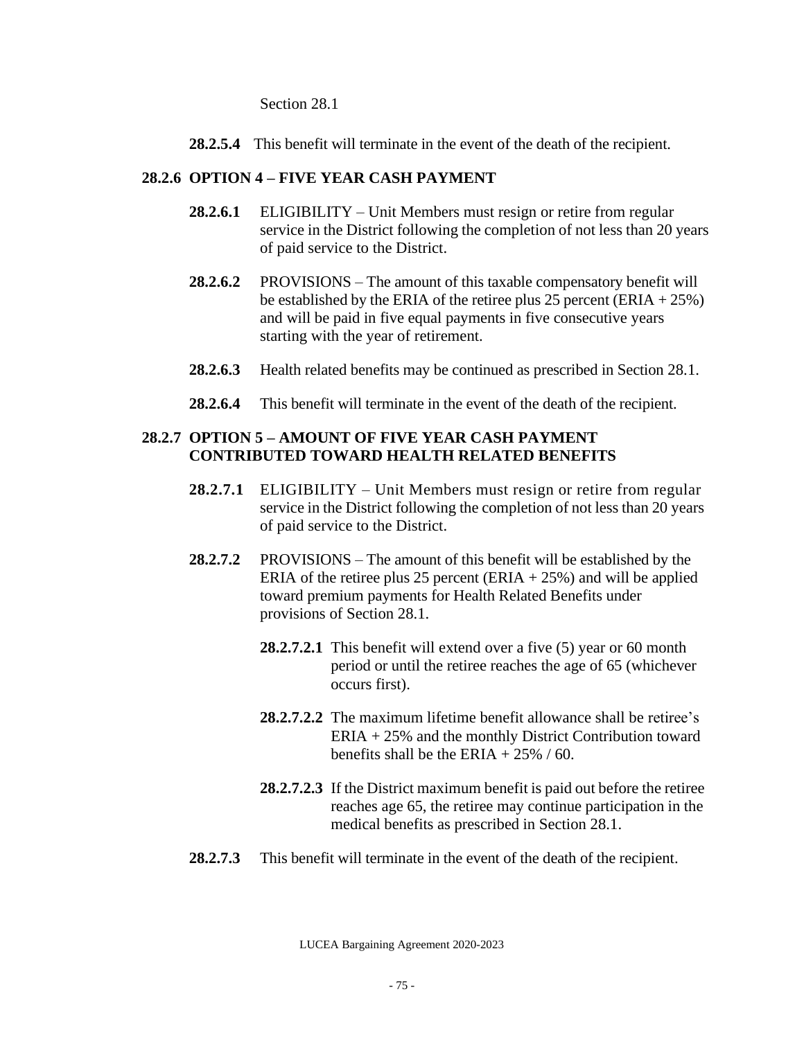Section 28.1

**28.2.5.4** This benefit will terminate in the event of the death of the recipient.

### 28.2.6 OPTION 4 – FIVE YEAR CASH PAYMENT

**28.2.6.1** ELIGIBILITY – Unit Members must resign or retire from regular service in the District following the completion of not less than 20 years of paid service to the District.

**28.2.6.2** PROVISIONS – The amount of this taxable compensatory benefit will be established by the ERIA of the retiree plus 25 percent (ERIA + 25%) and will be paid in five equal payments in five consecutive years starting with the year of retirement.

**28.2.6.3** Health related benefits may be continued as prescribed in Section 28.1.

**28.2.6.4** This benefit will terminate in the event of the death of the recipient.

### 28.2.7 OPTION 5 – AMOUNT OF FIVE YEAR CASH PAYMENT CONTRIBUTED TOWARD HEALTH RELATED BENEFITS

**28.2.7.1** ELIGIBILITY – Unit Members must resign or retire from regular service in the District following the completion of not less than 20 years of paid service to the District.

**28.2.7.2** PROVISIONS – The amount of this benefit will be established by the ERIA of the retiree plus 25 percent (ERIA + 25%) and will be applied toward premium payments for Health Related Benefits under provisions of Section 28.1.

**28.2.7.2.1** This benefit will extend over a five (5) year or 60 month period or until the retiree reaches the age of 65 (whichever occurs first).

**28.2.7.2.2** The maximum lifetime benefit allowance shall be retiree's ERIA + 25% and the monthly District Contribution toward benefits shall be the ERIA + 25% / 60.

**28.2.7.2.3** If the District maximum benefit is paid out before the retiree reaches age 65, the retiree may continue participation in the medical benefits as prescribed in Section 28.1.

**28.2.7.3** This benefit will terminate in the event of the death of the recipient.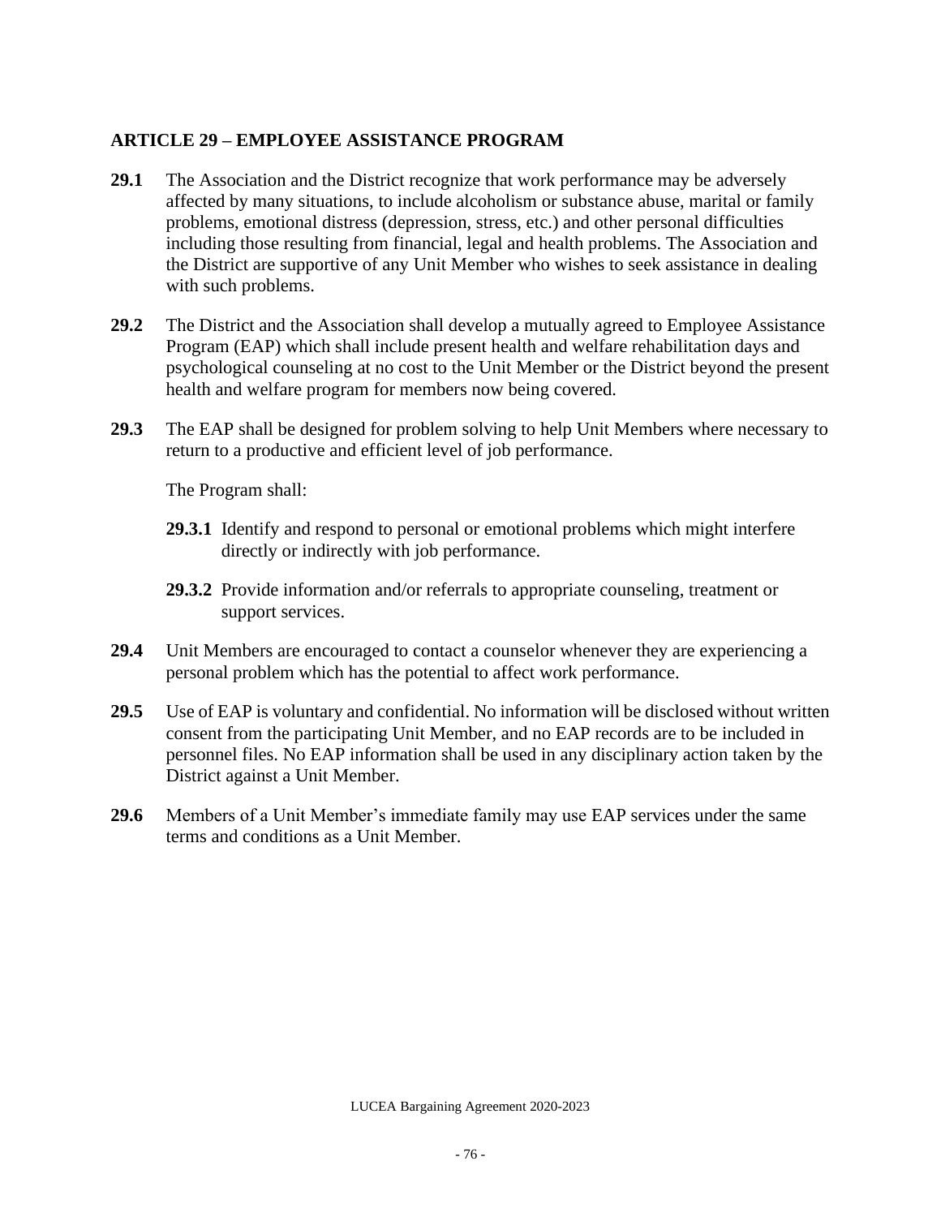## ARTICLE 29 – EMPLOYEE ASSISTANCE PROGRAM

**29.1** The Association and the District recognize that work performance may be adversely affected by many situations, to include alcoholism or substance abuse, marital or family problems, emotional distress (depression, stress, etc.) and other personal difficulties including those resulting from financial, legal and health problems. The Association and the District are supportive of any Unit Member who wishes to seek assistance in dealing with such problems.

**29.2** The District and the Association shall develop a mutually agreed to Employee Assistance Program (EAP) which shall include present health and welfare rehabilitation days and psychological counseling at no cost to the Unit Member or the District beyond the present health and welfare program for members now being covered.

**29.3** The EAP shall be designed for problem solving to help Unit Members where necessary to return to a productive and efficient level of job performance.

The Program shall:

**29.3.1** Identify and respond to personal or emotional problems which might interfere directly or indirectly with job performance.

**29.3.2** Provide information and/or referrals to appropriate counseling, treatment or support services.

**29.4** Unit Members are encouraged to contact a counselor whenever they are experiencing a personal problem which has the potential to affect work performance.

**29.5** Use of EAP is voluntary and confidential. No information will be disclosed without written consent from the participating Unit Member, and no EAP records are to be included in personnel files. No EAP information shall be used in any disciplinary action taken by the District against a Unit Member.

**29.6** Members of a Unit Member's immediate family may use EAP services under the same terms and conditions as a Unit Member.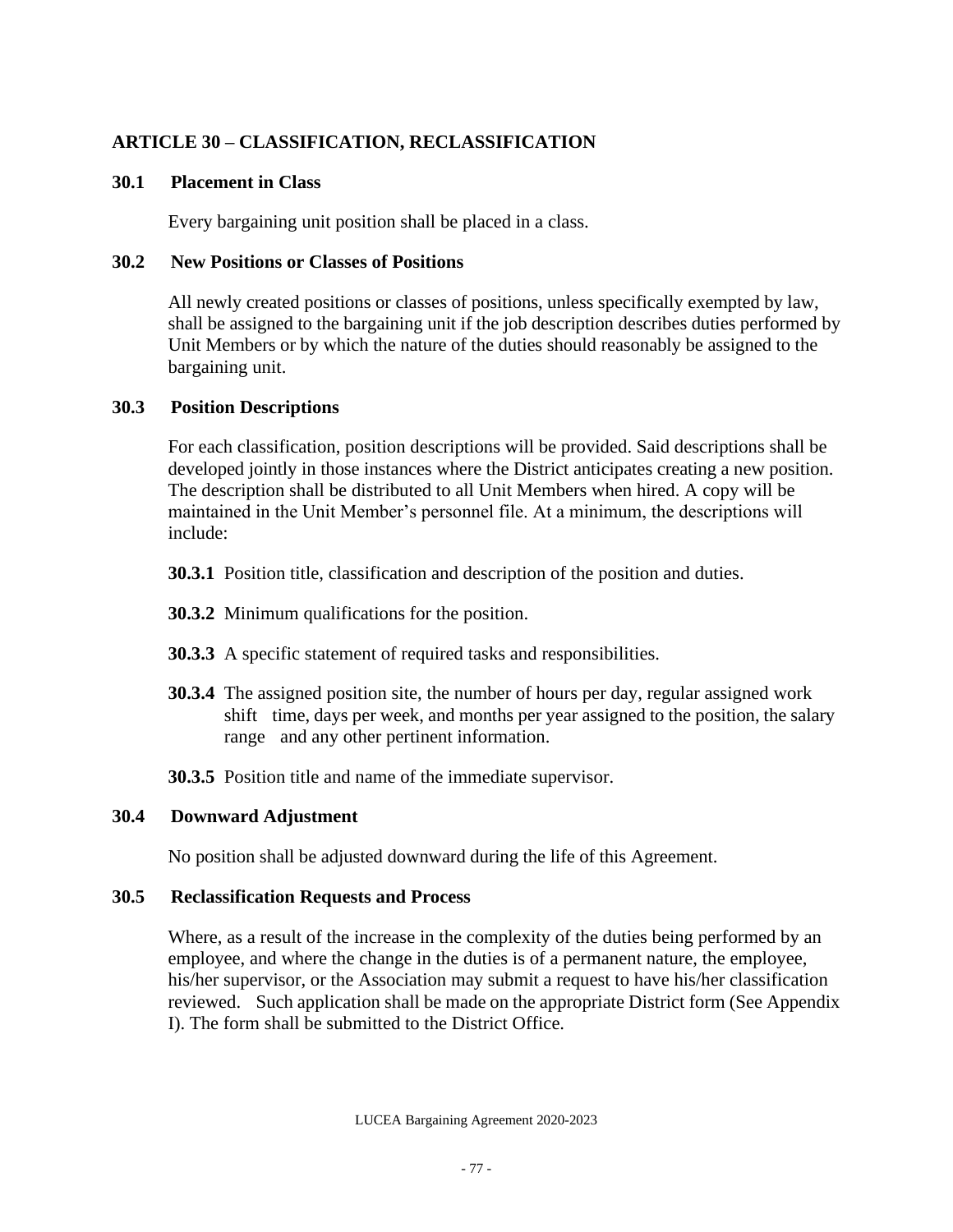## ARTICLE 30 – CLASSIFICATION, RECLASSIFICATION

### 30.1 Placement in Class

Every bargaining unit position shall be placed in a class.

### 30.2 New Positions or Classes of Positions

All newly created positions or classes of positions, unless specifically exempted by law, shall be assigned to the bargaining unit if the job description describes duties performed by Unit Members or by which the nature of the duties should reasonably be assigned to the bargaining unit.

### 30.3 Position Descriptions

For each classification, position descriptions will be provided. Said descriptions shall be developed jointly in those instances where the District anticipates creating a new position. The description shall be distributed to all Unit Members when hired. A copy will be maintained in the Unit Member's personnel file. At a minimum, the descriptions will include:

**30.3.1** Position title, classification and description of the position and duties.

**30.3.2** Minimum qualifications for the position.

**30.3.3** A specific statement of required tasks and responsibilities.

**30.3.4** The assigned position site, the number of hours per day, regular assigned work shift time, days per week, and months per year assigned to the position, the salary range and any other pertinent information.

**30.3.5** Position title and name of the immediate supervisor.

### 30.4 Downward Adjustment

No position shall be adjusted downward during the life of this Agreement.

### 30.5 Reclassification Requests and Process

Where, as a result of the increase in the complexity of the duties being performed by an employee, and where the change in the duties is of a permanent nature, the employee, his/her supervisor, or the Association may submit a request to have his/her classification reviewed. Such application shall be made on the appropriate District form (See Appendix I). The form shall be submitted to the District Office.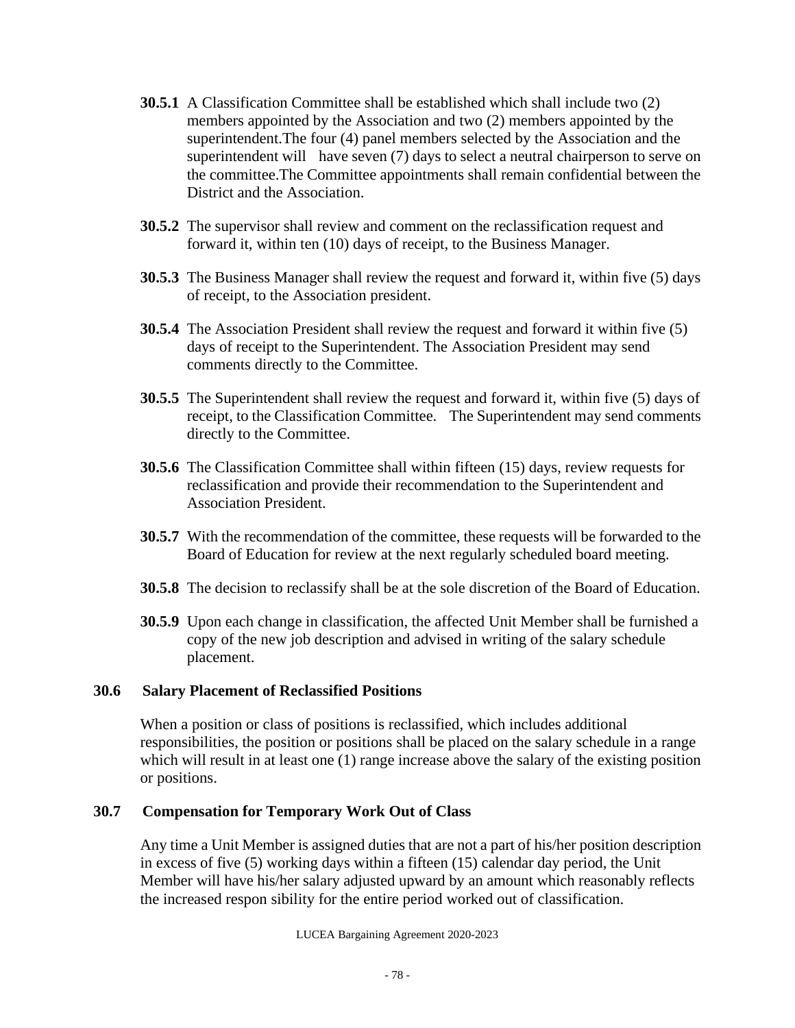**30.5.1** A Classification Committee shall be established which shall include two (2) members appointed by the Association and two (2) members appointed by the superintendent.The four (4) panel members selected by the Association and the superintendent will have seven (7) days to select a neutral chairperson to serve on the committee.The Committee appointments shall remain confidential between the District and the Association.

**30.5.2** The supervisor shall review and comment on the reclassification request and forward it, within ten (10) days of receipt, to the Business Manager.

**30.5.3** The Business Manager shall review the request and forward it, within five (5) days of receipt, to the Association president.

**30.5.4** The Association President shall review the request and forward it within five (5) days of receipt to the Superintendent. The Association President may send comments directly to the Committee.

**30.5.5** The Superintendent shall review the request and forward it, within five (5) days of receipt, to the Classification Committee. The Superintendent may send comments directly to the Committee.

**30.5.6** The Classification Committee shall within fifteen (15) days, review requests for reclassification and provide their recommendation to the Superintendent and Association President.

**30.5.7** With the recommendation of the committee, these requests will be forwarded to the Board of Education for review at the next regularly scheduled board meeting.

**30.5.8** The decision to reclassify shall be at the sole discretion of the Board of Education.

**30.5.9** Upon each change in classification, the affected Unit Member shall be furnished a copy of the new job description and advised in writing of the salary schedule placement.

## 30.6 Salary Placement of Reclassified Positions

When a position or class of positions is reclassified, which includes additional responsibilities, the position or positions shall be placed on the salary schedule in a range which will result in at least one (1) range increase above the salary of the existing position or positions.

## 30.7 Compensation for Temporary Work Out of Class

Any time a Unit Member is assigned duties that are not a part of his/her position description in excess of five (5) working days within a fifteen (15) calendar day period, the Unit Member will have his/her salary adjusted upward by an amount which reasonably reflects the increased respon sibility for the entire period worked out of classification.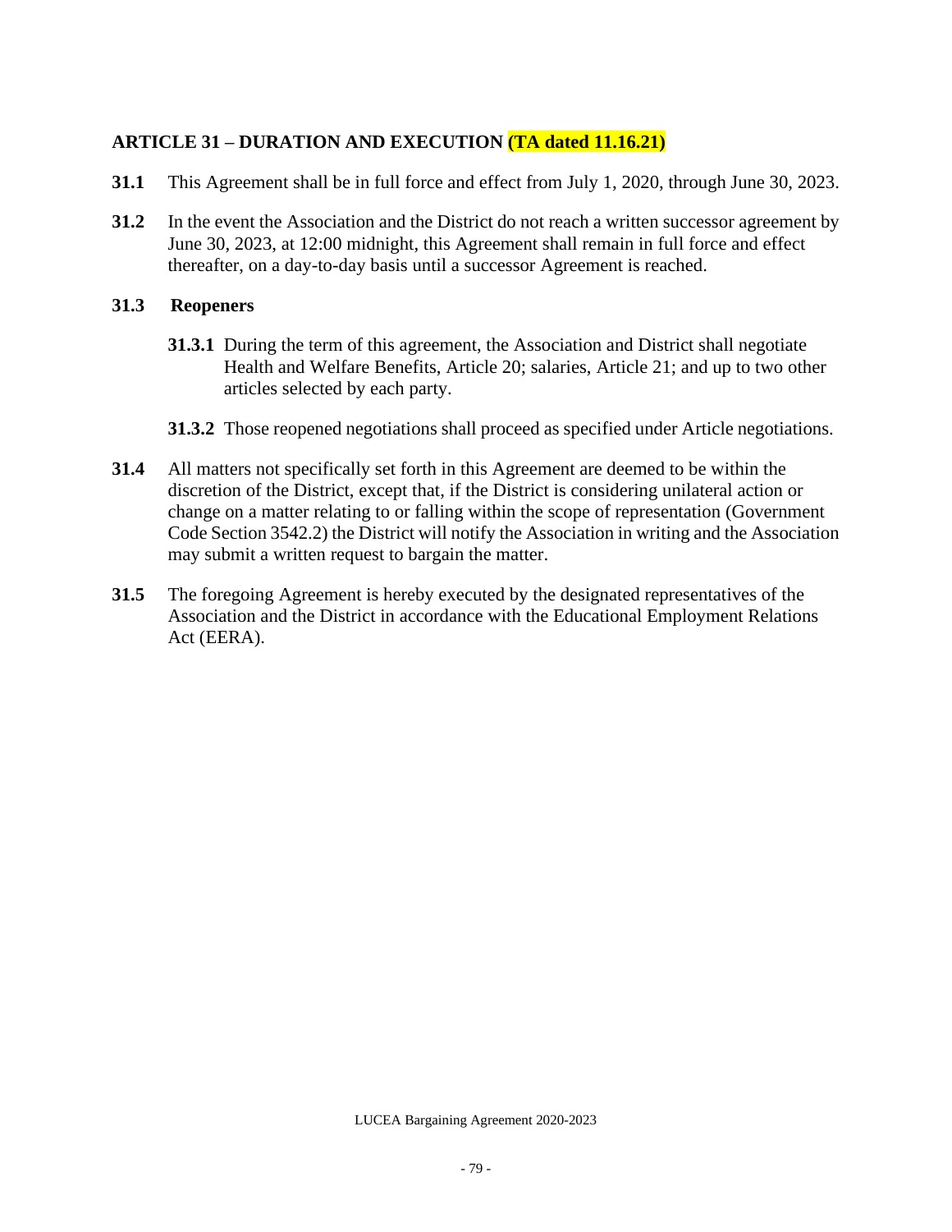## ARTICLE 31 – DURATION AND EXECUTION (TA dated 11.16.21)

**31.1** This Agreement shall be in full force and effect from July 1, 2020, through June 30, 2023.

**31.2** In the event the Association and the District do not reach a written successor agreement by June 30, 2023, at 12:00 midnight, this Agreement shall remain in full force and effect thereafter, on a day-to-day basis until a successor Agreement is reached.

**31.3 Reopeners**

**31.3.1** During the term of this agreement, the Association and District shall negotiate Health and Welfare Benefits, Article 20; salaries, Article 21; and up to two other articles selected by each party.

**31.3.2** Those reopened negotiations shall proceed as specified under Article negotiations.

**31.4** All matters not specifically set forth in this Agreement are deemed to be within the discretion of the District, except that, if the District is considering unilateral action or change on a matter relating to or falling within the scope of representation (Government Code Section 3542.2) the District will notify the Association in writing and the Association may submit a written request to bargain the matter.

**31.5** The foregoing Agreement is hereby executed by the designated representatives of the Association and the District in accordance with the Educational Employment Relations Act (EERA).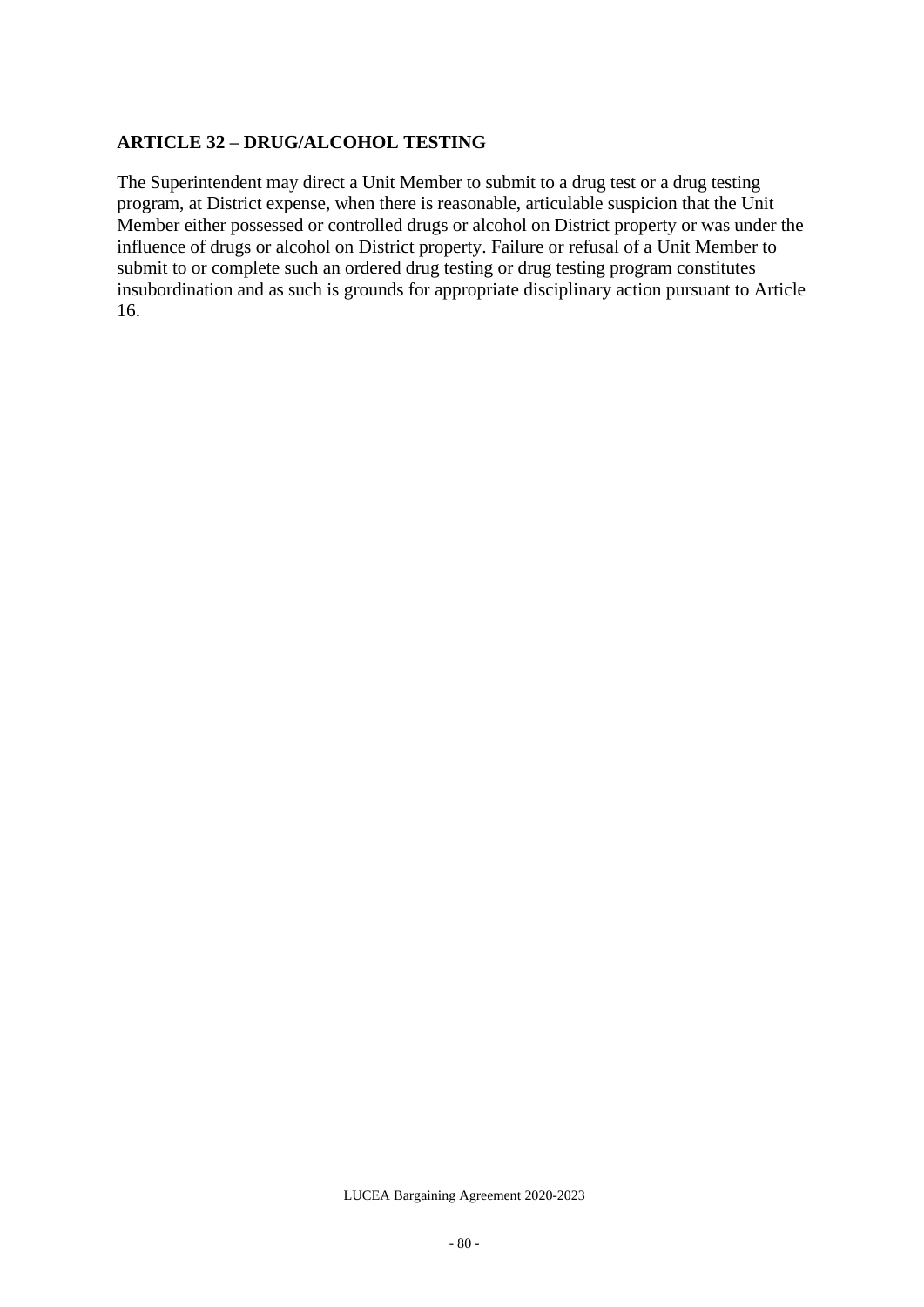## ARTICLE 32 – DRUG/ALCOHOL TESTING

The Superintendent may direct a Unit Member to submit to a drug test or a drug testing program, at District expense, when there is reasonable, articulable suspicion that the Unit Member either possessed or controlled drugs or alcohol on District property or was under the influence of drugs or alcohol on District property. Failure or refusal of a Unit Member to submit to or complete such an ordered drug testing or drug testing program constitutes insubordination and as such is grounds for appropriate disciplinary action pursuant to Article 16.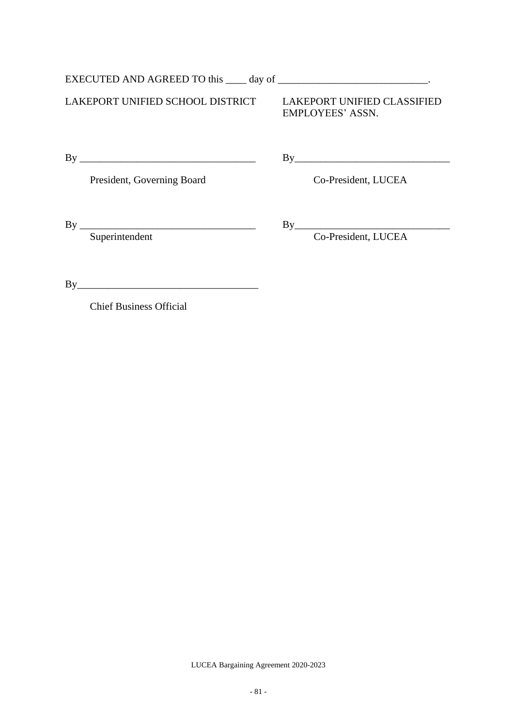EXECUTED AND AGREED TO this ____ day of _____________________________.

| LAKEPORT UNIFIED SCHOOL DISTRICT | LAKEPORT UNIFIED CLASSIFIED EMPLOYEES' ASSN. |
|---|---|
| By __________________________________ | By______________________________ |
| President, Governing Board | Co-President, LUCEA |
| By __________________________________ | By______________________________ |
| Superintendent | Co-President, LUCEA |
| By___________________________________ | |
| Chief Business Official | |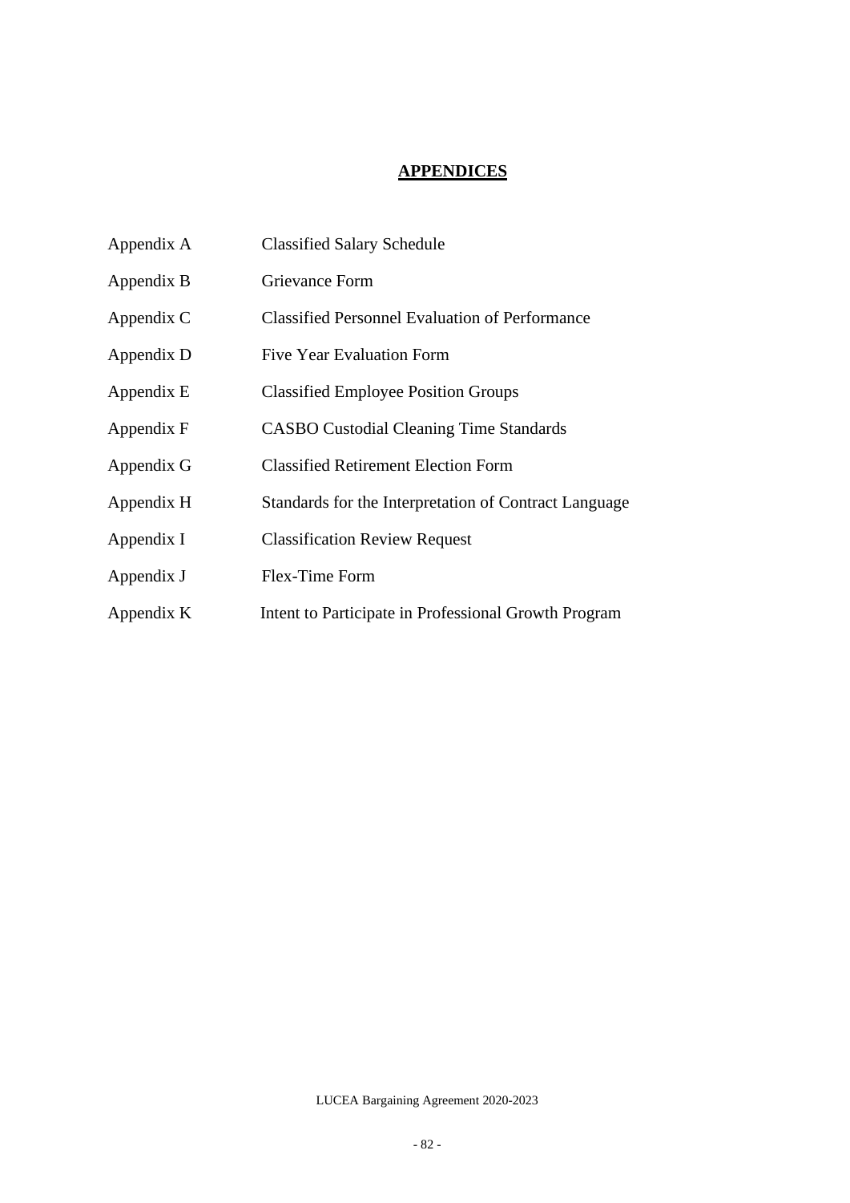# APPENDICES

| | |
|---|---|
| Appendix A | Classified Salary Schedule |
| Appendix B | Grievance Form |
| Appendix C | Classified Personnel Evaluation of Performance |
| Appendix D | Five Year Evaluation Form |
| Appendix E | Classified Employee Position Groups |
| Appendix F | CASBO Custodial Cleaning Time Standards |
| Appendix G | Classified Retirement Election Form |
| Appendix H | Standards for the Interpretation of Contract Language |
| Appendix I | Classification Review Request |
| Appendix J | Flex-Time Form |
| Appendix K | Intent to Participate in Professional Growth Program |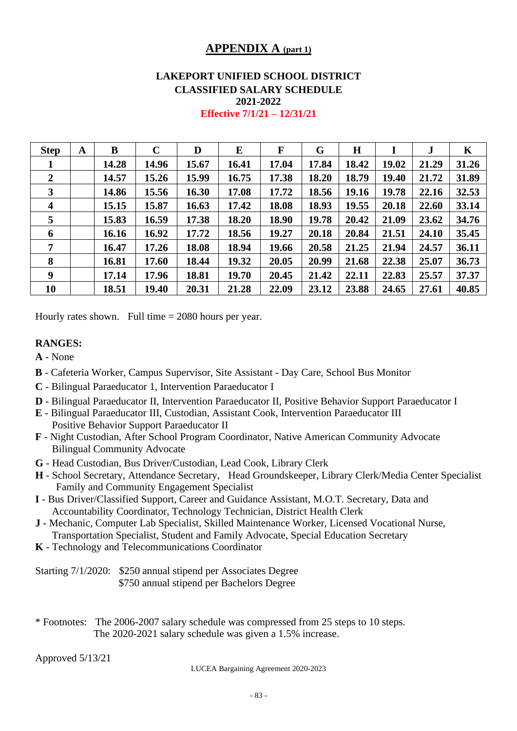# APPENDIX A (part 1)

## LAKEPORT UNIFIED SCHOOL DISTRICT
## CLASSIFIED SALARY SCHEDULE
## 2021-2022
## Effective 7/1/21 – 12/31/21

| Step | A | B | C | D | E | F | G | H | I | J | K |
|---|---|---|---|---|---|---|---|---|---|---|---|
| **1** | | **14.28** | **14.96** | **15.67** | **16.41** | **17.04** | **17.84** | **18.42** | **19.02** | **21.29** | **31.26** |
| **2** | | **14.57** | **15.26** | **15.99** | **16.75** | **17.38** | **18.20** | **18.79** | **19.40** | **21.72** | **31.89** |
| **3** | | **14.86** | **15.56** | **16.30** | **17.08** | **17.72** | **18.56** | **19.16** | **19.78** | **22.16** | **32.53** |
| **4** | | **15.15** | **15.87** | **16.63** | **17.42** | **18.08** | **18.93** | **19.55** | **20.18** | **22.60** | **33.14** |
| **5** | | **15.83** | **16.59** | **17.38** | **18.20** | **18.90** | **19.78** | **20.42** | **21.09** | **23.62** | **34.76** |
| **6** | | **16.16** | **16.92** | **17.72** | **18.56** | **19.27** | **20.18** | **20.84** | **21.51** | **24.10** | **35.45** |
| **7** | | **16.47** | **17.26** | **18.08** | **18.94** | **19.66** | **20.58** | **21.25** | **21.94** | **24.57** | **36.11** |
| **8** | | **16.81** | **17.60** | **18.44** | **19.32** | **20.05** | **20.99** | **21.68** | **22.38** | **25.07** | **36.73** |
| **9** | | **17.14** | **17.96** | **18.81** | **19.70** | **20.45** | **21.42** | **22.11** | **22.83** | **25.57** | **37.37** |
| **10** | | **18.51** | **19.40** | **20.31** | **21.28** | **22.09** | **23.12** | **23.88** | **24.65** | **27.61** | **40.85** |

Hourly rates shown. Full time = 2080 hours per year.

**RANGES:**

**A** - None

**B** - Cafeteria Worker, Campus Supervisor, Site Assistant - Day Care, School Bus Monitor

**C** - Bilingual Paraeducator 1, Intervention Paraeducator I

**D** - Bilingual Paraeducator II, Intervention Paraeducator II, Positive Behavior Support Paraeducator I

**E** - Bilingual Paraeducator III, Custodian, Assistant Cook, Intervention Paraeducator III
Positive Behavior Support Paraeducator II

**F** - Night Custodian, After School Program Coordinator, Native American Community Advocate
Bilingual Community Advocate

**G** - Head Custodian, Bus Driver/Custodian, Lead Cook, Library Clerk

**H** - School Secretary, Attendance Secretary, Head Groundskeeper, Library Clerk/Media Center Specialist
Family and Community Engagement Specialist

**I** - Bus Driver/Classified Support, Career and Guidance Assistant, M.O.T. Secretary, Data and Accountability Coordinator, Technology Technician, District Health Clerk

**J** - Mechanic, Computer Lab Specialist, Skilled Maintenance Worker, Licensed Vocational Nurse, Transportation Specialist, Student and Family Advocate, Special Education Secretary

**K** - Technology and Telecommunications Coordinator

Starting 7/1/2020: $250 annual stipend per Associates Degree
$750 annual stipend per Bachelors Degree

* Footnotes: The 2006-2007 salary schedule was compressed from 25 steps to 10 steps.
The 2020-2021 salary schedule was given a 1.5% increase.

Approved 5/13/21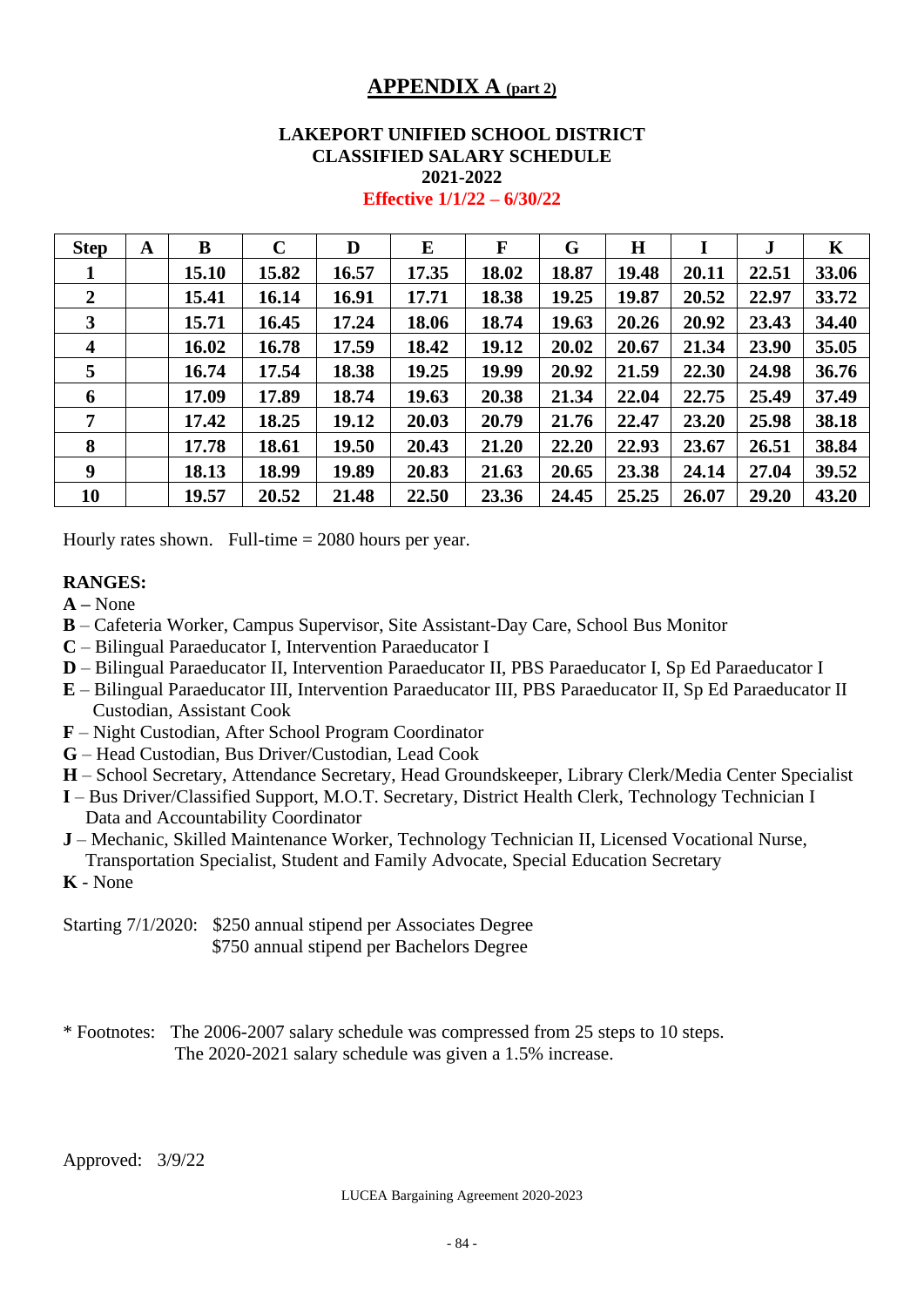# APPENDIX A (part 2)

**LAKEPORT UNIFIED SCHOOL DISTRICT**
**CLASSIFIED SALARY SCHEDULE**
**2021-2022**
**Effective 1/1/22 – 6/30/22**

| Step | A | B | C | D | E | F | G | H | I | J | K |
|---|---|---|---|---|---|---|---|---|---|---|---|
| 1 | | 15.10 | 15.82 | 16.57 | 17.35 | 18.02 | 18.87 | 19.48 | 20.11 | 22.51 | 33.06 |
| 2 | | 15.41 | 16.14 | 16.91 | 17.71 | 18.38 | 19.25 | 19.87 | 20.52 | 22.97 | 33.72 |
| 3 | | 15.71 | 16.45 | 17.24 | 18.06 | 18.74 | 19.63 | 20.26 | 20.92 | 23.43 | 34.40 |
| 4 | | 16.02 | 16.78 | 17.59 | 18.42 | 19.12 | 20.02 | 20.67 | 21.34 | 23.90 | 35.05 |
| 5 | | 16.74 | 17.54 | 18.38 | 19.25 | 19.99 | 20.92 | 21.59 | 22.30 | 24.98 | 36.76 |
| 6 | | 17.09 | 17.89 | 18.74 | 19.63 | 20.38 | 21.34 | 22.04 | 22.75 | 25.49 | 37.49 |
| 7 | | 17.42 | 18.25 | 19.12 | 20.03 | 20.79 | 21.76 | 22.47 | 23.20 | 25.98 | 38.18 |
| 8 | | 17.78 | 18.61 | 19.50 | 20.43 | 21.20 | 22.20 | 22.93 | 23.67 | 26.51 | 38.84 |
| 9 | | 18.13 | 18.99 | 19.89 | 20.83 | 21.63 | 20.65 | 23.38 | 24.14 | 27.04 | 39.52 |
| 10 | | 19.57 | 20.52 | 21.48 | 22.50 | 23.36 | 24.45 | 25.25 | 26.07 | 29.20 | 43.20 |

Hourly rates shown. Full-time = 2080 hours per year.

**RANGES:**

**A** – None
**B** – Cafeteria Worker, Campus Supervisor, Site Assistant-Day Care, School Bus Monitor
**C** – Bilingual Paraeducator I, Intervention Paraeducator I
**D** – Bilingual Paraeducator II, Intervention Paraeducator II, PBS Paraeducator I, Sp Ed Paraeducator I
**E** – Bilingual Paraeducator III, Intervention Paraeducator III, PBS Paraeducator II, Sp Ed Paraeducator II Custodian, Assistant Cook
**F** – Night Custodian, After School Program Coordinator
**G** – Head Custodian, Bus Driver/Custodian, Lead Cook
**H** – School Secretary, Attendance Secretary, Head Groundskeeper, Library Clerk/Media Center Specialist
**I** – Bus Driver/Classified Support, M.O.T. Secretary, District Health Clerk, Technology Technician I Data and Accountability Coordinator
**J** – Mechanic, Skilled Maintenance Worker, Technology Technician II, Licensed Vocational Nurse, Transportation Specialist, Student and Family Advocate, Special Education Secretary
**K** - None

Starting 7/1/2020: $250 annual stipend per Associates Degree
$750 annual stipend per Bachelors Degree

* Footnotes: The 2006-2007 salary schedule was compressed from 25 steps to 10 steps.
The 2020-2021 salary schedule was given a 1.5% increase.

Approved: 3/9/22

LUCEA Bargaining Agreement 2020-2023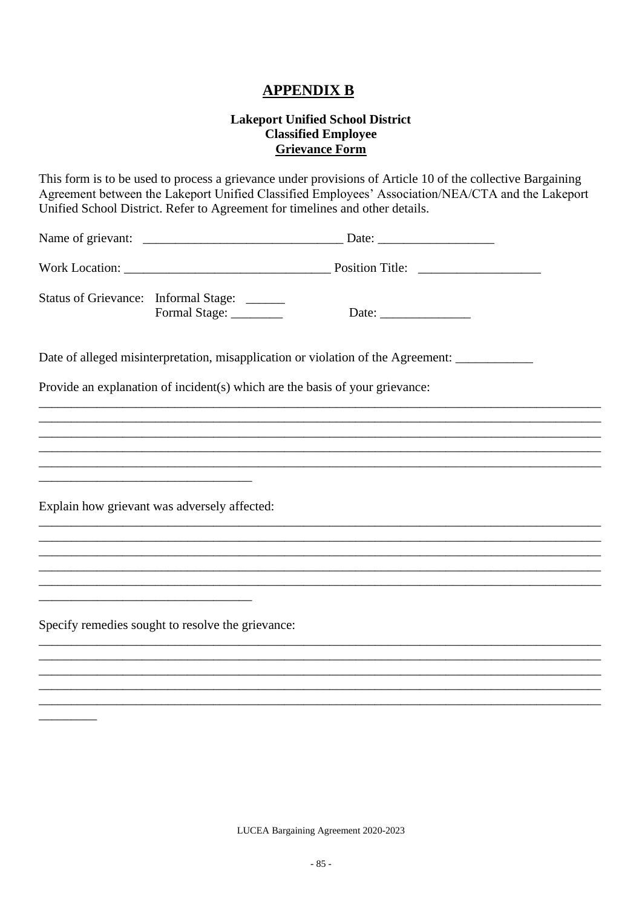# APPENDIX B

**Lakeport Unified School District**
**Classified Employee**
**Grievance Form**

This form is to be used to process a grievance under provisions of Article 10 of the collective Bargaining Agreement between the Lakeport Unified Classified Employees' Association/NEA/CTA and the Lakeport Unified School District. Refer to Agreement for timelines and other details.

Name of grievant: ______________________________ Date: _________________

Work Location: _______________________________ Position Title: ___________________

Status of Grievance: Informal Stage: ______
Formal Stage: ________ Date: ______________

Date of alleged misinterpretation, misapplication or violation of the Agreement: ____________

Provide an explanation of incident(s) which are the basis of your grievance:

_____________________________________________________________________________________
_____________________________________________________________________________________
_____________________________________________________________________________________
_____________________________________________________________________________________
_____________________________________________________________________________________
________________________________

Explain how grievant was adversely affected:

_____________________________________________________________________________________
_____________________________________________________________________________________
_____________________________________________________________________________________
_____________________________________________________________________________________
_____________________________________________________________________________________
________________________________

Specify remedies sought to resolve the grievance:

_____________________________________________________________________________________
_____________________________________________________________________________________
_____________________________________________________________________________________
_____________________________________________________________________________________
_____________________________________________________________________________________
_________

LUCEA Bargaining Agreement 2020-2023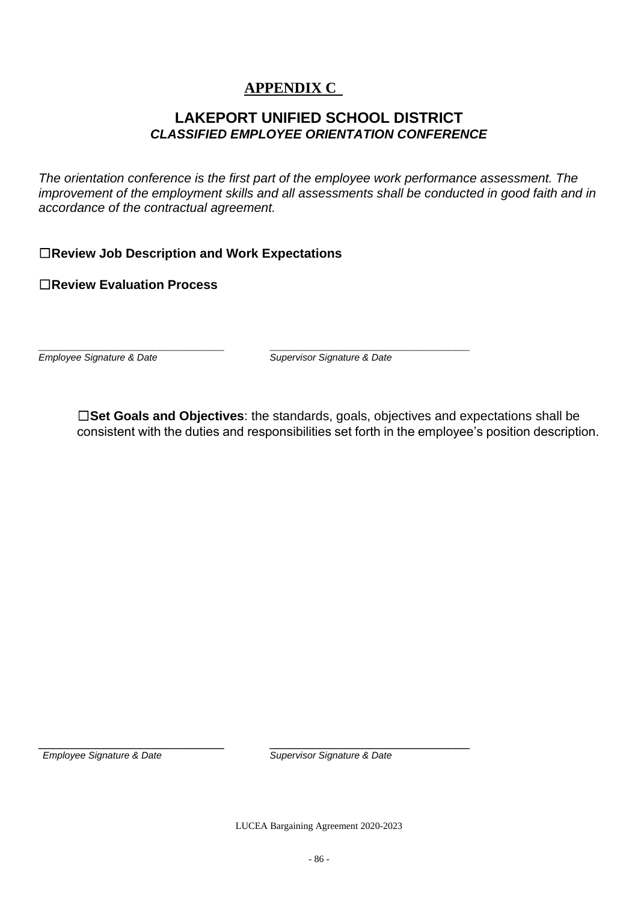# APPENDIX C

## LAKEPORT UNIFIED SCHOOL DISTRICT
### *CLASSIFIED EMPLOYEE ORIENTATION CONFERENCE*

*The orientation conference is the first part of the employee work performance assessment. The improvement of the employment skills and all assessments shall be conducted in good faith and in accordance of the contractual agreement.*

☐**Review Job Description and Work Expectations**

☐**Review Evaluation Process**

_______________________________ _______________________________
*Employee Signature & Date* *Supervisor Signature & Date*

☐**Set Goals and Objectives**: the standards, goals, objectives and expectations shall be consistent with the duties and responsibilities set forth in the employee's position description.

_______________________________ _______________________________
*Employee Signature & Date* *Supervisor Signature & Date*

LUCEA Bargaining Agreement 2020-2023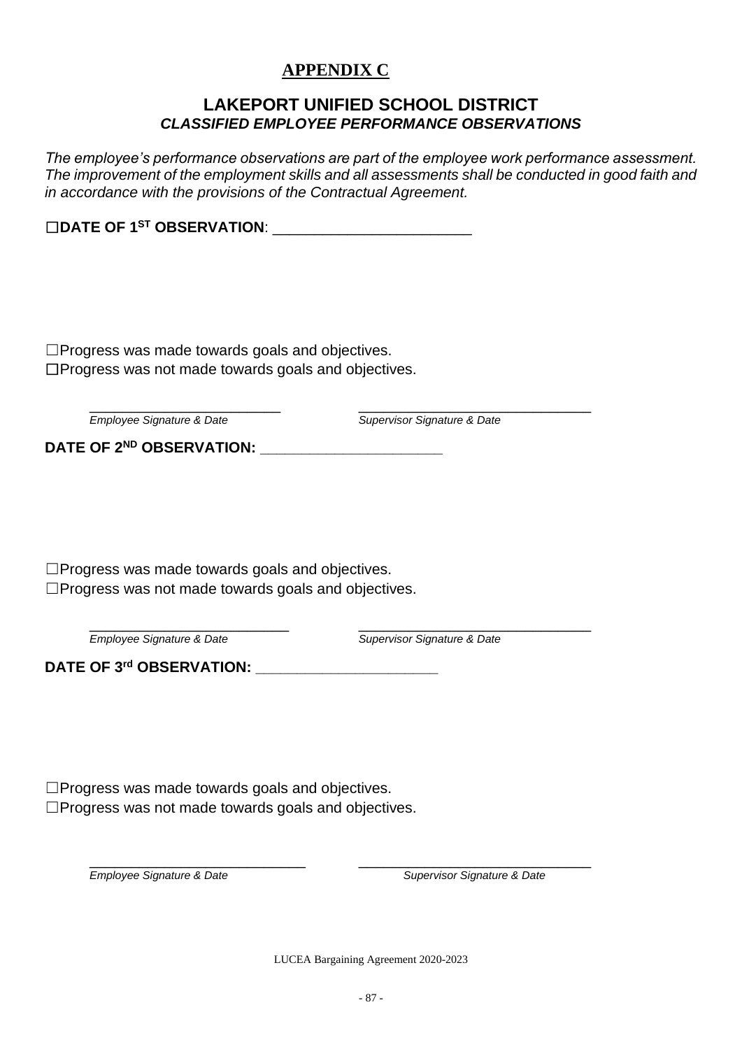# APPENDIX C

## LAKEPORT UNIFIED SCHOOL DISTRICT

### *CLASSIFIED EMPLOYEE PERFORMANCE OBSERVATIONS*

*The employee's performance observations are part of the employee work performance assessment. The improvement of the employment skills and all assessments shall be conducted in good faith and in accordance with the provisions of the Contractual Agreement.*

☐**DATE OF 1ST OBSERVATION**: ________________________

☐Progress was made towards goals and objectives.
☐Progress was not made towards goals and objectives.

________________________ ______________________________
*Employee Signature & Date* *Supervisor Signature & Date*

**DATE OF 2ND OBSERVATION:** ______________________

☐Progress was made towards goals and objectives.
☐Progress was not made towards goals and objectives.

________________________ ______________________________
*Employee Signature & Date* *Supervisor Signature & Date*

**DATE OF 3rd OBSERVATION:** ______________________

☐Progress was made towards goals and objectives.
☐Progress was not made towards goals and objectives.

________________________ ______________________________
*Employee Signature & Date* *Supervisor Signature & Date*

LUCEA Bargaining Agreement 2020-2023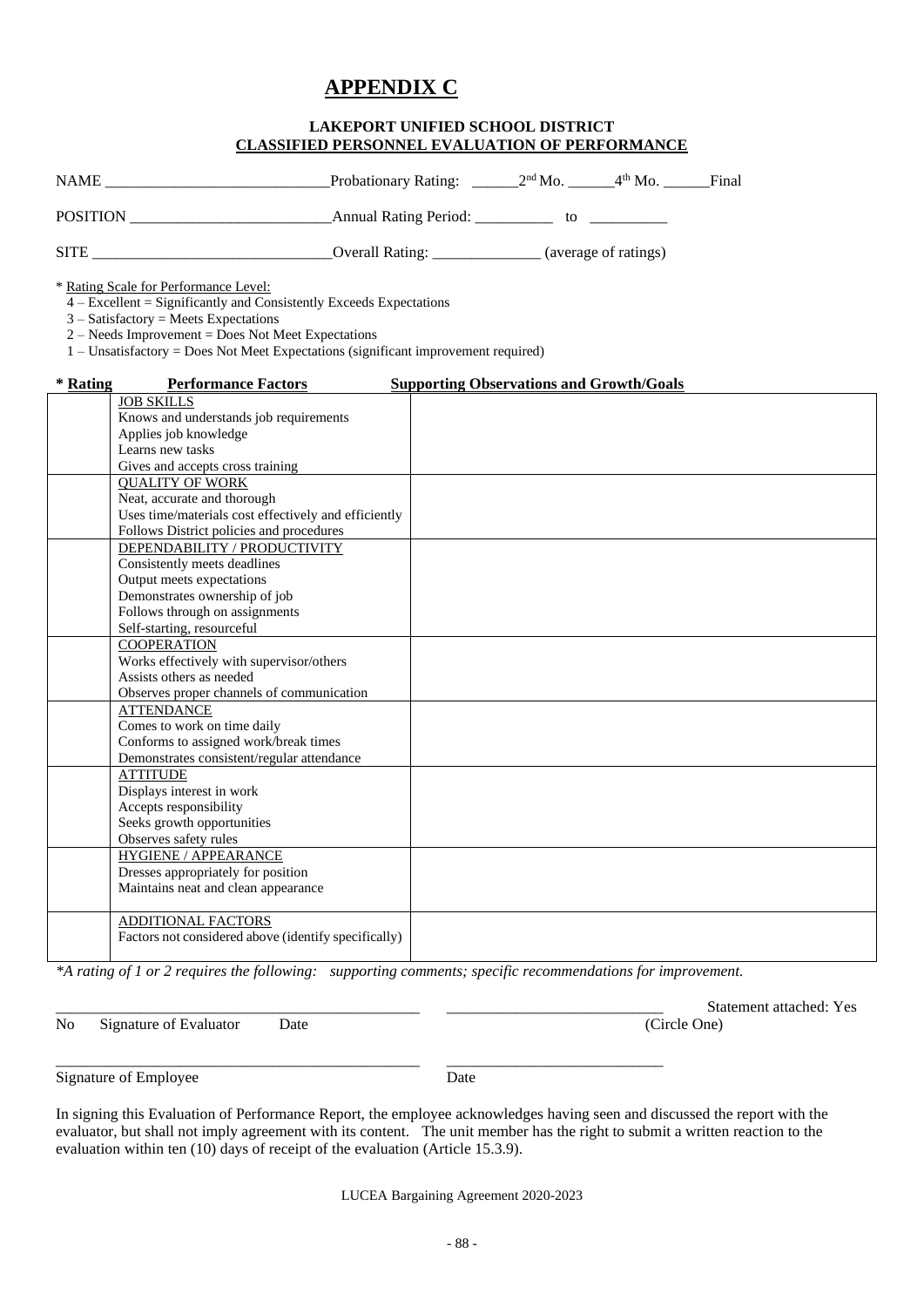# APPENDIX C

**LAKEPORT UNIFIED SCHOOL DISTRICT**
**CLASSIFIED PERSONNEL EVALUATION OF PERFORMANCE**

NAME ____________________________ Probationary Rating: ______2nd Mo. ______4th Mo. ______Final

POSITION __________________________ Annual Rating Period: __________ to __________

SITE ______________________________ Overall Rating: ______________ (average of ratings)

\* Rating Scale for Performance Level:
- 4 – Excellent = Significantly and Consistently Exceeds Expectations
- 3 – Satisfactory = Meets Expectations
- 2 – Needs Improvement = Does Not Meet Expectations
- 1 – Unsatisfactory = Does Not Meet Expectations (significant improvement required)

| * Rating | Performance Factors | Supporting Observations and Growth/Goals |
|---|---|---|
| | JOB SKILLS<br>Knows and understands job requirements<br>Applies job knowledge<br>Learns new tasks<br>Gives and accepts cross training | |
| | QUALITY OF WORK<br>Neat, accurate and thorough<br>Uses time/materials cost effectively and efficiently<br>Follows District policies and procedures | |
| | DEPENDABILITY / PRODUCTIVITY<br>Consistently meets deadlines<br>Output meets expectations<br>Demonstrates ownership of job<br>Follows through on assignments<br>Self-starting, resourceful | |
| | COOPERATION<br>Works effectively with supervisor/others<br>Assists others as needed<br>Observes proper channels of communication | |
| | ATTENDANCE<br>Comes to work on time daily<br>Conforms to assigned work/break times<br>Demonstrates consistent/regular attendance | |
| | ATTITUDE<br>Displays interest in work<br>Accepts responsibility<br>Seeks growth opportunities<br>Observes safety rules | |
| | HYGIENE / APPEARANCE<br>Dresses appropriately for position<br>Maintains neat and clean appearance | |
| | ADDITIONAL FACTORS<br>Factors not considered above (identify specifically) | |

*\*A rating of 1 or 2 requires the following: supporting comments; specific recommendations for improvement.*

_______________________________________________ ____________________________ Statement attached: Yes No
Signature of Evaluator Date (Circle One)

_______________________________________________ ____________________________
Signature of Employee Date

In signing this Evaluation of Performance Report, the employee acknowledges having seen and discussed the report with the evaluator, but shall not imply agreement with its content. The unit member has the right to submit a written reaction to the evaluation within ten (10) days of receipt of the evaluation (Article 15.3.9).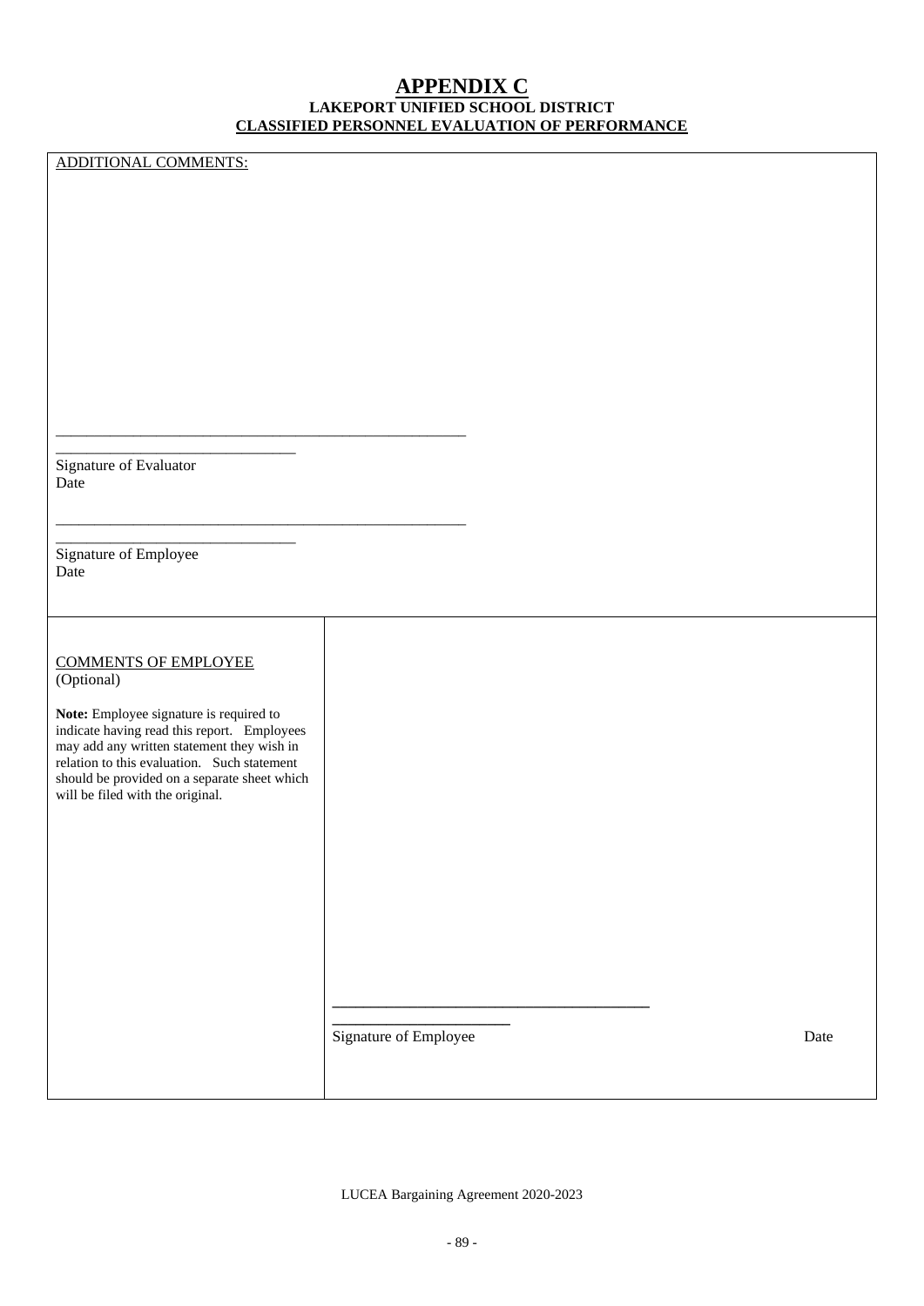# APPENDIX C

**LAKEPORT UNIFIED SCHOOL DISTRICT**

**CLASSIFIED PERSONNEL EVALUATION OF PERFORMANCE**

ADDITIONAL COMMENTS:

_______________________________________________________
_______________________________
Signature of Evaluator
Date

_______________________________________________________
_______________________________
Signature of Employee
Date

| COMMENTS OF EMPLOYEE (Optional)<br><br>**Note:** Employee signature is required to indicate having read this report. Employees may add any written statement they wish in relation to this evaluation. Such statement should be provided on a separate sheet which will be filed with the original. | ________________________________________<br>______________________<br>Signature of Employee Date |
|---|---|

LUCEA Bargaining Agreement 2020-2023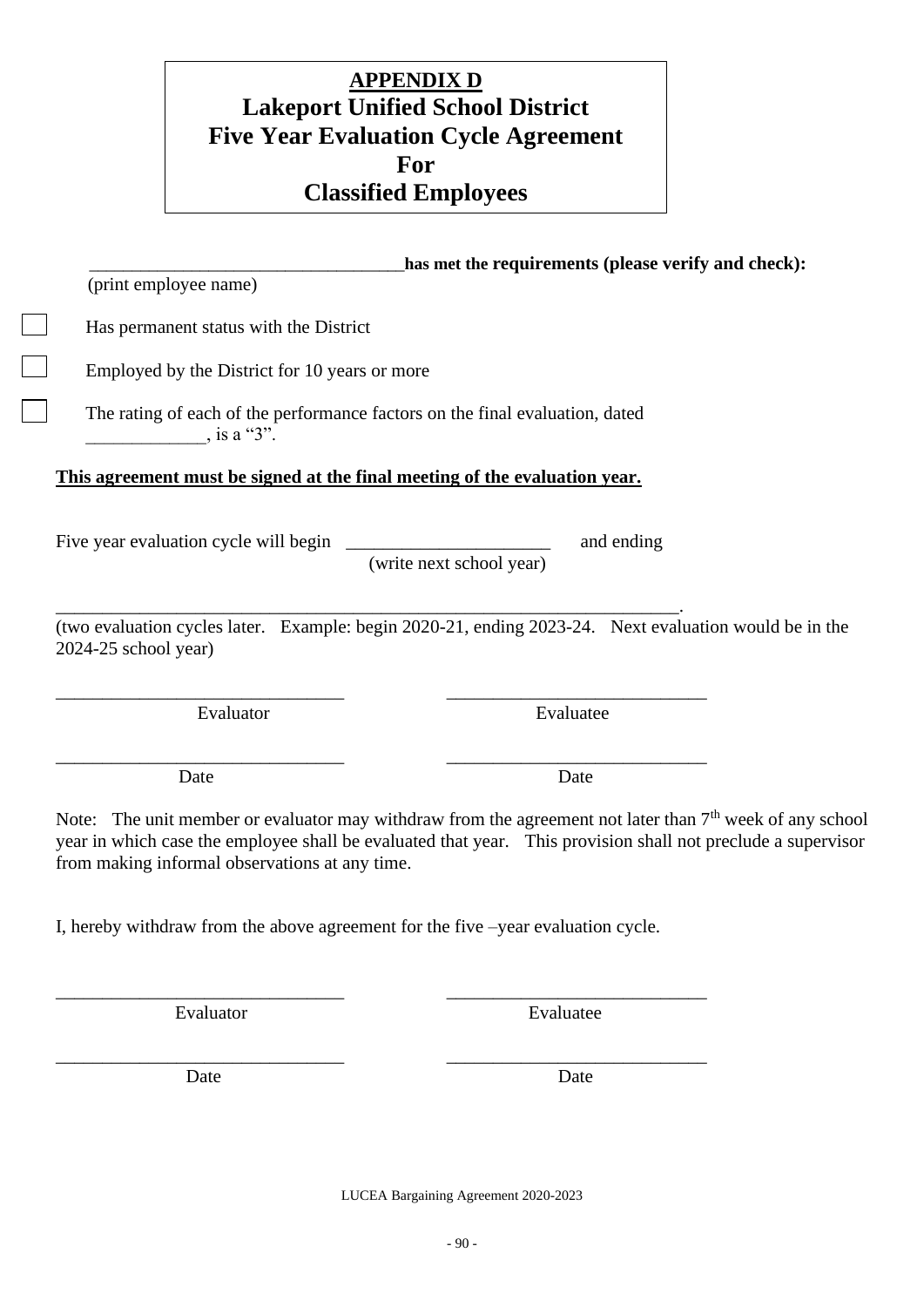**APPENDIX D**

# Lakeport Unified School District
# Five Year Evaluation Cycle Agreement
# For
# Classified Employees

__________________________________**has met the requirements (please verify and check):**
(print employee name)

☐ Has permanent status with the District

☐ Employed by the District for 10 years or more

☐ The rating of each of the performance factors on the final evaluation, dated _____________, is a "3".

**This agreement must be signed at the final meeting of the evaluation year.**

Five year evaluation cycle will begin ______________________ and ending
(write next school year)

______________________________________________________________________.
(two evaluation cycles later. Example: begin 2020-21, ending 2023-24. Next evaluation would be in the 2024-25 school year)

______________________________ ______________________________
Evaluator Evaluatee

______________________________ ______________________________
Date Date

Note: The unit member or evaluator may withdraw from the agreement not later than 7th week of any school year in which case the employee shall be evaluated that year. This provision shall not preclude a supervisor from making informal observations at any time.

I, hereby withdraw from the above agreement for the five –year evaluation cycle.

______________________________ ______________________________
Evaluator Evaluatee

______________________________ ______________________________
Date Date

LUCEA Bargaining Agreement 2020-2023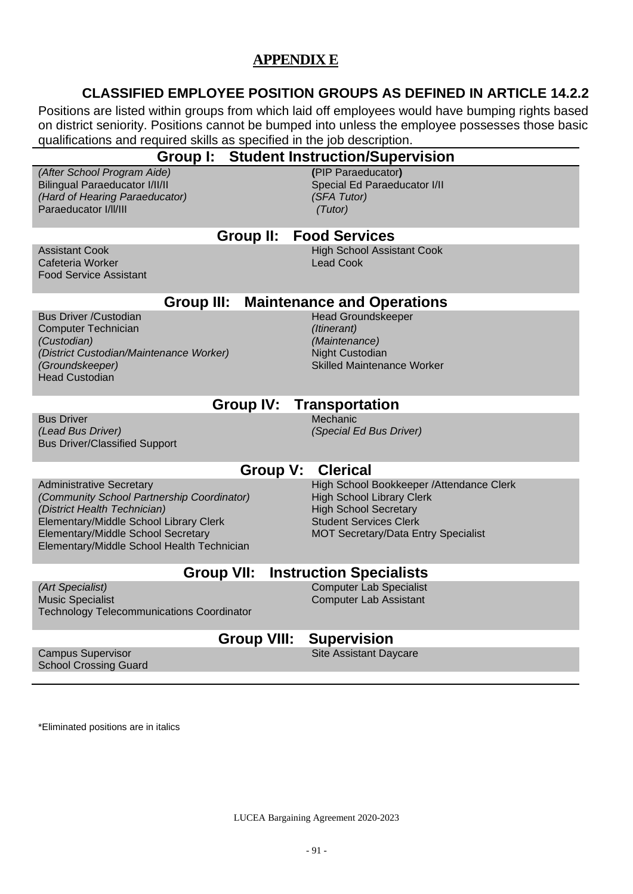# APPENDIX E

## CLASSIFIED EMPLOYEE POSITION GROUPS AS DEFINED IN ARTICLE 14.2.2

Positions are listed within groups from which laid off employees would have bumping rights based on district seniority. Positions cannot be bumped into unless the employee possesses those basic qualifications and required skills as specified in the job description.

### Group I: Student Instruction/Supervision

*(After School Program Aide)*
Bilingual Paraeducator I/II/II
*(Hard of Hearing Paraeducator)*
Paraeducator I/II/III
(PIP Paraeducator)
Special Ed Paraeducator I/II
*(SFA Tutor)*
*(Tutor)*

### Group II: Food Services

Assistant Cook
Cafeteria Worker
Food Service Assistant
High School Assistant Cook
Lead Cook

### Group III: Maintenance and Operations

Bus Driver /Custodian
Computer Technician
*(Custodian)*
*(District Custodian/Maintenance Worker)*
*(Groundskeeper)*
Head Custodian
Head Groundskeeper
*(Itinerant)*
*(Maintenance)*
Night Custodian
Skilled Maintenance Worker

### Group IV: Transportation

Bus Driver
*(Lead Bus Driver)*
Bus Driver/Classified Support
Mechanic
*(Special Ed Bus Driver)*

### Group V: Clerical

Administrative Secretary
*(Community School Partnership Coordinator)*
*(District Health Technician)*
Elementary/Middle School Library Clerk
Elementary/Middle School Secretary
Elementary/Middle School Health Technician
High School Bookkeeper /Attendance Clerk
High School Library Clerk
High School Secretary
Student Services Clerk
MOT Secretary/Data Entry Specialist

### Group VII: Instruction Specialists

*(Art Specialist)*
Music Specialist
Technology Telecommunications Coordinator
Computer Lab Specialist
Computer Lab Assistant

### Group VIII: Supervision

Campus Supervisor
School Crossing Guard
Site Assistant Daycare

*Eliminated positions are in italics

LUCEA Bargaining Agreement 2020-2023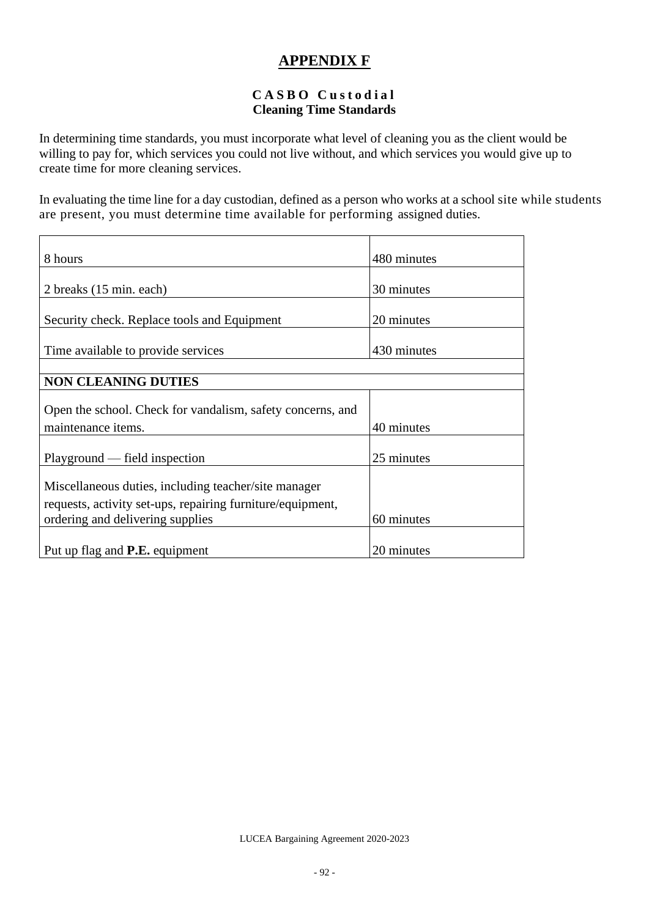# APPENDIX F

**CASBO Custodial**
**Cleaning Time Standards**

In determining time standards, you must incorporate what level of cleaning you as the client would be willing to pay for, which services you could not live without, and which services you would give up to create time for more cleaning services.

In evaluating the time line for a day custodian, defined as a person who works at a school site while students are present, you must determine time available for performing assigned duties.

| | |
|---|---|
| 8 hours | 480 minutes |
| 2 breaks (15 min. each) | 30 minutes |
| Security check. Replace tools and Equipment | 20 minutes |
| Time available to provide services | 430 minutes |
| | |
| **NON CLEANING DUTIES** | |
| Open the school. Check for vandalism, safety concerns, and maintenance items. | 40 minutes |
| Playground — field inspection | 25 minutes |
| Miscellaneous duties, including teacher/site manager requests, activity set-ups, repairing furniture/equipment, ordering and delivering supplies | 60 minutes |
| Put up flag and **P.E.** equipment | 20 minutes |

LUCEA Bargaining Agreement 2020-2023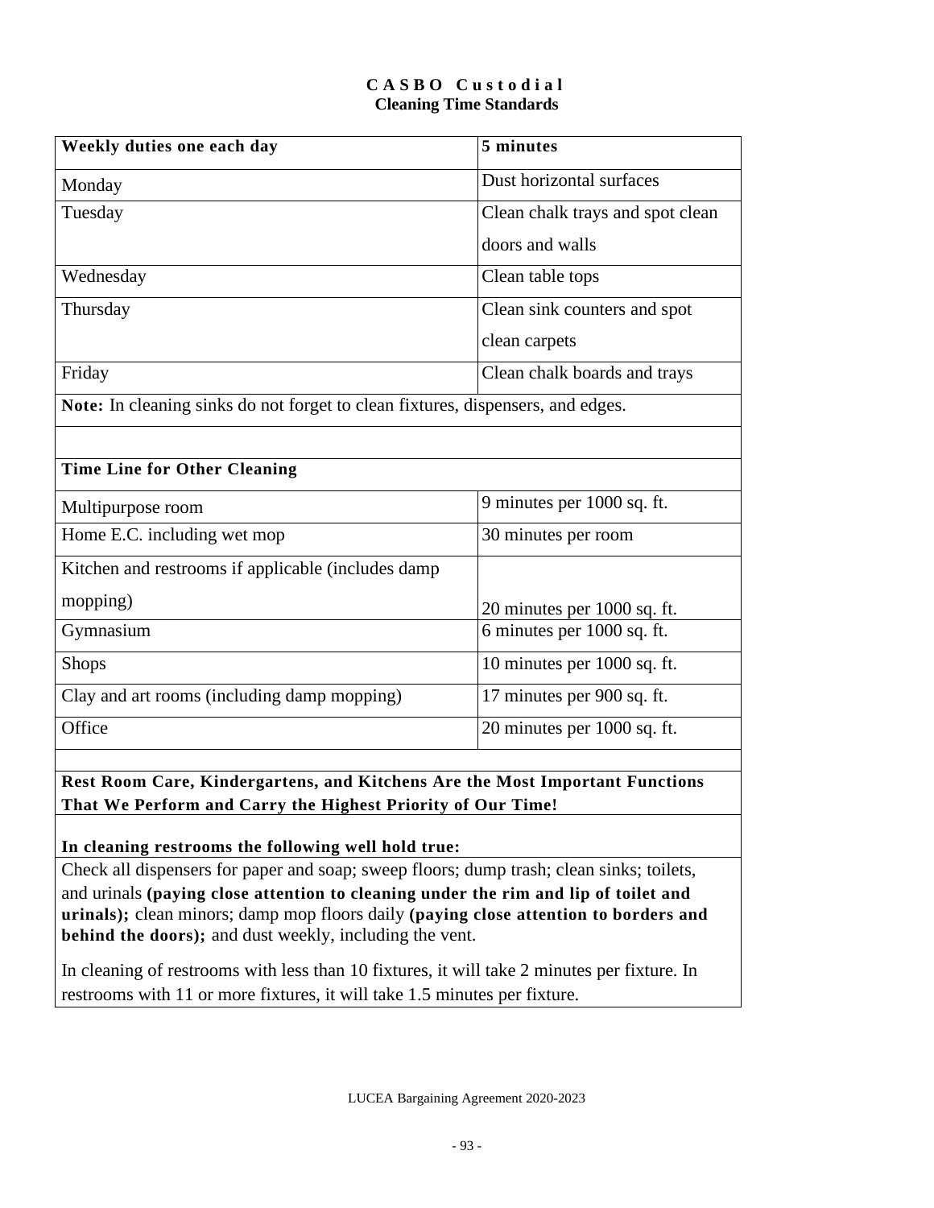**C A S B O  C u s t o d i a l**
**Cleaning Time Standards**

| **Weekly duties one each day** | **5 minutes** |
|---|---|
| Monday | Dust horizontal surfaces |
| Tuesday | Clean chalk trays and spot clean doors and walls |
| Wednesday | Clean table tops |
| Thursday | Clean sink counters and spot clean carpets |
| Friday | Clean chalk boards and trays |
| **Note:** In cleaning sinks do not forget to clean fixtures, dispensers, and edges. | |
| | |
| **Time Line for Other Cleaning** | |
| Multipurpose room | 9 minutes per 1000 sq. ft. |
| Home E.C. including wet mop | 30 minutes per room |
| Kitchen and restrooms if applicable (includes damp mopping) | 20 minutes per 1000 sq. ft. |
| Gymnasium | 6 minutes per 1000 sq. ft. |
| Shops | 10 minutes per 1000 sq. ft. |
| Clay and art rooms (including damp mopping) | 17 minutes per 900 sq. ft. |
| Office | 20 minutes per 1000 sq. ft. |

**Rest Room Care, Kindergartens, and Kitchens Are the Most Important Functions That We Perform and Carry the Highest Priority of Our Time!**

**In cleaning restrooms the following well hold true:**

Check all dispensers for paper and soap; sweep floors; dump trash; clean sinks; toilets, and urinals **(paying close attention to cleaning under the rim and lip of toilet and urinals);** clean minors; damp mop floors daily **(paying close attention to borders and behind the doors);** and dust weekly, including the vent.

In cleaning of restrooms with less than 10 fixtures, it will take 2 minutes per fixture. In restrooms with 11 or more fixtures, it will take 1.5 minutes per fixture.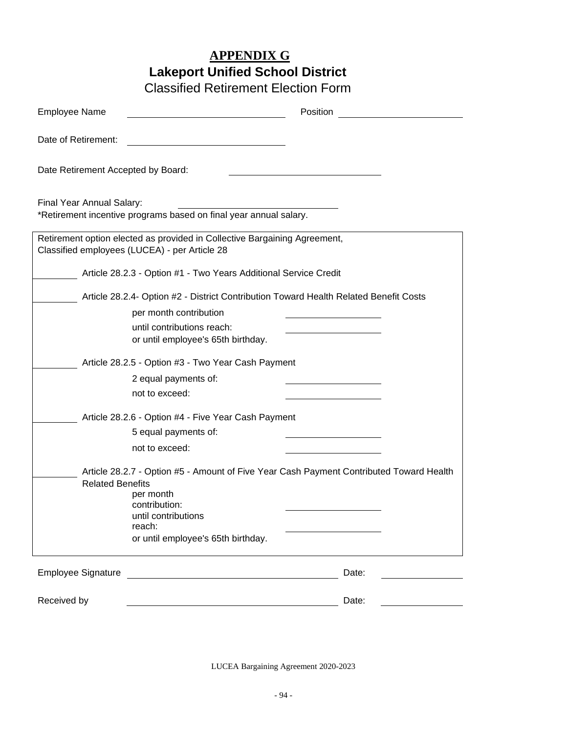# APPENDIX G

## Lakeport Unified School District

Classified Retirement Election Form

Employee Name ______________________________ Position ______________________

Date of Retirement: ______________________________

Date Retirement Accepted by Board: ______________________________

Final Year Annual Salary: ______________________________

*Retirement incentive programs based on final year annual salary.

Retirement option elected as provided in Collective Bargaining Agreement, Classified employees (LUCEA) - per Article 28

________ Article 28.2.3 - Option #1 - Two Years Additional Service Credit

________ Article 28.2.4- Option #2 - District Contribution Toward Health Related Benefit Costs

per month contribution ____________________

until contributions reach: ____________________

or until employee's 65th birthday.

________ Article 28.2.5 - Option #3 - Two Year Cash Payment

2 equal payments of: ____________________

not to exceed: ____________________

________ Article 28.2.6 - Option #4 - Five Year Cash Payment

5 equal payments of: ____________________

not to exceed: ____________________

________ Article 28.2.7 - Option #5 - Amount of Five Year Cash Payment Contributed Toward Health Related Benefits

per month contribution: ____________________

until contributions reach: ____________________

or until employee's 65th birthday.

Employee Signature ________________________________________ Date: _______________

Received by ________________________________________ Date: _______________

LUCEA Bargaining Agreement 2020-2023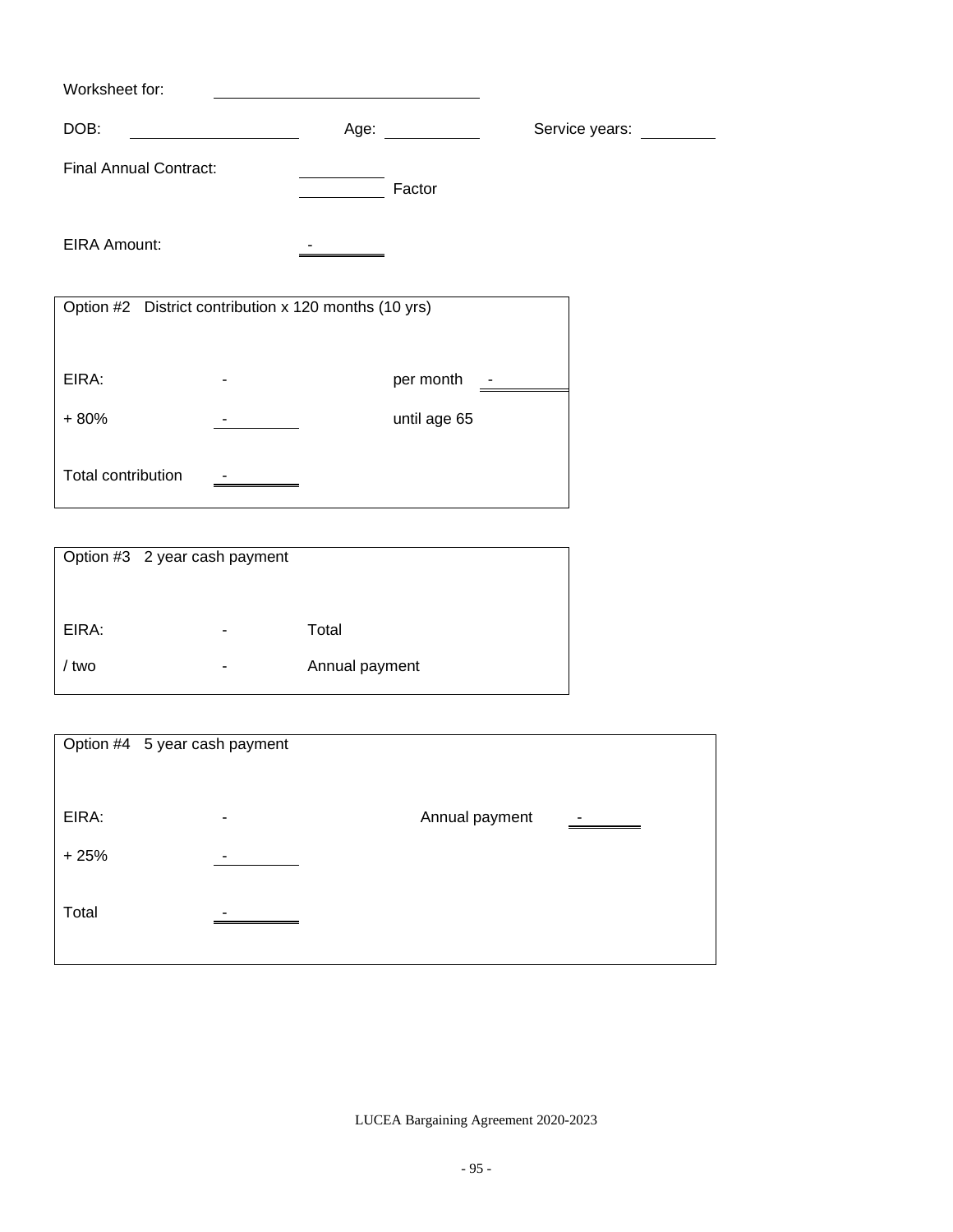Worksheet for: ____________________

DOB: ____________ Age: ________ Service years: ______

Final Annual Contract: ________

________ Factor

EIRA Amount: -

| Option #2 District contribution x 120 months (10 yrs) | | | |
|---|---|---|---|
| EIRA: | - | per month | - |
| + 80% | - | until age 65 | |
| Total contribution | - | | |

| Option #3 2 year cash payment | | |
|---|---|---|
| EIRA: | - | Total |
| / two | - | Annual payment |

| Option #4 5 year cash payment | | | |
|---|---|---|---|
| EIRA: | - | Annual payment | - |
| + 25% | - | | |
| Total | - | | |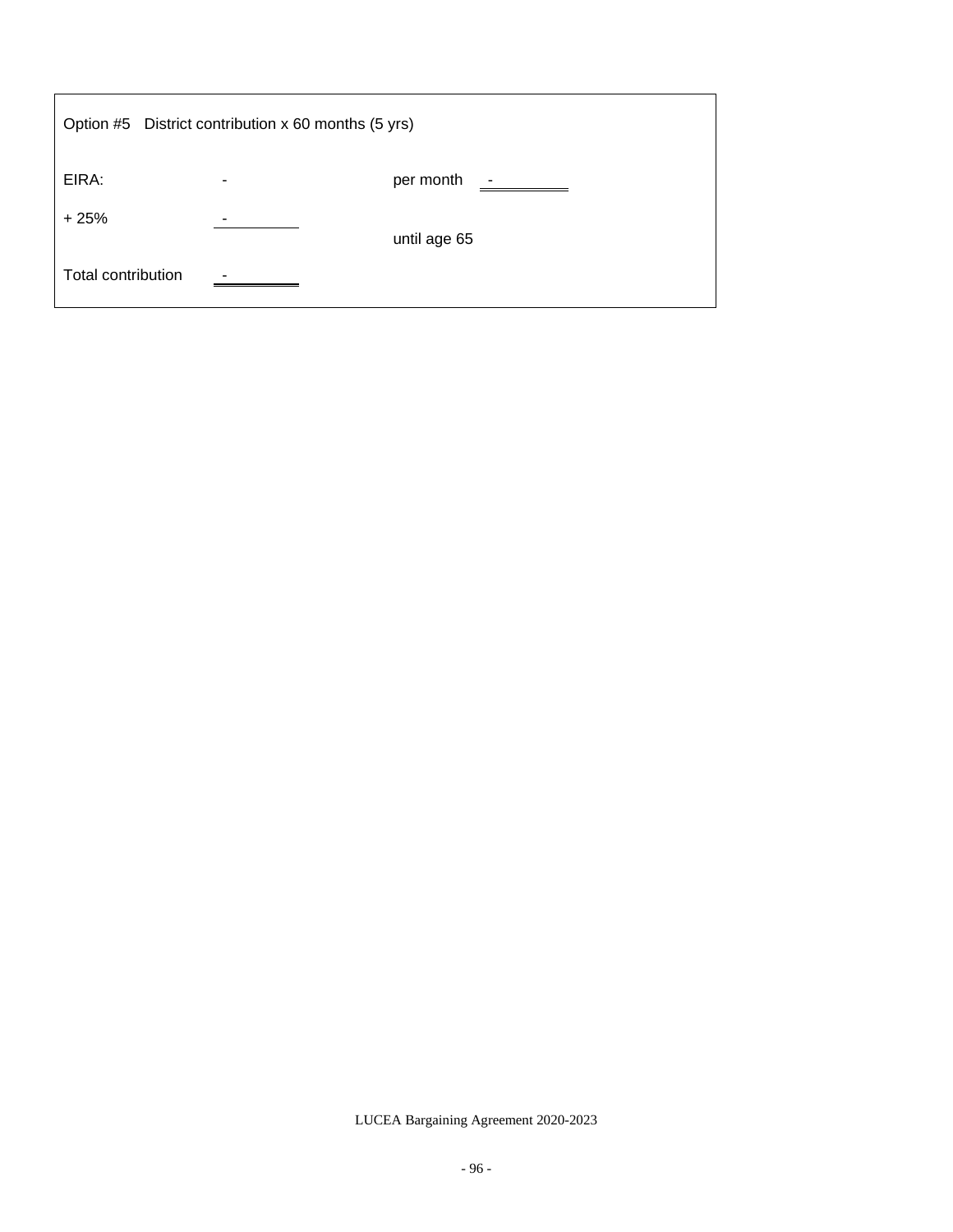Option #5 District contribution x 60 months (5 yrs)

| | | | |
|---|---|---|---|
| EIRA: | - | per month | - |
| + 25% | - | until age 65 | |
| Total contribution | - | | |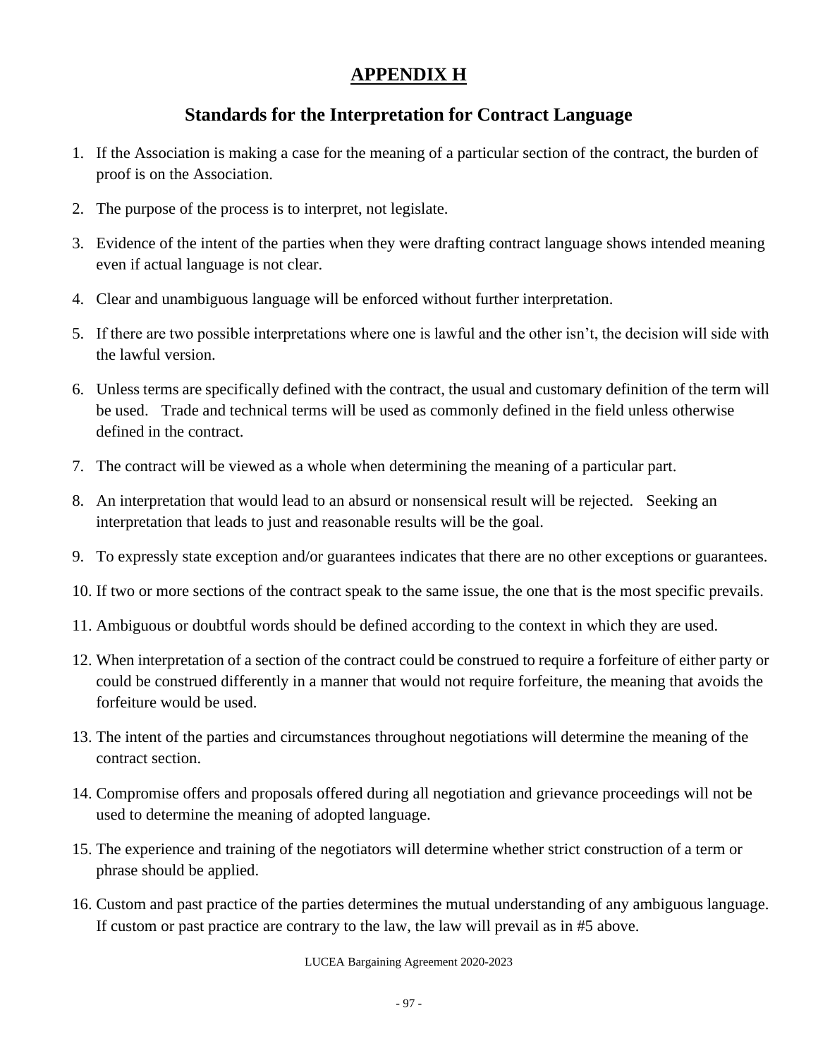# APPENDIX H

## Standards for the Interpretation for Contract Language

1. If the Association is making a case for the meaning of a particular section of the contract, the burden of proof is on the Association.
2. The purpose of the process is to interpret, not legislate.
3. Evidence of the intent of the parties when they were drafting contract language shows intended meaning even if actual language is not clear.
4. Clear and unambiguous language will be enforced without further interpretation.
5. If there are two possible interpretations where one is lawful and the other isn't, the decision will side with the lawful version.
6. Unless terms are specifically defined with the contract, the usual and customary definition of the term will be used. Trade and technical terms will be used as commonly defined in the field unless otherwise defined in the contract.
7. The contract will be viewed as a whole when determining the meaning of a particular part.
8. An interpretation that would lead to an absurd or nonsensical result will be rejected. Seeking an interpretation that leads to just and reasonable results will be the goal.
9. To expressly state exception and/or guarantees indicates that there are no other exceptions or guarantees.
10. If two or more sections of the contract speak to the same issue, the one that is the most specific prevails.
11. Ambiguous or doubtful words should be defined according to the context in which they are used.
12. When interpretation of a section of the contract could be construed to require a forfeiture of either party or could be construed differently in a manner that would not require forfeiture, the meaning that avoids the forfeiture would be used.
13. The intent of the parties and circumstances throughout negotiations will determine the meaning of the contract section.
14. Compromise offers and proposals offered during all negotiation and grievance proceedings will not be used to determine the meaning of adopted language.
15. The experience and training of the negotiators will determine whether strict construction of a term or phrase should be applied.
16. Custom and past practice of the parties determines the mutual understanding of any ambiguous language. If custom or past practice are contrary to the law, the law will prevail as in #5 above.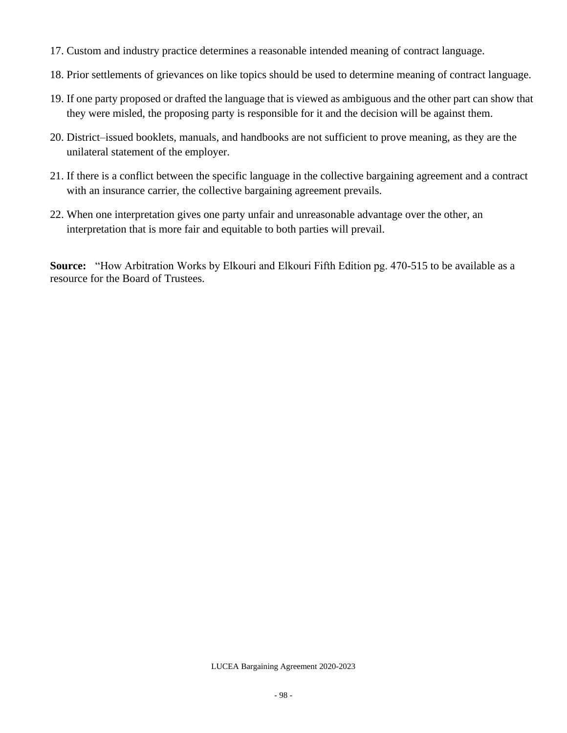17. Custom and industry practice determines a reasonable intended meaning of contract language.

18. Prior settlements of grievances on like topics should be used to determine meaning of contract language.

19. If one party proposed or drafted the language that is viewed as ambiguous and the other part can show that they were misled, the proposing party is responsible for it and the decision will be against them.

20. District–issued booklets, manuals, and handbooks are not sufficient to prove meaning, as they are the unilateral statement of the employer.

21. If there is a conflict between the specific language in the collective bargaining agreement and a contract with an insurance carrier, the collective bargaining agreement prevails.

22. When one interpretation gives one party unfair and unreasonable advantage over the other, an interpretation that is more fair and equitable to both parties will prevail.

**Source:** "How Arbitration Works by Elkouri and Elkouri Fifth Edition pg. 470-515 to be available as a resource for the Board of Trustees.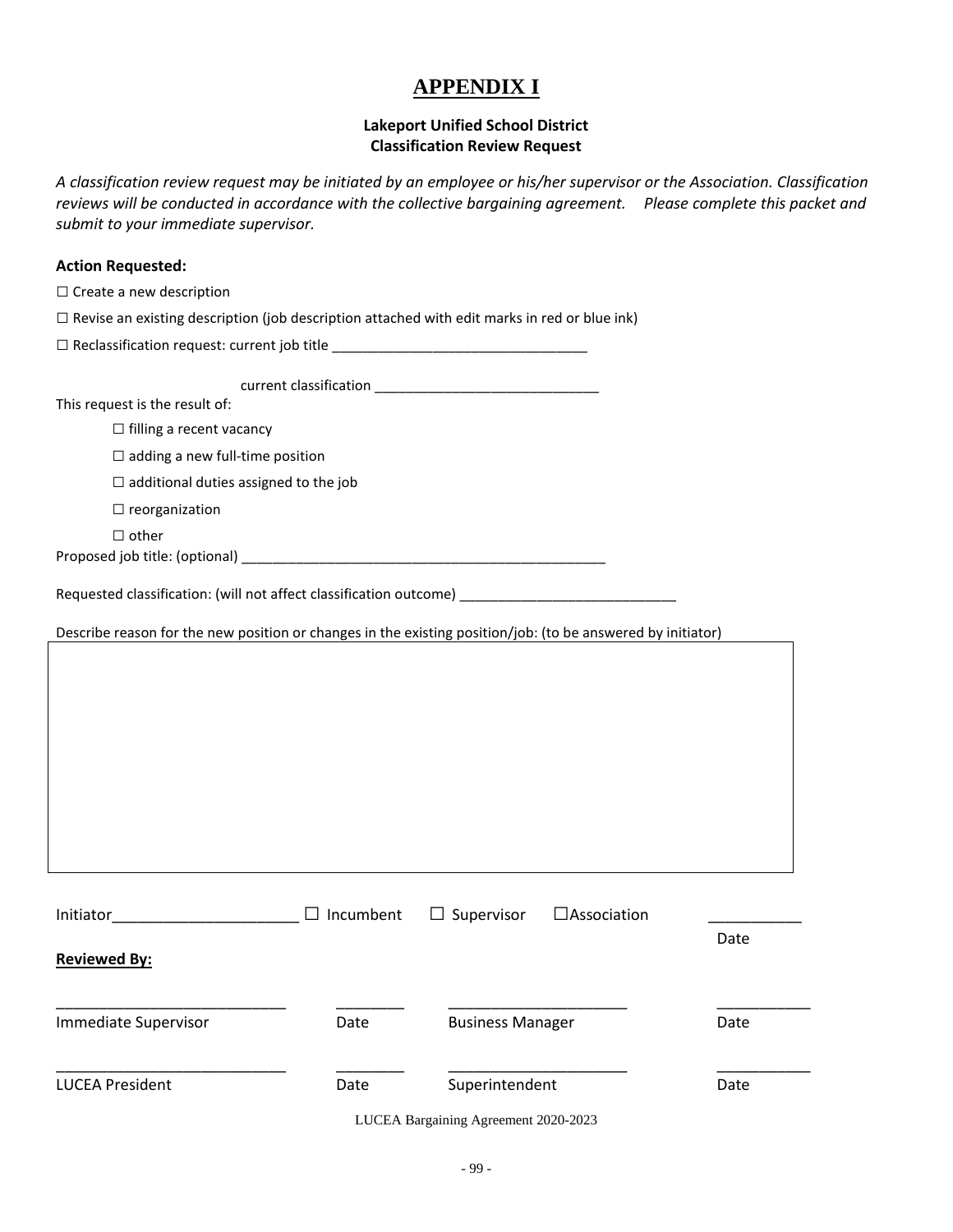# APPENDIX I

**Lakeport Unified School District**
**Classification Review Request**

*A classification review request may be initiated by an employee or his/her supervisor or the Association. Classification reviews will be conducted in accordance with the collective bargaining agreement. Please complete this packet and submit to your immediate supervisor.*

**Action Requested:**

☐ Create a new description

☐ Revise an existing description (job description attached with edit marks in red or blue ink)

☐ Reclassification request: current job title ________________________________

current classification ____________________________

This request is the result of:

☐ filling a recent vacancy

☐ adding a new full-time position

☐ additional duties assigned to the job

☐ reorganization

☐ other

Proposed job title: (optional) ________________________________________________

Requested classification: (will not affect classification outcome) ____________________________

Describe reason for the new position or changes in the existing position/job: (to be answered by initiator)

| |
|---|
| |

Initiator______________________ ☐ Incumbent ☐ Supervisor ☐ Association ___________ Date

**Reviewed By:**

| | | | |
|---|---|---|---|
| ___________________________ | ________ | _____________________ | ___________ |
| Immediate Supervisor | Date | Business Manager | Date |
| ___________________________ | ________ | _____________________ | ___________ |
| LUCEA President | Date | Superintendent | Date |

LUCEA Bargaining Agreement 2020-2023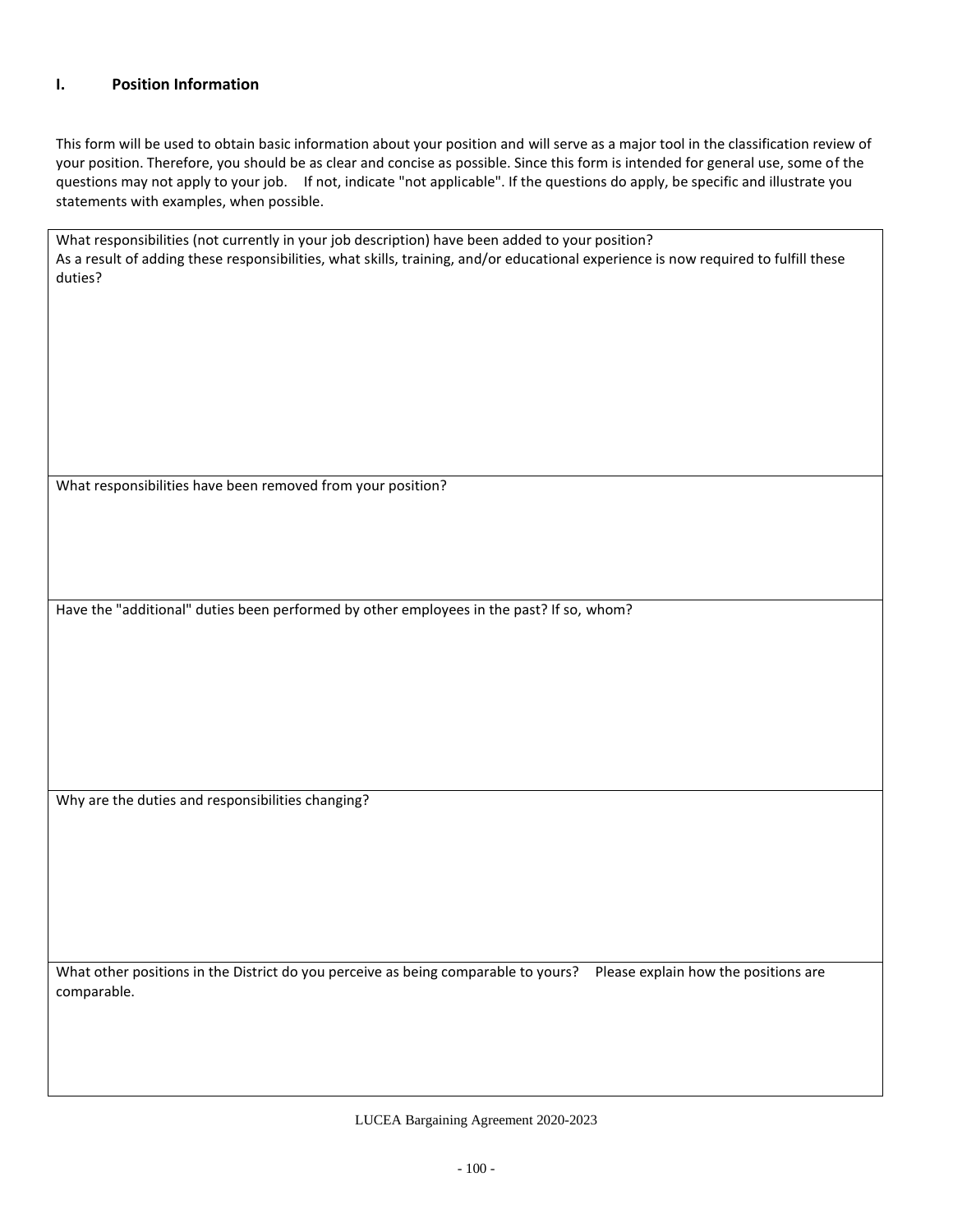## I. Position Information

This form will be used to obtain basic information about your position and will serve as a major tool in the classification review of your position. Therefore, you should be as clear and concise as possible. Since this form is intended for general use, some of the questions may not apply to your job. If not, indicate "not applicable". If the questions do apply, be specific and illustrate you statements with examples, when possible.

| What responsibilities (not currently in your job description) have been added to your position?<br>As a result of adding these responsibilities, what skills, training, and/or educational experience is now required to fulfill these duties? |
|---|
| What responsibilities have been removed from your position? |
| Have the "additional" duties been performed by other employees in the past? If so, whom? |
| Why are the duties and responsibilities changing? |
| What other positions in the District do you perceive as being comparable to yours? Please explain how the positions are comparable. |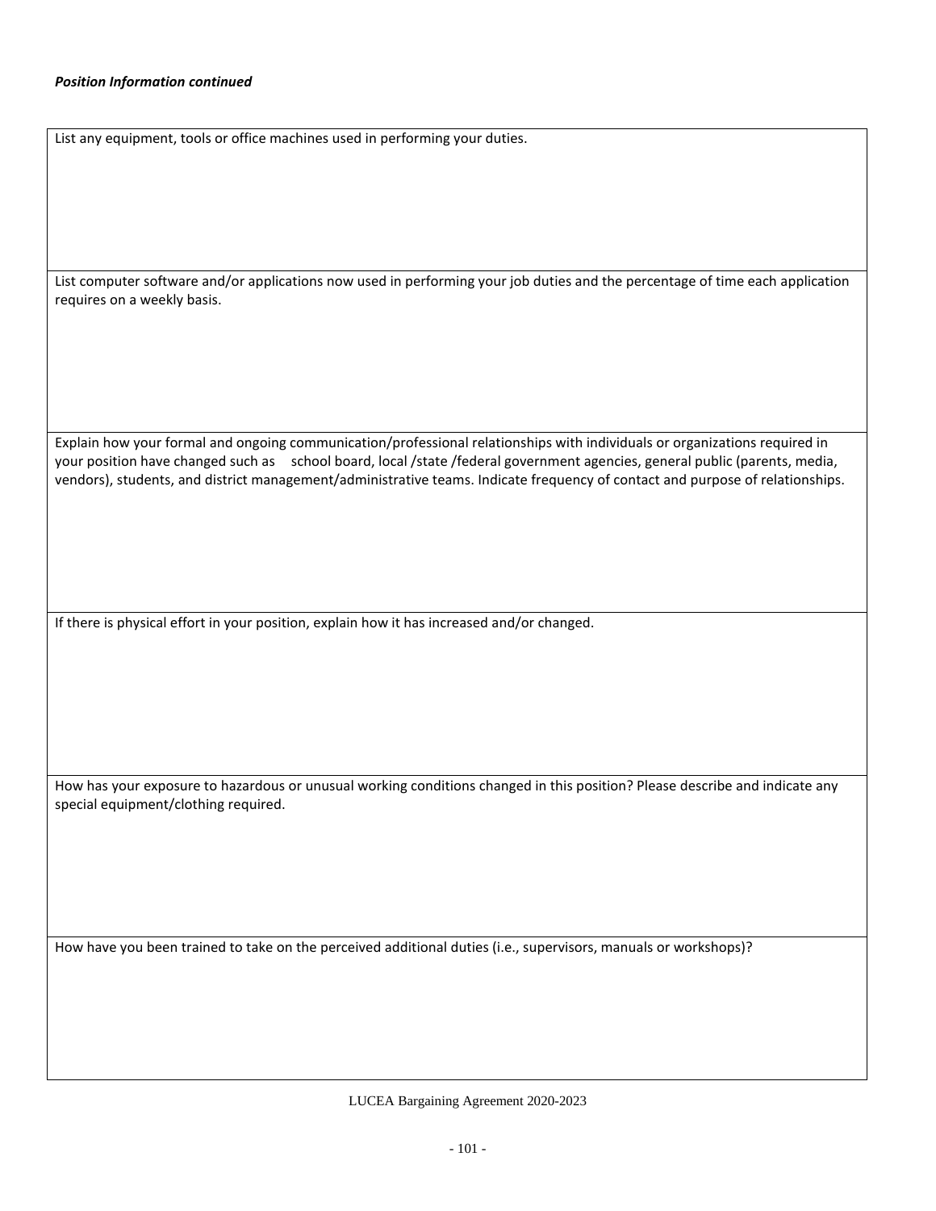***Position Information continued***

| List any equipment, tools or office machines used in performing your duties. |
|---|
| List computer software and/or applications now used in performing your job duties and the percentage of time each application requires on a weekly basis. |
| Explain how your formal and ongoing communication/professional relationships with individuals or organizations required in your position have changed such as school board, local /state /federal government agencies, general public (parents, media, vendors), students, and district management/administrative teams. Indicate frequency of contact and purpose of relationships. |
| If there is physical effort in your position, explain how it has increased and/or changed. |
| How has your exposure to hazardous or unusual working conditions changed in this position? Please describe and indicate any special equipment/clothing required. |
| How have you been trained to take on the perceived additional duties (i.e., supervisors, manuals or workshops)? |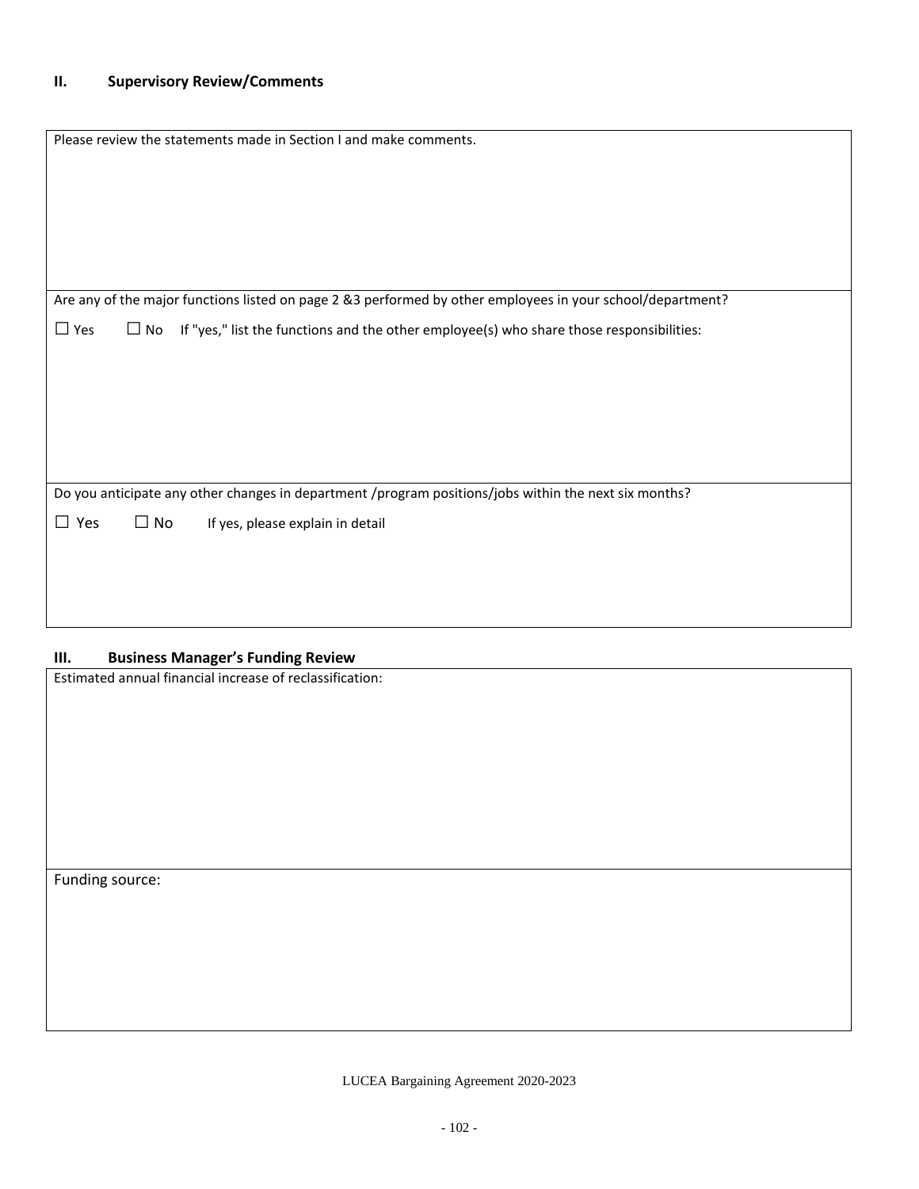## II. Supervisory Review/Comments

| Please review the statements made in Section I and make comments. |
|---|
| Are any of the major functions listed on page 2 &3 performed by other employees in your school/department?<br><br>☐ Yes ☐ No If "yes," list the functions and the other employee(s) who share those responsibilities: |
| Do you anticipate any other changes in department /program positions/jobs within the next six months?<br><br>☐ Yes ☐ No If yes, please explain in detail |

## III. Business Manager's Funding Review

| Estimated annual financial increase of reclassification: |
|---|
| Funding source: |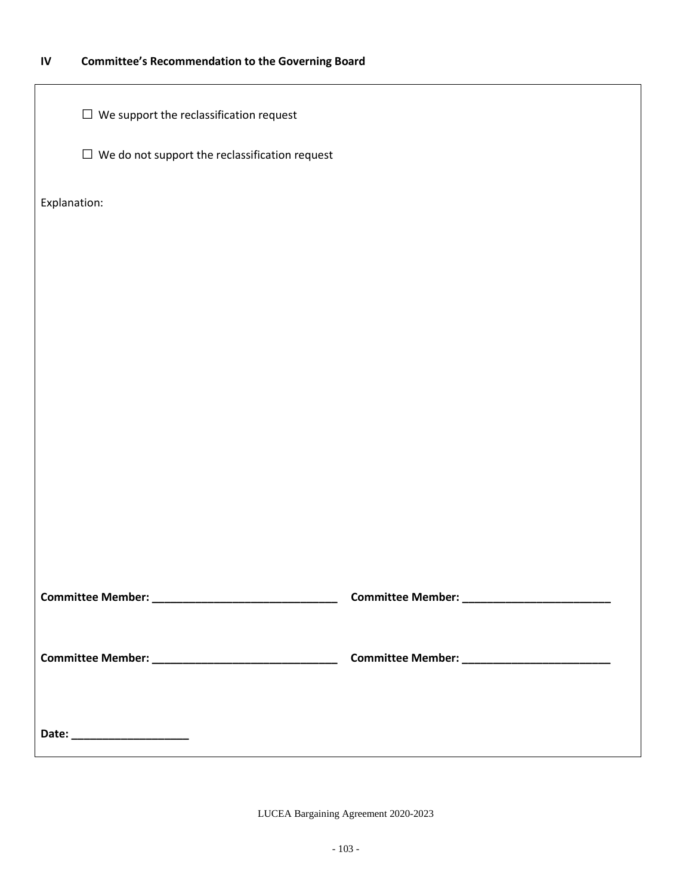## IV Committee's Recommendation to the Governing Board

☐ We support the reclassification request

☐ We do not support the reclassification request

Explanation:

**Committee Member: ______________________________** **Committee Member: ________________________**

**Committee Member: ______________________________** **Committee Member: ________________________**

**Date: ___________________**

LUCEA Bargaining Agreement 2020-2023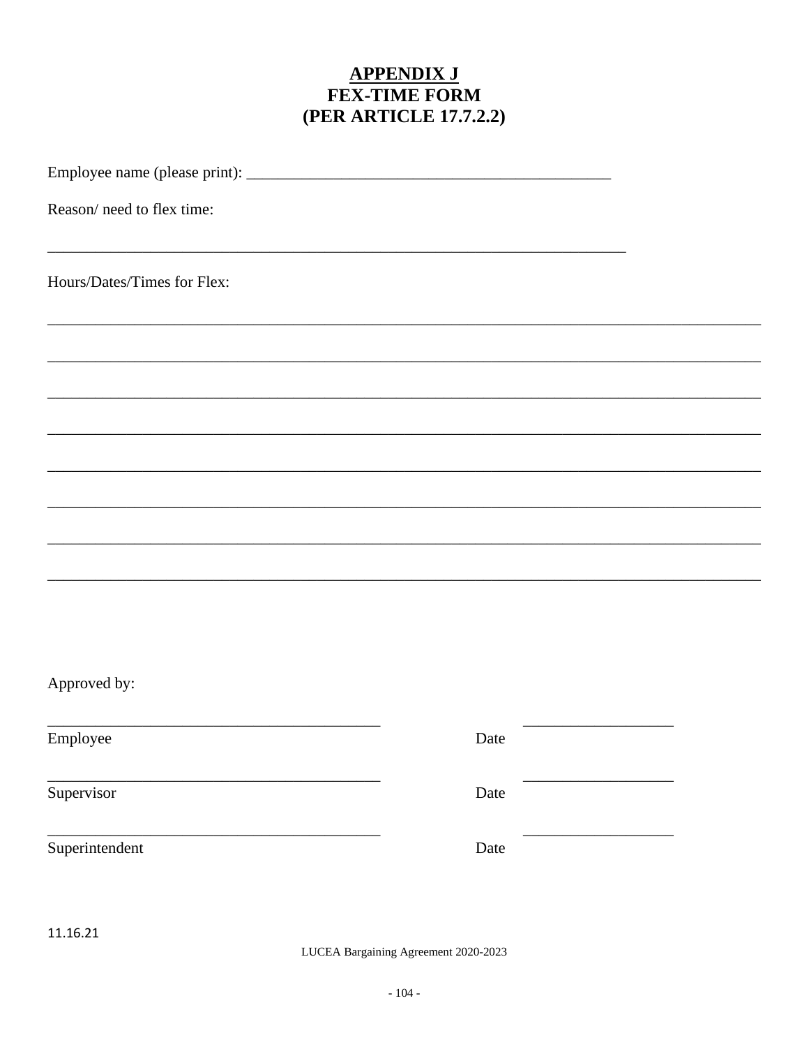# APPENDIX J
## FEX-TIME FORM
## (PER ARTICLE 17.7.2.2)

Employee name (please print): _______________________________________________

Reason/ need to flex time:

___________________________________________________________________________

Hours/Dates/Times for Flex:

_______________________________________________________________________________

_______________________________________________________________________________

_______________________________________________________________________________

_______________________________________________________________________________

_______________________________________________________________________________

_______________________________________________________________________________

_______________________________________________________________________________

_______________________________________________________________________________

Approved by:

___________________________________________ ___________________

Employee Date

___________________________________________ ___________________

Supervisor Date

___________________________________________ ___________________

Superintendent Date

11.16.21

LUCEA Bargaining Agreement 2020-2023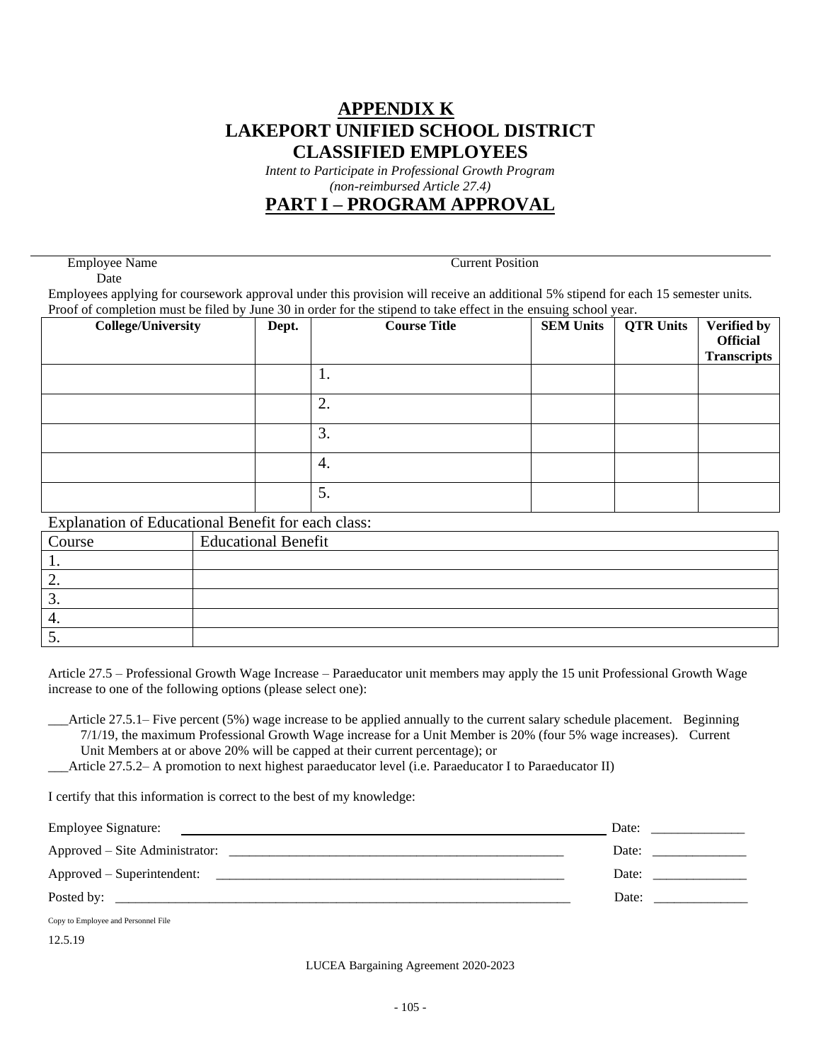# APPENDIX K

# LAKEPORT UNIFIED SCHOOL DISTRICT

# CLASSIFIED EMPLOYEES

*Intent to Participate in Professional Growth Program*

*(non-reimbursed Article 27.4)*

## PART I – PROGRAM APPROVAL

Employee Name　　　　　　　　　　　　　　　　　　Current Position

Date

Employees applying for coursework approval under this provision will receive an additional 5% stipend for each 15 semester units. Proof of completion must be filed by June 30 in order for the stipend to take effect in the ensuing school year.

| College/University | Dept. | Course Title | SEM Units | QTR Units | Verified by Official Transcripts |
|---|---|---|---|---|---|
| | | 1. | | | |
| | | 2. | | | |
| | | 3. | | | |
| | | 4. | | | |
| | | 5. | | | |

Explanation of Educational Benefit for each class:

| Course | Educational Benefit |
|---|---|
| 1. | |
| 2. | |
| 3. | |
| 4. | |
| 5. | |

Article 27.5 – Professional Growth Wage Increase – Paraeducator unit members may apply the 15 unit Professional Growth Wage increase to one of the following options (please select one):

___Article 27.5.1– Five percent (5%) wage increase to be applied annually to the current salary schedule placement. Beginning 7/1/19, the maximum Professional Growth Wage increase for a Unit Member is 20% (four 5% wage increases). Current Unit Members at or above 20% will be capped at their current percentage); or

___Article 27.5.2– A promotion to next highest paraeducator level (i.e. Paraeducator I to Paraeducator II)

I certify that this information is correct to the best of my knowledge:

Employee Signature: ______________________________ Date: ______________

Approved – Site Administrator: ______________________________ Date: ______________

Approved – Superintendent: ______________________________ Date: ______________

Posted by: ______________________________ Date: ______________

Copy to Employee and Personnel File

12.5.19

LUCEA Bargaining Agreement 2020-2023